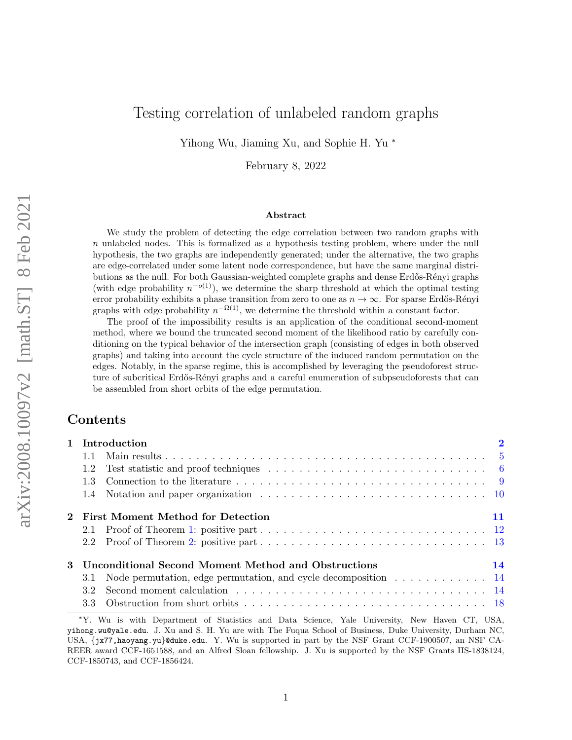# Testing correlation of unlabeled random graphs

Yihong Wu, Jiaming Xu, and Sophie H. Yu [*]

February 8, 2022

arXiv:2008.10097v2 [math.ST] 8 Feb 2021

## Abstract

We study the problem of detecting the edge correlation between two random graphs with $n$ unlabeled nodes. This is formalized as a hypothesis testing problem, where under the null hypothesis, the two graphs are independently generated; under the alternative, the two graphs are edge-correlated under some latent node correspondence, but have the same marginal distributions as the null. For both Gaussian-weighted complete graphs and dense Erdős-Rényi graphs (with edge probability $n^{-o(1)}$), we determine the sharp threshold at which the optimal testing error probability exhibits a phase transition from zero to one as $n \to \infty$. For sparse Erdős-Rényi graphs with edge probability $n^{-\Omega(1)}$, we determine the threshold within a constant factor.

The proof of the impossibility results is an application of the conditional second-moment method, where we bound the truncated second moment of the likelihood ratio by carefully conditioning on the typical behavior of the intersection graph (consisting of edges in both observed graphs) and taking into account the cycle structure of the induced random permutation on the edges. Notably, in the sparse regime, this is accomplished by leveraging the pseudoforest structure of subcritical Erdős-Rényi graphs and a careful enumeration of subpseudoforests that can be assembled from short orbits of the edge permutation.

## Contents

- **1 Introduction** — 2
  - 1.1 Main results — 5
  - 1.2 Test statistic and proof techniques — 6
  - 1.3 Connection to the literature — 9
  - 1.4 Notation and paper organization — 10
- **2 First Moment Method for Detection** — 11
  - 2.1 Proof of Theorem 1: positive part — 12
  - 2.2 Proof of Theorem 2: positive part — 13
- **3 Unconditional Second Moment Method and Obstructions** — 14
  - 3.1 Node permutation, edge permutation, and cycle decomposition — 14
  - 3.2 Second moment calculation — 14
  - 3.3 Obstruction from short orbits — 18

[*] Y. Wu is with Department of Statistics and Data Science, Yale University, New Haven CT, USA, yihong.wu@yale.edu. J. Xu and S. H. Yu are with The Fuqua School of Business, Duke University, Durham NC, USA, {jx77,haoyang.yu}@duke.edu. Y. Wu is supported in part by the NSF Grant CCF-1900507, an NSF CAREER award CCF-1651588, and an Alfred Sloan fellowship. J. Xu is supported by the NSF Grants IIS-1838124, CCF-1850743, and CCF-1856424.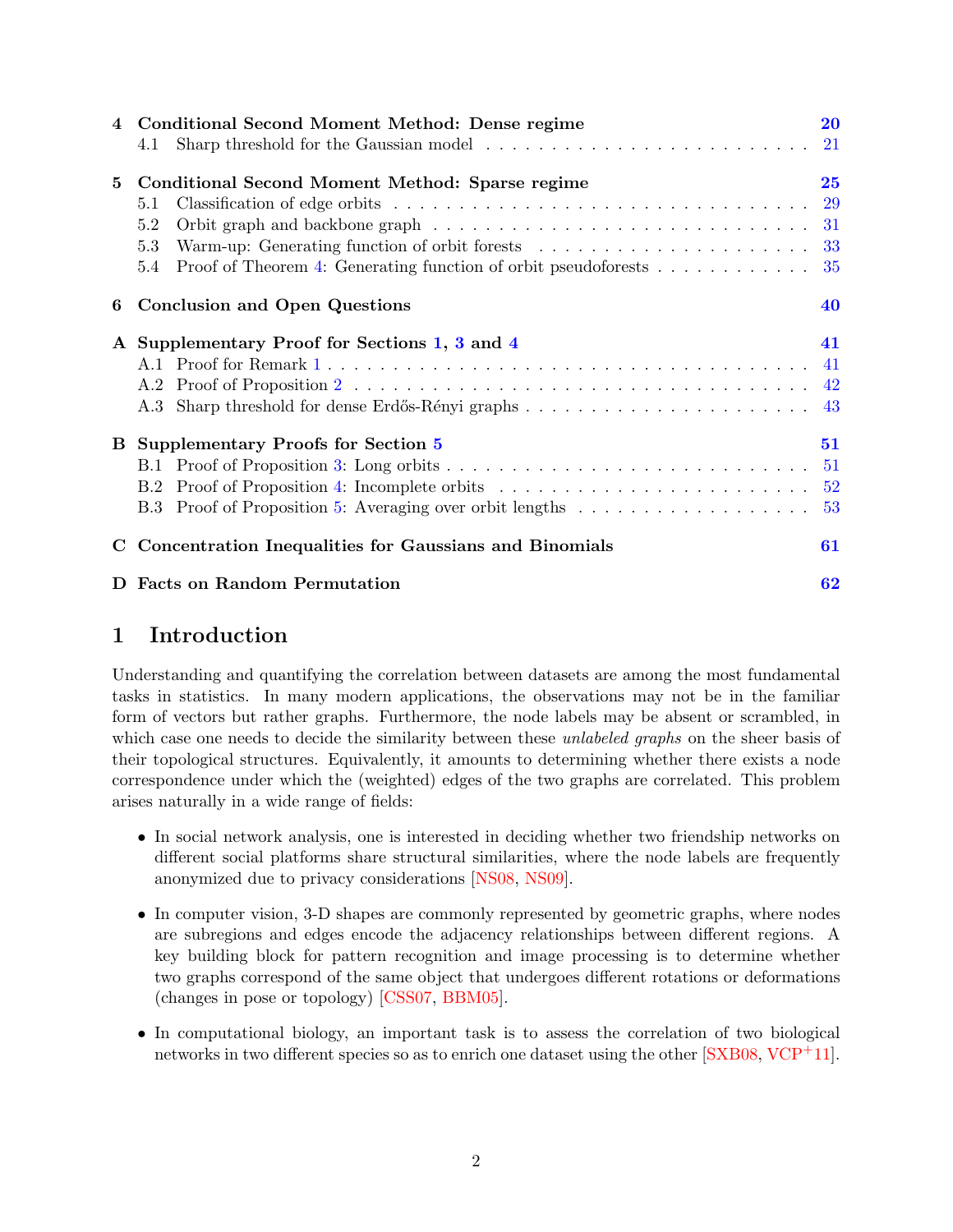| | | |
|---|---|---|
| **4** | **Conditional Second Moment Method: Dense regime** | **20** |
| 4.1 | Sharp threshold for the Gaussian model | 21 |
| **5** | **Conditional Second Moment Method: Sparse regime** | **25** |
| 5.1 | Classification of edge orbits | 29 |
| 5.2 | Orbit graph and backbone graph | 31 |
| 5.3 | Warm-up: Generating function of orbit forests | 33 |
| 5.4 | Proof of Theorem 4: Generating function of orbit pseudoforests | 35 |
| **6** | **Conclusion and Open Questions** | **40** |
| **A** | **Supplementary Proof for Sections 1, 3 and 4** | **41** |
| A.1 | Proof for Remark 1 | 41 |
| A.2 | Proof of Proposition 2 | 42 |
| A.3 | Sharp threshold for dense Erdős-Rényi graphs | 43 |
| **B** | **Supplementary Proofs for Section 5** | **51** |
| B.1 | Proof of Proposition 3: Long orbits | 51 |
| B.2 | Proof of Proposition 4: Incomplete orbits | 52 |
| B.3 | Proof of Proposition 5: Averaging over orbit lengths | 53 |
| **C** | **Concentration Inequalities for Gaussians and Binomials** | **61** |
| **D** | **Facts on Random Permutation** | **62** |

# 1 Introduction

Understanding and quantifying the correlation between datasets are among the most fundamental tasks in statistics. In many modern applications, the observations may not be in the familiar form of vectors but rather graphs. Furthermore, the node labels may be absent or scrambled, in which case one needs to decide the similarity between these *unlabeled graphs* on the sheer basis of their topological structures. Equivalently, it amounts to determining whether there exists a node correspondence under which the (weighted) edges of the two graphs are correlated. This problem arises naturally in a wide range of fields:

- In social network analysis, one is interested in deciding whether two friendship networks on different social platforms share structural similarities, where the node labels are frequently anonymized due to privacy considerations [NS08, NS09].
- In computer vision, 3-D shapes are commonly represented by geometric graphs, where nodes are subregions and edges encode the adjacency relationships between different regions. A key building block for pattern recognition and image processing is to determine whether two graphs correspond of the same object that undergoes different rotations or deformations (changes in pose or topology) [CSS07, BBM05].
- In computational biology, an important task is to assess the correlation of two biological networks in two different species so as to enrich one dataset using the other [SXB08, VCP+11].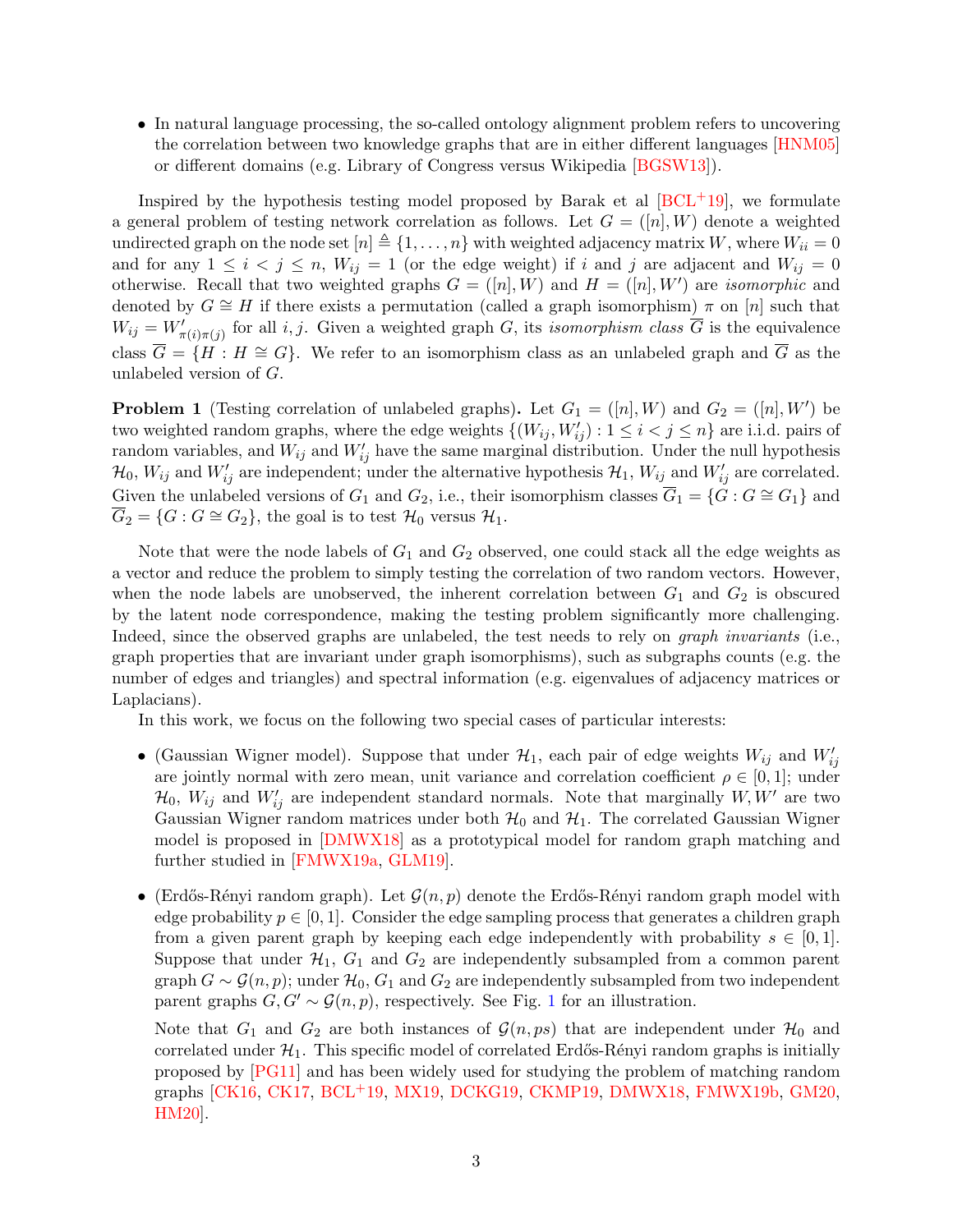- In natural language processing, the so-called ontology alignment problem refers to uncovering the correlation between two knowledge graphs that are in either different languages [HNM05] or different domains (e.g. Library of Congress versus Wikipedia [BGSW13]).

Inspired by the hypothesis testing model proposed by Barak et al [BCL+19], we formulate a general problem of testing network correlation as follows. Let $G = ([n], W)$ denote a weighted undirected graph on the node set $[n] \triangleq \{1, \ldots, n\}$ with weighted adjacency matrix $W$, where $W_{ii} = 0$ and for any $1 \le i < j \le n$, $W_{ij} = 1$ (or the edge weight) if $i$ and $j$ are adjacent and $W_{ij} = 0$ otherwise. Recall that two weighted graphs $G = ([n], W)$ and $H = ([n], W')$ are *isomorphic* and denoted by $G \cong H$ if there exists a permutation (called a graph isomorphism) $\pi$ on $[n]$ such that $W_{ij} = W'_{\pi(i)\pi(j)}$ for all $i, j$. Given a weighted graph $G$, its *isomorphism class* $\overline{G}$ is the equivalence class $\overline{G} = \{H : H \cong G\}$. We refer to an isomorphism class as an unlabeled graph and $\overline{G}$ as the unlabeled version of $G$.

**Problem 1** (Testing correlation of unlabeled graphs)**.** Let $G_1 = ([n], W)$ and $G_2 = ([n], W')$ be two weighted random graphs, where the edge weights $\{(W_{ij}, W'_{ij}) : 1 \le i < j \le n\}$ are i.i.d. pairs of random variables, and $W_{ij}$ and $W'_{ij}$ have the same marginal distribution. Under the null hypothesis $\mathcal{H}_0$, $W_{ij}$ and $W'_{ij}$ are independent; under the alternative hypothesis $\mathcal{H}_1$, $W_{ij}$ and $W'_{ij}$ are correlated. Given the unlabeled versions of $G_1$ and $G_2$, i.e., their isomorphism classes $\overline{G}_1 = \{G : G \cong G_1\}$ and $\overline{G}_2 = \{G : G \cong G_2\}$, the goal is to test $\mathcal{H}_0$ versus $\mathcal{H}_1$.

Note that were the node labels of $G_1$ and $G_2$ observed, one could stack all the edge weights as a vector and reduce the problem to simply testing the correlation of two random vectors. However, when the node labels are unobserved, the inherent correlation between $G_1$ and $G_2$ is obscured by the latent node correspondence, making the testing problem significantly more challenging. Indeed, since the observed graphs are unlabeled, the test needs to rely on *graph invariants* (i.e., graph properties that are invariant under graph isomorphisms), such as subgraphs counts (e.g. the number of edges and triangles) and spectral information (e.g. eigenvalues of adjacency matrices or Laplacians).

In this work, we focus on the following two special cases of particular interests:

- (Gaussian Wigner model). Suppose that under $\mathcal{H}_1$, each pair of edge weights $W_{ij}$ and $W'_{ij}$ are jointly normal with zero mean, unit variance and correlation coefficient $\rho \in [0, 1]$; under $\mathcal{H}_0$, $W_{ij}$ and $W'_{ij}$ are independent standard normals. Note that marginally $W, W'$ are two Gaussian Wigner random matrices under both $\mathcal{H}_0$ and $\mathcal{H}_1$. The correlated Gaussian Wigner model is proposed in [DMWX18] as a prototypical model for random graph matching and further studied in [FMWX19a, GLM19].

- (Erdős-Rényi random graph). Let $\mathcal{G}(n, p)$ denote the Erdős-Rényi random graph model with edge probability $p \in [0, 1]$. Consider the edge sampling process that generates a children graph from a given parent graph by keeping each edge independently with probability $s \in [0, 1]$. Suppose that under $\mathcal{H}_1$, $G_1$ and $G_2$ are independently subsampled from a common parent graph $G \sim \mathcal{G}(n, p)$; under $\mathcal{H}_0$, $G_1$ and $G_2$ are independently subsampled from two independent parent graphs $G, G' \sim \mathcal{G}(n, p)$, respectively. See Fig. 1 for an illustration.

  Note that $G_1$ and $G_2$ are both instances of $\mathcal{G}(n, ps)$ that are independent under $\mathcal{H}_0$ and correlated under $\mathcal{H}_1$. This specific model of correlated Erdős-Rényi random graphs is initially proposed by [PG11] and has been widely used for studying the problem of matching random graphs [CK16, CK17, BCL+19, MX19, DCKG19, CKMP19, DMWX18, FMWX19b, GM20, HM20].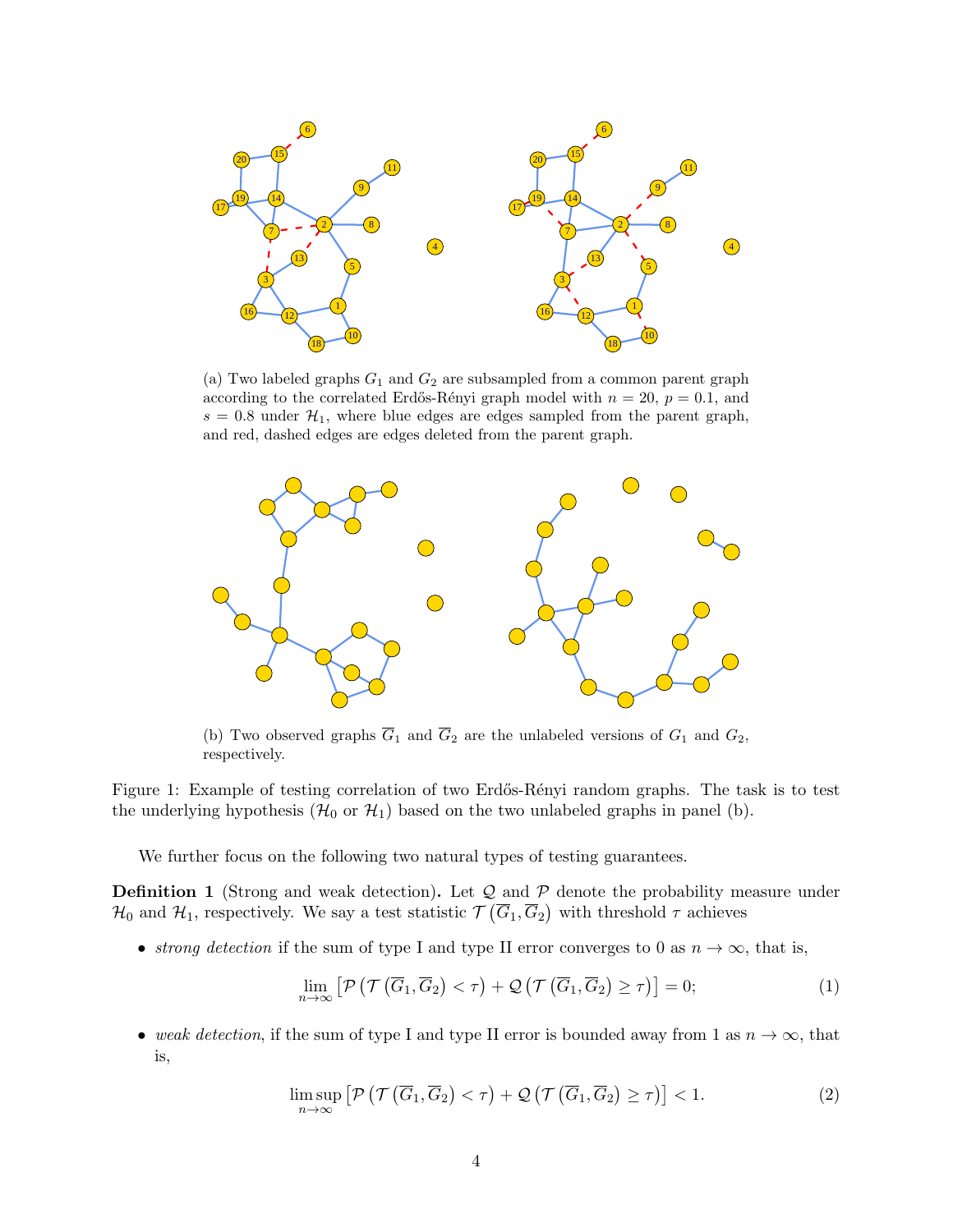(a) Two labeled graphs $G_1$ and $G_2$ are subsampled from a common parent graph according to the correlated Erdős-Rényi graph model with $n = 20$, $p = 0.1$, and $s = 0.8$ under $\mathcal{H}_1$, where blue edges are edges sampled from the parent graph, and red, dashed edges are edges deleted from the parent graph.

(b) Two observed graphs $\overline{G}_1$ and $\overline{G}_2$ are the unlabeled versions of $G_1$ and $G_2$, respectively.

Figure 1: Example of testing correlation of two Erdős-Rényi random graphs. The task is to test the underlying hypothesis ($\mathcal{H}_0$ or $\mathcal{H}_1$) based on the two unlabeled graphs in panel (b).

We further focus on the following two natural types of testing guarantees.

**Definition 1** (Strong and weak detection)**.** Let $\mathcal{Q}$ and $\mathcal{P}$ denote the probability measure under $\mathcal{H}_0$ and $\mathcal{H}_1$, respectively. We say a test statistic $\mathcal{T}\left(\overline{G}_1, \overline{G}_2\right)$ with threshold $\tau$ achieves

- *strong detection* if the sum of type I and type II error converges to 0 as $n \to \infty$, that is,

$$\lim_{n\to\infty} \left[\mathcal{P}\left(\mathcal{T}\left(\overline{G}_1, \overline{G}_2\right) < \tau\right) + \mathcal{Q}\left(\mathcal{T}\left(\overline{G}_1, \overline{G}_2\right) \geq \tau\right)\right] = 0; \tag{1}$$

- *weak detection*, if the sum of type I and type II error is bounded away from 1 as $n \to \infty$, that is,

$$\limsup_{n\to\infty} \left[\mathcal{P}\left(\mathcal{T}\left(\overline{G}_1, \overline{G}_2\right) < \tau\right) + \mathcal{Q}\left(\mathcal{T}\left(\overline{G}_1, \overline{G}_2\right) \geq \tau\right)\right] < 1. \tag{2}$$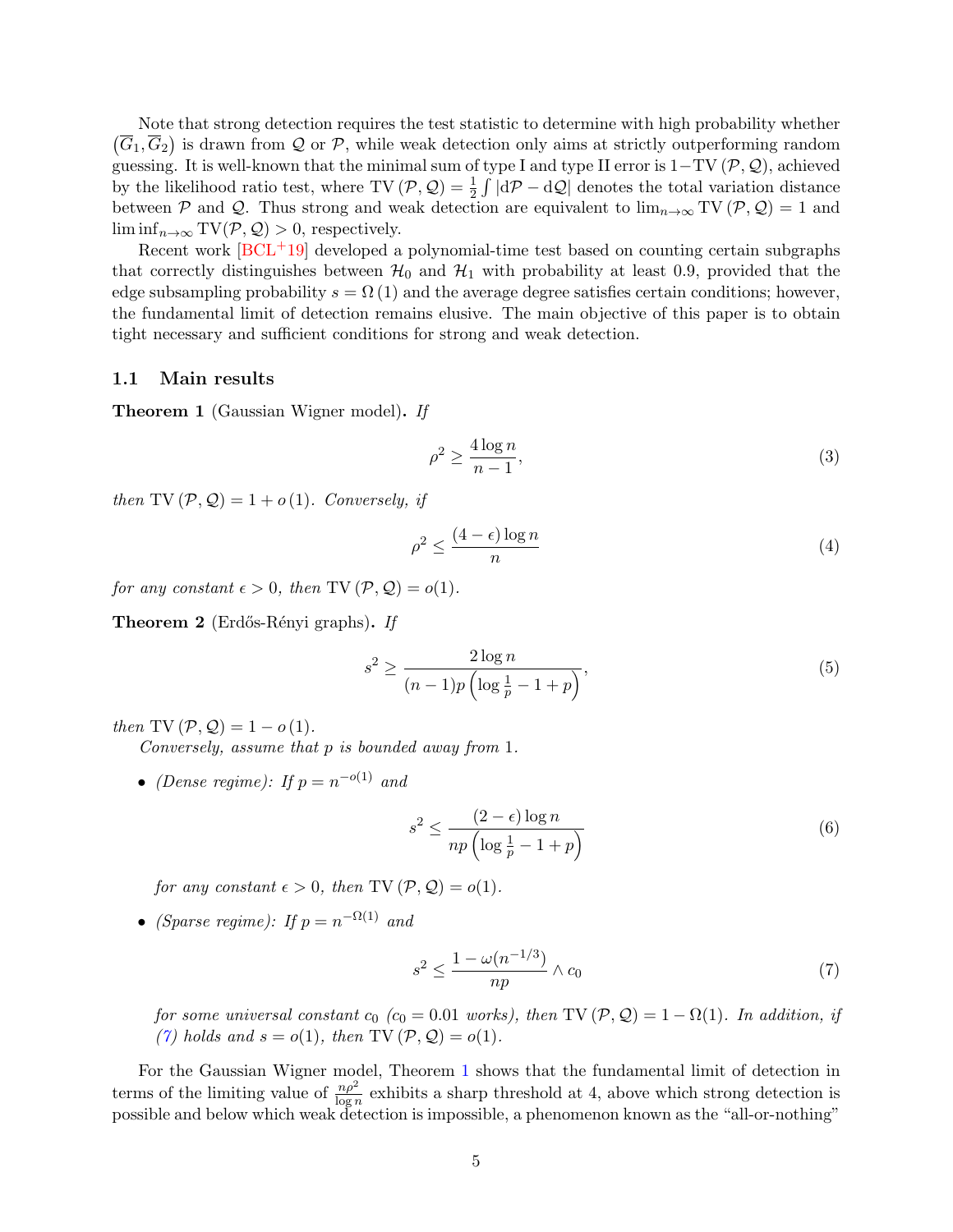Note that strong detection requires the test statistic to determine with high probability whether $(\overline{G}_1, \overline{G}_2)$ is drawn from $\mathcal{Q}$ or $\mathcal{P}$, while weak detection only aims at strictly outperforming random guessing. It is well-known that the minimal sum of type I and type II error is $1 - \mathrm{TV}(\mathcal{P}, \mathcal{Q})$, achieved by the likelihood ratio test, where $\mathrm{TV}(\mathcal{P}, \mathcal{Q}) = \frac{1}{2}\int |\mathrm{d}\mathcal{P} - \mathrm{d}\mathcal{Q}|$ denotes the total variation distance between $\mathcal{P}$ and $\mathcal{Q}$. Thus strong and weak detection are equivalent to $\lim_{n\to\infty} \mathrm{TV}(\mathcal{P}, \mathcal{Q}) = 1$ and $\liminf_{n\to\infty} \mathrm{TV}(\mathcal{P}, \mathcal{Q}) > 0$, respectively.

Recent work [BCL+19] developed a polynomial-time test based on counting certain subgraphs that correctly distinguishes between $\mathcal{H}_0$ and $\mathcal{H}_1$ with probability at least 0.9, provided that the edge subsampling probability $s = \Omega(1)$ and the average degree satisfies certain conditions; however, the fundamental limit of detection remains elusive. The main objective of this paper is to obtain tight necessary and sufficient conditions for strong and weak detection.

### 1.1 Main results

**Theorem 1** (Gaussian Wigner model)**.** *If*

$$\rho^2 \geq \frac{4 \log n}{n-1}, \tag{3}$$

*then* $\mathrm{TV}(\mathcal{P}, \mathcal{Q}) = 1 + o(1)$. *Conversely, if*

$$\rho^2 \leq \frac{(4-\epsilon)\log n}{n} \tag{4}$$

*for any constant* $\epsilon > 0$, *then* $\mathrm{TV}(\mathcal{P}, \mathcal{Q}) = o(1)$.

**Theorem 2** (Erdős-Rényi graphs)**.** *If*

$$s^2 \geq \frac{2 \log n}{(n-1)p\left(\log \frac{1}{p} - 1 + p\right)}, \tag{5}$$

*then* $\mathrm{TV}(\mathcal{P}, \mathcal{Q}) = 1 - o(1)$.

*Conversely, assume that* $p$ *is bounded away from* 1.

- *(Dense regime): If* $p = n^{-o(1)}$ *and*

$$s^2 \leq \frac{(2-\epsilon)\log n}{np\left(\log \frac{1}{p} - 1 + p\right)} \tag{6}$$

  *for any constant* $\epsilon > 0$, *then* $\mathrm{TV}(\mathcal{P}, \mathcal{Q}) = o(1)$.

- *(Sparse regime): If* $p = n^{-\Omega(1)}$ *and*

$$s^2 \leq \frac{1 - \omega(n^{-1/3})}{np} \wedge c_0 \tag{7}$$

  *for some universal constant* $c_0$ *($c_0 = 0.01$ works), then* $\mathrm{TV}(\mathcal{P}, \mathcal{Q}) = 1 - \Omega(1)$. *In addition, if (7) holds and* $s = o(1)$, *then* $\mathrm{TV}(\mathcal{P}, \mathcal{Q}) = o(1)$.

For the Gaussian Wigner model, Theorem 1 shows that the fundamental limit of detection in terms of the limiting value of $\frac{n\rho^2}{\log n}$ exhibits a sharp threshold at 4, above which strong detection is possible and below which weak detection is impossible, a phenomenon known as the "all-or-nothing"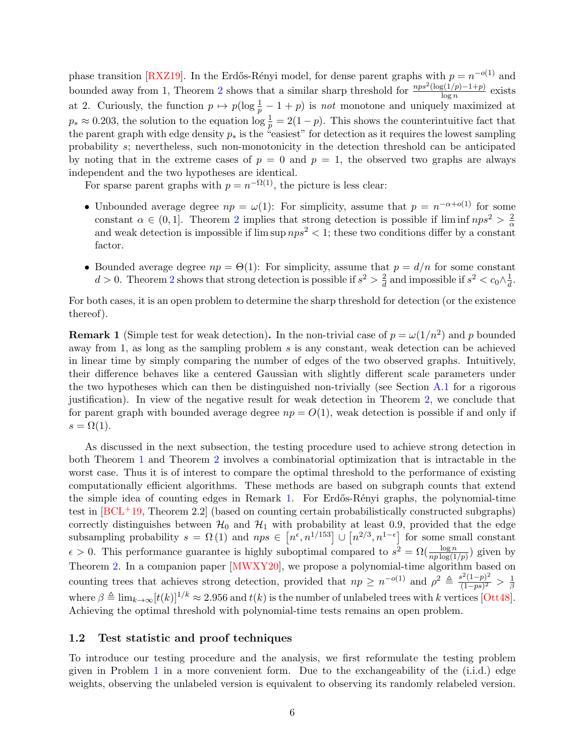phase transition [RXZ19]. In the Erdős-Rényi model, for dense parent graphs with $p = n^{-o(1)}$ and bounded away from 1, Theorem 2 shows that a similar sharp threshold for $\frac{nps^2(\log(1/p)-1+p)}{\log n}$ exists at 2. Curiously, the function $p \mapsto p(\log \frac{1}{p} - 1 + p)$ is *not* monotone and uniquely maximized at $p_* \approx 0.203$, the solution to the equation $\log \frac{1}{p} = 2(1-p)$. This shows the counterintuitive fact that the parent graph with edge density $p_*$ is the "easiest" for detection as it requires the lowest sampling probability $s$; nevertheless, such non-monotonicity in the detection threshold can be anticipated by noting that in the extreme cases of $p = 0$ and $p = 1$, the observed two graphs are always independent and the two hypotheses are identical.

For sparse parent graphs with $p = n^{-\Omega(1)}$, the picture is less clear:

- Unbounded average degree $np = \omega(1)$: For simplicity, assume that $p = n^{-\alpha+o(1)}$ for some constant $\alpha \in (0, 1]$. Theorem 2 implies that strong detection is possible if $\liminf nps^2 > \frac{2}{\alpha}$ and weak detection is impossible if $\limsup nps^2 < 1$; these two conditions differ by a constant factor.

- Bounded average degree $np = \Theta(1)$: For simplicity, assume that $p = d/n$ for some constant $d > 0$. Theorem 2 shows that strong detection is possible if $s^2 > \frac{2}{d}$ and impossible if $s^2 < c_0 \wedge \frac{1}{d}$.

For both cases, it is an open problem to determine the sharp threshold for detection (or the existence thereof).

**Remark 1** (Simple test for weak detection)**.** In the non-trivial case of $p = \omega(1/n^2)$ and $p$ bounded away from 1, as long as the sampling problem $s$ is any constant, weak detection can be achieved in linear time by simply comparing the number of edges of the two observed graphs. Intuitively, their difference behaves like a centered Gaussian with slightly different scale parameters under the two hypotheses which can then be distinguished non-trivially (see Section A.1 for a rigorous justification). In view of the negative result for weak detection in Theorem 2, we conclude that for parent graph with bounded average degree $np = O(1)$, weak detection is possible if and only if $s = \Omega(1)$.

As discussed in the next subsection, the testing procedure used to achieve strong detection in both Theorem 1 and Theorem 2 involves a combinatorial optimization that is intractable in the worst case. Thus it is of interest to compare the optimal threshold to the performance of existing computationally efficient algorithms. These methods are based on subgraph counts that extend the simple idea of counting edges in Remark 1. For Erdős-Rényi graphs, the polynomial-time test in [BCL+19, Theorem 2.2] (based on counting certain probabilistically constructed subgraphs) correctly distinguishes between $\mathcal{H}_0$ and $\mathcal{H}_1$ with probability at least 0.9, provided that the edge subsampling probability $s = \Omega(1)$ and $nps \in [n^{\epsilon}, n^{1/153}] \cup [n^{2/3}, n^{1-\epsilon}]$ for some small constant $\epsilon > 0$. This performance guarantee is highly suboptimal compared to $s^2 = \Omega(\frac{\log n}{np\log(1/p)})$ given by Theorem 2. In a companion paper [MWXY20], we propose a polynomial-time algorithm based on counting trees that achieves strong detection, provided that $np \geq n^{-o(1)}$ and $\rho^2 \triangleq \frac{s^2(1-p)^2}{(1-ps)^2} > \frac{1}{\beta}$ where $\beta \triangleq \lim_{k\to\infty}[t(k)]^{1/k} \approx 2.956$ and $t(k)$ is the number of unlabeled trees with $k$ vertices [Ott48]. Achieving the optimal threshold with polynomial-time tests remains an open problem.

## 1.2 Test statistic and proof techniques

To introduce our testing procedure and the analysis, we first reformulate the testing problem given in Problem 1 in a more convenient form. Due to the exchangeability of the (i.i.d.) edge weights, observing the unlabeled version is equivalent to observing its randomly relabeled version.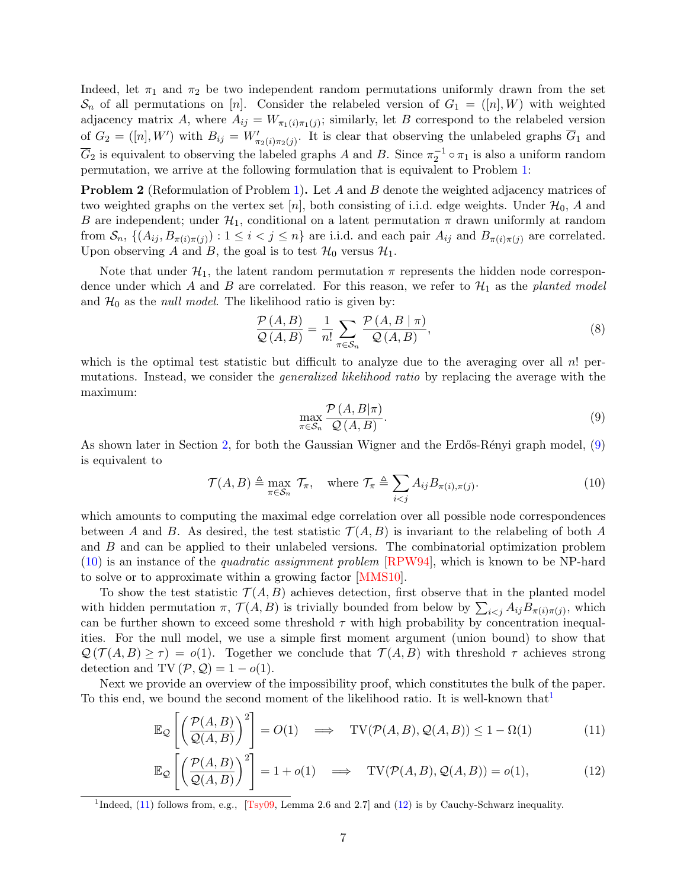Indeed, let $\pi_1$ and $\pi_2$ be two independent random permutations uniformly drawn from the set $\mathcal{S}_n$ of all permutations on $[n]$. Consider the relabeled version of $G_1 = ([n], W)$ with weighted adjacency matrix $A$, where $A_{ij} = W_{\pi_1(i)\pi_1(j)}$; similarly, let $B$ correspond to the relabeled version of $G_2 = ([n], W')$ with $B_{ij} = W'_{\pi_2(i)\pi_2(j)}$. It is clear that observing the unlabeled graphs $\overline{G}_1$ and $\overline{G}_2$ is equivalent to observing the labeled graphs $A$ and $B$. Since $\pi_2^{-1} \circ \pi_1$ is also a uniform random permutation, we arrive at the following formulation that is equivalent to Problem 1:

**Problem 2** (Reformulation of Problem 1)**.** Let $A$ and $B$ denote the weighted adjacency matrices of two weighted graphs on the vertex set $[n]$, both consisting of i.i.d. edge weights. Under $\mathcal{H}_0$, $A$ and $B$ are independent; under $\mathcal{H}_1$, conditional on a latent permutation $\pi$ drawn uniformly at random from $\mathcal{S}_n$, $\{(A_{ij}, B_{\pi(i)\pi(j)}) : 1 \le i < j \le n\}$ are i.i.d. and each pair $A_{ij}$ and $B_{\pi(i)\pi(j)}$ are correlated. Upon observing $A$ and $B$, the goal is to test $\mathcal{H}_0$ versus $\mathcal{H}_1$.

Note that under $\mathcal{H}_1$, the latent random permutation $\pi$ represents the hidden node correspondence under which $A$ and $B$ are correlated. For this reason, we refer to $\mathcal{H}_1$ as the *planted model* and $\mathcal{H}_0$ as the *null model*. The likelihood ratio is given by:

$$\frac{\mathcal{P}(A, B)}{\mathcal{Q}(A, B)} = \frac{1}{n!} \sum_{\pi \in \mathcal{S}_n} \frac{\mathcal{P}(A, B \mid \pi)}{\mathcal{Q}(A, B)}, \tag{8}$$

which is the optimal test statistic but difficult to analyze due to the averaging over all $n!$ permutations. Instead, we consider the *generalized likelihood ratio* by replacing the average with the maximum:

$$\max_{\pi \in \mathcal{S}_n} \frac{\mathcal{P}(A, B|\pi)}{\mathcal{Q}(A, B)}. \tag{9}$$

As shown later in Section 2, for both the Gaussian Wigner and the Erdős-Rényi graph model, (9) is equivalent to

$$\mathcal{T}(A, B) \triangleq \max_{\pi \in \mathcal{S}_n} \mathcal{T}_\pi, \quad \text{where } \mathcal{T}_\pi \triangleq \sum_{i<j} A_{ij} B_{\pi(i),\pi(j)}. \tag{10}$$

which amounts to computing the maximal edge correlation over all possible node correspondences between $A$ and $B$. As desired, the test statistic $\mathcal{T}(A, B)$ is invariant to the relabeling of both $A$ and $B$ and can be applied to their unlabeled versions. The combinatorial optimization problem (10) is an instance of the *quadratic assignment problem* [RPW94], which is known to be NP-hard to solve or to approximate within a growing factor [MMS10].

To show the test statistic $\mathcal{T}(A, B)$ achieves detection, first observe that in the planted model with hidden permutation $\pi$, $\mathcal{T}(A, B)$ is trivially bounded from below by $\sum_{i<j} A_{ij} B_{\pi(i)\pi(j)}$, which can be further shown to exceed some threshold $\tau$ with high probability by concentration inequalities. For the null model, we use a simple first moment argument (union bound) to show that $\mathcal{Q}(\mathcal{T}(A, B) \ge \tau) = o(1)$. Together we conclude that $\mathcal{T}(A, B)$ with threshold $\tau$ achieves strong detection and $\mathrm{TV}(\mathcal{P}, \mathcal{Q}) = 1 - o(1)$.

Next we provide an overview of the impossibility proof, which constitutes the bulk of the paper. To this end, we bound the second moment of the likelihood ratio. It is well-known that[1]

$$\mathbb{E}_{\mathcal{Q}}\left[\left(\frac{\mathcal{P}(A, B)}{\mathcal{Q}(A, B)}\right)^2\right] = O(1) \implies \mathrm{TV}(\mathcal{P}(A, B), \mathcal{Q}(A, B)) \le 1 - \Omega(1) \tag{11}$$

$$\mathbb{E}_{\mathcal{Q}}\left[\left(\frac{\mathcal{P}(A, B)}{\mathcal{Q}(A, B)}\right)^2\right] = 1 + o(1) \implies \mathrm{TV}(\mathcal{P}(A, B), \mathcal{Q}(A, B)) = o(1), \tag{12}$$

[1] Indeed, (11) follows from, e.g., [Tsy09, Lemma 2.6 and 2.7] and (12) is by Cauchy-Schwarz inequality.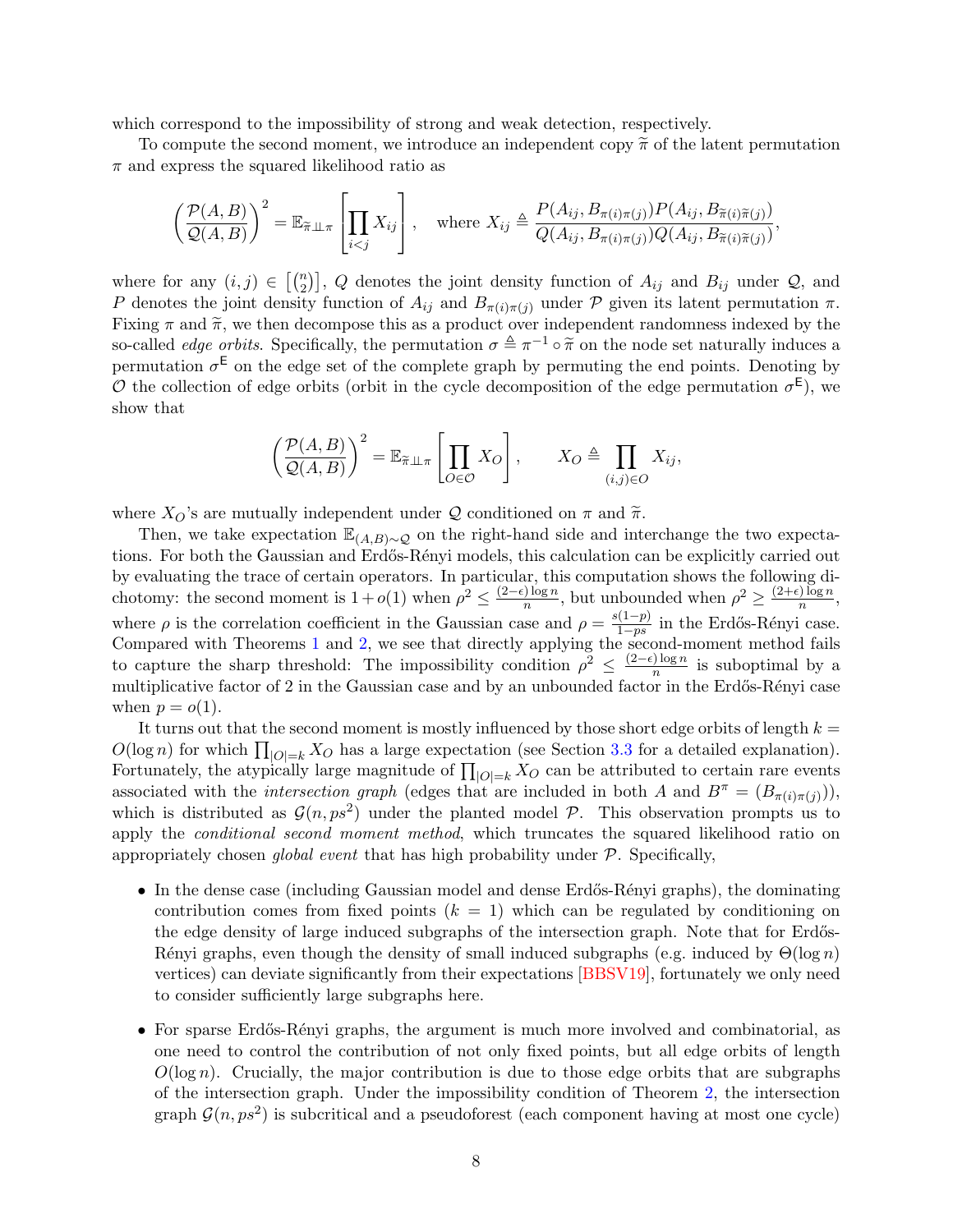which correspond to the impossibility of strong and weak detection, respectively.

To compute the second moment, we introduce an independent copy $\widetilde{\pi}$ of the latent permutation $\pi$ and express the squared likelihood ratio as

$$\left(\frac{\mathcal{P}(A,B)}{\mathcal{Q}(A,B)}\right)^2 = \mathbb{E}_{\widetilde{\pi} \perp\!\!\!\perp \pi}\left[\prod_{i<j} X_{ij}\right], \quad \text{where } X_{ij} \triangleq \frac{P(A_{ij}, B_{\pi(i)\pi(j)})P(A_{ij}, B_{\widetilde{\pi}(i)\widetilde{\pi}(j)})}{Q(A_{ij}, B_{\pi(i)\pi(j)})Q(A_{ij}, B_{\widetilde{\pi}(i)\widetilde{\pi}(j)})},$$

where for any $(i,j) \in \left[\binom{n}{2}\right]$, $Q$ denotes the joint density function of $A_{ij}$ and $B_{ij}$ under $\mathcal{Q}$, and $P$ denotes the joint density function of $A_{ij}$ and $B_{\pi(i)\pi(j)}$ under $\mathcal{P}$ given its latent permutation $\pi$. Fixing $\pi$ and $\widetilde{\pi}$, we then decompose this as a product over independent randomness indexed by the so-called *edge orbits*. Specifically, the permutation $\sigma \triangleq \pi^{-1} \circ \widetilde{\pi}$ on the node set naturally induces a permutation $\sigma^{\mathsf{E}}$ on the edge set of the complete graph by permuting the end points. Denoting by $\mathcal{O}$ the collection of edge orbits (orbit in the cycle decomposition of the edge permutation $\sigma^{\mathsf{E}}$), we show that

$$\left(\frac{\mathcal{P}(A,B)}{\mathcal{Q}(A,B)}\right)^2 = \mathbb{E}_{\widetilde{\pi} \perp\!\!\!\perp \pi}\left[\prod_{O \in \mathcal{O}} X_O\right], \qquad X_O \triangleq \prod_{(i,j) \in O} X_{ij},$$

where $X_O$'s are mutually independent under $\mathcal{Q}$ conditioned on $\pi$ and $\widetilde{\pi}$.

Then, we take expectation $\mathbb{E}_{(A,B)\sim\mathcal{Q}}$ on the right-hand side and interchange the two expectations. For both the Gaussian and Erdős-Rényi models, this calculation can be explicitly carried out by evaluating the trace of certain operators. In particular, this computation shows the following dichotomy: the second moment is $1 + o(1)$ when $\rho^2 \le \frac{(2-\epsilon)\log n}{n}$, but unbounded when $\rho^2 \ge \frac{(2+\epsilon)\log n}{n}$, where $\rho$ is the correlation coefficient in the Gaussian case and $\rho = \frac{s(1-p)}{1-ps}$ in the Erdős-Rényi case. Compared with Theorems 1 and 2, we see that directly applying the second-moment method fails to capture the sharp threshold: The impossibility condition $\rho^2 \le \frac{(2-\epsilon)\log n}{n}$ is suboptimal by a multiplicative factor of 2 in the Gaussian case and by an unbounded factor in the Erdős-Rényi case when $p = o(1)$.

It turns out that the second moment is mostly influenced by those short edge orbits of length $k = O(\log n)$ for which $\prod_{|O|=k} X_O$ has a large expectation (see Section 3.3 for a detailed explanation). Fortunately, the atypically large magnitude of $\prod_{|O|=k} X_O$ can be attributed to certain rare events associated with the *intersection graph* (edges that are included in both $A$ and $B^\pi = (B_{\pi(i)\pi(j)})$), which is distributed as $\mathcal{G}(n, ps^2)$ under the planted model $\mathcal{P}$. This observation prompts us to apply the *conditional second moment method*, which truncates the squared likelihood ratio on appropriately chosen *global event* that has high probability under $\mathcal{P}$. Specifically,

- In the dense case (including Gaussian model and dense Erdős-Rényi graphs), the dominating contribution comes from fixed points ($k = 1$) which can be regulated by conditioning on the edge density of large induced subgraphs of the intersection graph. Note that for Erdős-Rényi graphs, even though the density of small induced subgraphs (e.g. induced by $\Theta(\log n)$ vertices) can deviate significantly from their expectations [BBSV19], fortunately we only need to consider sufficiently large subgraphs here.
- For sparse Erdős-Rényi graphs, the argument is much more involved and combinatorial, as one need to control the contribution of not only fixed points, but all edge orbits of length $O(\log n)$. Crucially, the major contribution is due to those edge orbits that are subgraphs of the intersection graph. Under the impossibility condition of Theorem 2, the intersection graph $\mathcal{G}(n, ps^2)$ is subcritical and a pseudoforest (each component having at most one cycle)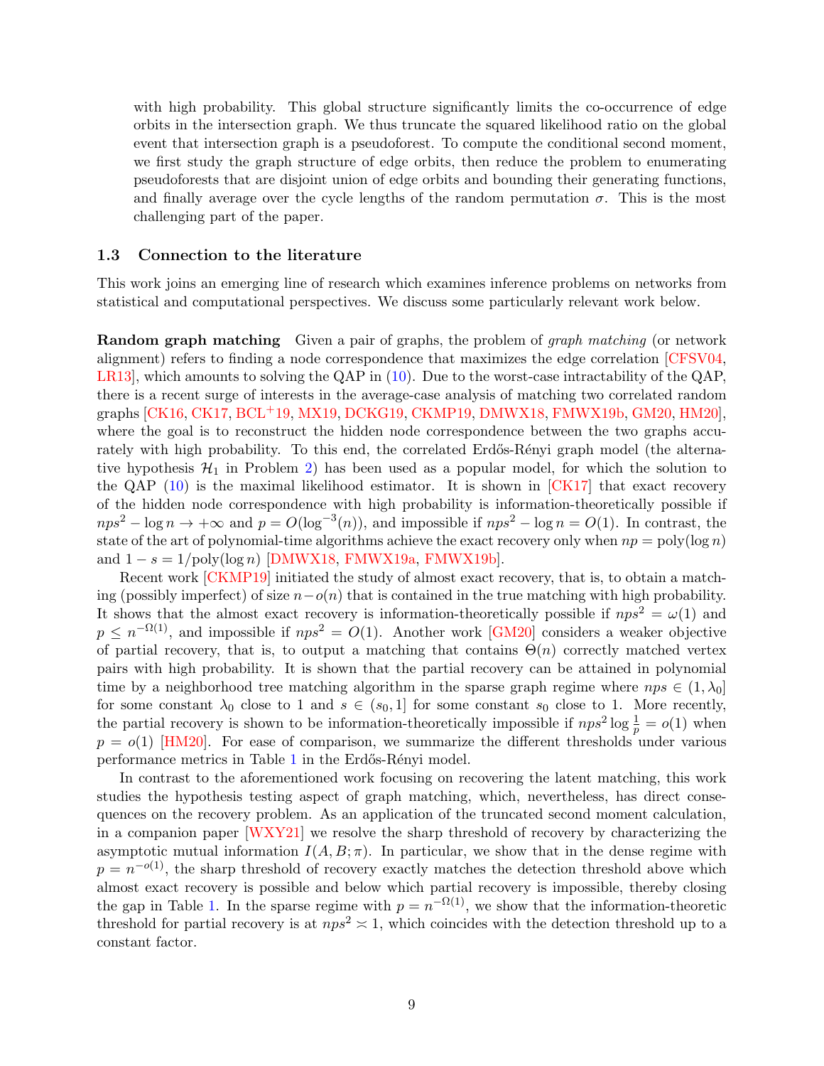with high probability. This global structure significantly limits the co-occurrence of edge orbits in the intersection graph. We thus truncate the squared likelihood ratio on the global event that intersection graph is a pseudoforest. To compute the conditional second moment, we first study the graph structure of edge orbits, then reduce the problem to enumerating pseudoforests that are disjoint union of edge orbits and bounding their generating functions, and finally average over the cycle lengths of the random permutation $\sigma$. This is the most challenging part of the paper.

### 1.3 Connection to the literature

This work joins an emerging line of research which examines inference problems on networks from statistical and computational perspectives. We discuss some particularly relevant work below.

**Random graph matching** Given a pair of graphs, the problem of *graph matching* (or network alignment) refers to finding a node correspondence that maximizes the edge correlation [CFSV04, LR13], which amounts to solving the QAP in (10). Due to the worst-case intractability of the QAP, there is a recent surge of interests in the average-case analysis of matching two correlated random graphs [CK16, CK17, BCL+19, MX19, DCKG19, CKMP19, DMWX18, FMWX19b, GM20, HM20], where the goal is to reconstruct the hidden node correspondence between the two graphs accurately with high probability. To this end, the correlated Erdős-Rényi graph model (the alternative hypothesis $\mathcal{H}_1$ in Problem 2) has been used as a popular model, for which the solution to the QAP (10) is the maximal likelihood estimator. It is shown in [CK17] that exact recovery of the hidden node correspondence with high probability is information-theoretically possible if $nps^2 - \log n \to +\infty$ and $p = O(\log^{-3}(n))$, and impossible if $nps^2 - \log n = O(1)$. In contrast, the state of the art of polynomial-time algorithms achieve the exact recovery only when $np = \mathrm{poly}(\log n)$ and $1 - s = 1/\mathrm{poly}(\log n)$ [DMWX18, FMWX19a, FMWX19b].

Recent work [CKMP19] initiated the study of almost exact recovery, that is, to obtain a matching (possibly imperfect) of size $n - o(n)$ that is contained in the true matching with high probability. It shows that the almost exact recovery is information-theoretically possible if $nps^2 = \omega(1)$ and $p \le n^{-\Omega(1)}$, and impossible if $nps^2 = O(1)$. Another work [GM20] considers a weaker objective of partial recovery, that is, to output a matching that contains $\Theta(n)$ correctly matched vertex pairs with high probability. It is shown that the partial recovery can be attained in polynomial time by a neighborhood tree matching algorithm in the sparse graph regime where $nps \in (1, \lambda_0]$ for some constant $\lambda_0$ close to 1 and $s \in (s_0, 1]$ for some constant $s_0$ close to 1. More recently, the partial recovery is shown to be information-theoretically impossible if $nps^2 \log \frac{1}{p} = o(1)$ when $p = o(1)$ [HM20]. For ease of comparison, we summarize the different thresholds under various performance metrics in Table 1 in the Erdős-Rényi model.

In contrast to the aforementioned work focusing on recovering the latent matching, this work studies the hypothesis testing aspect of graph matching, which, nevertheless, has direct consequences on the recovery problem. As an application of the truncated second moment calculation, in a companion paper [WXY21] we resolve the sharp threshold of recovery by characterizing the asymptotic mutual information $I(A, B; \pi)$. In particular, we show that in the dense regime with $p = n^{-o(1)}$, the sharp threshold of recovery exactly matches the detection threshold above which almost exact recovery is possible and below which partial recovery is impossible, thereby closing the gap in Table 1. In the sparse regime with $p = n^{-\Omega(1)}$, we show that the information-theoretic threshold for partial recovery is at $nps^2 \asymp 1$, which coincides with the detection threshold up to a constant factor.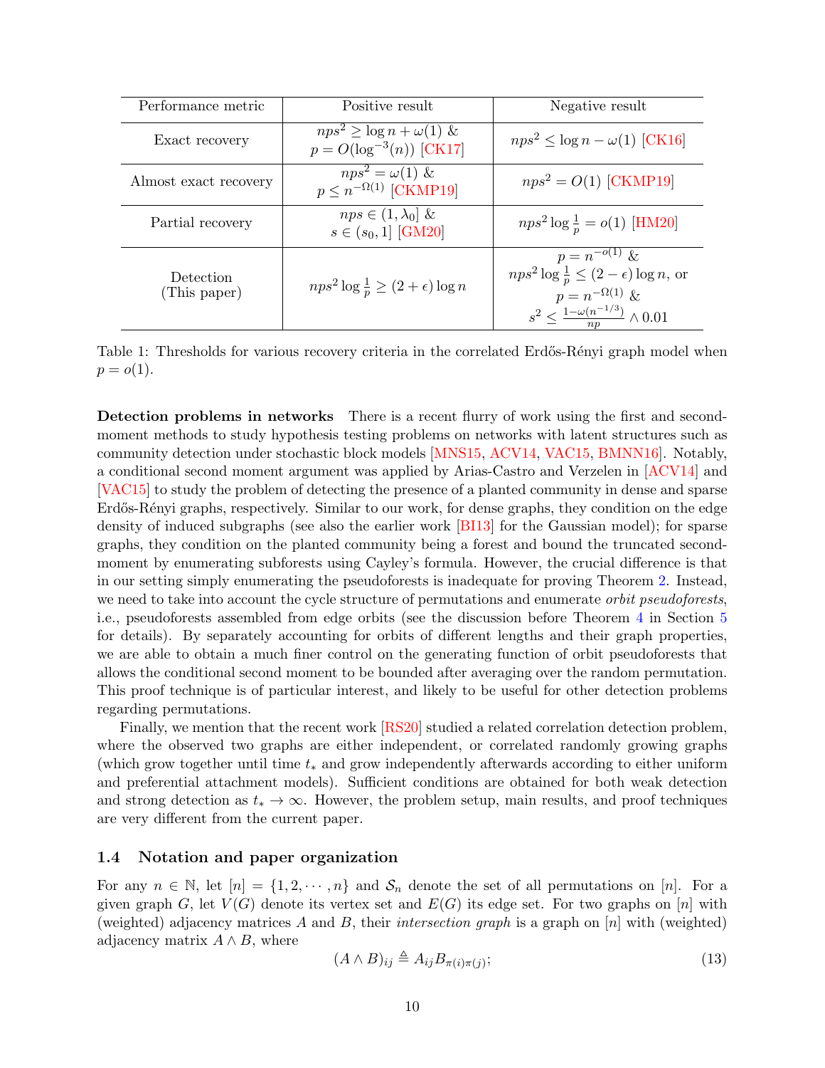| Performance metric | Positive result | Negative result |
| --- | --- | --- |
| Exact recovery | $nps^2 \geq \log n + \omega(1)$ & $p = O(\log^{-3}(n))$ [CK17] | $nps^2 \leq \log n - \omega(1)$ [CK16] |
| Almost exact recovery | $nps^2 = \omega(1)$ & $p \leq n^{-\Omega(1)}$ [CKMP19] | $nps^2 = O(1)$ [CKMP19] |
| Partial recovery | $nps \in (1, \lambda_0]$ & $s \in (s_0, 1]$ [GM20] | $nps^2 \log \frac{1}{p} = o(1)$ [HM20] |
| Detection (This paper) | $nps^2 \log \frac{1}{p} \geq (2+\epsilon) \log n$ | $p = n^{-o(1)}$ & $nps^2 \log \frac{1}{p} \leq (2-\epsilon) \log n$, or $p = n^{-\Omega(1)}$ & $s^2 \leq \frac{1-\omega(n^{-1/3})}{np} \wedge 0.01$ |

Table 1: Thresholds for various recovery criteria in the correlated Erdős-Rényi graph model when $p = o(1)$.

**Detection problems in networks** There is a recent flurry of work using the first and second-moment methods to study hypothesis testing problems on networks with latent structures such as community detection under stochastic block models [MNS15, ACV14, VAC15, BMNN16]. Notably, a conditional second moment argument was applied by Arias-Castro and Verzelen in [ACV14] and [VAC15] to study the problem of detecting the presence of a planted community in dense and sparse Erdős-Rényi graphs, respectively. Similar to our work, for dense graphs, they condition on the edge density of induced subgraphs (see also the earlier work [BI13] for the Gaussian model); for sparse graphs, they condition on the planted community being a forest and bound the truncated second-moment by enumerating subforests using Cayley's formula. However, the crucial difference is that in our setting simply enumerating the pseudoforests is inadequate for proving Theorem 2. Instead, we need to take into account the cycle structure of permutations and enumerate *orbit pseudoforests*, i.e., pseudoforests assembled from edge orbits (see the discussion before Theorem 4 in Section 5 for details). By separately accounting for orbits of different lengths and their graph properties, we are able to obtain a much finer control on the generating function of orbit pseudoforests that allows the conditional second moment to be bounded after averaging over the random permutation. This proof technique is of particular interest, and likely to be useful for other detection problems regarding permutations.

Finally, we mention that the recent work [RS20] studied a related correlation detection problem, where the observed two graphs are either independent, or correlated randomly growing graphs (which grow together until time $t_*$ and grow independently afterwards according to either uniform and preferential attachment models). Sufficient conditions are obtained for both weak detection and strong detection as $t_* \to \infty$. However, the problem setup, main results, and proof techniques are very different from the current paper.

### 1.4 Notation and paper organization

For any $n \in \mathbb{N}$, let $[n] = \{1, 2, \cdots, n\}$ and $\mathcal{S}_n$ denote the set of all permutations on $[n]$. For a given graph $G$, let $V(G)$ denote its vertex set and $E(G)$ its edge set. For two graphs on $[n]$ with (weighted) adjacency matrices $A$ and $B$, their *intersection graph* is a graph on $[n]$ with (weighted) adjacency matrix $A \wedge B$, where

$$(A \wedge B)_{ij} \triangleq A_{ij} B_{\pi(i)\pi(j)}; \tag{13}$$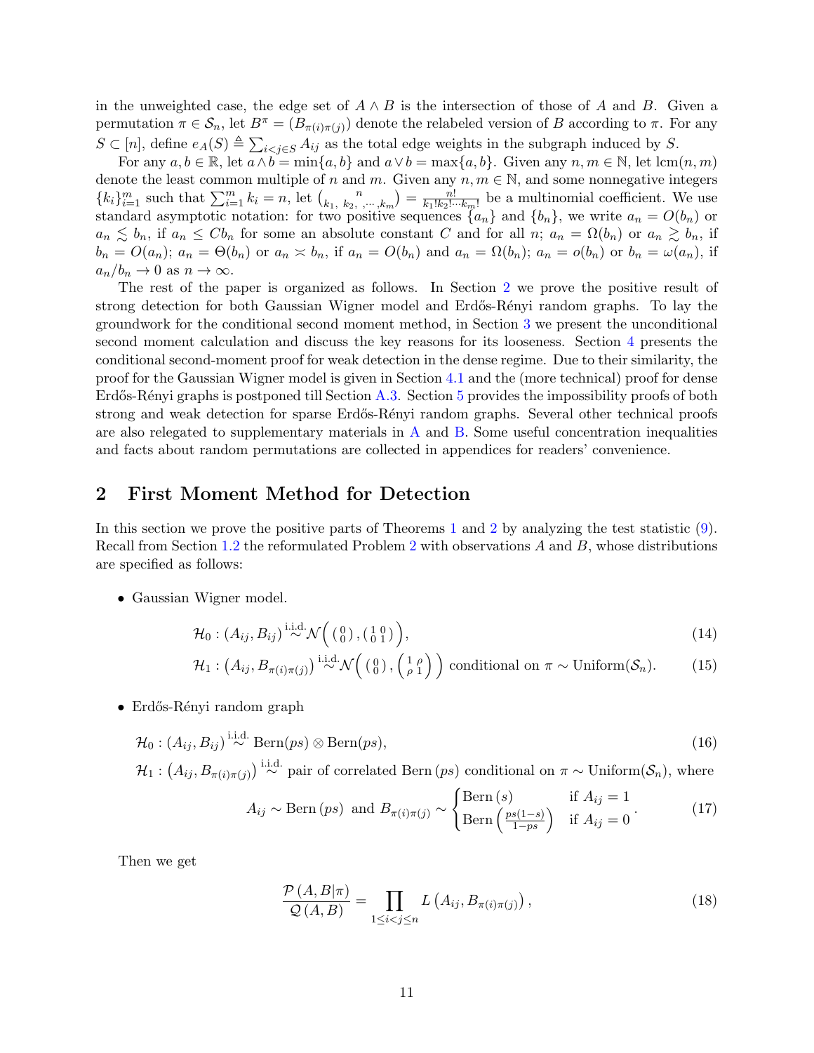in the unweighted case, the edge set of $A \wedge B$ is the intersection of those of $A$ and $B$. Given a permutation $\pi \in \mathcal{S}_n$, let $B^\pi = (B_{\pi(i)\pi(j)})$ denote the relabeled version of $B$ according to $\pi$. For any $S \subset [n]$, define $e_A(S) \triangleq \sum_{i<j \in S} A_{ij}$ as the total edge weights in the subgraph induced by $S$.

For any $a, b \in \mathbb{R}$, let $a \wedge b = \min\{a, b\}$ and $a \vee b = \max\{a, b\}$. Given any $n, m \in \mathbb{N}$, let $\mathrm{lcm}(n, m)$ denote the least common multiple of $n$ and $m$. Given any $n, m \in \mathbb{N}$, and some nonnegative integers $\{k_i\}_{i=1}^m$ such that $\sum_{i=1}^m k_i = n$, let $\binom{n}{k_1,\, k_2,\, \cdots,\, k_m} = \frac{n!}{k_1! k_2! \cdots k_m!}$ be a multinomial coefficient. We use standard asymptotic notation: for two positive sequences $\{a_n\}$ and $\{b_n\}$, we write $a_n = O(b_n)$ or $a_n \lesssim b_n$, if $a_n \le C b_n$ for some an absolute constant $C$ and for all $n$; $a_n = \Omega(b_n)$ or $a_n \gtrsim b_n$, if $b_n = O(a_n)$; $a_n = \Theta(b_n)$ or $a_n \asymp b_n$, if $a_n = O(b_n)$ and $a_n = \Omega(b_n)$; $a_n = o(b_n)$ or $b_n = \omega(a_n)$, if $a_n/b_n \to 0$ as $n \to \infty$.

The rest of the paper is organized as follows. In Section 2 we prove the positive result of strong detection for both Gaussian Wigner model and Erdős-Rényi random graphs. To lay the groundwork for the conditional second moment method, in Section 3 we present the unconditional second moment calculation and discuss the key reasons for its looseness. Section 4 presents the conditional second-moment proof for weak detection in the dense regime. Due to their similarity, the proof for the Gaussian Wigner model is given in Section 4.1 and the (more technical) proof for dense Erdős-Rényi graphs is postponed till Section A.3. Section 5 provides the impossibility proofs of both strong and weak detection for sparse Erdős-Rényi random graphs. Several other technical proofs are also relegated to supplementary materials in A and B. Some useful concentration inequalities and facts about random permutations are collected in appendices for readers' convenience.

## 2 First Moment Method for Detection

In this section we prove the positive parts of Theorems 1 and 2 by analyzing the test statistic (9). Recall from Section 1.2 the reformulated Problem 2 with observations $A$ and $B$, whose distributions are specified as follows:

- Gaussian Wigner model.

$$\mathcal{H}_0 : (A_{ij}, B_{ij}) \overset{\text{i.i.d.}}{\sim} \mathcal{N}\left( \begin{pmatrix} 0 \\ 0 \end{pmatrix}, \begin{pmatrix} 1 & 0 \\ 0 & 1 \end{pmatrix} \right), \tag{14}$$

$$\mathcal{H}_1 : \left(A_{ij}, B_{\pi(i)\pi(j)}\right) \overset{\text{i.i.d.}}{\sim} \mathcal{N}\left( \begin{pmatrix} 0 \\ 0 \end{pmatrix}, \begin{pmatrix} 1 & \rho \\ \rho & 1 \end{pmatrix} \right) \text{ conditional on } \pi \sim \mathrm{Uniform}(\mathcal{S}_n). \tag{15}$$

- Erdős-Rényi random graph

$$\mathcal{H}_0 : (A_{ij}, B_{ij}) \overset{\text{i.i.d.}}{\sim} \mathrm{Bern}(ps) \otimes \mathrm{Bern}(ps), \tag{16}$$

$\mathcal{H}_1 : \left(A_{ij}, B_{\pi(i)\pi(j)}\right) \overset{\text{i.i.d.}}{\sim}$ pair of correlated $\mathrm{Bern}\,(ps)$ conditional on $\pi \sim \mathrm{Uniform}(\mathcal{S}_n)$, where

$$A_{ij} \sim \mathrm{Bern}\,(ps) \text{ and } B_{\pi(i)\pi(j)} \sim \begin{cases} \mathrm{Bern}\,(s) & \text{if } A_{ij} = 1 \\ \mathrm{Bern}\left(\frac{ps(1-s)}{1-ps}\right) & \text{if } A_{ij} = 0 \end{cases}. \tag{17}$$

Then we get

$$\frac{\mathcal{P}\,(A, B|\pi)}{\mathcal{Q}\,(A, B)} = \prod_{1 \le i < j \le n} L\left(A_{ij}, B_{\pi(i)\pi(j)}\right), \tag{18}$$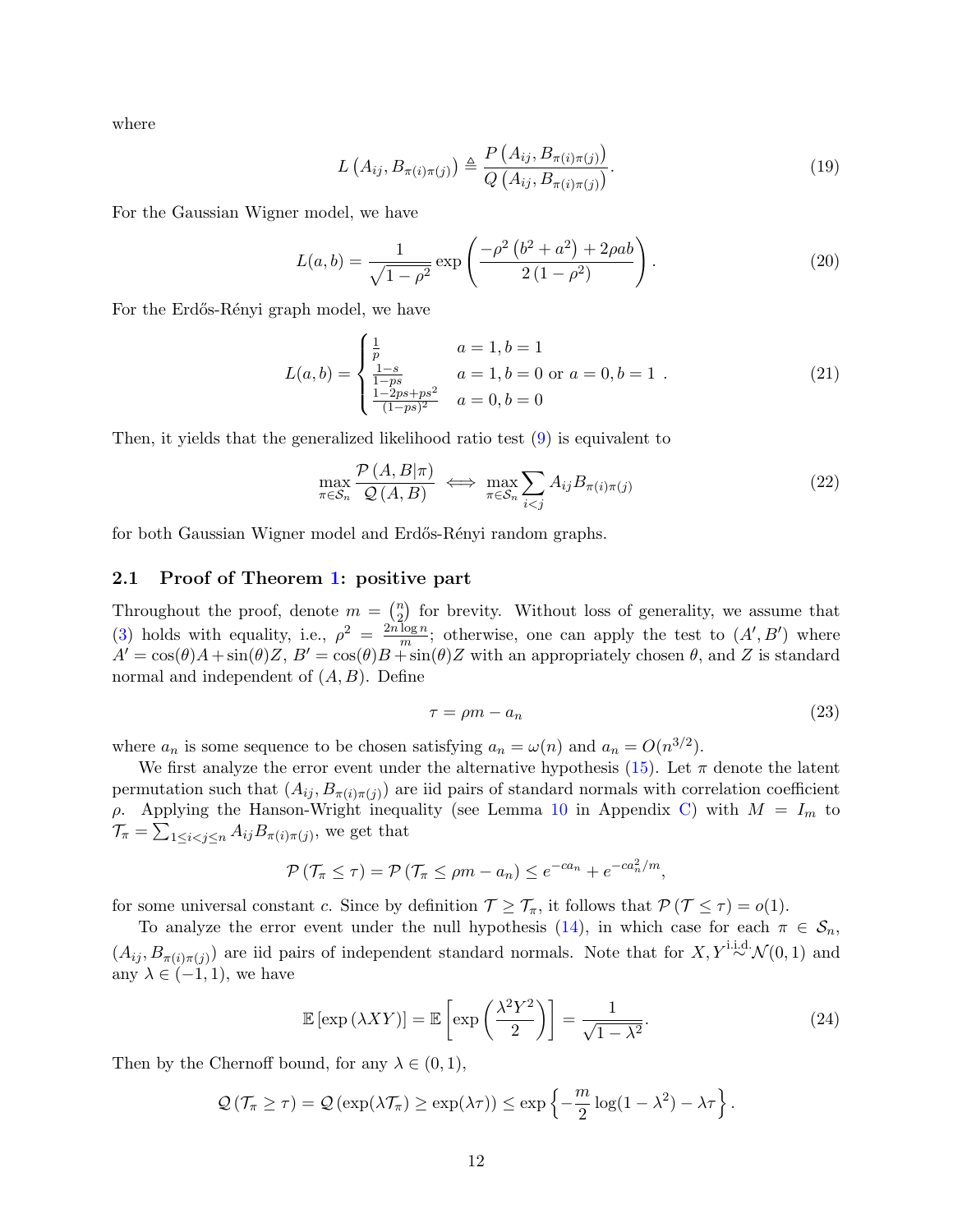where

$$L\left(A_{ij}, B_{\pi(i)\pi(j)}\right) \triangleq \frac{P\left(A_{ij}, B_{\pi(i)\pi(j)}\right)}{Q\left(A_{ij}, B_{\pi(i)\pi(j)}\right)}. \tag{19}$$

For the Gaussian Wigner model, we have

$$L(a,b) = \frac{1}{\sqrt{1-\rho^2}} \exp\left(\frac{-\rho^2\left(b^2+a^2\right)+2\rho ab}{2\left(1-\rho^2\right)}\right). \tag{20}$$

For the Erdős-Rényi graph model, we have

$$L(a,b) = \begin{cases} \frac{1}{p} & a=1, b=1 \\ \frac{1-s}{1-ps} & a=1, b=0 \text{ or } a=0, b=1 \\ \frac{1-2ps+ps^2}{(1-ps)^2} & a=0, b=0 \end{cases}. \tag{21}$$

Then, it yields that the generalized likelihood ratio test (9) is equivalent to

$$\max_{\pi\in\mathcal{S}_n} \frac{\mathcal{P}\left(A,B|\pi\right)}{\mathcal{Q}\left(A,B\right)} \iff \max_{\pi\in\mathcal{S}_n} \sum_{i<j} A_{ij} B_{\pi(i)\pi(j)} \tag{22}$$

for both Gaussian Wigner model and Erdős-Rényi random graphs.

## 2.1 Proof of Theorem 1: positive part

Throughout the proof, denote $m = \binom{n}{2}$ for brevity. Without loss of generality, we assume that (3) holds with equality, i.e., $\rho^2 = \frac{2n\log n}{m}$; otherwise, one can apply the test to $(A', B')$ where $A' = \cos(\theta)A + \sin(\theta)Z$, $B' = \cos(\theta)B + \sin(\theta)Z$ with an appropriately chosen $\theta$, and $Z$ is standard normal and independent of $(A,B)$. Define

$$\tau = \rho m - a_n \tag{23}$$

where $a_n$ is some sequence to be chosen satisfying $a_n = \omega(n)$ and $a_n = O(n^{3/2})$.

We first analyze the error event under the alternative hypothesis (15). Let $\pi$ denote the latent permutation such that $(A_{ij}, B_{\pi(i)\pi(j)})$ are iid pairs of standard normals with correlation coefficient $\rho$. Applying the Hanson-Wright inequality (see Lemma 10 in Appendix C) with $M = I_m$ to $\mathcal{T}_\pi = \sum_{1\le i<j\le n} A_{ij}B_{\pi(i)\pi(j)}$, we get that

$$\mathcal{P}\left(\mathcal{T}_\pi \le \tau\right) = \mathcal{P}\left(\mathcal{T}_\pi \le \rho m - a_n\right) \le e^{-ca_n} + e^{-ca_n^2/m},$$

for some universal constant $c$. Since by definition $\mathcal{T} \ge \mathcal{T}_\pi$, it follows that $\mathcal{P}\left(\mathcal{T} \le \tau\right) = o(1)$.

To analyze the error event under the null hypothesis (14), in which case for each $\pi \in \mathcal{S}_n$, $(A_{ij}, B_{\pi(i)\pi(j)})$ are iid pairs of independent standard normals. Note that for $X, Y \overset{\text{i.i.d.}}{\sim} \mathcal{N}(0,1)$ and any $\lambda \in (-1,1)$, we have

$$\mathbb{E}\left[\exp\left(\lambda XY\right)\right] = \mathbb{E}\left[\exp\left(\frac{\lambda^2 Y^2}{2}\right)\right] = \frac{1}{\sqrt{1-\lambda^2}}. \tag{24}$$

Then by the Chernoff bound, for any $\lambda \in (0,1)$,

$$\mathcal{Q}\left(\mathcal{T}_\pi \ge \tau\right) = \mathcal{Q}\left(\exp(\lambda\mathcal{T}_\pi) \ge \exp(\lambda\tau)\right) \le \exp\left\{-\frac{m}{2}\log(1-\lambda^2) - \lambda\tau\right\}.$$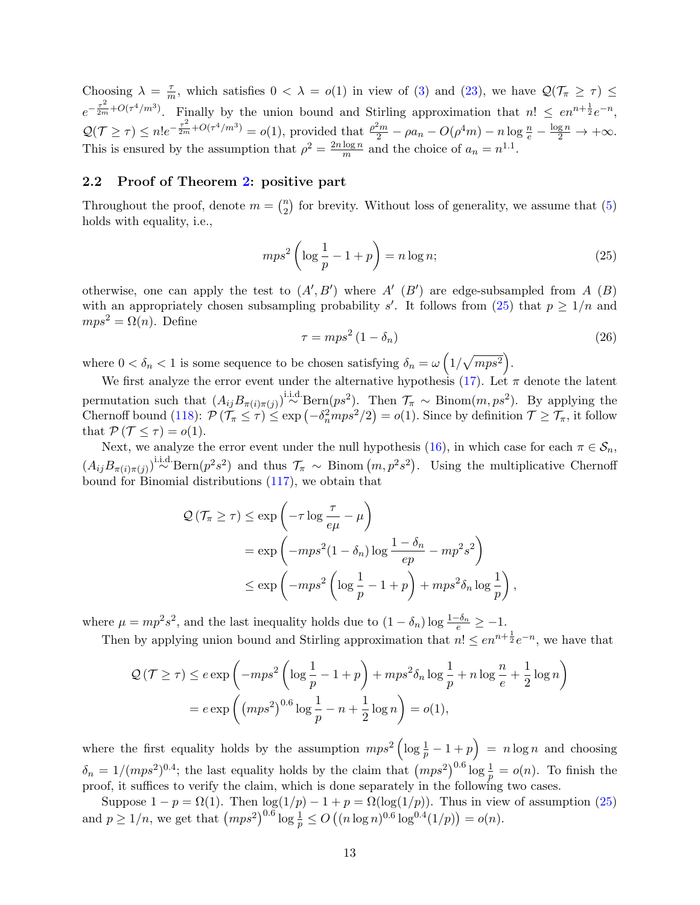Choosing $\lambda = \frac{\tau}{m}$, which satisfies $0 < \lambda = o(1)$ in view of (3) and (23), we have $\mathcal{Q}(\mathcal{T}_\pi \geq \tau) \leq e^{-\frac{\tau^2}{2m} + O(\tau^4/m^3)}$. Finally by the union bound and Stirling approximation that $n! \leq en^{n+\frac{1}{2}}e^{-n}$, $\mathcal{Q}(\mathcal{T} \geq \tau) \leq n! e^{-\frac{\tau^2}{2m} + O(\tau^4/m^3)} = o(1)$, provided that $\frac{\rho^2 m}{2} - \rho a_n - O(\rho^4 m) - n \log \frac{n}{e} - \frac{\log n}{2} \to +\infty$. This is ensured by the assumption that $\rho^2 = \frac{2n \log n}{m}$ and the choice of $a_n = n^{1.1}$.

### 2.2 Proof of Theorem 2: positive part

Throughout the proof, denote $m = \binom{n}{2}$ for brevity. Without loss of generality, we assume that (5) holds with equality, i.e.,

$$mps^2 \left( \log \frac{1}{p} - 1 + p \right) = n \log n; \tag{25}$$

otherwise, one can apply the test to $(A', B')$ where $A'$ ($B'$) are edge-subsampled from $A$ ($B$) with an appropriately chosen subsampling probability $s'$. It follows from (25) that $p \geq 1/n$ and $mps^2 = \Omega(n)$. Define

$$\tau = mps^2 \left(1 - \delta_n\right) \tag{26}$$

where $0 < \delta_n < 1$ is some sequence to be chosen satisfying $\delta_n = \omega\left(1/\sqrt{mps^2}\right)$.

We first analyze the error event under the alternative hypothesis (17). Let $\pi$ denote the latent permutation such that $\left(A_{ij}B_{\pi(i)\pi(j)}\right) \stackrel{\text{i.i.d.}}{\sim} \text{Bern}(ps^2)$. Then $\mathcal{T}_\pi \sim \text{Binom}(m, ps^2)$. By applying the Chernoff bound (118): $\mathcal{P}\left(\mathcal{T}_\pi \leq \tau\right) \leq \exp\left(-\delta_n^2 mps^2/2\right) = o(1)$. Since by definition $\mathcal{T} \geq \mathcal{T}_\pi$, it follow that $\mathcal{P}\left(\mathcal{T} \leq \tau\right) = o(1)$.

Next, we analyze the error event under the null hypothesis (16), in which case for each $\pi \in \mathcal{S}_n$, $\left(A_{ij}B_{\pi(i)\pi(j)}\right) \stackrel{\text{i.i.d.}}{\sim} \text{Bern}(p^2s^2)$ and thus $\mathcal{T}_\pi \sim \text{Binom}\left(m, p^2s^2\right)$. Using the multiplicative Chernoff bound for Binomial distributions (117), we obtain that

$$\begin{aligned}
\mathcal{Q}\left(\mathcal{T}_\pi \geq \tau\right) &\leq \exp\left(-\tau \log \frac{\tau}{e\mu} - \mu\right) \\
&= \exp\left(-mps^2(1-\delta_n) \log \frac{1-\delta_n}{ep} - mp^2s^2\right) \\
&\leq \exp\left(-mps^2 \left(\log \frac{1}{p} - 1 + p\right) + mps^2 \delta_n \log \frac{1}{p}\right),
\end{aligned}$$

where $\mu = mp^2s^2$, and the last inequality holds due to $(1-\delta_n) \log \frac{1-\delta_n}{e} \geq -1$.

Then by applying union bound and Stirling approximation that $n! \leq en^{n+\frac{1}{2}}e^{-n}$, we have that

$$\begin{aligned}
\mathcal{Q}\left(\mathcal{T} \geq \tau\right) &\leq e \exp\left(-mps^2 \left(\log \frac{1}{p} - 1 + p\right) + mps^2 \delta_n \log \frac{1}{p} + n \log \frac{n}{e} + \frac{1}{2} \log n\right) \\
&= e \exp\left(\left(mps^2\right)^{0.6} \log \frac{1}{p} - n + \frac{1}{2} \log n\right) = o(1),
\end{aligned}$$

where the first equality holds by the assumption $mps^2 \left(\log \frac{1}{p} - 1 + p\right) = n \log n$ and choosing $\delta_n = 1/(mps^2)^{0.4}$; the last equality holds by the claim that $\left(mps^2\right)^{0.6} \log \frac{1}{p} = o(n)$. To finish the proof, it suffices to verify the claim, which is done separately in the following two cases.

Suppose $1 - p = \Omega(1)$. Then $\log(1/p) - 1 + p = \Omega(\log(1/p))$. Thus in view of assumption (25) and $p \geq 1/n$, we get that $\left(mps^2\right)^{0.6} \log \frac{1}{p} \leq O\left((n \log n)^{0.6} \log^{0.4}(1/p)\right) = o(n)$.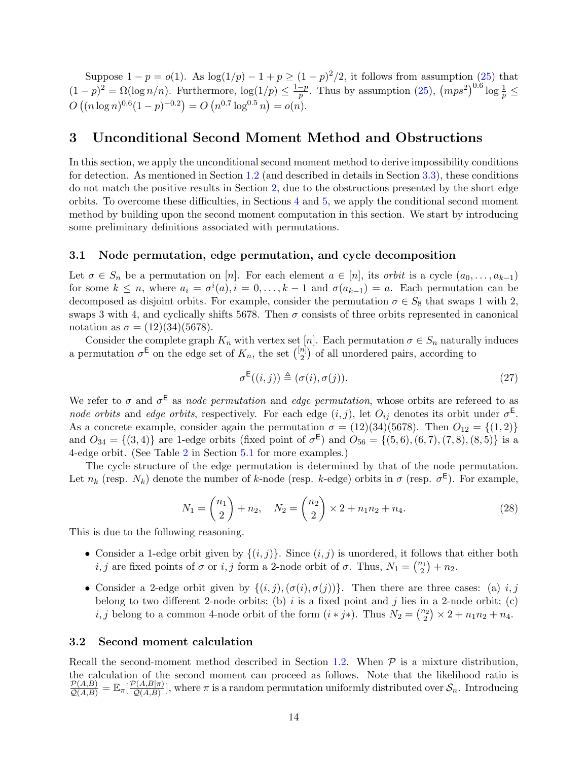Suppose $1-p = o(1)$. As $\log(1/p) - 1 + p \geq (1-p)^2/2$, it follows from assumption (25) that $(1-p)^2 = \Omega(\log n/n)$. Furthermore, $\log(1/p) \leq \frac{1-p}{p}$. Thus by assumption (25), $\left(mps^2\right)^{0.6} \log \frac{1}{p} \leq O\left((n \log n)^{0.6}(1-p)^{-0.2}\right) = O\left(n^{0.7} \log^{0.5} n\right) = o(n)$.

## 3 Unconditional Second Moment Method and Obstructions

In this section, we apply the unconditional second moment method to derive impossibility conditions for detection. As mentioned in Section 1.2 (and described in details in Section 3.3), these conditions do not match the positive results in Section 2, due to the obstructions presented by the short edge orbits. To overcome these difficulties, in Sections 4 and 5, we apply the conditional second moment method by building upon the second moment computation in this section. We start by introducing some preliminary definitions associated with permutations.

### 3.1 Node permutation, edge permutation, and cycle decomposition

Let $\sigma \in S_n$ be a permutation on $[n]$. For each element $a \in [n]$, its *orbit* is a cycle $(a_0, \ldots, a_{k-1})$ for some $k \leq n$, where $a_i = \sigma^i(a), i = 0, \ldots, k-1$ and $\sigma(a_{k-1}) = a$. Each permutation can be decomposed as disjoint orbits. For example, consider the permutation $\sigma \in S_8$ that swaps 1 with 2, swaps 3 with 4, and cyclically shifts 5678. Then $\sigma$ consists of three orbits represented in canonical notation as $\sigma = (12)(34)(5678)$.

Consider the complete graph $K_n$ with vertex set $[n]$. Each permutation $\sigma \in S_n$ naturally induces a permutation $\sigma^{\mathsf{E}}$ on the edge set of $K_n$, the set $\binom{[n]}{2}$ of all unordered pairs, according to

$$\sigma^{\mathsf{E}}((i,j)) \triangleq (\sigma(i), \sigma(j)). \tag{27}$$

We refer to $\sigma$ and $\sigma^{\mathsf{E}}$ as *node permutation* and *edge permutation*, whose orbits are refereed to as *node orbits* and *edge orbits*, respectively. For each edge $(i,j)$, let $O_{ij}$ denotes its orbit under $\sigma^{\mathsf{E}}$. As a concrete example, consider again the permutation $\sigma = (12)(34)(5678)$. Then $O_{12} = \{(1,2)\}$ and $O_{34} = \{(3,4)\}$ are 1-edge orbits (fixed point of $\sigma^{\mathsf{E}}$) and $O_{56} = \{(5,6),(6,7),(7,8),(8,5)\}$ is a 4-edge orbit. (See Table 2 in Section 5.1 for more examples.)

The cycle structure of the edge permutation is determined by that of the node permutation. Let $n_k$ (resp. $N_k$) denote the number of $k$-node (resp. $k$-edge) orbits in $\sigma$ (resp. $\sigma^{\mathsf{E}}$). For example,

$$N_1 = \binom{n_1}{2} + n_2, \quad N_2 = \binom{n_2}{2} \times 2 + n_1 n_2 + n_4. \tag{28}$$

This is due to the following reasoning.

- Consider a 1-edge orbit given by $\{(i,j)\}$. Since $(i,j)$ is unordered, it follows that either both $i,j$ are fixed points of $\sigma$ or $i,j$ form a 2-node orbit of $\sigma$. Thus, $N_1 = \binom{n_1}{2} + n_2$.
- Consider a 2-edge orbit given by $\{(i,j),(\sigma(i),\sigma(j))\}$. Then there are three cases: (a) $i,j$ belong to two different 2-node orbits; (b) $i$ is a fixed point and $j$ lies in a 2-node orbit; (c) $i,j$ belong to a common 4-node orbit of the form $(i * j *)$. Thus $N_2 = \binom{n_2}{2} \times 2 + n_1 n_2 + n_4$.

### 3.2 Second moment calculation

Recall the second-moment method described in Section 1.2. When $\mathcal{P}$ is a mixture distribution, the calculation of the second moment can proceed as follows. Note that the likelihood ratio is $\frac{\mathcal{P}(A,B)}{\mathcal{Q}(A,B)} = \mathbb{E}_\pi\left[\frac{\mathcal{P}(A,B|\pi)}{\mathcal{Q}(A,B)}\right]$, where $\pi$ is a random permutation uniformly distributed over $\mathcal{S}_n$. Introducing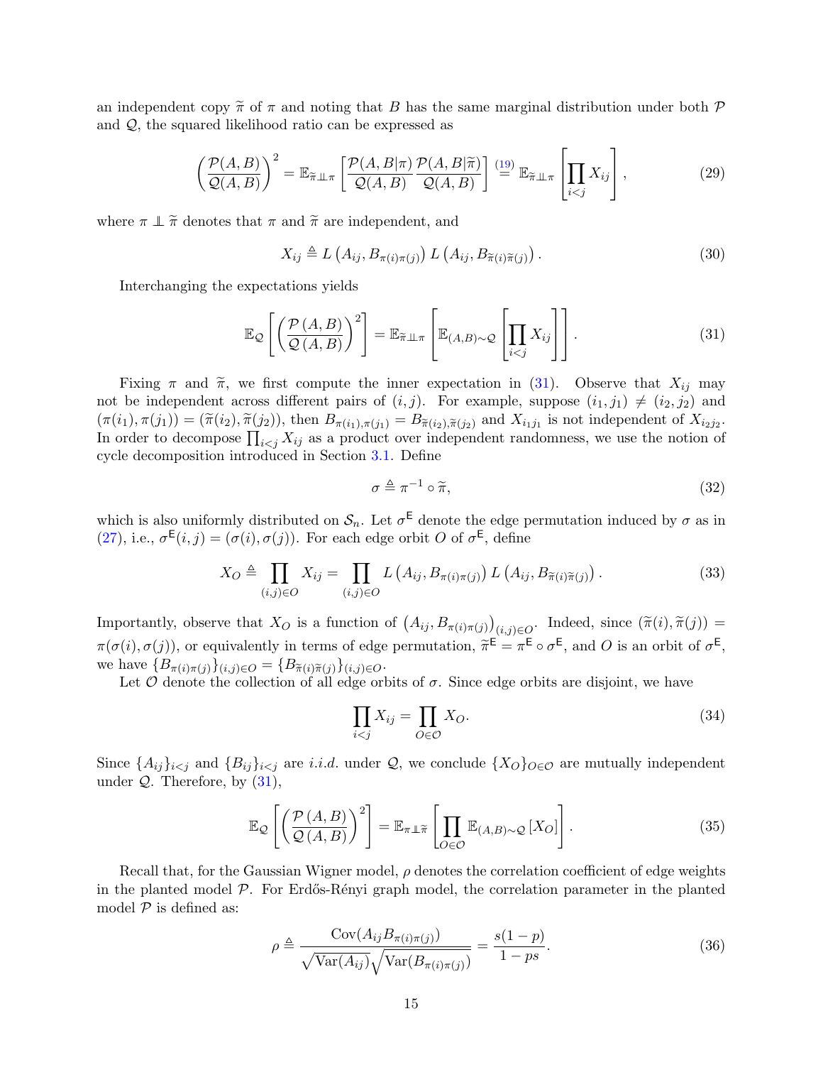an independent copy $\widetilde{\pi}$ of $\pi$ and noting that $B$ has the same marginal distribution under both $\mathcal{P}$ and $\mathcal{Q}$, the squared likelihood ratio can be expressed as

$$\left(\frac{\mathcal{P}(A,B)}{\mathcal{Q}(A,B)}\right)^2 = \mathbb{E}_{\widetilde{\pi}\perp\!\!\!\perp\pi}\left[\frac{\mathcal{P}(A,B|\pi)}{\mathcal{Q}(A,B)}\frac{\mathcal{P}(A,B|\widetilde{\pi})}{\mathcal{Q}(A,B)}\right] \overset{(19)}{=} \mathbb{E}_{\widetilde{\pi}\perp\!\!\!\perp\pi}\left[\prod_{i<j} X_{ij}\right], \tag{29}$$

where $\pi \perp\!\!\!\perp \widetilde{\pi}$ denotes that $\pi$ and $\widetilde{\pi}$ are independent, and

$$X_{ij} \triangleq L\left(A_{ij}, B_{\pi(i)\pi(j)}\right) L\left(A_{ij}, B_{\widetilde{\pi}(i)\widetilde{\pi}(j)}\right). \tag{30}$$

Interchanging the expectations yields

$$\mathbb{E}_{\mathcal{Q}}\left[\left(\frac{\mathcal{P}\left(A,B\right)}{\mathcal{Q}\left(A,B\right)}\right)^2\right] = \mathbb{E}_{\widetilde{\pi}\perp\!\!\!\perp\pi}\left[\mathbb{E}_{(A,B)\sim\mathcal{Q}}\left[\prod_{i<j} X_{ij}\right]\right]. \tag{31}$$

Fixing $\pi$ and $\widetilde{\pi}$, we first compute the inner expectation in (31). Observe that $X_{ij}$ may not be independent across different pairs of $(i,j)$. For example, suppose $(i_1,j_1) \neq (i_2,j_2)$ and $(\pi(i_1),\pi(j_1)) = (\widetilde{\pi}(i_2),\widetilde{\pi}(j_2))$, then $B_{\pi(i_1),\pi(j_1)} = B_{\widetilde{\pi}(i_2),\widetilde{\pi}(j_2)}$ and $X_{i_1j_1}$ is not independent of $X_{i_2j_2}$. In order to decompose $\prod_{i<j} X_{ij}$ as a product over independent randomness, we use the notion of cycle decomposition introduced in Section 3.1. Define

$$\sigma \triangleq \pi^{-1} \circ \widetilde{\pi}, \tag{32}$$

which is also uniformly distributed on $\mathcal{S}_n$. Let $\sigma^{\mathsf{E}}$ denote the edge permutation induced by $\sigma$ as in (27), i.e., $\sigma^{\mathsf{E}}(i,j) = (\sigma(i),\sigma(j))$. For each edge orbit $O$ of $\sigma^{\mathsf{E}}$, define

$$X_O \triangleq \prod_{(i,j)\in O} X_{ij} = \prod_{(i,j)\in O} L\left(A_{ij}, B_{\pi(i)\pi(j)}\right) L\left(A_{ij}, B_{\widetilde{\pi}(i)\widetilde{\pi}(j)}\right). \tag{33}$$

Importantly, observe that $X_O$ is a function of $\left(A_{ij}, B_{\pi(i)\pi(j)}\right)_{(i,j)\in O}$. Indeed, since $(\widetilde{\pi}(i),\widetilde{\pi}(j)) = \pi(\sigma(i),\sigma(j))$, or equivalently in terms of edge permutation, $\widetilde{\pi}^{\mathsf{E}} = \pi^{\mathsf{E}} \circ \sigma^{\mathsf{E}}$, and $O$ is an orbit of $\sigma^{\mathsf{E}}$, we have $\{B_{\pi(i)\pi(j)}\}_{(i,j)\in O} = \{B_{\widetilde{\pi}(i)\widetilde{\pi}(j)}\}_{(i,j)\in O}$.

Let $\mathcal{O}$ denote the collection of all edge orbits of $\sigma$. Since edge orbits are disjoint, we have

$$\prod_{i<j} X_{ij} = \prod_{O\in\mathcal{O}} X_O. \tag{34}$$

Since $\{A_{ij}\}_{i<j}$ and $\{B_{ij}\}_{i<j}$ are *i.i.d.* under $\mathcal{Q}$, we conclude $\{X_O\}_{O\in\mathcal{O}}$ are mutually independent under $\mathcal{Q}$. Therefore, by (31),

$$\mathbb{E}_{\mathcal{Q}}\left[\left(\frac{\mathcal{P}\left(A,B\right)}{\mathcal{Q}\left(A,B\right)}\right)^2\right] = \mathbb{E}_{\pi\perp\!\!\!\perp\widetilde{\pi}}\left[\prod_{O\in\mathcal{O}} \mathbb{E}_{(A,B)\sim\mathcal{Q}}\left[X_O\right]\right]. \tag{35}$$

Recall that, for the Gaussian Wigner model, $\rho$ denotes the correlation coefficient of edge weights in the planted model $\mathcal{P}$. For Erdős-Rényi graph model, the correlation parameter in the planted model $\mathcal{P}$ is defined as:

$$\rho \triangleq \frac{\mathrm{Cov}(A_{ij}B_{\pi(i)\pi(j)})}{\sqrt{\mathrm{Var}(A_{ij})}\sqrt{\mathrm{Var}(B_{\pi(i)\pi(j)})}} = \frac{s(1-p)}{1-ps}. \tag{36}$$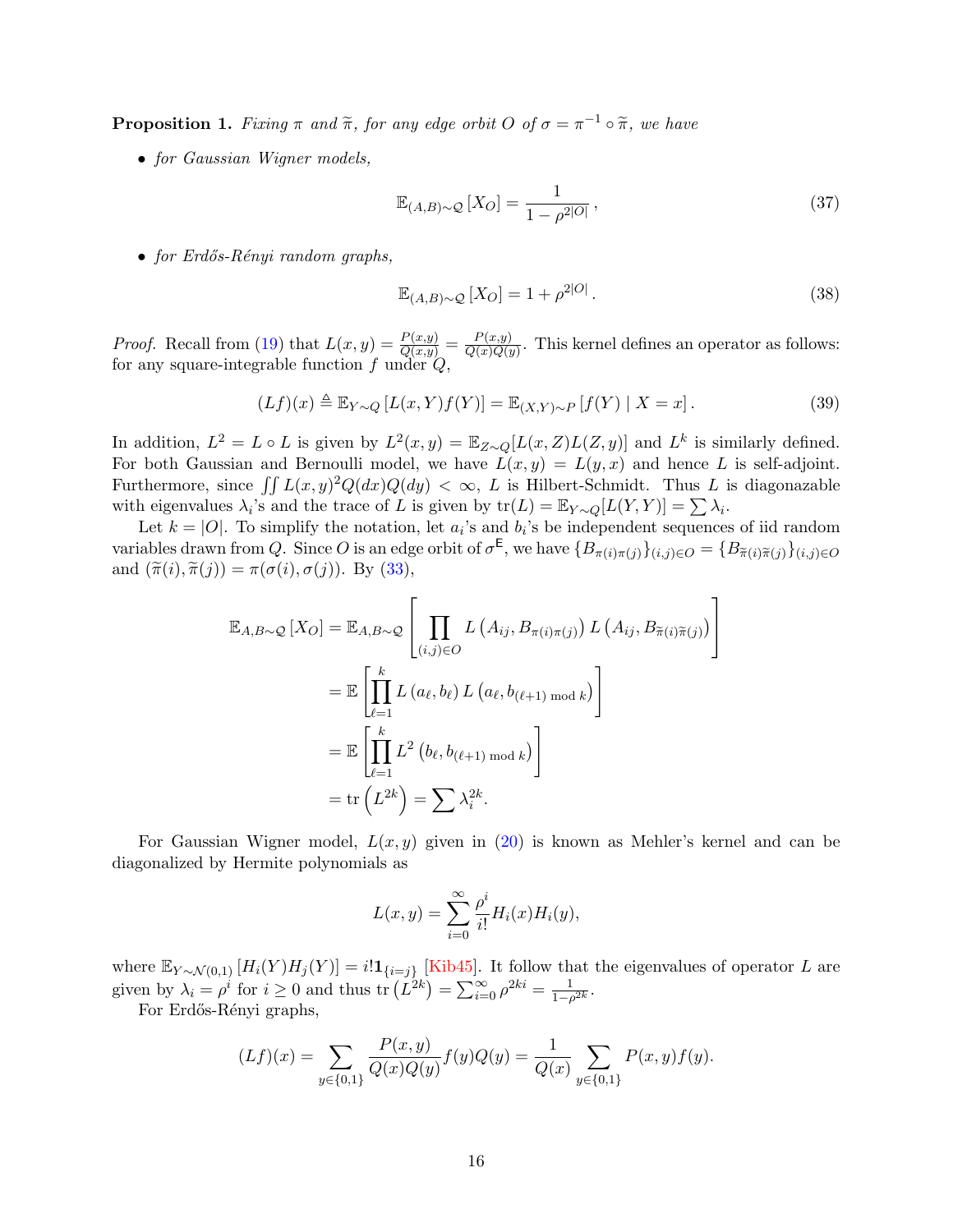**Proposition 1.** *Fixing $\pi$ and $\widetilde{\pi}$, for any edge orbit $O$ of $\sigma = \pi^{-1} \circ \widetilde{\pi}$, we have*

- *for Gaussian Wigner models,*

$$\mathbb{E}_{(A,B)\sim\mathcal{Q}}\left[X_O\right] = \frac{1}{1-\rho^{2|O|}}\,, \tag{37}$$

- *for Erdős-Rényi random graphs,*

$$\mathbb{E}_{(A,B)\sim\mathcal{Q}}\left[X_O\right] = 1+\rho^{2|O|}\,. \tag{38}$$

*Proof.* Recall from (19) that $L(x,y) = \frac{P(x,y)}{Q(x,y)} = \frac{P(x,y)}{Q(x)Q(y)}$. This kernel defines an operator as follows: for any square-integrable function $f$ under $Q$,

$$(Lf)(x) \triangleq \mathbb{E}_{Y\sim Q}\left[L(x,Y)f(Y)\right] = \mathbb{E}_{(X,Y)\sim P}\left[f(Y) \mid X=x\right]. \tag{39}$$

In addition, $L^2 = L \circ L$ is given by $L^2(x,y) = \mathbb{E}_{Z\sim Q}[L(x,Z)L(Z,y)]$ and $L^k$ is similarly defined. For both Gaussian and Bernoulli model, we have $L(x,y) = L(y,x)$ and hence $L$ is self-adjoint. Furthermore, since $\iint L(x,y)^2 Q(dx)Q(dy) < \infty$, $L$ is Hilbert-Schmidt. Thus $L$ is diagonazable with eigenvalues $\lambda_i$'s and the trace of $L$ is given by $\mathrm{tr}(L) = \mathbb{E}_{Y\sim Q}[L(Y,Y)] = \sum \lambda_i$.

Let $k = |O|$. To simplify the notation, let $a_i$'s and $b_i$'s be independent sequences of iid random variables drawn from $Q$. Since $O$ is an edge orbit of $\sigma^{\mathsf{E}}$, we have $\{B_{\pi(i)\pi(j)}\}_{(i,j)\in O} = \{B_{\widetilde{\pi}(i)\widetilde{\pi}(j)}\}_{(i,j)\in O}$ and $(\widetilde{\pi}(i),\widetilde{\pi}(j)) = \pi(\sigma(i),\sigma(j))$. By (33),

$$\begin{aligned}
\mathbb{E}_{A,B\sim\mathcal{Q}}\left[X_O\right] &= \mathbb{E}_{A,B\sim\mathcal{Q}}\left[\prod_{(i,j)\in O} L\left(A_{ij}, B_{\pi(i)\pi(j)}\right) L\left(A_{ij}, B_{\widetilde{\pi}(i)\widetilde{\pi}(j)}\right)\right] \\
&= \mathbb{E}\left[\prod_{\ell=1}^{k} L\left(a_\ell, b_\ell\right) L\left(a_\ell, b_{(\ell+1) \bmod k}\right)\right] \\
&= \mathbb{E}\left[\prod_{\ell=1}^{k} L^2\left(b_\ell, b_{(\ell+1) \bmod k}\right)\right] \\
&= \mathrm{tr}\left(L^{2k}\right) = \sum \lambda_i^{2k}.
\end{aligned}$$

For Gaussian Wigner model, $L(x,y)$ given in (20) is known as Mehler's kernel and can be diagonalized by Hermite polynomials as

$$L(x,y) = \sum_{i=0}^{\infty} \frac{\rho^i}{i!} H_i(x) H_i(y),$$

where $\mathbb{E}_{Y\sim\mathcal{N}(0,1)}\left[H_i(Y)H_j(Y)\right] = i!\mathbf{1}_{\{i=j\}}$ [Kib45]. It follow that the eigenvalues of operator $L$ are given by $\lambda_i = \rho^i$ for $i \geq 0$ and thus $\mathrm{tr}\left(L^{2k}\right) = \sum_{i=0}^{\infty} \rho^{2ki} = \frac{1}{1-\rho^{2k}}$.

For Erdős-Rényi graphs,

$$(Lf)(x) = \sum_{y\in\{0,1\}} \frac{P(x,y)}{Q(x)Q(y)} f(y) Q(y) = \frac{1}{Q(x)} \sum_{y\in\{0,1\}} P(x,y) f(y).$$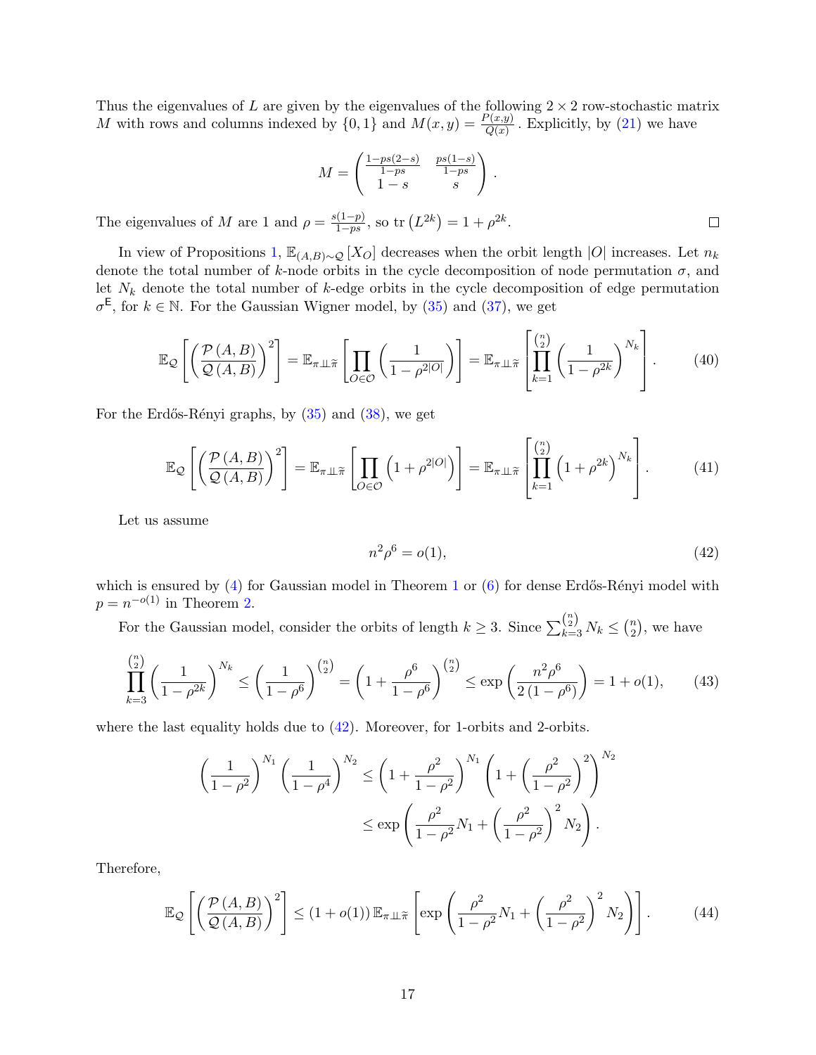Thus the eigenvalues of $L$ are given by the eigenvalues of the following $2 \times 2$ row-stochastic matrix $M$ with rows and columns indexed by $\{0,1\}$ and $M(x,y) = \frac{P(x,y)}{Q(x)}$. Explicitly, by (21) we have

$$M = \begin{pmatrix} \frac{1-ps(2-s)}{1-ps} & \frac{ps(1-s)}{1-ps} \\ 1-s & s \end{pmatrix}.$$

The eigenvalues of $M$ are 1 and $\rho = \frac{s(1-p)}{1-ps}$, so $\mathrm{tr}\left(L^{2k}\right) = 1 + \rho^{2k}$. □

In view of Propositions 1, $\mathbb{E}_{(A,B)\sim\mathcal{Q}}\left[X_O\right]$ decreases when the orbit length $|O|$ increases. Let $n_k$ denote the total number of $k$-node orbits in the cycle decomposition of node permutation $\sigma$, and let $N_k$ denote the total number of $k$-edge orbits in the cycle decomposition of edge permutation $\sigma^{\mathsf{E}}$, for $k \in \mathbb{N}$. For the Gaussian Wigner model, by (35) and (37), we get

$$\mathbb{E}_{\mathcal{Q}}\left[\left(\frac{\mathcal{P}(A,B)}{\mathcal{Q}(A,B)}\right)^2\right] = \mathbb{E}_{\pi \perp\!\!\!\perp \widetilde{\pi}}\left[\prod_{O\in\mathcal{O}}\left(\frac{1}{1-\rho^{2|O|}}\right)\right] = \mathbb{E}_{\pi \perp\!\!\!\perp \widetilde{\pi}}\left[\prod_{k=1}^{\binom{n}{2}}\left(\frac{1}{1-\rho^{2k}}\right)^{N_k}\right]. \tag{40}$$

For the Erdős-Rényi graphs, by (35) and (38), we get

$$\mathbb{E}_{\mathcal{Q}}\left[\left(\frac{\mathcal{P}(A,B)}{\mathcal{Q}(A,B)}\right)^2\right] = \mathbb{E}_{\pi \perp\!\!\!\perp \widetilde{\pi}}\left[\prod_{O\in\mathcal{O}}\left(1+\rho^{2|O|}\right)\right] = \mathbb{E}_{\pi \perp\!\!\!\perp \widetilde{\pi}}\left[\prod_{k=1}^{\binom{n}{2}}\left(1+\rho^{2k}\right)^{N_k}\right]. \tag{41}$$

Let us assume

$$n^2\rho^6 = o(1), \tag{42}$$

which is ensured by (4) for Gaussian model in Theorem 1 or (6) for dense Erdős-Rényi model with $p = n^{-o(1)}$ in Theorem 2.

For the Gaussian model, consider the orbits of length $k \geq 3$. Since $\sum_{k=3}^{\binom{n}{2}} N_k \leq \binom{n}{2}$, we have

$$\prod_{k=3}^{\binom{n}{2}}\left(\frac{1}{1-\rho^{2k}}\right)^{N_k} \leq \left(\frac{1}{1-\rho^6}\right)^{\binom{n}{2}} = \left(1+\frac{\rho^6}{1-\rho^6}\right)^{\binom{n}{2}} \leq \exp\left(\frac{n^2\rho^6}{2\left(1-\rho^6\right)}\right) = 1+o(1), \tag{43}$$

where the last equality holds due to (42). Moreover, for 1-orbits and 2-orbits.

$$\begin{aligned}\left(\frac{1}{1-\rho^2}\right)^{N_1}\left(\frac{1}{1-\rho^4}\right)^{N_2} &\leq \left(1+\frac{\rho^2}{1-\rho^2}\right)^{N_1}\left(1+\left(\frac{\rho^2}{1-\rho^2}\right)^2\right)^{N_2} \\ &\leq \exp\left(\frac{\rho^2}{1-\rho^2}N_1 + \left(\frac{\rho^2}{1-\rho^2}\right)^2 N_2\right).\end{aligned}$$

Therefore,

$$\mathbb{E}_{\mathcal{Q}}\left[\left(\frac{\mathcal{P}(A,B)}{\mathcal{Q}(A,B)}\right)^2\right] \leq (1+o(1))\,\mathbb{E}_{\pi \perp\!\!\!\perp \widetilde{\pi}}\left[\exp\left(\frac{\rho^2}{1-\rho^2}N_1 + \left(\frac{\rho^2}{1-\rho^2}\right)^2 N_2\right)\right]. \tag{44}$$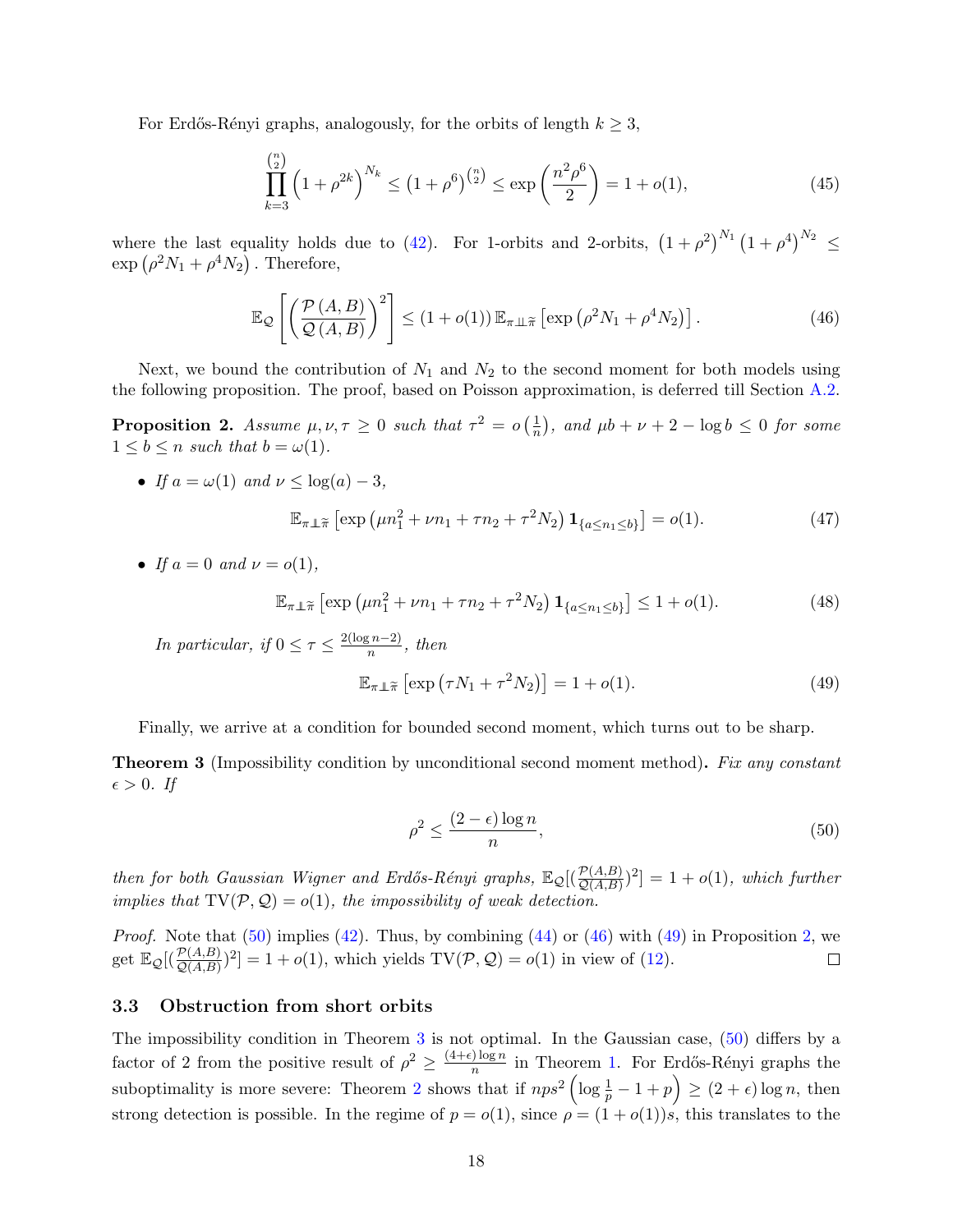For Erdős-Rényi graphs, analogously, for the orbits of length $k \geq 3$,

$$\prod_{k=3}^{\binom{n}{2}} \left(1+\rho^{2k}\right)^{N_k} \leq \left(1+\rho^6\right)^{\binom{n}{2}} \leq \exp\left(\frac{n^2\rho^6}{2}\right) = 1+o(1), \tag{45}$$

where the last equality holds due to (42). For 1-orbits and 2-orbits, $\left(1+\rho^2\right)^{N_1}\left(1+\rho^4\right)^{N_2} \leq \exp\left(\rho^2 N_1 + \rho^4 N_2\right)$. Therefore,

$$\mathbb{E}_{\mathcal{Q}}\left[\left(\frac{\mathcal{P}(A,B)}{\mathcal{Q}(A,B)}\right)^2\right] \leq (1+o(1))\,\mathbb{E}_{\pi \perp\!\!\!\perp \widetilde{\pi}}\left[\exp\left(\rho^2 N_1 + \rho^4 N_2\right)\right]. \tag{46}$$

Next, we bound the contribution of $N_1$ and $N_2$ to the second moment for both models using the following proposition. The proof, based on Poisson approximation, is deferred till Section A.2.

**Proposition 2.** *Assume $\mu, \nu, \tau \geq 0$ such that $\tau^2 = o\left(\frac{1}{n}\right)$, and $\mu b + \nu + 2 - \log b \leq 0$ for some $1 \leq b \leq n$ such that $b = \omega(1)$.*

- *If $a = \omega(1)$ and $\nu \leq \log(a) - 3$,*

$$\mathbb{E}_{\pi \perp\!\!\!\perp \widetilde{\pi}}\left[\exp\left(\mu n_1^2 + \nu n_1 + \tau n_2 + \tau^2 N_2\right)\mathbf{1}_{\{a \leq n_1 \leq b\}}\right] = o(1). \tag{47}$$

- *If $a = 0$ and $\nu = o(1)$,*

$$\mathbb{E}_{\pi \perp\!\!\!\perp \widetilde{\pi}}\left[\exp\left(\mu n_1^2 + \nu n_1 + \tau n_2 + \tau^2 N_2\right)\mathbf{1}_{\{a \leq n_1 \leq b\}}\right] \leq 1+o(1). \tag{48}$$

*In particular, if $0 \leq \tau \leq \frac{2(\log n - 2)}{n}$, then*

$$\mathbb{E}_{\pi \perp\!\!\!\perp \widetilde{\pi}}\left[\exp\left(\tau N_1 + \tau^2 N_2\right)\right] = 1+o(1). \tag{49}$$

Finally, we arrive at a condition for bounded second moment, which turns out to be sharp.

**Theorem 3** (Impossibility condition by unconditional second moment method)**.** *Fix any constant $\epsilon > 0$. If*

$$\rho^2 \leq \frac{(2-\epsilon)\log n}{n}, \tag{50}$$

*then for both Gaussian Wigner and Erdős-Rényi graphs, $\mathbb{E}_{\mathcal{Q}}[(\frac{\mathcal{P}(A,B)}{\mathcal{Q}(A,B)})^2] = 1+o(1)$, which further implies that $\mathrm{TV}(\mathcal{P},\mathcal{Q}) = o(1)$, the impossibility of weak detection.*

*Proof.* Note that (50) implies (42). Thus, by combining (44) or (46) with (49) in Proposition 2, we get $\mathbb{E}_{\mathcal{Q}}[(\frac{\mathcal{P}(A,B)}{\mathcal{Q}(A,B)})^2] = 1+o(1)$, which yields $\mathrm{TV}(\mathcal{P},\mathcal{Q}) = o(1)$ in view of (12). □

### 3.3 Obstruction from short orbits

The impossibility condition in Theorem 3 is not optimal. In the Gaussian case, (50) differs by a factor of 2 from the positive result of $\rho^2 \geq \frac{(4+\epsilon)\log n}{n}$ in Theorem 1. For Erdős-Rényi graphs the suboptimality is more severe: Theorem 2 shows that if $nps^2\left(\log\frac{1}{p} - 1 + p\right) \geq (2+\epsilon)\log n$, then strong detection is possible. In the regime of $p = o(1)$, since $\rho = (1+o(1))s$, this translates to the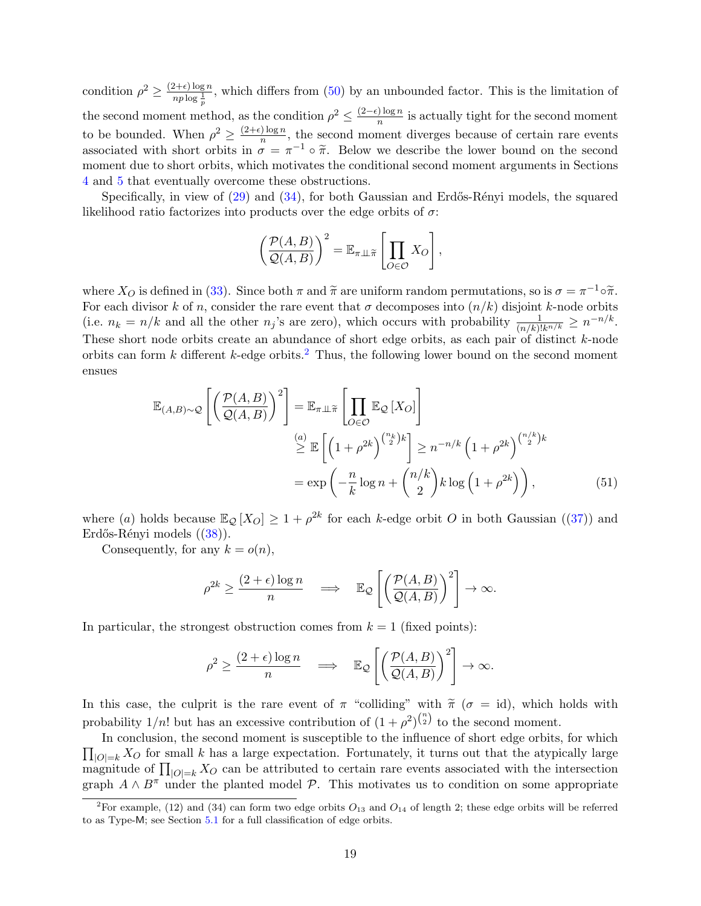condition $\rho^2 \geq \frac{(2+\epsilon)\log n}{np\log\frac{1}{p}}$, which differs from (50) by an unbounded factor. This is the limitation of the second moment method, as the condition $\rho^2 \leq \frac{(2-\epsilon)\log n}{n}$ is actually tight for the second moment to be bounded. When $\rho^2 \geq \frac{(2+\epsilon)\log n}{n}$, the second moment diverges because of certain rare events associated with short orbits in $\sigma = \pi^{-1} \circ \widetilde{\pi}$. Below we describe the lower bound on the second moment due to short orbits, which motivates the conditional second moment arguments in Sections 4 and 5 that eventually overcome these obstructions.

Specifically, in view of (29) and (34), for both Gaussian and Erdős-Rényi models, the squared likelihood ratio factorizes into products over the edge orbits of $\sigma$:

$$\left(\frac{\mathcal{P}(A,B)}{\mathcal{Q}(A,B)}\right)^2 = \mathbb{E}_{\pi \perp\!\!\!\perp \widetilde{\pi}}\left[\prod_{O\in\mathcal{O}} X_O\right],$$

where $X_O$ is defined in (33). Since both $\pi$ and $\widetilde{\pi}$ are uniform random permutations, so is $\sigma = \pi^{-1}\circ\widetilde{\pi}$. For each divisor $k$ of $n$, consider the rare event that $\sigma$ decomposes into $(n/k)$ disjoint $k$-node orbits (i.e. $n_k = n/k$ and all the other $n_j$'s are zero), which occurs with probability $\frac{1}{(n/k)!k^{n/k}} \geq n^{-n/k}$. These short node orbits create an abundance of short edge orbits, as each pair of distinct $k$-node orbits can form $k$ different $k$-edge orbits.[2] Thus, the following lower bound on the second moment ensues

$$\begin{aligned}
\mathbb{E}_{(A,B)\sim\mathcal{Q}}\left[\left(\frac{\mathcal{P}(A,B)}{\mathcal{Q}(A,B)}\right)^2\right] &= \mathbb{E}_{\pi \perp\!\!\!\perp \widetilde{\pi}}\left[\prod_{O\in\mathcal{O}} \mathbb{E}_{\mathcal{Q}}\left[X_O\right]\right] \\
&\overset{(a)}{\geq} \mathbb{E}\left[\left(1+\rho^{2k}\right)^{\binom{n_k}{2}k}\right] \geq n^{-n/k}\left(1+\rho^{2k}\right)^{\binom{n/k}{2}k} \\
&= \exp\left(-\frac{n}{k}\log n + \binom{n/k}{2}k\log\left(1+\rho^{2k}\right)\right), \qquad (51)
\end{aligned}$$

where $(a)$ holds because $\mathbb{E}_{\mathcal{Q}}\left[X_O\right] \geq 1+\rho^{2k}$ for each $k$-edge orbit $O$ in both Gaussian ((37)) and Erdős-Rényi models ((38)).

Consequently, for any $k = o(n)$,

$$\rho^{2k} \geq \frac{(2+\epsilon)\log n}{n} \quad \Longrightarrow \quad \mathbb{E}_{\mathcal{Q}}\left[\left(\frac{\mathcal{P}(A,B)}{\mathcal{Q}(A,B)}\right)^2\right] \to \infty.$$

In particular, the strongest obstruction comes from $k=1$ (fixed points):

$$\rho^{2} \geq \frac{(2+\epsilon)\log n}{n} \quad \Longrightarrow \quad \mathbb{E}_{\mathcal{Q}}\left[\left(\frac{\mathcal{P}(A,B)}{\mathcal{Q}(A,B)}\right)^2\right] \to \infty.$$

In this case, the culprit is the rare event of $\pi$ "colliding" with $\widetilde{\pi}$ ($\sigma = \mathrm{id}$), which holds with probability $1/n!$ but has an excessive contribution of $(1+\rho^2)^{\binom{n}{2}}$ to the second moment.

In conclusion, the second moment is susceptible to the influence of short edge orbits, for which $\prod_{|O|=k} X_O$ for small $k$ has a large expectation. Fortunately, it turns out that the atypically large magnitude of $\prod_{|O|=k} X_O$ can be attributed to certain rare events associated with the intersection graph $A \wedge B^{\pi}$ under the planted model $\mathcal{P}$. This motivates us to condition on some appropriate

[2] For example, (12) and (34) can form two edge orbits $O_{13}$ and $O_{14}$ of length 2; these edge orbits will be referred to as Type-M; see Section 5.1 for a full classification of edge orbits.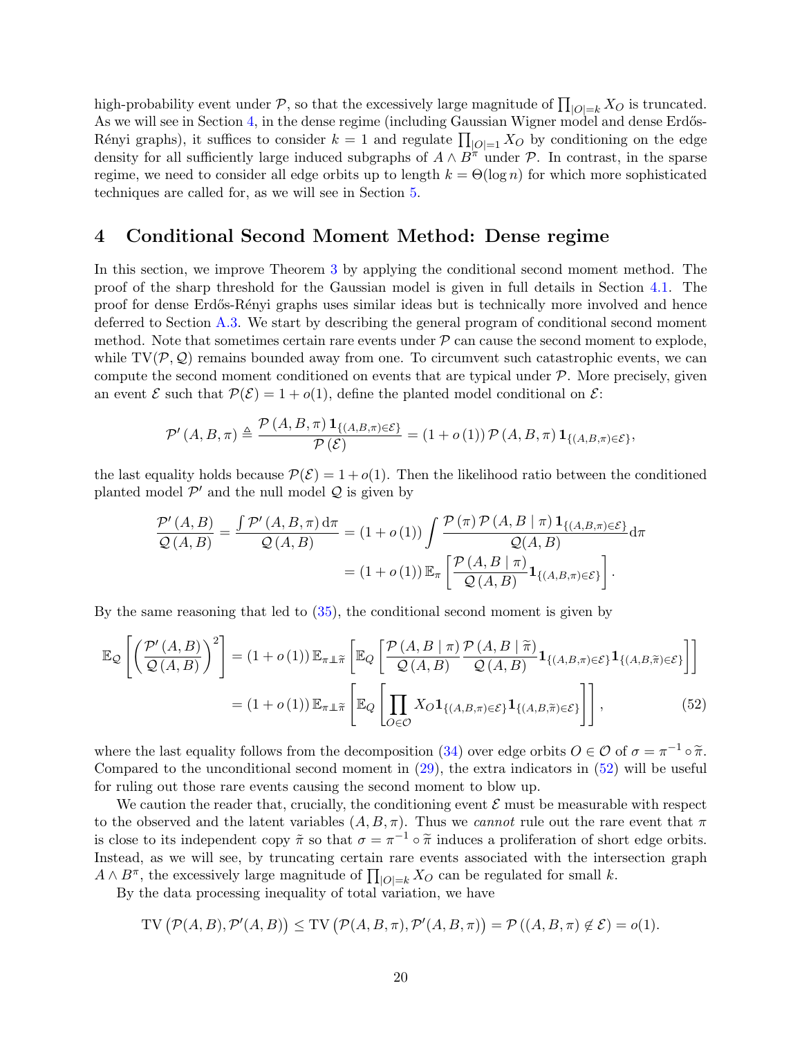high-probability event under $\mathcal{P}$, so that the excessively large magnitude of $\prod_{|O|=k} X_O$ is truncated. As we will see in Section 4, in the dense regime (including Gaussian Wigner model and dense Erdős-Rényi graphs), it suffices to consider $k = 1$ and regulate $\prod_{|O|=1} X_O$ by conditioning on the edge density for all sufficiently large induced subgraphs of $A \wedge B^{\pi}$ under $\mathcal{P}$. In contrast, in the sparse regime, we need to consider all edge orbits up to length $k = \Theta(\log n)$ for which more sophisticated techniques are called for, as we will see in Section 5.

# 4 Conditional Second Moment Method: Dense regime

In this section, we improve Theorem 3 by applying the conditional second moment method. The proof of the sharp threshold for the Gaussian model is given in full details in Section 4.1. The proof for dense Erdős-Rényi graphs uses similar ideas but is technically more involved and hence deferred to Section A.3. We start by describing the general program of conditional second moment method. Note that sometimes certain rare events under $\mathcal{P}$ can cause the second moment to explode, while $\mathrm{TV}(\mathcal{P}, \mathcal{Q})$ remains bounded away from one. To circumvent such catastrophic events, we can compute the second moment conditioned on events that are typical under $\mathcal{P}$. More precisely, given an event $\mathcal{E}$ such that $\mathcal{P}(\mathcal{E}) = 1 + o(1)$, define the planted model conditional on $\mathcal{E}$:

$$\mathcal{P}'(A, B, \pi) \triangleq \frac{\mathcal{P}(A, B, \pi) \mathbf{1}_{\{(A,B,\pi)\in\mathcal{E}\}}}{\mathcal{P}(\mathcal{E})} = (1 + o(1)) \mathcal{P}(A, B, \pi) \mathbf{1}_{\{(A,B,\pi)\in\mathcal{E}\}},$$

the last equality holds because $\mathcal{P}(\mathcal{E}) = 1 + o(1)$. Then the likelihood ratio between the conditioned planted model $\mathcal{P}'$ and the null model $\mathcal{Q}$ is given by

$$\begin{aligned}
\frac{\mathcal{P}'(A, B)}{\mathcal{Q}(A, B)} = \frac{\int \mathcal{P}'(A, B, \pi) \, \mathrm{d}\pi}{\mathcal{Q}(A, B)} &= (1 + o(1)) \int \frac{\mathcal{P}(\pi) \mathcal{P}(A, B \mid \pi) \mathbf{1}_{\{(A,B,\pi)\in\mathcal{E}\}}}{\mathcal{Q}(A, B)} \mathrm{d}\pi \\
&= (1 + o(1)) \mathbb{E}_{\pi} \left[ \frac{\mathcal{P}(A, B \mid \pi)}{\mathcal{Q}(A, B)} \mathbf{1}_{\{(A,B,\pi)\in\mathcal{E}\}} \right].
\end{aligned}$$

By the same reasoning that led to (35), the conditional second moment is given by

$$\begin{aligned}
\mathbb{E}_{\mathcal{Q}} \left[ \left( \frac{\mathcal{P}'(A, B)}{\mathcal{Q}(A, B)} \right)^2 \right] &= (1 + o(1)) \mathbb{E}_{\pi \perp\!\!\!\perp \widetilde{\pi}} \left[ \mathbb{E}_{Q} \left[ \frac{\mathcal{P}(A, B \mid \pi)}{\mathcal{Q}(A, B)} \frac{\mathcal{P}(A, B \mid \widetilde{\pi})}{\mathcal{Q}(A, B)} \mathbf{1}_{\{(A,B,\pi)\in\mathcal{E}\}} \mathbf{1}_{\{(A,B,\widetilde{\pi})\in\mathcal{E}\}} \right] \right] \\
&= (1 + o(1)) \mathbb{E}_{\pi \perp\!\!\!\perp \widetilde{\pi}} \left[ \mathbb{E}_{Q} \left[ \prod_{O\in\mathcal{O}} X_O \mathbf{1}_{\{(A,B,\pi)\in\mathcal{E}\}} \mathbf{1}_{\{(A,B,\widetilde{\pi})\in\mathcal{E}\}} \right] \right], \qquad (52)
\end{aligned}$$

where the last equality follows from the decomposition (34) over edge orbits $O \in \mathcal{O}$ of $\sigma = \pi^{-1} \circ \widetilde{\pi}$. Compared to the unconditional second moment in (29), the extra indicators in (52) will be useful for ruling out those rare events causing the second moment to blow up.

We caution the reader that, crucially, the conditioning event $\mathcal{E}$ must be measurable with respect to the observed and the latent variables $(A, B, \pi)$. Thus we *cannot* rule out the rare event that $\pi$ is close to its independent copy $\tilde{\pi}$ so that $\sigma = \pi^{-1} \circ \tilde{\pi}$ induces a proliferation of short edge orbits. Instead, as we will see, by truncating certain rare events associated with the intersection graph $A \wedge B^{\pi}$, the excessively large magnitude of $\prod_{|O|=k} X_O$ can be regulated for small $k$.

By the data processing inequality of total variation, we have

$$\mathrm{TV}\left(\mathcal{P}(A, B), \mathcal{P}'(A, B)\right) \leq \mathrm{TV}\left(\mathcal{P}(A, B, \pi), \mathcal{P}'(A, B, \pi)\right) = \mathcal{P}\left((A, B, \pi) \notin \mathcal{E}\right) = o(1).$$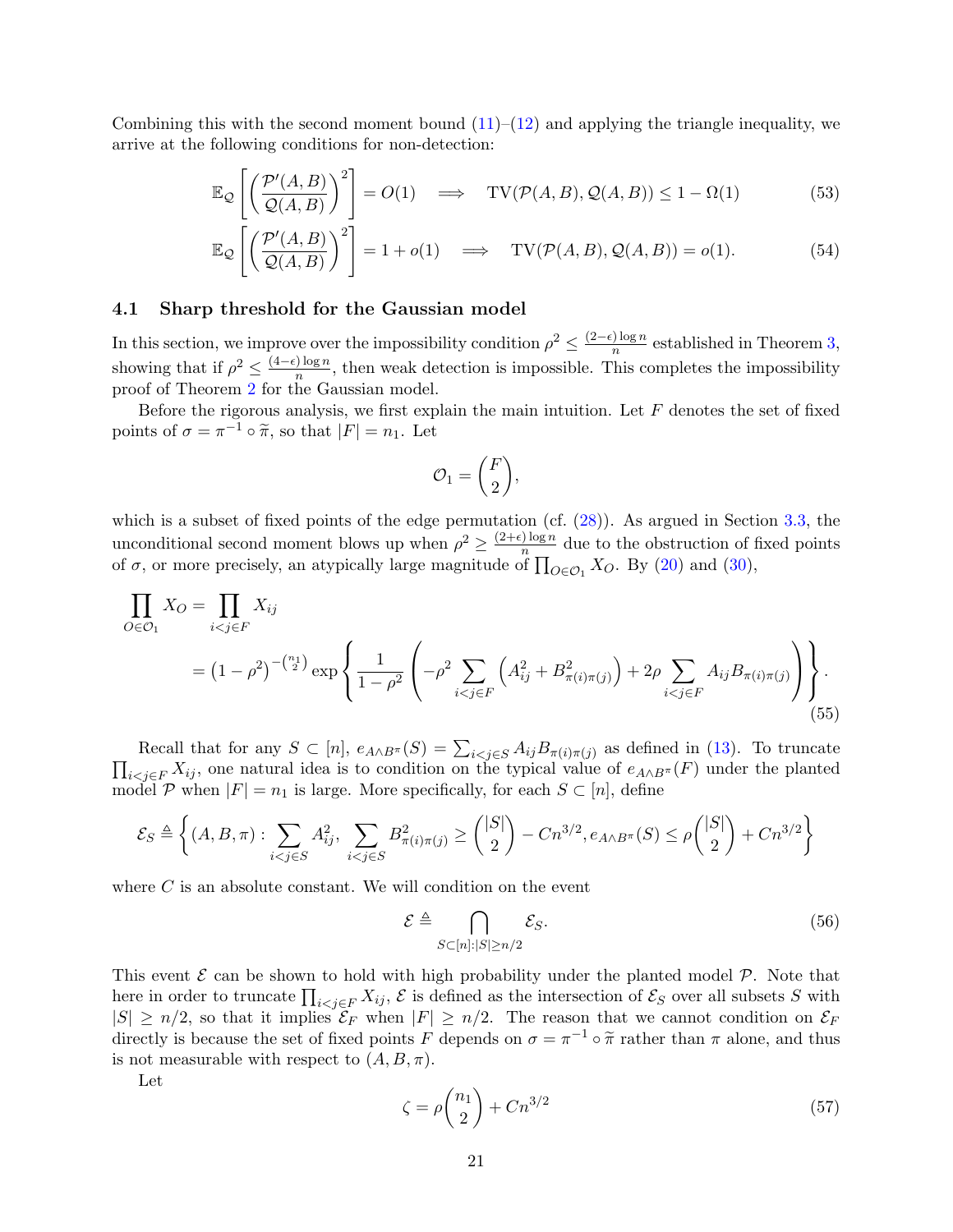Combining this with the second moment bound (11)–(12) and applying the triangle inequality, we arrive at the following conditions for non-detection:

$$\mathbb{E}_{\mathcal{Q}}\left[\left(\frac{\mathcal{P}'(A,B)}{\mathcal{Q}(A,B)}\right)^2\right] = O(1) \quad \Longrightarrow \quad \mathrm{TV}(\mathcal{P}(A,B), \mathcal{Q}(A,B)) \le 1 - \Omega(1) \tag{53}$$

$$\mathbb{E}_{\mathcal{Q}}\left[\left(\frac{\mathcal{P}'(A,B)}{\mathcal{Q}(A,B)}\right)^2\right] = 1 + o(1) \quad \Longrightarrow \quad \mathrm{TV}(\mathcal{P}(A,B), \mathcal{Q}(A,B)) = o(1). \tag{54}$$

### 4.1 Sharp threshold for the Gaussian model

In this section, we improve over the impossibility condition $\rho^2 \le \frac{(2-\epsilon)\log n}{n}$ established in Theorem 3, showing that if $\rho^2 \le \frac{(4-\epsilon)\log n}{n}$, then weak detection is impossible. This completes the impossibility proof of Theorem 2 for the Gaussian model.

Before the rigorous analysis, we first explain the main intuition. Let $F$ denotes the set of fixed points of $\sigma = \pi^{-1} \circ \widetilde{\pi}$, so that $|F| = n_1$. Let

$$\mathcal{O}_1 = \binom{F}{2},$$

which is a subset of fixed points of the edge permutation (cf. (28)). As argued in Section 3.3, the unconditional second moment blows up when $\rho^2 \ge \frac{(2+\epsilon)\log n}{n}$ due to the obstruction of fixed points of $\sigma$, or more precisely, an atypically large magnitude of $\prod_{O\in\mathcal{O}_1} X_O$. By (20) and (30),

$$\begin{aligned}
\prod_{O\in\mathcal{O}_1} X_O &= \prod_{i<j\in F} X_{ij} \\
&= \left(1-\rho^2\right)^{-\binom{n_1}{2}} \exp\left\{\frac{1}{1-\rho^2}\left(-\rho^2 \sum_{i<j\in F}\left(A_{ij}^2 + B_{\pi(i)\pi(j)}^2\right) + 2\rho \sum_{i<j\in F} A_{ij}B_{\pi(i)\pi(j)}\right)\right\}.
\end{aligned} \tag{55}$$

Recall that for any $S \subset [n]$, $e_{A\wedge B^\pi}(S) = \sum_{i<j\in S} A_{ij}B_{\pi(i)\pi(j)}$ as defined in (13). To truncate $\prod_{i<j\in F} X_{ij}$, one natural idea is to condition on the typical value of $e_{A\wedge B^\pi}(F)$ under the planted model $\mathcal{P}$ when $|F| = n_1$ is large. More specifically, for each $S \subset [n]$, define

$$\mathcal{E}_S \triangleq \left\{(A,B,\pi) : \sum_{i<j\in S} A_{ij}^2,\ \sum_{i<j\in S} B_{\pi(i)\pi(j)}^2 \ge \binom{|S|}{2} - Cn^{3/2}, e_{A\wedge B^\pi}(S) \le \rho\binom{|S|}{2} + Cn^{3/2}\right\}$$

where $C$ is an absolute constant. We will condition on the event

$$\mathcal{E} \triangleq \bigcap_{S\subset[n]:|S|\ge n/2} \mathcal{E}_S. \tag{56}$$

This event $\mathcal{E}$ can be shown to hold with high probability under the planted model $\mathcal{P}$. Note that here in order to truncate $\prod_{i<j\in F} X_{ij}$, $\mathcal{E}$ is defined as the intersection of $\mathcal{E}_S$ over all subsets $S$ with $|S| \ge n/2$, so that it implies $\mathcal{E}_F$ when $|F| \ge n/2$. The reason that we cannot condition on $\mathcal{E}_F$ directly is because the set of fixed points $F$ depends on $\sigma = \pi^{-1} \circ \widetilde{\pi}$ rather than $\pi$ alone, and thus is not measurable with respect to $(A, B, \pi)$.

Let

$$\zeta = \rho\binom{n_1}{2} + Cn^{3/2} \tag{57}$$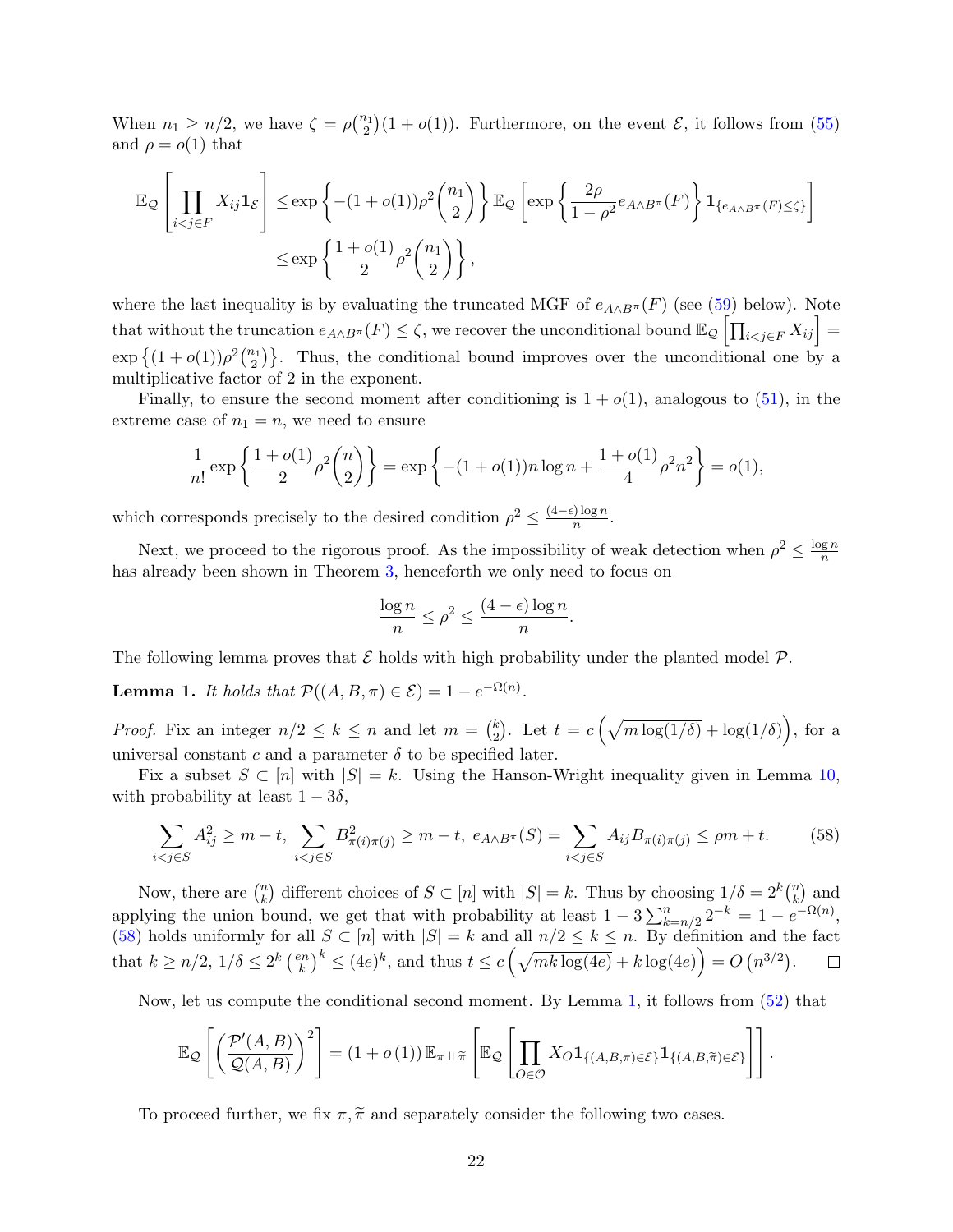When $n_1 \ge n/2$, we have $\zeta = \rho\binom{n_1}{2}(1+o(1))$. Furthermore, on the event $\mathcal{E}$, it follows from (55) and $\rho = o(1)$ that

$$
\begin{aligned}
\mathbb{E}_{\mathcal{Q}}\left[\prod_{i<j\in F} X_{ij}\mathbf{1}_{\mathcal{E}}\right] &\le \exp\left\{-(1+o(1))\rho^2\binom{n_1}{2}\right\}\mathbb{E}_{\mathcal{Q}}\left[\exp\left\{\frac{2\rho}{1-\rho^2}e_{A\wedge B^\pi}(F)\right\}\mathbf{1}_{\{e_{A\wedge B^\pi}(F)\le\zeta\}}\right] \\
&\le \exp\left\{\frac{1+o(1)}{2}\rho^2\binom{n_1}{2}\right\},
\end{aligned}
$$

where the last inequality is by evaluating the truncated MGF of $e_{A\wedge B^\pi}(F)$ (see (59) below). Note that without the truncation $e_{A\wedge B^\pi}(F) \le \zeta$, we recover the unconditional bound $\mathbb{E}_{\mathcal{Q}}\left[\prod_{i<j\in F} X_{ij}\right] = \exp\left\{(1+o(1))\rho^2\binom{n_1}{2}\right\}$. Thus, the conditional bound improves over the unconditional one by a multiplicative factor of 2 in the exponent.

Finally, to ensure the second moment after conditioning is $1+o(1)$, analogous to (51), in the extreme case of $n_1 = n$, we need to ensure

$$
\frac{1}{n!}\exp\left\{\frac{1+o(1)}{2}\rho^2\binom{n}{2}\right\} = \exp\left\{-(1+o(1))n\log n + \frac{1+o(1)}{4}\rho^2 n^2\right\} = o(1),
$$

which corresponds precisely to the desired condition $\rho^2 \le \frac{(4-\epsilon)\log n}{n}$.

Next, we proceed to the rigorous proof. As the impossibility of weak detection when $\rho^2 \le \frac{\log n}{n}$ has already been shown in Theorem 3, henceforth we only need to focus on

$$
\frac{\log n}{n} \le \rho^2 \le \frac{(4-\epsilon)\log n}{n}.
$$

The following lemma proves that $\mathcal{E}$ holds with high probability under the planted model $\mathcal{P}$.

**Lemma 1.** *It holds that $\mathcal{P}((A,B,\pi)\in\mathcal{E}) = 1 - e^{-\Omega(n)}$.*

*Proof.* Fix an integer $n/2 \le k \le n$ and let $m = \binom{k}{2}$. Let $t = c\left(\sqrt{m\log(1/\delta)} + \log(1/\delta)\right)$, for a universal constant $c$ and a parameter $\delta$ to be specified later.

Fix a subset $S \subset [n]$ with $|S| = k$. Using the Hanson-Wright inequality given in Lemma 10, with probability at least $1-3\delta$,

$$
\sum_{i<j\in S} A_{ij}^2 \ge m - t,\ \sum_{i<j\in S} B_{\pi(i)\pi(j)}^2 \ge m - t,\ e_{A\wedge B^\pi}(S) = \sum_{i<j\in S} A_{ij}B_{\pi(i)\pi(j)} \le \rho m + t. \tag{58}
$$

Now, there are $\binom{n}{k}$ different choices of $S \subset [n]$ with $|S| = k$. Thus by choosing $1/\delta = 2^k\binom{n}{k}$ and applying the union bound, we get that with probability at least $1 - 3\sum_{k=n/2}^{n} 2^{-k} = 1 - e^{-\Omega(n)}$, (58) holds uniformly for all $S \subset [n]$ with $|S| = k$ and all $n/2 \le k \le n$. By definition and the fact that $k \ge n/2$, $1/\delta \le 2^k\left(\frac{en}{k}\right)^k \le (4e)^k$, and thus $t \le c\left(\sqrt{mk\log(4e)} + k\log(4e)\right) = O\left(n^{3/2}\right)$. $\square$

Now, let us compute the conditional second moment. By Lemma 1, it follows from (52) that

$$
\mathbb{E}_{\mathcal{Q}}\left[\left(\frac{\mathcal{P}'(A,B)}{\mathcal{Q}(A,B)}\right)^2\right] = (1+o(1))\,\mathbb{E}_{\pi\perp\!\!\!\perp\widetilde{\pi}}\left[\mathbb{E}_{\mathcal{Q}}\left[\prod_{O\in\mathcal{O}} X_O \mathbf{1}_{\{(A,B,\pi)\in\mathcal{E}\}}\mathbf{1}_{\{(A,B,\widetilde{\pi})\in\mathcal{E}\}}\right]\right].
$$

To proceed further, we fix $\pi, \widetilde{\pi}$ and separately consider the following two cases.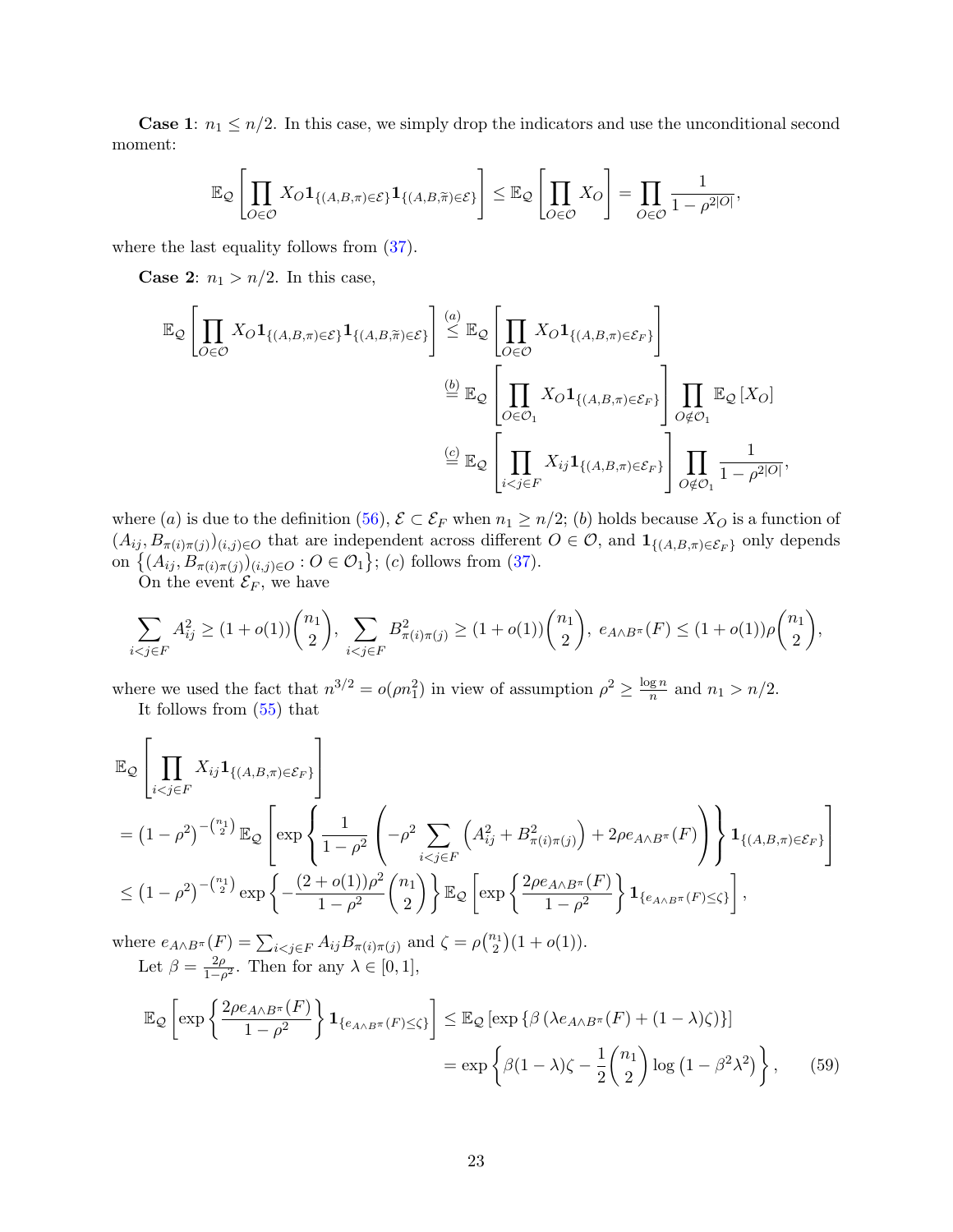**Case 1**: $n_1 \le n/2$. In this case, we simply drop the indicators and use the unconditional second moment:

$$\mathbb{E}_{\mathcal{Q}}\left[\prod_{O \in \mathcal{O}} X_O \mathbf{1}_{\{(A,B,\pi)\in\mathcal{E}\}} \mathbf{1}_{\{(A,B,\widetilde{\pi})\in\mathcal{E}\}}\right] \le \mathbb{E}_{\mathcal{Q}}\left[\prod_{O\in\mathcal{O}} X_O\right] = \prod_{O\in\mathcal{O}} \frac{1}{1-\rho^{2|O|}},$$

where the last equality follows from (37).

**Case 2**: $n_1 > n/2$. In this case,

$$\begin{aligned}
\mathbb{E}_{\mathcal{Q}}\left[\prod_{O \in \mathcal{O}} X_O \mathbf{1}_{\{(A,B,\pi)\in\mathcal{E}\}} \mathbf{1}_{\{(A,B,\widetilde{\pi})\in\mathcal{E}\}}\right] &\overset{(a)}{\le} \mathbb{E}_{\mathcal{Q}}\left[\prod_{O\in\mathcal{O}} X_O \mathbf{1}_{\{(A,B,\pi)\in\mathcal{E}_F\}}\right] \\
&\overset{(b)}{=} \mathbb{E}_{\mathcal{Q}}\left[\prod_{O\in\mathcal{O}_1} X_O \mathbf{1}_{\{(A,B,\pi)\in\mathcal{E}_F\}}\right] \prod_{O\notin\mathcal{O}_1} \mathbb{E}_{\mathcal{Q}}\left[X_O\right] \\
&\overset{(c)}{=} \mathbb{E}_{\mathcal{Q}}\left[\prod_{i<j\in F} X_{ij} \mathbf{1}_{\{(A,B,\pi)\in\mathcal{E}_F\}}\right] \prod_{O\notin\mathcal{O}_1} \frac{1}{1-\rho^{2|O|}},
\end{aligned}$$

where (a) is due to the definition (56), $\mathcal{E} \subset \mathcal{E}_F$ when $n_1 \ge n/2$; (b) holds because $X_O$ is a function of $(A_{ij}, B_{\pi(i)\pi(j)})_{(i,j)\in O}$ that are independent across different $O \in \mathcal{O}$, and $\mathbf{1}_{\{(A,B,\pi)\in\mathcal{E}_F\}}$ only depends on $\left\{(A_{ij}, B_{\pi(i)\pi(j)})_{(i,j)\in O} : O \in \mathcal{O}_1\right\}$; (c) follows from (37).

On the event $\mathcal{E}_F$, we have

$$\sum_{i<j\in F} A_{ij}^2 \ge (1+o(1))\binom{n_1}{2}, \ \sum_{i<j\in F} B_{\pi(i)\pi(j)}^2 \ge (1+o(1))\binom{n_1}{2}, \ e_{A\wedge B^\pi}(F) \le (1+o(1))\rho\binom{n_1}{2},$$

where we used the fact that $n^{3/2} = o(\rho n_1^2)$ in view of assumption $\rho^2 \ge \frac{\log n}{n}$ and $n_1 > n/2$.

It follows from (55) that

$$\begin{aligned}
&\mathbb{E}_{\mathcal{Q}}\left[\prod_{i<j\in F} X_{ij} \mathbf{1}_{\{(A,B,\pi)\in\mathcal{E}_F\}}\right] \\
&= \left(1-\rho^2\right)^{-\binom{n_1}{2}} \mathbb{E}_{\mathcal{Q}}\left[\exp\left\{\frac{1}{1-\rho^2}\left(-\rho^2\sum_{i<j\in F}\left(A_{ij}^2 + B_{\pi(i)\pi(j)}^2\right) + 2\rho e_{A\wedge B^\pi}(F)\right)\right\}\mathbf{1}_{\{(A,B,\pi)\in\mathcal{E}_F\}}\right] \\
&\le \left(1-\rho^2\right)^{-\binom{n_1}{2}} \exp\left\{-\frac{(2+o(1))\rho^2}{1-\rho^2}\binom{n_1}{2}\right\} \mathbb{E}_{\mathcal{Q}}\left[\exp\left\{\frac{2\rho e_{A\wedge B^\pi}(F)}{1-\rho^2}\right\}\mathbf{1}_{\{e_{A\wedge B^\pi}(F)\le\zeta\}}\right],
\end{aligned}$$

where $e_{A\wedge B^\pi}(F) = \sum_{i<j\in F} A_{ij}B_{\pi(i)\pi(j)}$ and $\zeta = \rho\binom{n_1}{2}(1+o(1))$.

Let $\beta = \frac{2\rho}{1-\rho^2}$. Then for any $\lambda \in [0,1]$,

$$\begin{aligned}
\mathbb{E}_{\mathcal{Q}}\left[\exp\left\{\frac{2\rho e_{A\wedge B^\pi}(F)}{1-\rho^2}\right\}\mathbf{1}_{\{e_{A\wedge B^\pi}(F)\le\zeta\}}\right] &\le \mathbb{E}_{\mathcal{Q}}\left[\exp\left\{\beta\left(\lambda e_{A\wedge B^\pi}(F) + (1-\lambda)\zeta\right)\right\}\right] \\
&= \exp\left\{\beta(1-\lambda)\zeta - \frac{1}{2}\binom{n_1}{2}\log\left(1-\beta^2\lambda^2\right)\right\}, \qquad (59)
\end{aligned}$$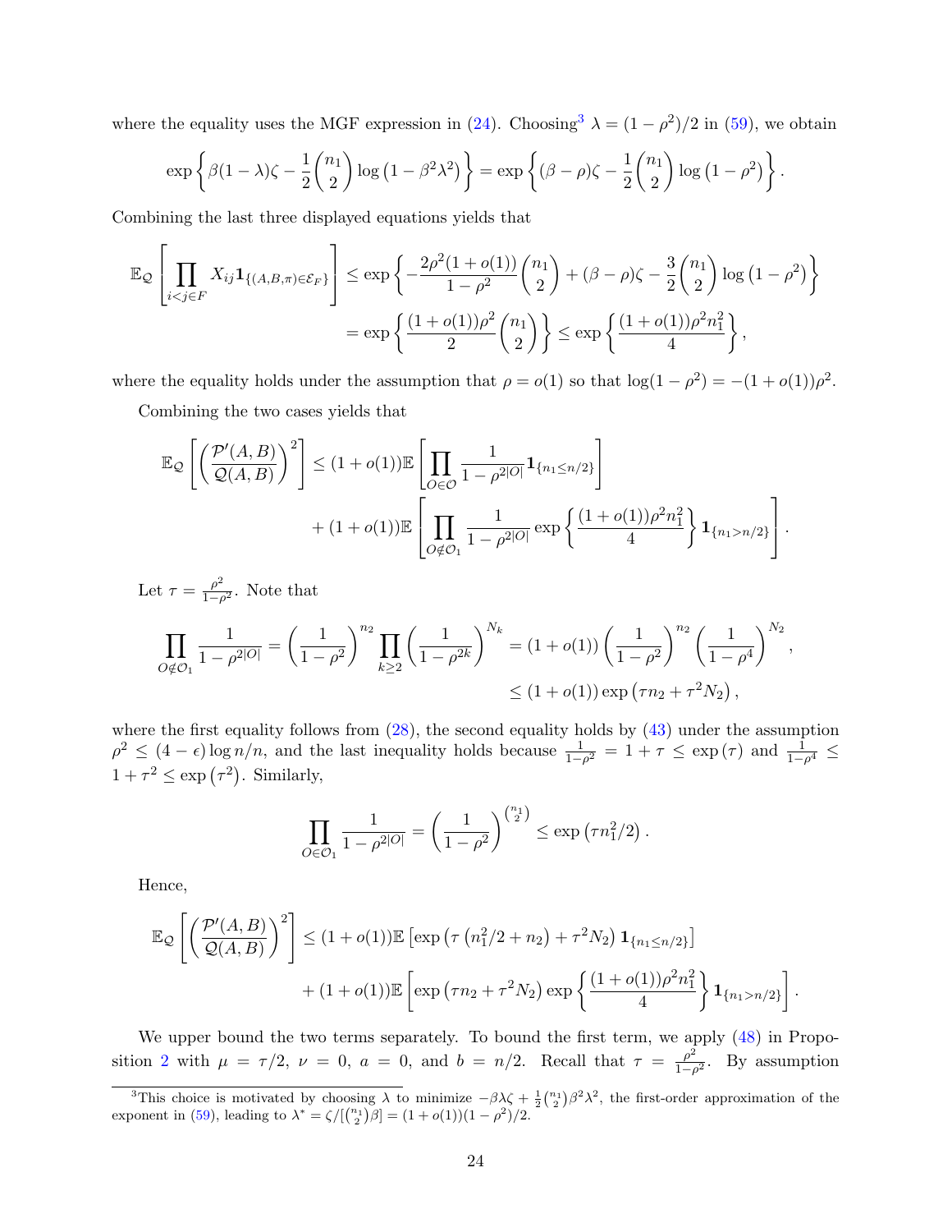where the equality uses the MGF expression in (24). Choosing[3] $\lambda = (1-\rho^2)/2$ in (59), we obtain

$$\exp\left\{\beta(1-\lambda)\zeta - \frac{1}{2}\binom{n_1}{2}\log\left(1-\beta^2\lambda^2\right)\right\} = \exp\left\{(\beta-\rho)\zeta - \frac{1}{2}\binom{n_1}{2}\log\left(1-\rho^2\right)\right\}.$$

Combining the last three displayed equations yields that

$$\begin{aligned}\mathbb{E}_{\mathcal{Q}}\left[\prod_{i<j\in F} X_{ij}\mathbf{1}_{\{(A,B,\pi)\in\mathcal{E}_F\}}\right] &\le \exp\left\{-\frac{2\rho^2(1+o(1))}{1-\rho^2}\binom{n_1}{2} + (\beta-\rho)\zeta - \frac{3}{2}\binom{n_1}{2}\log\left(1-\rho^2\right)\right\} \\ &= \exp\left\{\frac{(1+o(1))\rho^2}{2}\binom{n_1}{2}\right\} \le \exp\left\{\frac{(1+o(1))\rho^2 n_1^2}{4}\right\},\end{aligned}$$

where the equality holds under the assumption that $\rho = o(1)$ so that $\log(1-\rho^2) = -(1+o(1))\rho^2$.

Combining the two cases yields that

$$\begin{aligned}\mathbb{E}_{\mathcal{Q}}\left[\left(\frac{\mathcal{P}'(A,B)}{\mathcal{Q}(A,B)}\right)^2\right] &\le (1+o(1))\mathbb{E}\left[\prod_{O\in\mathcal{O}}\frac{1}{1-\rho^{2|O|}}\mathbf{1}_{\{n_1\le n/2\}}\right] \\ &\quad + (1+o(1))\mathbb{E}\left[\prod_{O\notin\mathcal{O}_1}\frac{1}{1-\rho^{2|O|}}\exp\left\{\frac{(1+o(1))\rho^2 n_1^2}{4}\right\}\mathbf{1}_{\{n_1>n/2\}}\right].\end{aligned}$$

Let $\tau = \frac{\rho^2}{1-\rho^2}$. Note that

$$\begin{aligned}\prod_{O\notin\mathcal{O}_1}\frac{1}{1-\rho^{2|O|}} = \left(\frac{1}{1-\rho^2}\right)^{n_2}\prod_{k\ge 2}\left(\frac{1}{1-\rho^{2k}}\right)^{N_k} &= (1+o(1))\left(\frac{1}{1-\rho^2}\right)^{n_2}\left(\frac{1}{1-\rho^4}\right)^{N_2}, \\ &\le (1+o(1))\exp\left(\tau n_2 + \tau^2 N_2\right),\end{aligned}$$

where the first equality follows from (28), the second equality holds by (43) under the assumption $\rho^2 \le (4-\epsilon)\log n/n$, and the last inequality holds because $\frac{1}{1-\rho^2} = 1+\tau \le \exp(\tau)$ and $\frac{1}{1-\rho^4} \le 1+\tau^2 \le \exp\left(\tau^2\right)$. Similarly,

$$\prod_{O\in\mathcal{O}_1}\frac{1}{1-\rho^{2|O|}} = \left(\frac{1}{1-\rho^2}\right)^{\binom{n_1}{2}} \le \exp\left(\tau n_1^2/2\right).$$

Hence,

$$\begin{aligned}\mathbb{E}_{\mathcal{Q}}\left[\left(\frac{\mathcal{P}'(A,B)}{\mathcal{Q}(A,B)}\right)^2\right] &\le (1+o(1))\mathbb{E}\left[\exp\left(\tau\left(n_1^2/2+n_2\right)+\tau^2 N_2\right)\mathbf{1}_{\{n_1\le n/2\}}\right] \\ &\quad + (1+o(1))\mathbb{E}\left[\exp\left(\tau n_2 + \tau^2 N_2\right)\exp\left\{\frac{(1+o(1))\rho^2 n_1^2}{4}\right\}\mathbf{1}_{\{n_1>n/2\}}\right].\end{aligned}$$

We upper bound the two terms separately. To bound the first term, we apply (48) in Proposition 2 with $\mu = \tau/2$, $\nu = 0$, $a = 0$, and $b = n/2$. Recall that $\tau = \frac{\rho^2}{1-\rho^2}$. By assumption

[3] This choice is motivated by choosing $\lambda$ to minimize $-\beta\lambda\zeta + \frac{1}{2}\binom{n_1}{2}\beta^2\lambda^2$, the first-order approximation of the exponent in (59), leading to $\lambda^* = \zeta/[\binom{n_1}{2}\beta] = (1+o(1))(1-\rho^2)/2$.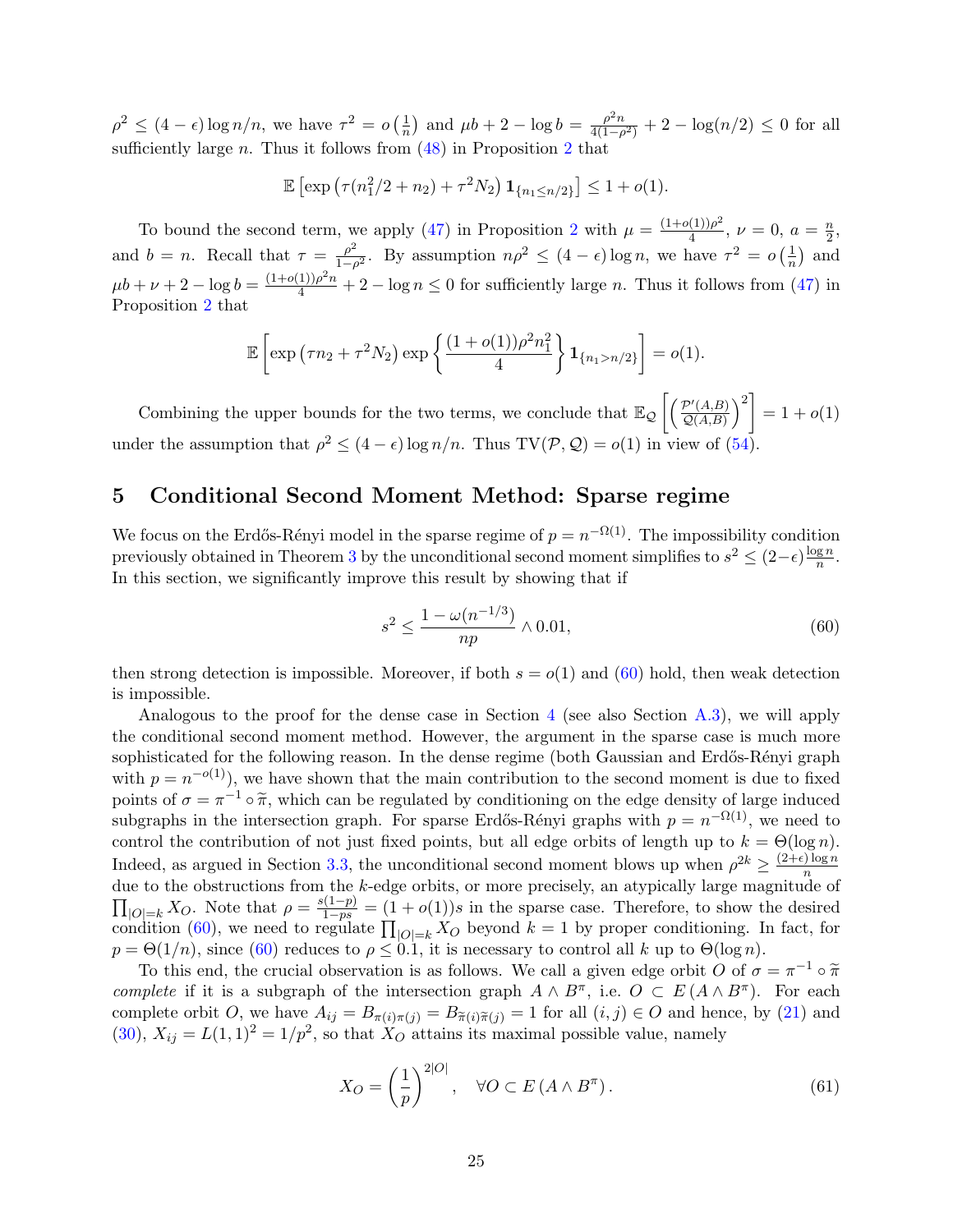$\rho^2 \le (4-\epsilon)\log n/n$, we have $\tau^2 = o\left(\frac{1}{n}\right)$ and $\mu b + 2 - \log b = \frac{\rho^2 n}{4(1-\rho^2)} + 2 - \log(n/2) \le 0$ for all sufficiently large $n$. Thus it follows from (48) in Proposition 2 that

$$\mathbb{E}\left[\exp\left(\tau(n_1^2/2 + n_2) + \tau^2 N_2\right)\mathbf{1}_{\{n_1 \le n/2\}}\right] \le 1 + o(1).$$

To bound the second term, we apply (47) in Proposition 2 with $\mu = \frac{(1+o(1))\rho^2}{4}$, $\nu = 0$, $a = \frac{n}{2}$, and $b = n$. Recall that $\tau = \frac{\rho^2}{1-\rho^2}$. By assumption $n\rho^2 \le (4-\epsilon)\log n$, we have $\tau^2 = o\left(\frac{1}{n}\right)$ and $\mu b + \nu + 2 - \log b = \frac{(1+o(1))\rho^2 n}{4} + 2 - \log n \le 0$ for sufficiently large $n$. Thus it follows from (47) in Proposition 2 that

$$\mathbb{E}\left[\exp\left(\tau n_2 + \tau^2 N_2\right)\exp\left\{\frac{(1+o(1))\rho^2 n_1^2}{4}\right\}\mathbf{1}_{\{n_1 > n/2\}}\right] = o(1).$$

Combining the upper bounds for the two terms, we conclude that $\mathbb{E}_{\mathcal{Q}}\left[\left(\frac{\mathcal{P}'(A,B)}{\mathcal{Q}(A,B)}\right)^2\right] = 1 + o(1)$ under the assumption that $\rho^2 \le (4-\epsilon)\log n/n$. Thus $\mathrm{TV}(\mathcal{P},\mathcal{Q}) = o(1)$ in view of (54).

## 5 Conditional Second Moment Method: Sparse regime

We focus on the Erdős-Rényi model in the sparse regime of $p = n^{-\Omega(1)}$. The impossibility condition previously obtained in Theorem 3 by the unconditional second moment simplifies to $s^2 \le (2-\epsilon)\frac{\log n}{n}$. In this section, we significantly improve this result by showing that if

$$s^2 \le \frac{1 - \omega(n^{-1/3})}{np} \wedge 0.01, \tag{60}$$

then strong detection is impossible. Moreover, if both $s = o(1)$ and (60) hold, then weak detection is impossible.

Analogous to the proof for the dense case in Section 4 (see also Section A.3), we will apply the conditional second moment method. However, the argument in the sparse case is much more sophisticated for the following reason. In the dense regime (both Gaussian and Erdős-Rényi graph with $p = n^{-o(1)}$), we have shown that the main contribution to the second moment is due to fixed points of $\sigma = \pi^{-1}\circ\widetilde{\pi}$, which can be regulated by conditioning on the edge density of large induced subgraphs in the intersection graph. For sparse Erdős-Rényi graphs with $p = n^{-\Omega(1)}$, we need to control the contribution of not just fixed points, but all edge orbits of length up to $k = \Theta(\log n)$. Indeed, as argued in Section 3.3, the unconditional second moment blows up when $\rho^{2k} \ge \frac{(2+\epsilon)\log n}{n}$ due to the obstructions from the $k$-edge orbits, or more precisely, an atypically large magnitude of $\prod_{|O|=k} X_O$. Note that $\rho = \frac{s(1-p)}{1-ps} = (1+o(1))s$ in the sparse case. Therefore, to show the desired condition (60), we need to regulate $\prod_{|O|=k} X_O$ beyond $k = 1$ by proper conditioning. In fact, for $p = \Theta(1/n)$, since (60) reduces to $\rho \le 0.1$, it is necessary to control all $k$ up to $\Theta(\log n)$.

To this end, the crucial observation is as follows. We call a given edge orbit $O$ of $\sigma = \pi^{-1}\circ\widetilde{\pi}$ *complete* if it is a subgraph of the intersection graph $A \wedge B^\pi$, i.e. $O \subset E(A \wedge B^\pi)$. For each complete orbit $O$, we have $A_{ij} = B_{\pi(i)\pi(j)} = B_{\widetilde{\pi}(i)\widetilde{\pi}(j)} = 1$ for all $(i,j) \in O$ and hence, by (21) and (30), $X_{ij} = L(1,1)^2 = 1/p^2$, so that $X_O$ attains its maximal possible value, namely

$$X_O = \left(\frac{1}{p}\right)^{2|O|}, \quad \forall O \subset E\left(A \wedge B^\pi\right). \tag{61}$$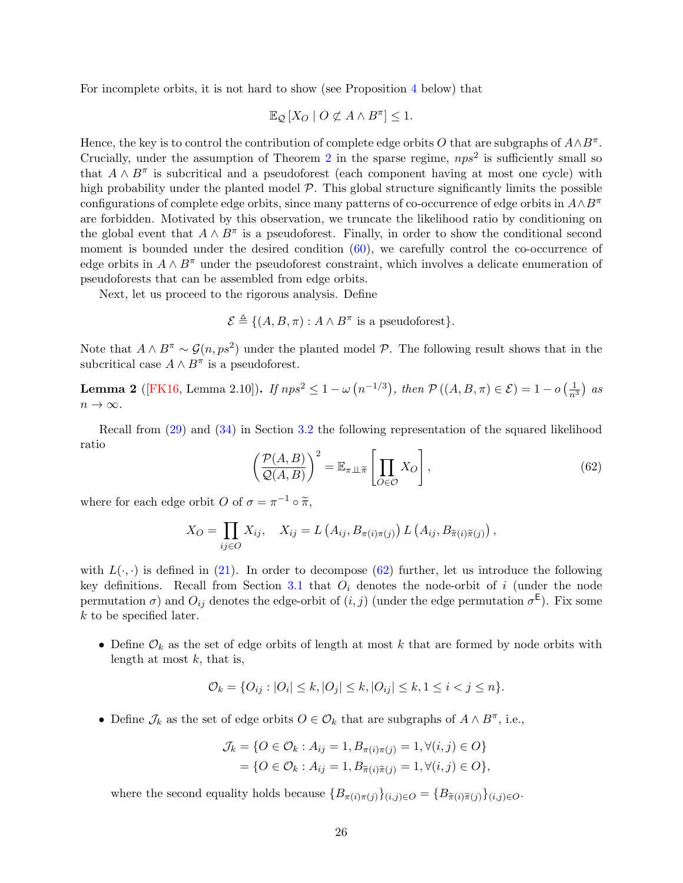For incomplete orbits, it is not hard to show (see Proposition 4 below) that

$$\mathbb{E}_{\mathcal{Q}}\left[X_O \mid O \not\subset A \wedge B^\pi\right] \leq 1.$$

Hence, the key is to control the contribution of complete edge orbits $O$ that are subgraphs of $A \wedge B^\pi$. Crucially, under the assumption of Theorem 2 in the sparse regime, $nps^2$ is sufficiently small so that $A \wedge B^\pi$ is subcritical and a pseudoforest (each component having at most one cycle) with high probability under the planted model $\mathcal{P}$. This global structure significantly limits the possible configurations of complete edge orbits, since many patterns of co-occurrence of edge orbits in $A \wedge B^\pi$ are forbidden. Motivated by this observation, we truncate the likelihood ratio by conditioning on the global event that $A \wedge B^\pi$ is a pseudoforest. Finally, in order to show the conditional second moment is bounded under the desired condition (60), we carefully control the co-occurrence of edge orbits in $A \wedge B^\pi$ under the pseudoforest constraint, which involves a delicate enumeration of pseudoforests that can be assembled from edge orbits.

Next, let us proceed to the rigorous analysis. Define

$$\mathcal{E} \triangleq \{(A, B, \pi) : A \wedge B^\pi \text{ is a pseudoforest}\}.$$

Note that $A \wedge B^\pi \sim \mathcal{G}(n, ps^2)$ under the planted model $\mathcal{P}$. The following result shows that in the subcritical case $A \wedge B^\pi$ is a pseudoforest.

**Lemma 2** ([FK16, Lemma 2.10])**.** *If $nps^2 \leq 1 - \omega\left(n^{-1/3}\right)$, then $\mathcal{P}\left((A, B, \pi) \in \mathcal{E}\right) = 1 - o\left(\frac{1}{n^3}\right)$ as $n \to \infty$.*

Recall from (29) and (34) in Section 3.2 the following representation of the squared likelihood ratio

$$\left(\frac{\mathcal{P}(A, B)}{\mathcal{Q}(A, B)}\right)^2 = \mathbb{E}_{\pi \perp\!\!\!\perp \widetilde{\pi}}\left[\prod_{O \in \mathcal{O}} X_O\right], \tag{62}$$

where for each edge orbit $O$ of $\sigma = \pi^{-1} \circ \widetilde{\pi}$,

$$X_O = \prod_{ij \in O} X_{ij}, \quad X_{ij} = L\left(A_{ij}, B_{\pi(i)\pi(j)}\right) L\left(A_{ij}, B_{\widetilde{\pi}(i)\widetilde{\pi}(j)}\right),$$

with $L(\cdot, \cdot)$ is defined in (21). In order to decompose (62) further, let us introduce the following key definitions. Recall from Section 3.1 that $O_i$ denotes the node-orbit of $i$ (under the node permutation $\sigma$) and $O_{ij}$ denotes the edge-orbit of $(i, j)$ (under the edge permutation $\sigma^{\mathsf{E}}$). Fix some $k$ to be specified later.

- Define $\mathcal{O}_k$ as the set of edge orbits of length at most $k$ that are formed by node orbits with length at most $k$, that is,

$$\mathcal{O}_k = \{O_{ij} : |O_i| \leq k, |O_j| \leq k, |O_{ij}| \leq k, 1 \leq i < j \leq n\}.$$

- Define $\mathcal{J}_k$ as the set of edge orbits $O \in \mathcal{O}_k$ that are subgraphs of $A \wedge B^\pi$, i.e.,

$$\begin{aligned}
\mathcal{J}_k &= \{O \in \mathcal{O}_k : A_{ij} = 1, B_{\pi(i)\pi(j)} = 1, \forall (i, j) \in O\} \\
&= \{O \in \mathcal{O}_k : A_{ij} = 1, B_{\widetilde{\pi}(i)\widetilde{\pi}(j)} = 1, \forall (i, j) \in O\},
\end{aligned}$$

where the second equality holds because $\{B_{\pi(i)\pi(j)}\}_{(i,j) \in O} = \{B_{\widetilde{\pi}(i)\widetilde{\pi}(j)}\}_{(i,j) \in O}$.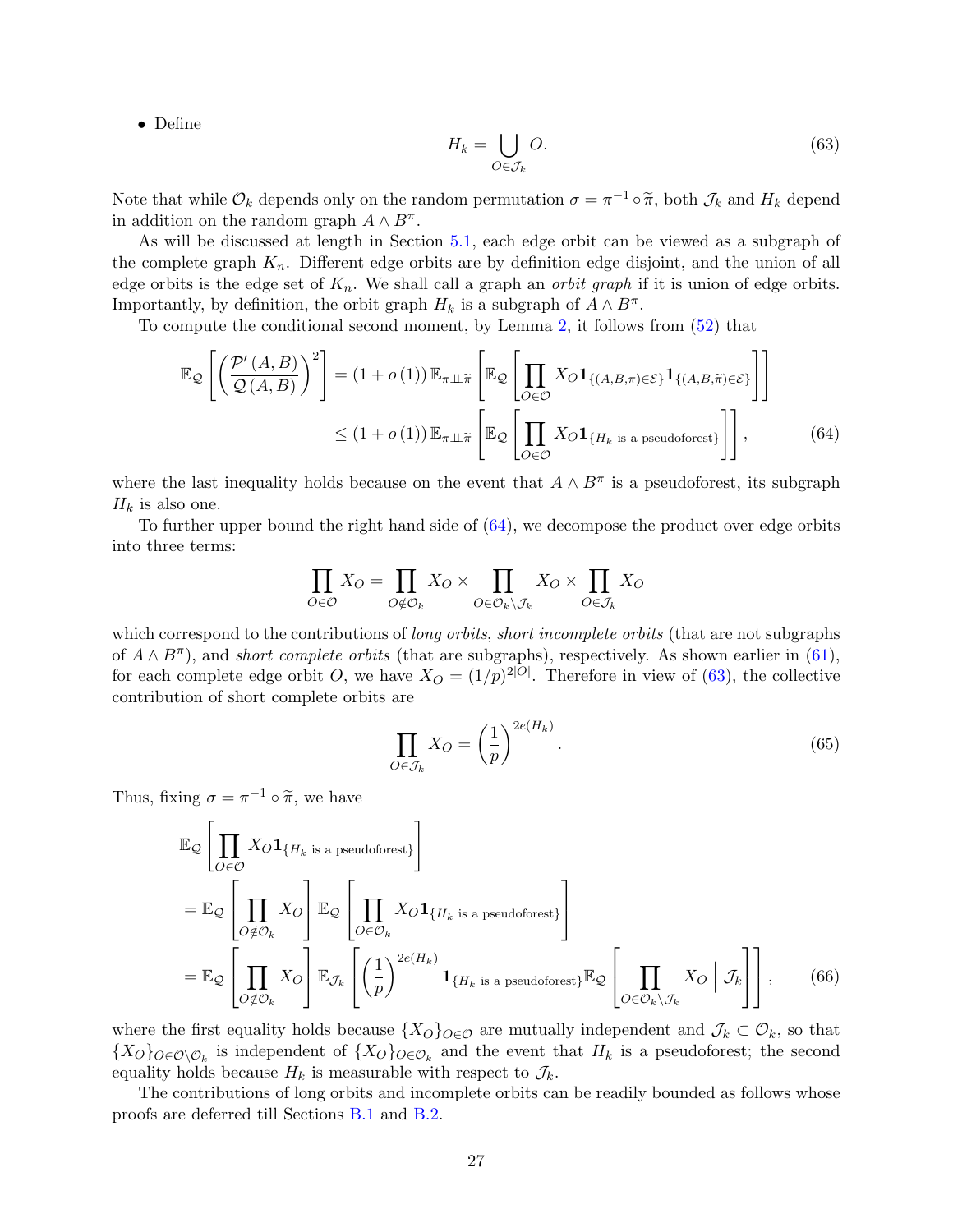- Define

$$H_k = \bigcup_{O \in \mathcal{J}_k} O. \tag{63}$$

Note that while $\mathcal{O}_k$ depends only on the random permutation $\sigma = \pi^{-1} \circ \widetilde{\pi}$, both $\mathcal{J}_k$ and $H_k$ depend in addition on the random graph $A \wedge B^\pi$.

As will be discussed at length in Section 5.1, each edge orbit can be viewed as a subgraph of the complete graph $K_n$. Different edge orbits are by definition edge disjoint, and the union of all edge orbits is the edge set of $K_n$. We shall call a graph an *orbit graph* if it is union of edge orbits. Importantly, by definition, the orbit graph $H_k$ is a subgraph of $A \wedge B^\pi$.

To compute the conditional second moment, by Lemma 2, it follows from (52) that

$$\begin{aligned}
\mathbb{E}_{\mathcal{Q}}\left[\left(\frac{\mathcal{P}'(A,B)}{\mathcal{Q}(A,B)}\right)^2\right] &= (1+o(1))\, \mathbb{E}_{\pi \perp\!\!\!\perp \widetilde{\pi}}\left[\mathbb{E}_{\mathcal{Q}}\left[\prod_{O \in \mathcal{O}} X_O \mathbf{1}_{\{(A,B,\pi) \in \mathcal{E}\}} \mathbf{1}_{\{(A,B,\widetilde{\pi}) \in \mathcal{E}\}}\right]\right] \\
&\le (1+o(1))\, \mathbb{E}_{\pi \perp\!\!\!\perp \widetilde{\pi}}\left[\mathbb{E}_{\mathcal{Q}}\left[\prod_{O \in \mathcal{O}} X_O \mathbf{1}_{\{H_k \text{ is a pseudoforest}\}}\right]\right],
\end{aligned} \tag{64}$$

where the last inequality holds because on the event that $A \wedge B^\pi$ is a pseudoforest, its subgraph $H_k$ is also one.

To further upper bound the right hand side of (64), we decompose the product over edge orbits into three terms:

$$\prod_{O \in \mathcal{O}} X_O = \prod_{O \notin \mathcal{O}_k} X_O \times \prod_{O \in \mathcal{O}_k \backslash \mathcal{J}_k} X_O \times \prod_{O \in \mathcal{J}_k} X_O$$

which correspond to the contributions of *long orbits*, *short incomplete orbits* (that are not subgraphs of $A \wedge B^\pi$), and *short complete orbits* (that are subgraphs), respectively. As shown earlier in (61), for each complete edge orbit $O$, we have $X_O = (1/p)^{2|O|}$. Therefore in view of (63), the collective contribution of short complete orbits are

$$\prod_{O \in \mathcal{J}_k} X_O = \left(\frac{1}{p}\right)^{2e(H_k)}. \tag{65}$$

Thus, fixing $\sigma = \pi^{-1} \circ \widetilde{\pi}$, we have

$$\begin{aligned}
&\mathbb{E}_{\mathcal{Q}}\left[\prod_{O \in \mathcal{O}} X_O \mathbf{1}_{\{H_k \text{ is a pseudoforest}\}}\right] \\
&= \mathbb{E}_{\mathcal{Q}}\left[\prod_{O \notin \mathcal{O}_k} X_O\right] \mathbb{E}_{\mathcal{Q}}\left[\prod_{O \in \mathcal{O}_k} X_O \mathbf{1}_{\{H_k \text{ is a pseudoforest}\}}\right] \\
&= \mathbb{E}_{\mathcal{Q}}\left[\prod_{O \notin \mathcal{O}_k} X_O\right] \mathbb{E}_{\mathcal{J}_k}\left[\left(\frac{1}{p}\right)^{2e(H_k)} \mathbf{1}_{\{H_k \text{ is a pseudoforest}\}} \mathbb{E}_{\mathcal{Q}}\left[\prod_{O \in \mathcal{O}_k \backslash \mathcal{J}_k} X_O \,\Big|\, \mathcal{J}_k\right]\right],
\end{aligned} \tag{66}$$

where the first equality holds because $\{X_O\}_{O \in \mathcal{O}}$ are mutually independent and $\mathcal{J}_k \subset \mathcal{O}_k$, so that $\{X_O\}_{O \in \mathcal{O} \backslash \mathcal{O}_k}$ is independent of $\{X_O\}_{O \in \mathcal{O}_k}$ and the event that $H_k$ is a pseudoforest; the second equality holds because $H_k$ is measurable with respect to $\mathcal{J}_k$.

The contributions of long orbits and incomplete orbits can be readily bounded as follows whose proofs are deferred till Sections B.1 and B.2.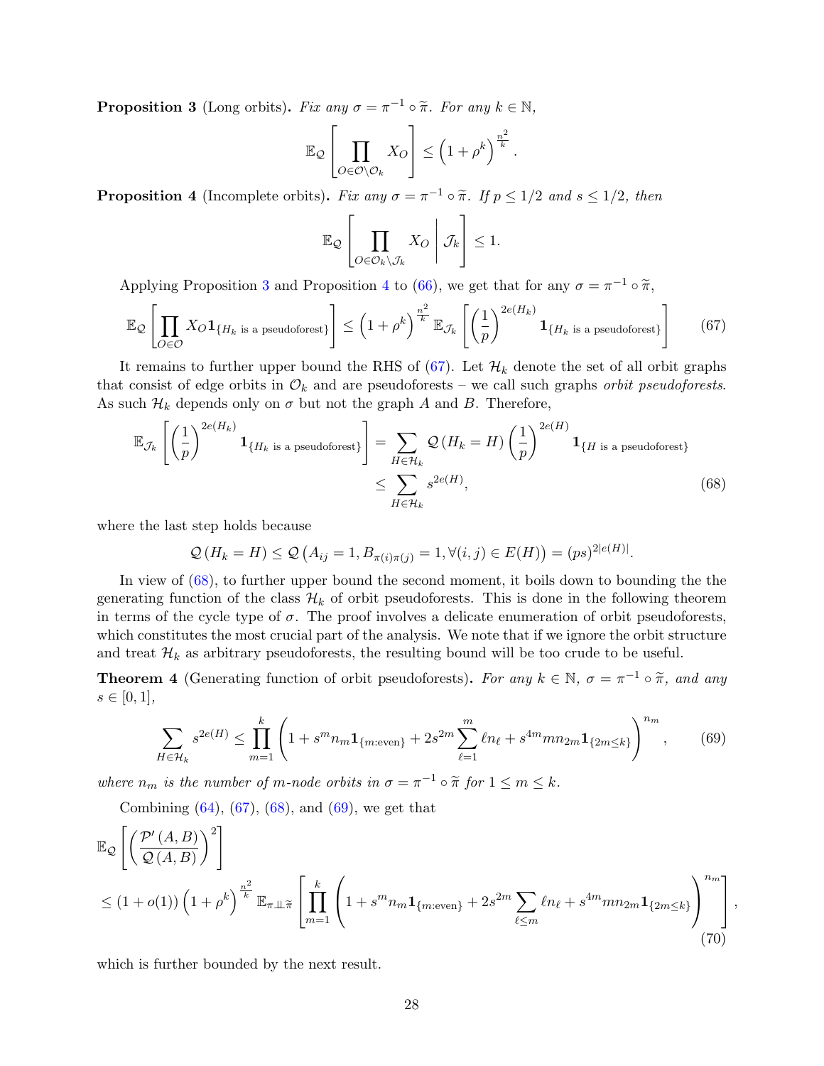**Proposition 3** (Long orbits)**.** *Fix any $\sigma = \pi^{-1} \circ \widetilde{\pi}$. For any $k \in \mathbb{N}$,*

$$
\mathbb{E}_{\mathcal{Q}}\left[\prod_{O \in \mathcal{O} \setminus \mathcal{O}_k} X_O\right] \le \left(1+\rho^k\right)^{\frac{n^2}{k}}.
$$

**Proposition 4** (Incomplete orbits)**.** *Fix any $\sigma = \pi^{-1} \circ \widetilde{\pi}$. If $p \le 1/2$ and $s \le 1/2$, then*

$$
\mathbb{E}_{\mathcal{Q}}\left[\prod_{O \in \mathcal{O}_k \setminus \mathcal{J}_k} X_O \,\middle|\, \mathcal{J}_k\right] \le 1.
$$

Applying Proposition 3 and Proposition 4 to (66), we get that for any $\sigma = \pi^{-1} \circ \widetilde{\pi}$,

$$
\mathbb{E}_{\mathcal{Q}}\left[\prod_{O \in \mathcal{O}} X_O \mathbf{1}_{\{H_k \text{ is a pseudoforest}\}}\right] \le \left(1+\rho^k\right)^{\frac{n^2}{k}} \mathbb{E}_{\mathcal{J}_k}\left[\left(\frac{1}{p}\right)^{2e(H_k)} \mathbf{1}_{\{H_k \text{ is a pseudoforest}\}}\right] \tag{67}
$$

It remains to further upper bound the RHS of (67). Let $\mathcal{H}_k$ denote the set of all orbit graphs that consist of edge orbits in $\mathcal{O}_k$ and are pseudoforests – we call such graphs *orbit pseudoforests*. As such $\mathcal{H}_k$ depends only on $\sigma$ but not the graph $A$ and $B$. Therefore,

$$
\begin{aligned}
\mathbb{E}_{\mathcal{J}_k}\left[\left(\frac{1}{p}\right)^{2e(H_k)} \mathbf{1}_{\{H_k \text{ is a pseudoforest}\}}\right] &= \sum_{H \in \mathcal{H}_k} \mathcal{Q}\left(H_k = H\right)\left(\frac{1}{p}\right)^{2e(H)} \mathbf{1}_{\{H \text{ is a pseudoforest}\}} \\
&\le \sum_{H \in \mathcal{H}_k} s^{2e(H)},
\end{aligned} \tag{68}
$$

where the last step holds because

$$
\mathcal{Q}\left(H_k = H\right) \le \mathcal{Q}\left(A_{ij} = 1, B_{\pi(i)\pi(j)} = 1, \forall (i,j) \in E(H)\right) = (ps)^{2|e(H)|}.
$$

In view of (68), to further upper bound the second moment, it boils down to bounding the the generating function of the class $\mathcal{H}_k$ of orbit pseudoforests. This is done in the following theorem in terms of the cycle type of $\sigma$. The proof involves a delicate enumeration of orbit pseudoforests, which constitutes the most crucial part of the analysis. We note that if we ignore the orbit structure and treat $\mathcal{H}_k$ as arbitrary pseudoforests, the resulting bound will be too crude to be useful.

**Theorem 4** (Generating function of orbit pseudoforests)**.** *For any $k \in \mathbb{N}$, $\sigma = \pi^{-1} \circ \widetilde{\pi}$, and any $s \in [0,1]$,*

$$
\sum_{H \in \mathcal{H}_k} s^{2e(H)} \le \prod_{m=1}^{k}\left(1 + s^m n_m \mathbf{1}_{\{m:\text{even}\}} + 2s^{2m} \sum_{\ell=1}^{m} \ell n_\ell + s^{4m} m n_{2m} \mathbf{1}_{\{2m \le k\}}\right)^{n_m}, \tag{69}
$$

*where $n_m$ is the number of $m$-node orbits in $\sigma = \pi^{-1} \circ \widetilde{\pi}$ for $1 \le m \le k$.*

Combining (64), (67), (68), and (69), we get that

$$
\begin{aligned}
&\mathbb{E}_{\mathcal{Q}}\left[\left(\frac{\mathcal{P}'(A,B)}{\mathcal{Q}(A,B)}\right)^2\right] \\
&\le (1+o(1))\left(1+\rho^k\right)^{\frac{n^2}{k}} \mathbb{E}_{\pi \perp\!\!\!\perp \widetilde{\pi}}\left[\prod_{m=1}^{k}\left(1 + s^m n_m \mathbf{1}_{\{m:\text{even}\}} + 2s^{2m} \sum_{\ell \le m} \ell n_\ell + s^{4m} m n_{2m} \mathbf{1}_{\{2m \le k\}}\right)^{n_m}\right],
\end{aligned} \tag{70}
$$

which is further bounded by the next result.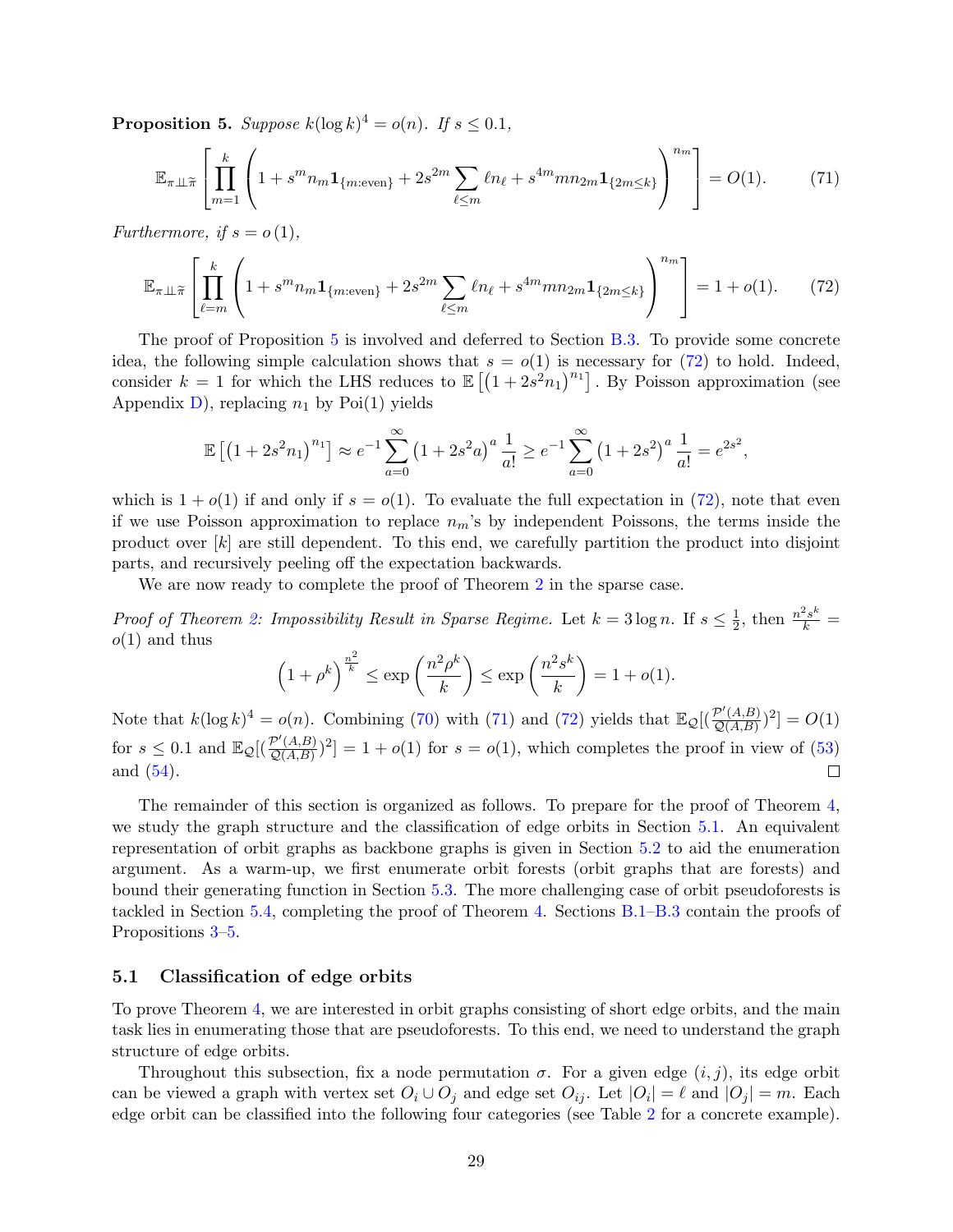**Proposition 5.** *Suppose $k(\log k)^4 = o(n)$. If $s \le 0.1$,*

$$\mathbb{E}_{\pi \perp\!\!\!\perp \widetilde{\pi}}\left[\prod_{m=1}^{k}\left(1 + s^m n_m \mathbf{1}_{\{m:\text{even}\}} + 2s^{2m}\sum_{\ell \le m} \ell n_\ell + s^{4m} m n_{2m} \mathbf{1}_{\{2m \le k\}}\right)^{n_m}\right] = O(1). \tag{71}$$

*Furthermore, if $s = o(1)$,*

$$\mathbb{E}_{\pi \perp\!\!\!\perp \widetilde{\pi}}\left[\prod_{\ell=m}^{k}\left(1 + s^m n_m \mathbf{1}_{\{m:\text{even}\}} + 2s^{2m}\sum_{\ell \le m} \ell n_\ell + s^{4m} m n_{2m} \mathbf{1}_{\{2m \le k\}}\right)^{n_m}\right] = 1 + o(1). \tag{72}$$

The proof of Proposition 5 is involved and deferred to Section B.3. To provide some concrete idea, the following simple calculation shows that $s = o(1)$ is necessary for (72) to hold. Indeed, consider $k = 1$ for which the LHS reduces to $\mathbb{E}\left[\left(1 + 2s^2 n_1\right)^{n_1}\right]$. By Poisson approximation (see Appendix D), replacing $n_1$ by Poi(1) yields

$$\mathbb{E}\left[\left(1 + 2s^2 n_1\right)^{n_1}\right] \approx e^{-1}\sum_{a=0}^{\infty}\left(1 + 2s^2 a\right)^a \frac{1}{a!} \ge e^{-1}\sum_{a=0}^{\infty}\left(1 + 2s^2\right)^a \frac{1}{a!} = e^{2s^2},$$

which is $1 + o(1)$ if and only if $s = o(1)$. To evaluate the full expectation in (72), note that even if we use Poisson approximation to replace $n_m$'s by independent Poissons, the terms inside the product over $[k]$ are still dependent. To this end, we carefully partition the product into disjoint parts, and recursively peeling off the expectation backwards.

We are now ready to complete the proof of Theorem 2 in the sparse case.

*Proof of Theorem 2: Impossibility Result in Sparse Regime.* Let $k = 3\log n$. If $s \le \frac{1}{2}$, then $\frac{n^2 s^k}{k} = o(1)$ and thus

$$\left(1 + \rho^k\right)^{\frac{n^2}{k}} \le \exp\left(\frac{n^2 \rho^k}{k}\right) \le \exp\left(\frac{n^2 s^k}{k}\right) = 1 + o(1).$$

Note that $k(\log k)^4 = o(n)$. Combining (70) with (71) and (72) yields that $\mathbb{E}_{\mathcal{Q}}[(\frac{\mathcal{P}'(A,B)}{\mathcal{Q}(A,B)})^2] = O(1)$ for $s \le 0.1$ and $\mathbb{E}_{\mathcal{Q}}[(\frac{\mathcal{P}'(A,B)}{\mathcal{Q}(A,B)})^2] = 1 + o(1)$ for $s = o(1)$, which completes the proof in view of (53) and (54). $\square$

The remainder of this section is organized as follows. To prepare for the proof of Theorem 4, we study the graph structure and the classification of edge orbits in Section 5.1. An equivalent representation of orbit graphs as backbone graphs is given in Section 5.2 to aid the enumeration argument. As a warm-up, we first enumerate orbit forests (orbit graphs that are forests) and bound their generating function in Section 5.3. The more challenging case of orbit pseudoforests is tackled in Section 5.4, completing the proof of Theorem 4. Sections B.1–B.3 contain the proofs of Propositions 3–5.

## 5.1 Classification of edge orbits

To prove Theorem 4, we are interested in orbit graphs consisting of short edge orbits, and the main task lies in enumerating those that are pseudoforests. To this end, we need to understand the graph structure of edge orbits.

Throughout this subsection, fix a node permutation $\sigma$. For a given edge $(i, j)$, its edge orbit can be viewed a graph with vertex set $O_i \cup O_j$ and edge set $O_{ij}$. Let $|O_i| = \ell$ and $|O_j| = m$. Each edge orbit can be classified into the following four categories (see Table 2 for a concrete example).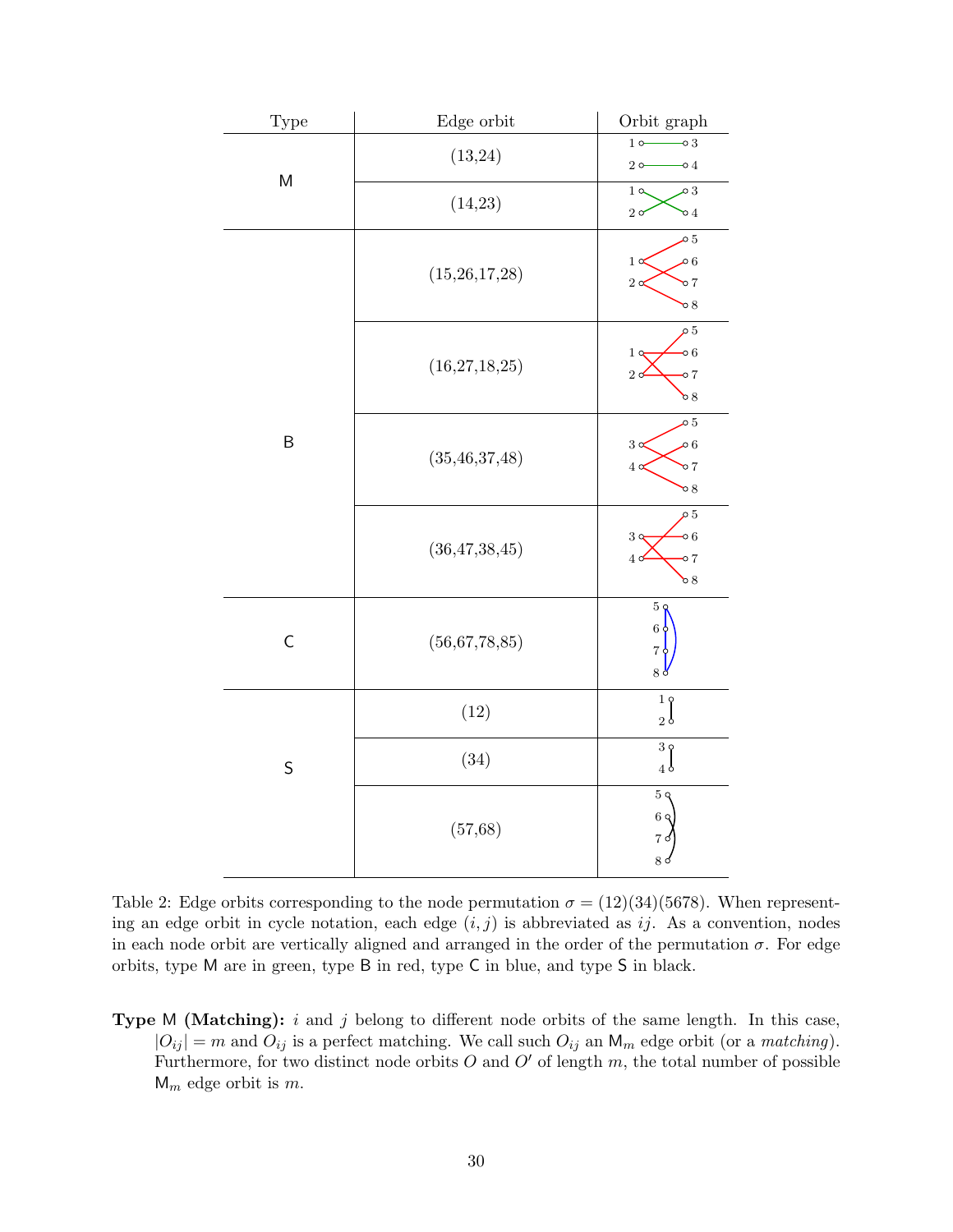| Type | Edge orbit | Orbit graph |
|---|---|---|
| M | (13,24) | |
| | (14,23) | |
| B | (15,26,17,28) | |
| | (16,27,18,25) | |
| | (35,46,37,48) | |
| | (36,47,38,45) | |
| C | (56,67,78,85) | |
| S | (12) | |
| | (34) | |
| | (57,68) | |

Table 2: Edge orbits corresponding to the node permutation $\sigma = (12)(34)(5678)$. When representing an edge orbit in cycle notation, each edge $(i, j)$ is abbreviated as $ij$. As a convention, nodes in each node orbit are vertically aligned and arranged in the order of the permutation $\sigma$. For edge orbits, type M are in green, type B in red, type C in blue, and type S in black.

**Type M (Matching):** $i$ and $j$ belong to different node orbits of the same length. In this case, $|O_{ij}| = m$ and $O_{ij}$ is a perfect matching. We call such $O_{ij}$ an $\mathsf{M}_m$ edge orbit (or a *matching*). Furthermore, for two distinct node orbits $O$ and $O'$ of length $m$, the total number of possible $\mathsf{M}_m$ edge orbit is $m$.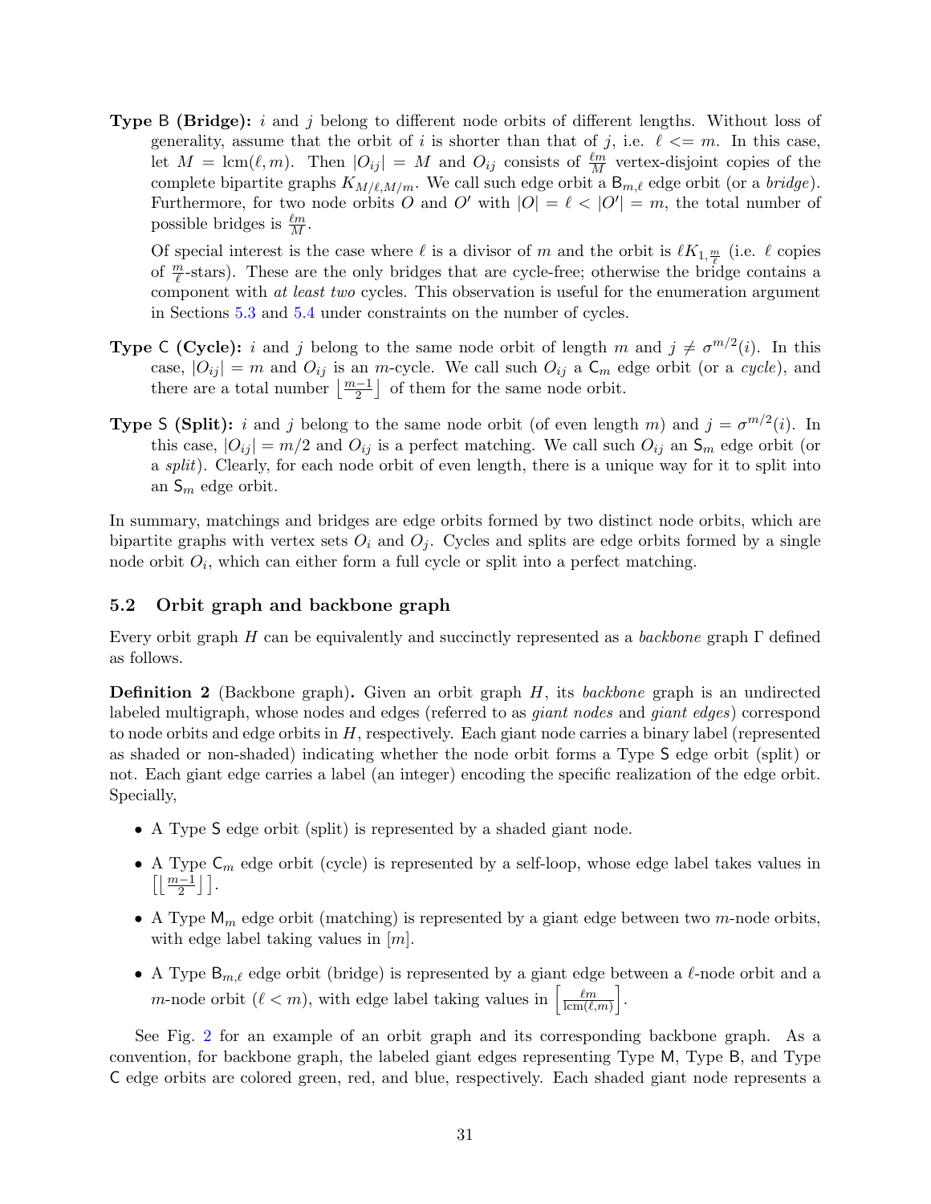**Type** $\mathsf{B}$ **(Bridge):** $i$ and $j$ belong to different node orbits of different lengths. Without loss of generality, assume that the orbit of $i$ is shorter than that of $j$, i.e. $\ell <= m$. In this case, let $M = \mathrm{lcm}(\ell, m)$. Then $|O_{ij}| = M$ and $O_{ij}$ consists of $\frac{\ell m}{M}$ vertex-disjoint copies of the complete bipartite graphs $K_{M/\ell, M/m}$. We call such edge orbit a $\mathsf{B}_{m,\ell}$ edge orbit (or a *bridge*). Furthermore, for two node orbits $O$ and $O'$ with $|O| = \ell < |O'| = m$, the total number of possible bridges is $\frac{\ell m}{M}$.

Of special interest is the case where $\ell$ is a divisor of $m$ and the orbit is $\ell K_{1,\frac{m}{\ell}}$ (i.e. $\ell$ copies of $\frac{m}{\ell}$-stars). These are the only bridges that are cycle-free; otherwise the bridge contains a component with *at least two* cycles. This observation is useful for the enumeration argument in Sections 5.3 and 5.4 under constraints on the number of cycles.

**Type** $\mathsf{C}$ **(Cycle):** $i$ and $j$ belong to the same node orbit of length $m$ and $j \neq \sigma^{m/2}(i)$. In this case, $|O_{ij}| = m$ and $O_{ij}$ is an $m$-cycle. We call such $O_{ij}$ a $\mathsf{C}_m$ edge orbit (or a *cycle*), and there are a total number $\left\lfloor \frac{m-1}{2} \right\rfloor$ of them for the same node orbit.

**Type** $\mathsf{S}$ **(Split):** $i$ and $j$ belong to the same node orbit (of even length $m$) and $j = \sigma^{m/2}(i)$. In this case, $|O_{ij}| = m/2$ and $O_{ij}$ is a perfect matching. We call such $O_{ij}$ an $\mathsf{S}_m$ edge orbit (or a *split*). Clearly, for each node orbit of even length, there is a unique way for it to split into an $\mathsf{S}_m$ edge orbit.

In summary, matchings and bridges are edge orbits formed by two distinct node orbits, which are bipartite graphs with vertex sets $O_i$ and $O_j$. Cycles and splits are edge orbits formed by a single node orbit $O_i$, which can either form a full cycle or split into a perfect matching.

## 5.2 Orbit graph and backbone graph

Every orbit graph $H$ can be equivalently and succinctly represented as a *backbone* graph $\Gamma$ defined as follows.

**Definition 2** (Backbone graph)**.** Given an orbit graph $H$, its *backbone* graph is an undirected labeled multigraph, whose nodes and edges (referred to as *giant nodes* and *giant edges*) correspond to node orbits and edge orbits in $H$, respectively. Each giant node carries a binary label (represented as shaded or non-shaded) indicating whether the node orbit forms a Type $\mathsf{S}$ edge orbit (split) or not. Each giant edge carries a label (an integer) encoding the specific realization of the edge orbit. Specially,

- A Type $\mathsf{S}$ edge orbit (split) is represented by a shaded giant node.
- A Type $\mathsf{C}_m$ edge orbit (cycle) is represented by a self-loop, whose edge label takes values in $\left[\left\lfloor \frac{m-1}{2} \right\rfloor\right]$.
- A Type $\mathsf{M}_m$ edge orbit (matching) is represented by a giant edge between two $m$-node orbits, with edge label taking values in $[m]$.
- A Type $\mathsf{B}_{m,\ell}$ edge orbit (bridge) is represented by a giant edge between a $\ell$-node orbit and a $m$-node orbit ($\ell < m$), with edge label taking values in $\left[\frac{\ell m}{\mathrm{lcm}(\ell, m)}\right]$.

See Fig. 2 for an example of an orbit graph and its corresponding backbone graph. As a convention, for backbone graph, the labeled giant edges representing Type $\mathsf{M}$, Type $\mathsf{B}$, and Type $\mathsf{C}$ edge orbits are colored green, red, and blue, respectively. Each shaded giant node represents a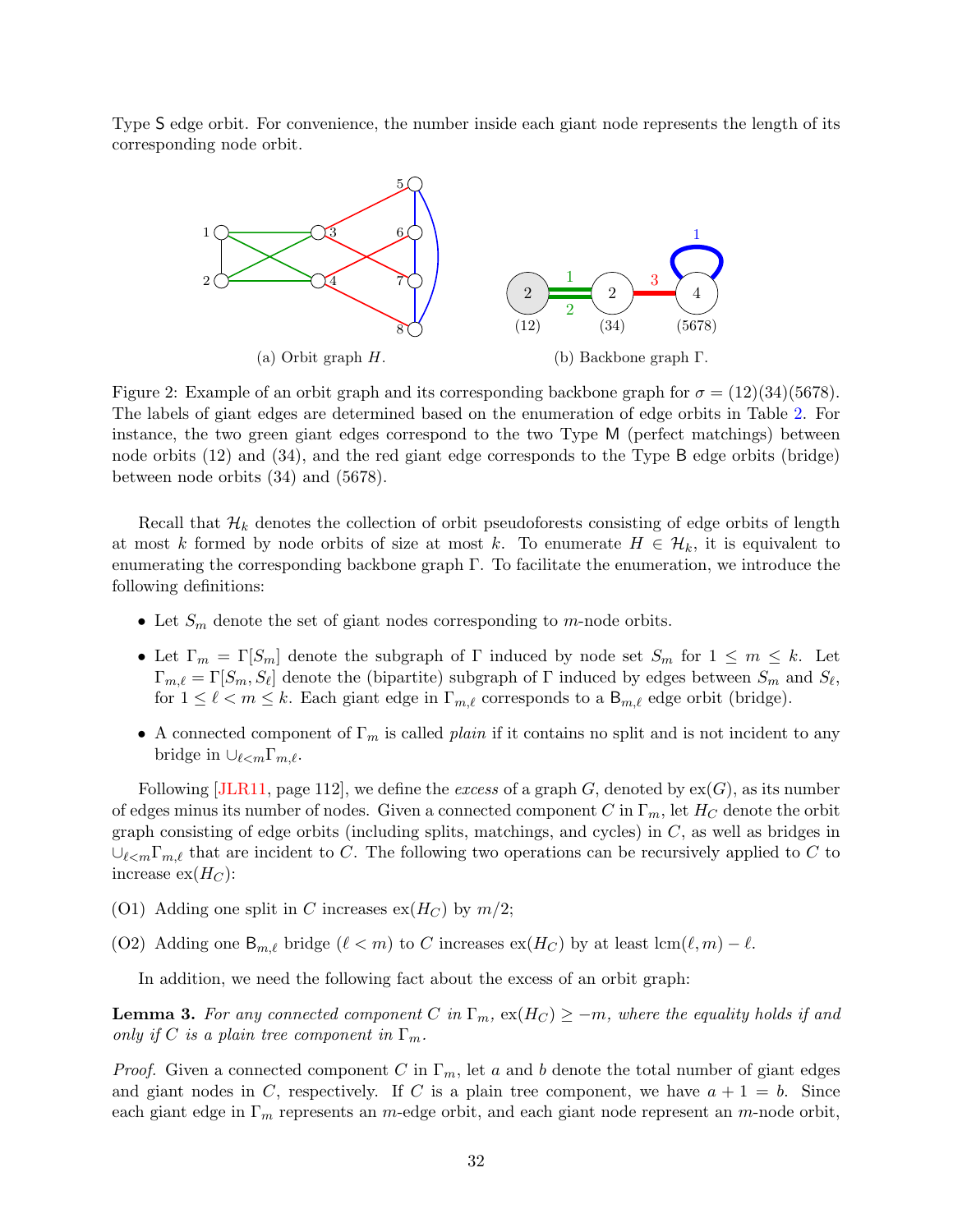Type S edge orbit. For convenience, the number inside each giant node represents the length of its corresponding node orbit.

(a) Orbit graph $H$.

(b) Backbone graph $\Gamma$.

Figure 2: Example of an orbit graph and its corresponding backbone graph for $\sigma = (12)(34)(5678)$. The labels of giant edges are determined based on the enumeration of edge orbits in Table 2. For instance, the two green giant edges correspond to the two Type M (perfect matchings) between node orbits (12) and (34), and the red giant edge corresponds to the Type B edge orbits (bridge) between node orbits (34) and (5678).

Recall that $\mathcal{H}_k$ denotes the collection of orbit pseudoforests consisting of edge orbits of length at most $k$ formed by node orbits of size at most $k$. To enumerate $H \in \mathcal{H}_k$, it is equivalent to enumerating the corresponding backbone graph $\Gamma$. To facilitate the enumeration, we introduce the following definitions:

- Let $S_m$ denote the set of giant nodes corresponding to $m$-node orbits.
- Let $\Gamma_m = \Gamma[S_m]$ denote the subgraph of $\Gamma$ induced by node set $S_m$ for $1 \le m \le k$. Let $\Gamma_{m,\ell} = \Gamma[S_m, S_\ell]$ denote the (bipartite) subgraph of $\Gamma$ induced by edges between $S_m$ and $S_\ell$, for $1 \le \ell < m \le k$. Each giant edge in $\Gamma_{m,\ell}$ corresponds to a $\mathsf{B}_{m,\ell}$ edge orbit (bridge).
- A connected component of $\Gamma_m$ is called *plain* if it contains no split and is not incident to any bridge in $\cup_{\ell<m}\Gamma_{m,\ell}$.

Following [JLR11, page 112], we define the *excess* of a graph $G$, denoted by $\mathrm{ex}(G)$, as its number of edges minus its number of nodes. Given a connected component $C$ in $\Gamma_m$, let $H_C$ denote the orbit graph consisting of edge orbits (including splits, matchings, and cycles) in $C$, as well as bridges in $\cup_{\ell<m}\Gamma_{m,\ell}$ that are incident to $C$. The following two operations can be recursively applied to $C$ to increase $\mathrm{ex}(H_C)$:

(O1) Adding one split in $C$ increases $\mathrm{ex}(H_C)$ by $m/2$;

(O2) Adding one $\mathsf{B}_{m,\ell}$ bridge ($\ell < m$) to $C$ increases $\mathrm{ex}(H_C)$ by at least $\mathrm{lcm}(\ell, m) - \ell$.

In addition, we need the following fact about the excess of an orbit graph:

**Lemma 3.** *For any connected component $C$ in $\Gamma_m$, $\mathrm{ex}(H_C) \ge -m$, where the equality holds if and only if $C$ is a plain tree component in $\Gamma_m$.*

*Proof.* Given a connected component $C$ in $\Gamma_m$, let $a$ and $b$ denote the total number of giant edges and giant nodes in $C$, respectively. If $C$ is a plain tree component, we have $a + 1 = b$. Since each giant edge in $\Gamma_m$ represents an $m$-edge orbit, and each giant node represent an $m$-node orbit,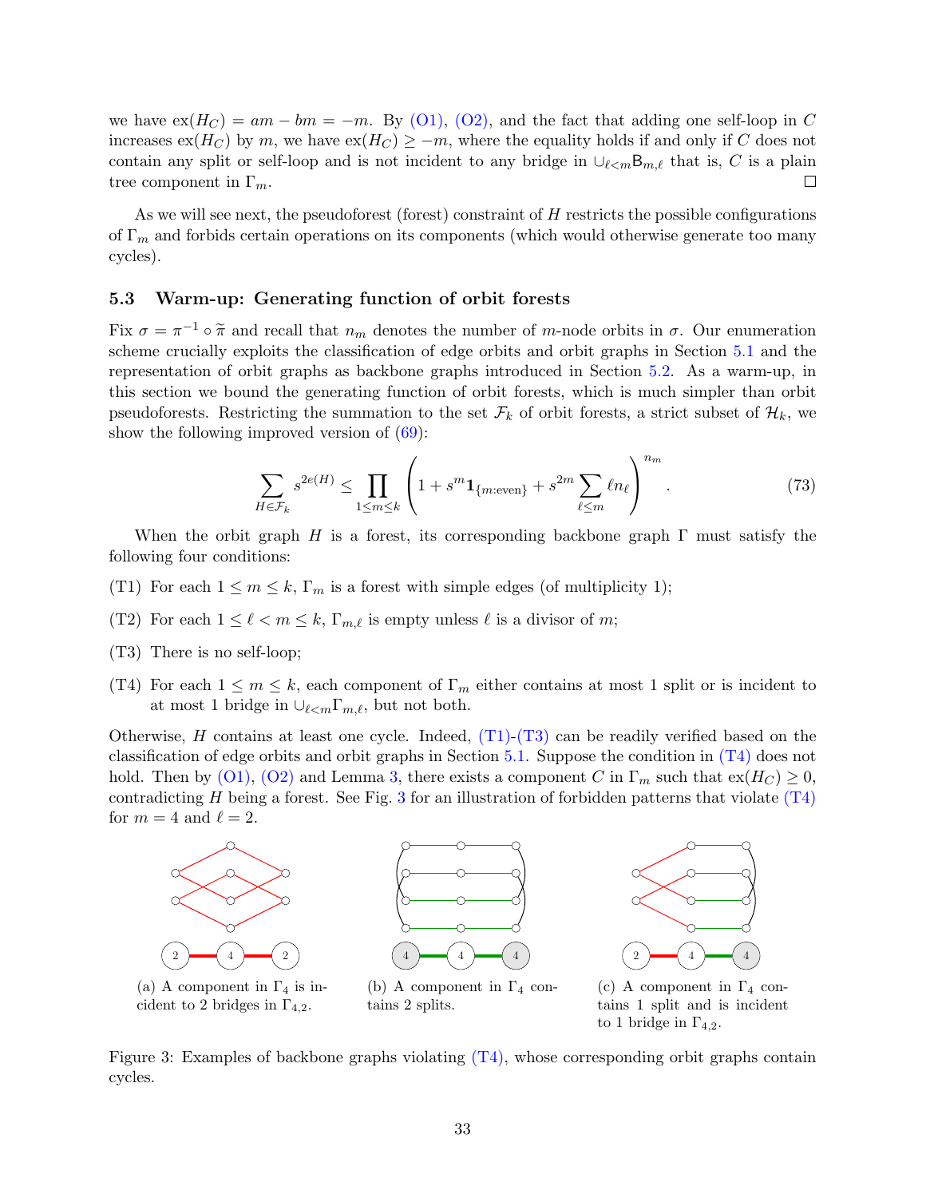we have $\text{ex}(H_C) = am - bm = -m$. By (O1), (O2), and the fact that adding one self-loop in $C$ increases $\text{ex}(H_C)$ by $m$, we have $\text{ex}(H_C) \geq -m$, where the equality holds if and only if $C$ does not contain any split or self-loop and is not incident to any bridge in $\cup_{\ell<m}\mathsf{B}_{m,\ell}$ that is, $C$ is a plain tree component in $\Gamma_m$. □

As we will see next, the pseudoforest (forest) constraint of $H$ restricts the possible configurations of $\Gamma_m$ and forbids certain operations on its components (which would otherwise generate too many cycles).

### 5.3 Warm-up: Generating function of orbit forests

Fix $\sigma = \pi^{-1} \circ \widetilde{\pi}$ and recall that $n_m$ denotes the number of $m$-node orbits in $\sigma$. Our enumeration scheme crucially exploits the classification of edge orbits and orbit graphs in Section 5.1 and the representation of orbit graphs as backbone graphs introduced in Section 5.2. As a warm-up, in this section we bound the generating function of orbit forests, which is much simpler than orbit pseudoforests. Restricting the summation to the set $\mathcal{F}_k$ of orbit forests, a strict subset of $\mathcal{H}_k$, we show the following improved version of (69):

$$\sum_{H \in \mathcal{F}_k} s^{2e(H)} \leq \prod_{1 \leq m \leq k} \left(1 + s^m \mathbf{1}_{\{m:\text{even}\}} + s^{2m} \sum_{\ell \leq m} \ell n_\ell \right)^{n_m}. \tag{73}$$

When the orbit graph $H$ is a forest, its corresponding backbone graph $\Gamma$ must satisfy the following four conditions:

(T1) For each $1 \leq m \leq k$, $\Gamma_m$ is a forest with simple edges (of multiplicity 1);

(T2) For each $1 \leq \ell < m \leq k$, $\Gamma_{m,\ell}$ is empty unless $\ell$ is a divisor of $m$;

(T3) There is no self-loop;

(T4) For each $1 \leq m \leq k$, each component of $\Gamma_m$ either contains at most 1 split or is incident to at most 1 bridge in $\cup_{\ell<m}\Gamma_{m,\ell}$, but not both.

Otherwise, $H$ contains at least one cycle. Indeed, (T1)-(T3) can be readily verified based on the classification of edge orbits and orbit graphs in Section 5.1. Suppose the condition in (T4) does not hold. Then by (O1), (O2) and Lemma 3, there exists a component $C$ in $\Gamma_m$ such that $\text{ex}(H_C) \geq 0$, contradicting $H$ being a forest. See Fig. 3 for an illustration of forbidden patterns that violate (T4) for $m = 4$ and $\ell = 2$.

(a) A component in $\Gamma_4$ is incident to 2 bridges in $\Gamma_{4,2}$.

(b) A component in $\Gamma_4$ contains 2 splits.

(c) A component in $\Gamma_4$ contains 1 split and is incident to 1 bridge in $\Gamma_{4,2}$.

Figure 3: Examples of backbone graphs violating (T4), whose corresponding orbit graphs contain cycles.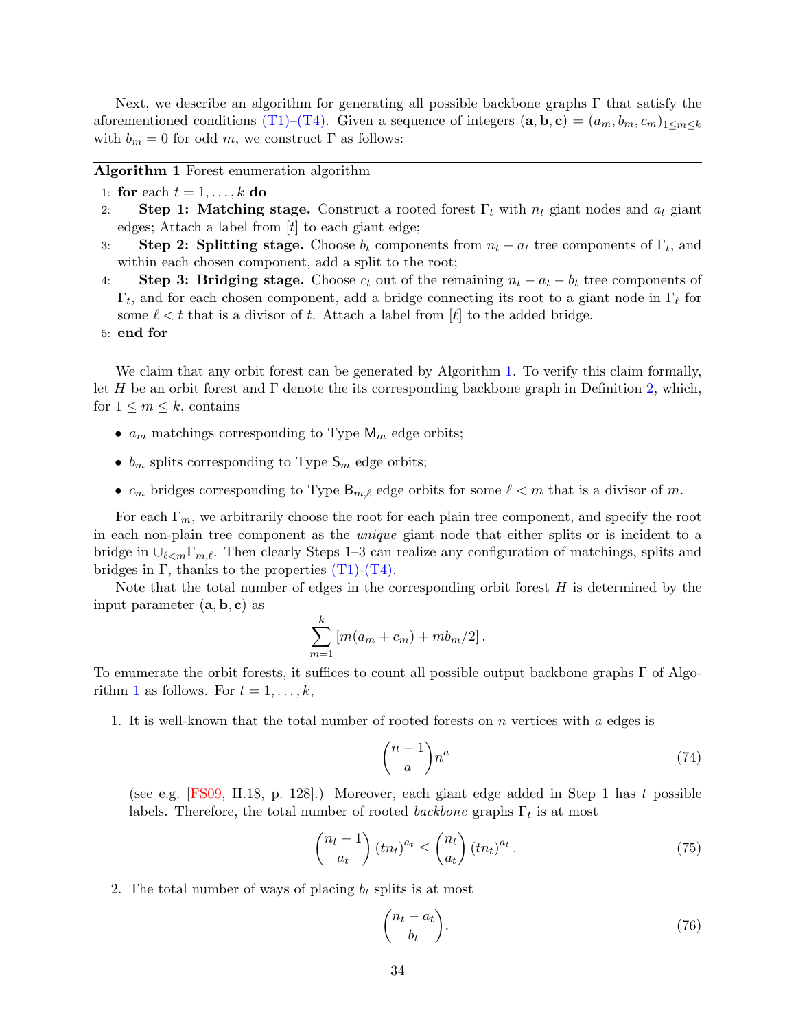Next, we describe an algorithm for generating all possible backbone graphs $\Gamma$ that satisfy the aforementioned conditions (T1)–(T4). Given a sequence of integers $(\mathbf{a}, \mathbf{b}, \mathbf{c}) = (a_m, b_m, c_m)_{1 \le m \le k}$ with $b_m = 0$ for odd $m$, we construct $\Gamma$ as follows:

**Algorithm 1** Forest enumeration algorithm

```
1: for each t = 1, ..., k do
2:     Step 1: Matching stage. Construct a rooted forest Γ_t with n_t giant nodes and a_t giant
       edges; Attach a label from [t] to each giant edge;
3:     Step 2: Splitting stage. Choose b_t components from n_t − a_t tree components of Γ_t, and
       within each chosen component, add a split to the root;
4:     Step 3: Bridging stage. Choose c_t out of the remaining n_t − a_t − b_t tree components of
       Γ_t, and for each chosen component, add a bridge connecting its root to a giant node in Γ_ℓ for
       some ℓ < t that is a divisor of t. Attach a label from [ℓ] to the added bridge.
5: end for
```

We claim that any orbit forest can be generated by Algorithm 1. To verify this claim formally, let $H$ be an orbit forest and $\Gamma$ denote the its corresponding backbone graph in Definition 2, which, for $1 \le m \le k$, contains

- $a_m$ matchings corresponding to Type $\mathsf{M}_m$ edge orbits;
- $b_m$ splits corresponding to Type $\mathsf{S}_m$ edge orbits;
- $c_m$ bridges corresponding to Type $\mathsf{B}_{m,\ell}$ edge orbits for some $\ell < m$ that is a divisor of $m$.

For each $\Gamma_m$, we arbitrarily choose the root for each plain tree component, and specify the root in each non-plain tree component as the *unique* giant node that either splits or is incident to a bridge in $\cup_{\ell<m}\Gamma_{m,\ell}$. Then clearly Steps 1–3 can realize any configuration of matchings, splits and bridges in $\Gamma$, thanks to the properties (T1)-(T4).

Note that the total number of edges in the corresponding orbit forest $H$ is determined by the input parameter $(\mathbf{a}, \mathbf{b}, \mathbf{c})$ as

$$\sum_{m=1}^{k} \left[m(a_m + c_m) + m b_m/2\right].$$

To enumerate the orbit forests, it suffices to count all possible output backbone graphs $\Gamma$ of Algorithm 1 as follows. For $t = 1, \ldots, k$,

1. It is well-known that the total number of rooted forests on $n$ vertices with $a$ edges is
$$\binom{n-1}{a} n^a \tag{74}$$
(see e.g. [FS09, II.18, p. 128].) Moreover, each giant edge added in Step 1 has $t$ possible labels. Therefore, the total number of rooted *backbone* graphs $\Gamma_t$ is at most
$$\binom{n_t - 1}{a_t} (t n_t)^{a_t} \le \binom{n_t}{a_t} (t n_t)^{a_t}. \tag{75}$$

2. The total number of ways of placing $b_t$ splits is at most
$$\binom{n_t - a_t}{b_t}. \tag{76}$$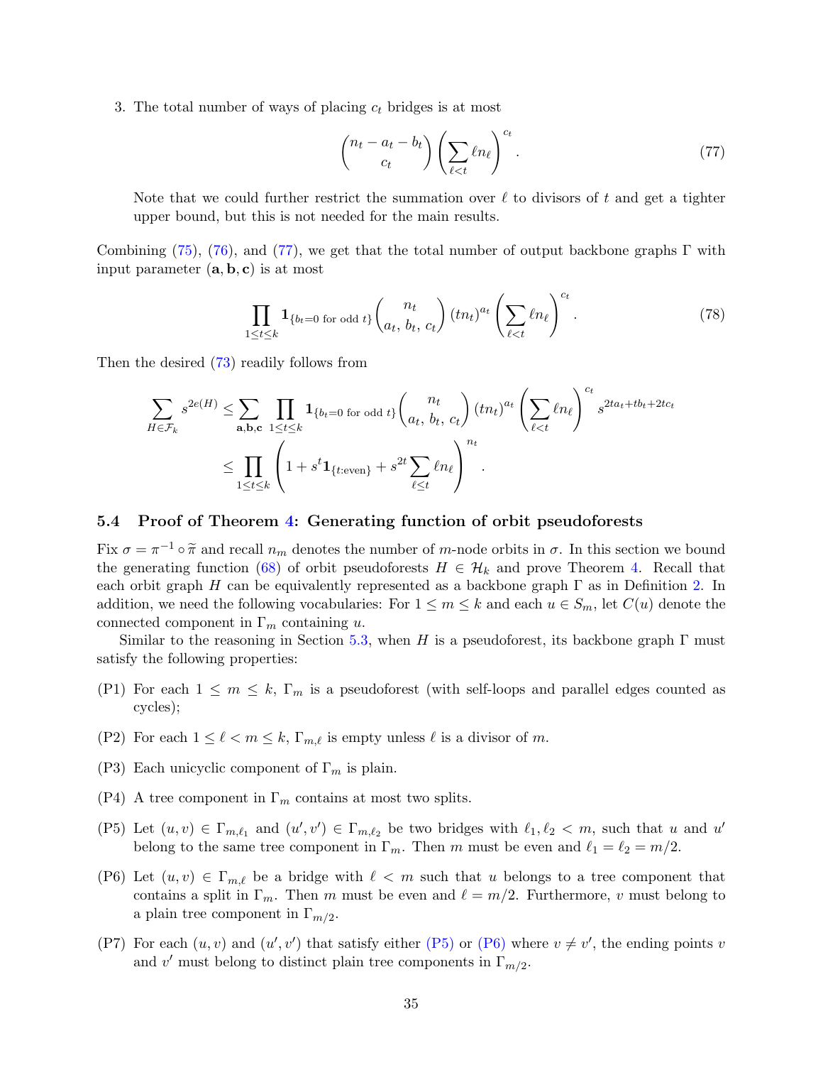3. The total number of ways of placing $c_t$ bridges is at most

$$\binom{n_t - a_t - b_t}{c_t}\left(\sum_{\ell<t} \ell n_\ell\right)^{c_t}. \tag{77}$$

   Note that we could further restrict the summation over $\ell$ to divisors of $t$ and get a tighter upper bound, but this is not needed for the main results.

Combining (75), (76), and (77), we get that the total number of output backbone graphs $\Gamma$ with input parameter $(\mathbf{a}, \mathbf{b}, \mathbf{c})$ is at most

$$\prod_{1\le t\le k} \mathbf{1}_{\{b_t=0 \text{ for odd } t\}} \binom{n_t}{a_t,\, b_t,\, c_t} (tn_t)^{a_t} \left(\sum_{\ell<t} \ell n_\ell\right)^{c_t}. \tag{78}$$

Then the desired (73) readily follows from

$$\begin{aligned}
\sum_{H\in\mathcal{F}_k} s^{2e(H)} &\le \sum_{\mathbf{a},\mathbf{b},\mathbf{c}} \prod_{1\le t\le k} \mathbf{1}_{\{b_t=0 \text{ for odd } t\}} \binom{n_t}{a_t,\, b_t,\, c_t} (tn_t)^{a_t} \left(\sum_{\ell<t} \ell n_\ell\right)^{c_t} s^{2ta_t+tb_t+2tc_t} \\
&\le \prod_{1\le t\le k} \left(1 + s^t \mathbf{1}_{\{t:\text{even}\}} + s^{2t}\sum_{\ell\le t} \ell n_\ell\right)^{n_t}.
\end{aligned}$$

## 5.4 Proof of Theorem 4: Generating function of orbit pseudoforests

Fix $\sigma = \pi^{-1} \circ \widetilde{\pi}$ and recall $n_m$ denotes the number of $m$-node orbits in $\sigma$. In this section we bound the generating function (68) of orbit pseudoforests $H \in \mathcal{H}_k$ and prove Theorem 4. Recall that each orbit graph $H$ can be equivalently represented as a backbone graph $\Gamma$ as in Definition 2. In addition, we need the following vocabularies: For $1 \le m \le k$ and each $u \in S_m$, let $C(u)$ denote the connected component in $\Gamma_m$ containing $u$.

Similar to the reasoning in Section 5.3, when $H$ is a pseudoforest, its backbone graph $\Gamma$ must satisfy the following properties:

- (P1) For each $1 \le m \le k$, $\Gamma_m$ is a pseudoforest (with self-loops and parallel edges counted as cycles);
- (P2) For each $1 \le \ell < m \le k$, $\Gamma_{m,\ell}$ is empty unless $\ell$ is a divisor of $m$.
- (P3) Each unicyclic component of $\Gamma_m$ is plain.
- (P4) A tree component in $\Gamma_m$ contains at most two splits.
- (P5) Let $(u, v) \in \Gamma_{m,\ell_1}$ and $(u', v') \in \Gamma_{m,\ell_2}$ be two bridges with $\ell_1, \ell_2 < m$, such that $u$ and $u'$ belong to the same tree component in $\Gamma_m$. Then $m$ must be even and $\ell_1 = \ell_2 = m/2$.
- (P6) Let $(u, v) \in \Gamma_{m,\ell}$ be a bridge with $\ell < m$ such that $u$ belongs to a tree component that contains a split in $\Gamma_m$. Then $m$ must be even and $\ell = m/2$. Furthermore, $v$ must belong to a plain tree component in $\Gamma_{m/2}$.
- (P7) For each $(u, v)$ and $(u', v')$ that satisfy either (P5) or (P6) where $v \ne v'$, the ending points $v$ and $v'$ must belong to distinct plain tree components in $\Gamma_{m/2}$.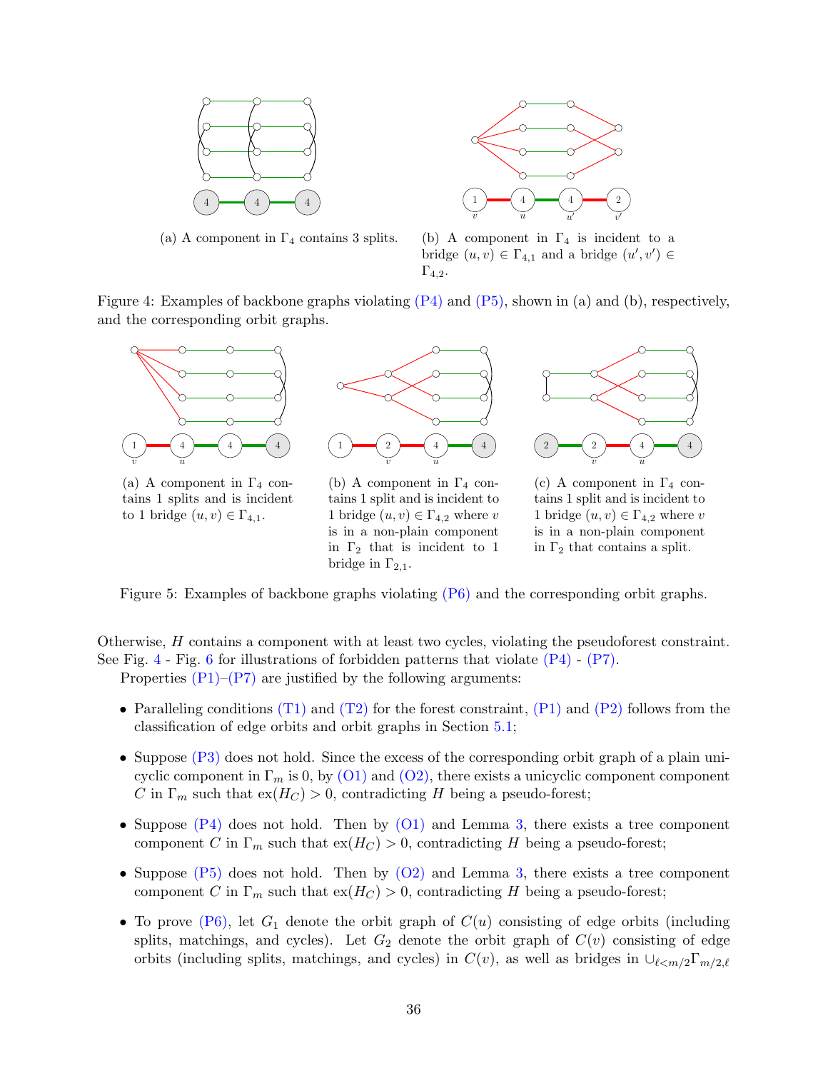(a) A component in $\Gamma_4$ contains 3 splits.

(b) A component in $\Gamma_4$ is incident to a bridge $(u, v) \in \Gamma_{4,1}$ and a bridge $(u', v') \in \Gamma_{4,2}$.

Figure 4: Examples of backbone graphs violating (P4) and (P5), shown in (a) and (b), respectively, and the corresponding orbit graphs.

(a) A component in $\Gamma_4$ contains 1 splits and is incident to 1 bridge $(u, v) \in \Gamma_{4,1}$.

(b) A component in $\Gamma_4$ contains 1 split and is incident to 1 bridge $(u, v) \in \Gamma_{4,2}$ where $v$ is in a non-plain component in $\Gamma_2$ that is incident to 1 bridge in $\Gamma_{2,1}$.

(c) A component in $\Gamma_4$ contains 1 split and is incident to 1 bridge $(u, v) \in \Gamma_{4,2}$ where $v$ is in a non-plain component in $\Gamma_2$ that contains a split.

Figure 5: Examples of backbone graphs violating (P6) and the corresponding orbit graphs.

Otherwise, $H$ contains a component with at least two cycles, violating the pseudoforest constraint. See Fig. 4 - Fig. 6 for illustrations of forbidden patterns that violate (P4) - (P7).

Properties (P1)–(P7) are justified by the following arguments:

- Paralleling conditions (T1) and (T2) for the forest constraint, (P1) and (P2) follows from the classification of edge orbits and orbit graphs in Section 5.1;
- Suppose (P3) does not hold. Since the excess of the corresponding orbit graph of a plain unicyclic component in $\Gamma_m$ is 0, by (O1) and (O2), there exists a unicyclic component component $C$ in $\Gamma_m$ such that $\mathrm{ex}(H_C) > 0$, contradicting $H$ being a pseudo-forest;
- Suppose (P4) does not hold. Then by (O1) and Lemma 3, there exists a tree component component $C$ in $\Gamma_m$ such that $\mathrm{ex}(H_C) > 0$, contradicting $H$ being a pseudo-forest;
- Suppose (P5) does not hold. Then by (O2) and Lemma 3, there exists a tree component component $C$ in $\Gamma_m$ such that $\mathrm{ex}(H_C) > 0$, contradicting $H$ being a pseudo-forest;
- To prove (P6), let $G_1$ denote the orbit graph of $C(u)$ consisting of edge orbits (including splits, matchings, and cycles). Let $G_2$ denote the orbit graph of $C(v)$ consisting of edge orbits (including splits, matchings, and cycles) in $C(v)$, as well as bridges in $\cup_{\ell<m/2}\Gamma_{m/2,\ell}$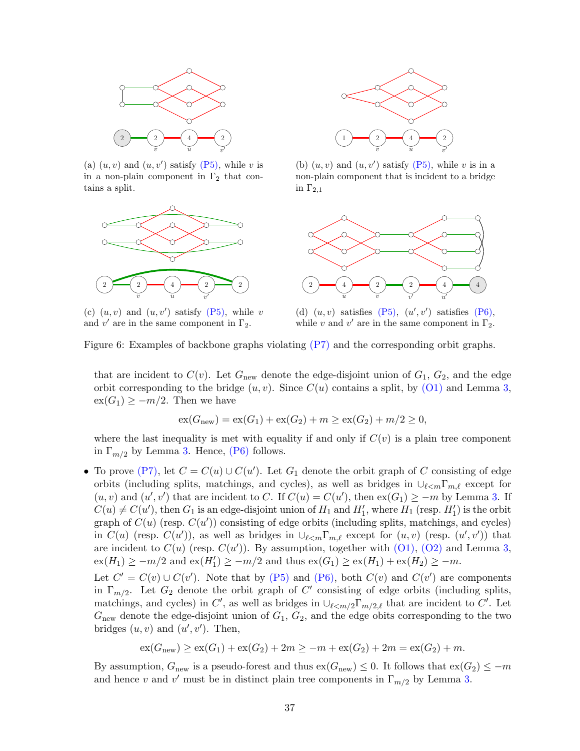(a) $(u, v)$ and $(u, v')$ satisfy (P5), while $v$ is in a non-plain component in $\Gamma_2$ that contains a split.

(b) $(u, v)$ and $(u, v')$ satisfy (P5), while $v$ is in a non-plain component that is incident to a bridge in $\Gamma_{2,1}$

(c) $(u, v)$ and $(u, v')$ satisfy (P5), while $v$ and $v'$ are in the same component in $\Gamma_2$.

(d) $(u, v)$ satisfies (P5), $(u', v')$ satisfies (P6), while $v$ and $v'$ are in the same component in $\Gamma_2$.

Figure 6: Examples of backbone graphs violating (P7) and the corresponding orbit graphs.

that are incident to $C(v)$. Let $G_{\text{new}}$ denote the edge-disjoint union of $G_1$, $G_2$, and the edge orbit corresponding to the bridge $(u, v)$. Since $C(u)$ contains a split, by (O1) and Lemma 3, $\text{ex}(G_1) \geq -m/2$. Then we have

$$\text{ex}(G_{\text{new}}) = \text{ex}(G_1) + \text{ex}(G_2) + m \geq \text{ex}(G_2) + m/2 \geq 0,$$

where the last inequality is met with equality if and only if $C(v)$ is a plain tree component in $\Gamma_{m/2}$ by Lemma 3. Hence, (P6) follows.

- To prove (P7), let $C = C(u) \cup C(u')$. Let $G_1$ denote the orbit graph of $C$ consisting of edge orbits (including splits, matchings, and cycles), as well as bridges in $\cup_{\ell<m}\Gamma_{m,\ell}$ except for $(u, v)$ and $(u', v')$ that are incident to $C$. If $C(u) = C(u')$, then $\text{ex}(G_1) \geq -m$ by Lemma 3. If $C(u) \neq C(u')$, then $G_1$ is an edge-disjoint union of $H_1$ and $H_1'$, where $H_1$ (resp. $H_1'$) is the orbit graph of $C(u)$ (resp. $C(u')$) consisting of edge orbits (including splits, matchings, and cycles) in $C(u)$ (resp. $C(u')$), as well as bridges in $\cup_{\ell<m}\Gamma_{m,\ell}$ except for $(u, v)$ (resp. $(u', v')$) that are incident to $C(u)$ (resp. $C(u')$). By assumption, together with (O1), (O2) and Lemma 3, $\text{ex}(H_1) \geq -m/2$ and $\text{ex}(H_1') \geq -m/2$ and thus $\text{ex}(G_1) \geq \text{ex}(H_1) + \text{ex}(H_2) \geq -m$.

  Let $C' = C(v) \cup C(v')$. Note that by (P5) and (P6), both $C(v)$ and $C(v')$ are components in $\Gamma_{m/2}$. Let $G_2$ denote the orbit graph of $C'$ consisting of edge orbits (including splits, matchings, and cycles) in $C'$, as well as bridges in $\cup_{\ell<m/2}\Gamma_{m/2,\ell}$ that are incident to $C'$. Let $G_{\text{new}}$ denote the edge-disjoint union of $G_1$, $G_2$, and the edge obits corresponding to the two bridges $(u, v)$ and $(u', v')$. Then,

$$\text{ex}(G_{\text{new}}) \geq \text{ex}(G_1) + \text{ex}(G_2) + 2m \geq -m + \text{ex}(G_2) + 2m = \text{ex}(G_2) + m.$$

  By assumption, $G_{\text{new}}$ is a pseudo-forest and thus $\text{ex}(G_{\text{new}}) \leq 0$. It follows that $\text{ex}(G_2) \leq -m$ and hence $v$ and $v'$ must be in distinct plain tree components in $\Gamma_{m/2}$ by Lemma 3.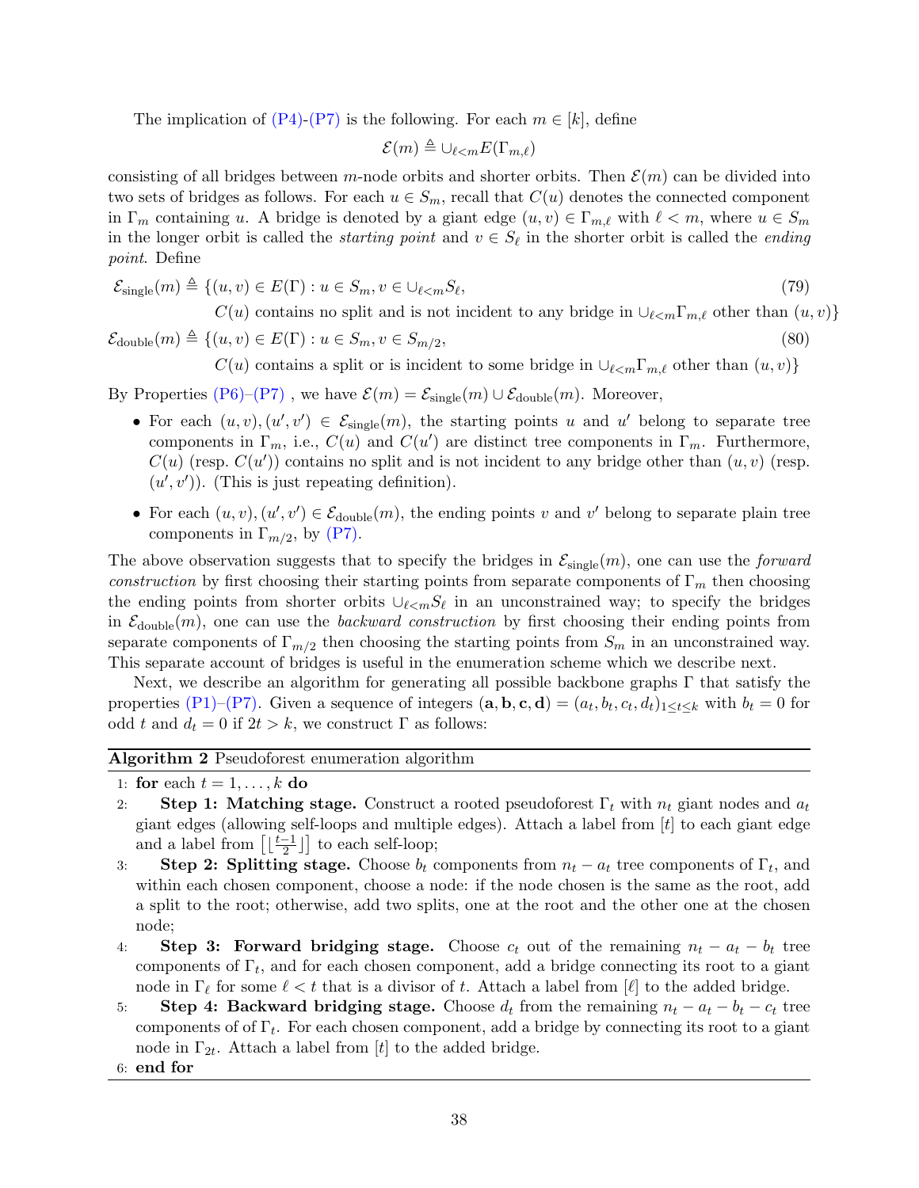The implication of (P4)-(P7) is the following. For each $m \in [k]$, define

$$\mathcal{E}(m) \triangleq \cup_{\ell<m} E(\Gamma_{m,\ell})$$

consisting of all bridges between $m$-node orbits and shorter orbits. Then $\mathcal{E}(m)$ can be divided into two sets of bridges as follows. For each $u \in S_m$, recall that $C(u)$ denotes the connected component in $\Gamma_m$ containing $u$. A bridge is denoted by a giant edge $(u,v) \in \Gamma_{m,\ell}$ with $\ell < m$, where $u \in S_m$ in the longer orbit is called the *starting point* and $v \in S_\ell$ in the shorter orbit is called the *ending point*. Define

$$\mathcal{E}_{\text{single}}(m) \triangleq \{(u,v) \in E(\Gamma) : u \in S_m, v \in \cup_{\ell<m} S_\ell, \quad C(u) \text{ contains no split and is not incident to any bridge in } \cup_{\ell<m}\Gamma_{m,\ell} \text{ other than } (u,v)\} \tag{79}$$

$$\mathcal{E}_{\text{double}}(m) \triangleq \{(u,v) \in E(\Gamma) : u \in S_m, v \in S_{m/2}, \quad C(u) \text{ contains a split or is incident to some bridge in } \cup_{\ell<m}\Gamma_{m,\ell} \text{ other than } (u,v)\} \tag{80}$$

By Properties (P6)–(P7) , we have $\mathcal{E}(m) = \mathcal{E}_{\text{single}}(m) \cup \mathcal{E}_{\text{double}}(m)$. Moreover,

- For each $(u,v),(u',v') \in \mathcal{E}_{\text{single}}(m)$, the starting points $u$ and $u'$ belong to separate tree components in $\Gamma_m$, i.e., $C(u)$ and $C(u')$ are distinct tree components in $\Gamma_m$. Furthermore, $C(u)$ (resp. $C(u')$) contains no split and is not incident to any bridge other than $(u,v)$ (resp. $(u',v')$). (This is just repeating definition).
- For each $(u,v),(u',v') \in \mathcal{E}_{\text{double}}(m)$, the ending points $v$ and $v'$ belong to separate plain tree components in $\Gamma_{m/2}$, by (P7).

The above observation suggests that to specify the bridges in $\mathcal{E}_{\text{single}}(m)$, one can use the *forward construction* by first choosing their starting points from separate components of $\Gamma_m$ then choosing the ending points from shorter orbits $\cup_{\ell<m} S_\ell$ in an unconstrained way; to specify the bridges in $\mathcal{E}_{\text{double}}(m)$, one can use the *backward construction* by first choosing their ending points from separate components of $\Gamma_{m/2}$ then choosing the starting points from $S_m$ in an unconstrained way. This separate account of bridges is useful in the enumeration scheme which we describe next.

Next, we describe an algorithm for generating all possible backbone graphs $\Gamma$ that satisfy the properties (P1)–(P7). Given a sequence of integers $(\mathbf{a},\mathbf{b},\mathbf{c},\mathbf{d}) = (a_t,b_t,c_t,d_t)_{1\le t\le k}$ with $b_t = 0$ for odd $t$ and $d_t = 0$ if $2t > k$, we construct $\Gamma$ as follows:

**Algorithm 2** Pseudoforest enumeration algorithm

```
1: for each t = 1, ..., k do
2:     Step 1: Matching stage. Construct a rooted pseudoforest Γ_t with n_t giant nodes and a_t
       giant edges (allowing self-loops and multiple edges). Attach a label from [t] to each giant edge
       and a label from [⌊(t−1)/2⌋] to each self-loop;
3:     Step 2: Splitting stage. Choose b_t components from n_t − a_t tree components of Γ_t, and
       within each chosen component, choose a node: if the node chosen is the same as the root, add
       a split to the root; otherwise, add two splits, one at the root and the other one at the chosen
       node;
4:     Step 3: Forward bridging stage. Choose c_t out of the remaining n_t − a_t − b_t tree
       components of Γ_t, and for each chosen component, add a bridge connecting its root to a giant
       node in Γ_ℓ for some ℓ < t that is a divisor of t. Attach a label from [ℓ] to the added bridge.
5:     Step 4: Backward bridging stage. Choose d_t from the remaining n_t − a_t − b_t − c_t tree
       components of of Γ_t. For each chosen component, add a bridge by connecting its root to a giant
       node in Γ_2t. Attach a label from [t] to the added bridge.
6: end for
```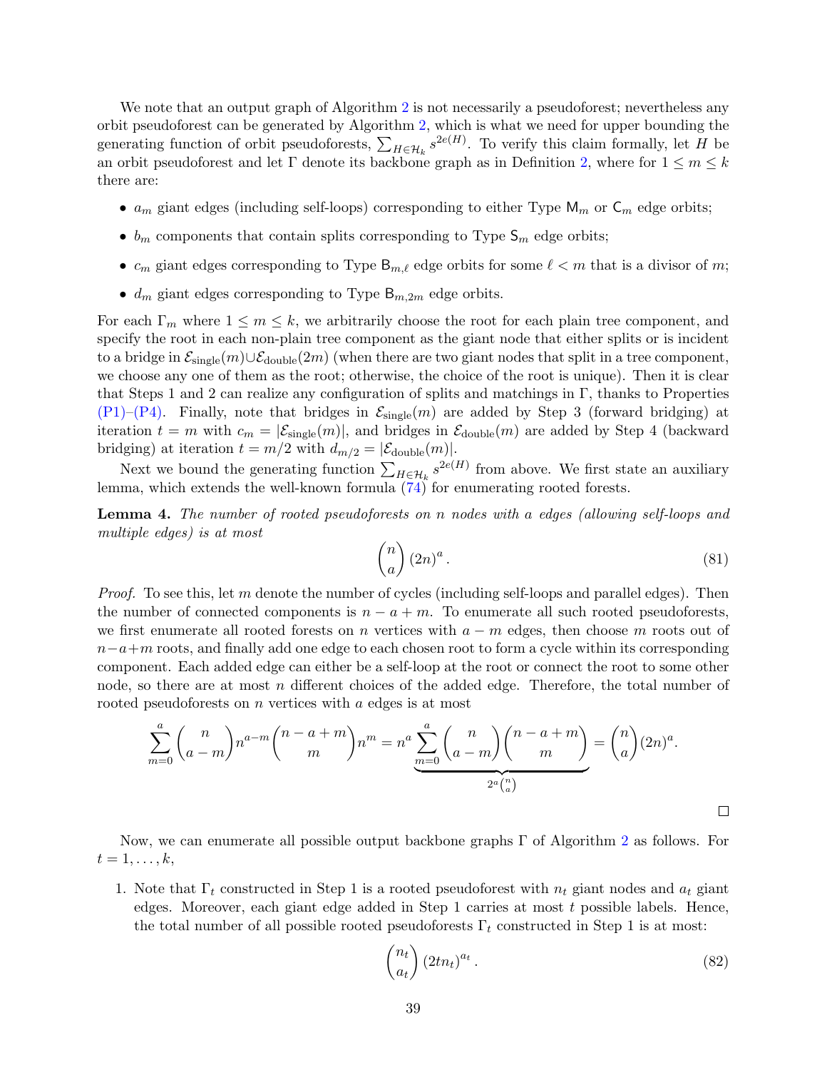We note that an output graph of Algorithm 2 is not necessarily a pseudoforest; nevertheless any orbit pseudoforest can be generated by Algorithm 2, which is what we need for upper bounding the generating function of orbit pseudoforests, $\sum_{H\in\mathcal{H}_k} s^{2e(H)}$. To verify this claim formally, let $H$ be an orbit pseudoforest and let $\Gamma$ denote its backbone graph as in Definition 2, where for $1 \le m \le k$ there are:

- $a_m$ giant edges (including self-loops) corresponding to either Type $\mathsf{M}_m$ or $\mathsf{C}_m$ edge orbits;
- $b_m$ components that contain splits corresponding to Type $\mathsf{S}_m$ edge orbits;
- $c_m$ giant edges corresponding to Type $\mathsf{B}_{m,\ell}$ edge orbits for some $\ell < m$ that is a divisor of $m$;
- $d_m$ giant edges corresponding to Type $\mathsf{B}_{m,2m}$ edge orbits.

For each $\Gamma_m$ where $1 \le m \le k$, we arbitrarily choose the root for each plain tree component, and specify the root in each non-plain tree component as the giant node that either splits or is incident to a bridge in $\mathcal{E}_{\text{single}}(m) \cup \mathcal{E}_{\text{double}}(2m)$ (when there are two giant nodes that split in a tree component, we choose any one of them as the root; otherwise, the choice of the root is unique). Then it is clear that Steps 1 and 2 can realize any configuration of splits and matchings in $\Gamma$, thanks to Properties (P1)–(P4). Finally, note that bridges in $\mathcal{E}_{\text{single}}(m)$ are added by Step 3 (forward bridging) at iteration $t = m$ with $c_m = |\mathcal{E}_{\text{single}}(m)|$, and bridges in $\mathcal{E}_{\text{double}}(m)$ are added by Step 4 (backward bridging) at iteration $t = m/2$ with $d_{m/2} = |\mathcal{E}_{\text{double}}(m)|$.

Next we bound the generating function $\sum_{H\in\mathcal{H}_k} s^{2e(H)}$ from above. We first state an auxiliary lemma, which extends the well-known formula (74) for enumerating rooted forests.

**Lemma 4.** *The number of rooted pseudoforests on $n$ nodes with $a$ edges (allowing self-loops and multiple edges) is at most*

$$\binom{n}{a}(2n)^a. \tag{81}$$

*Proof.* To see this, let $m$ denote the number of cycles (including self-loops and parallel edges). Then the number of connected components is $n - a + m$. To enumerate all such rooted pseudoforests, we first enumerate all rooted forests on $n$ vertices with $a - m$ edges, then choose $m$ roots out of $n - a + m$ roots, and finally add one edge to each chosen root to form a cycle within its corresponding component. Each added edge can either be a self-loop at the root or connect the root to some other node, so there are at most $n$ different choices of the added edge. Therefore, the total number of rooted pseudoforests on $n$ vertices with $a$ edges is at most

$$\sum_{m=0}^{a}\binom{n}{a-m}n^{a-m}\binom{n-a+m}{m}n^m = n^a \underbrace{\sum_{m=0}^{a}\binom{n}{a-m}\binom{n-a+m}{m}}_{2^a\binom{n}{a}} = \binom{n}{a}(2n)^a.$$

□

Now, we can enumerate all possible output backbone graphs $\Gamma$ of Algorithm 2 as follows. For $t = 1, \ldots, k$,

1. Note that $\Gamma_t$ constructed in Step 1 is a rooted pseudoforest with $n_t$ giant nodes and $a_t$ giant edges. Moreover, each giant edge added in Step 1 carries at most $t$ possible labels. Hence, the total number of all possible rooted pseudoforests $\Gamma_t$ constructed in Step 1 is at most:

$$\binom{n_t}{a_t}(2tn_t)^{a_t}. \tag{82}$$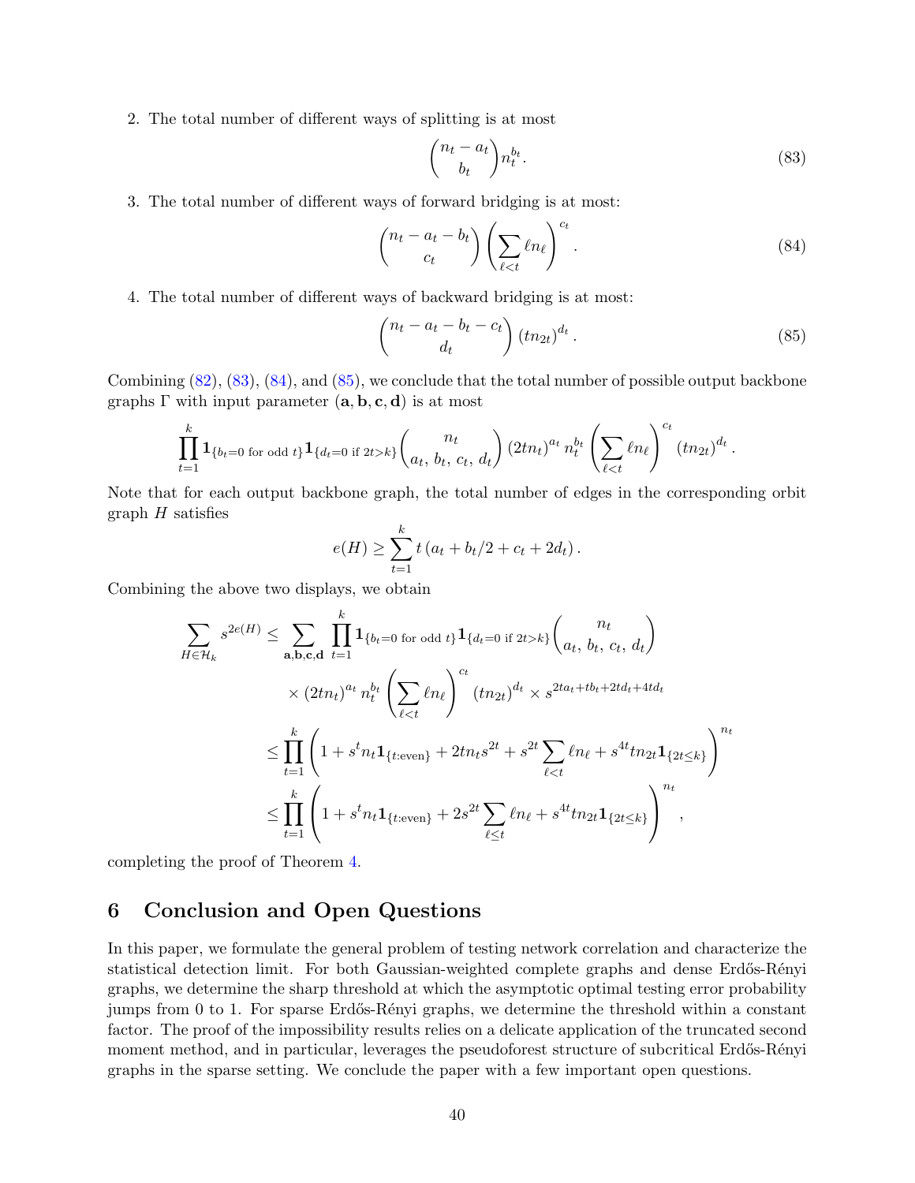2. The total number of different ways of splitting is at most

$$\binom{n_t - a_t}{b_t} n_t^{b_t}. \tag{83}$$

3. The total number of different ways of forward bridging is at most:

$$\binom{n_t - a_t - b_t}{c_t} \left( \sum_{\ell < t} \ell n_\ell \right)^{c_t}. \tag{84}$$

4. The total number of different ways of backward bridging is at most:

$$\binom{n_t - a_t - b_t - c_t}{d_t} (t n_{2t})^{d_t}. \tag{85}$$

Combining (82), (83), (84), and (85), we conclude that the total number of possible output backbone graphs $\Gamma$ with input parameter $(\mathbf{a}, \mathbf{b}, \mathbf{c}, \mathbf{d})$ is at most

$$\prod_{t=1}^{k} \mathbf{1}_{\{b_t = 0 \text{ for odd } t\}} \mathbf{1}_{\{d_t = 0 \text{ if } 2t > k\}} \binom{n_t}{a_t,\, b_t,\, c_t,\, d_t} (2 t n_t)^{a_t} \, n_t^{b_t} \left( \sum_{\ell < t} \ell n_\ell \right)^{c_t} (t n_{2t})^{d_t}.$$

Note that for each output backbone graph, the total number of edges in the corresponding orbit graph $H$ satisfies

$$e(H) \geq \sum_{t=1}^{k} t \left( a_t + b_t/2 + c_t + 2 d_t \right).$$

Combining the above two displays, we obtain

$$\begin{aligned}
\sum_{H \in \mathcal{H}_k} s^{2e(H)} &\leq \sum_{\mathbf{a}, \mathbf{b}, \mathbf{c}, \mathbf{d}} \prod_{t=1}^{k} \mathbf{1}_{\{b_t = 0 \text{ for odd } t\}} \mathbf{1}_{\{d_t = 0 \text{ if } 2t > k\}} \binom{n_t}{a_t,\, b_t,\, c_t,\, d_t} \\
&\quad \times (2 t n_t)^{a_t} \, n_t^{b_t} \left( \sum_{\ell < t} \ell n_\ell \right)^{c_t} (t n_{2t})^{d_t} \times s^{2 t a_t + t b_t + 2 t d_t + 4 t d_t} \\
&\leq \prod_{t=1}^{k} \left( 1 + s^t n_t \mathbf{1}_{\{t : \text{even}\}} + 2 t n_t s^{2t} + s^{2t} \sum_{\ell < t} \ell n_\ell + s^{4t} t n_{2t} \mathbf{1}_{\{2t \leq k\}} \right)^{n_t} \\
&\leq \prod_{t=1}^{k} \left( 1 + s^t n_t \mathbf{1}_{\{t : \text{even}\}} + 2 s^{2t} \sum_{\ell \leq t} \ell n_\ell + s^{4t} t n_{2t} \mathbf{1}_{\{2t \leq k\}} \right)^{n_t},
\end{aligned}$$

completing the proof of Theorem 4.

# 6 Conclusion and Open Questions

In this paper, we formulate the general problem of testing network correlation and characterize the statistical detection limit. For both Gaussian-weighted complete graphs and dense Erdős-Rényi graphs, we determine the sharp threshold at which the asymptotic optimal testing error probability jumps from 0 to 1. For sparse Erdős-Rényi graphs, we determine the threshold within a constant factor. The proof of the impossibility results relies on a delicate application of the truncated second moment method, and in particular, leverages the pseudoforest structure of subcritical Erdős-Rényi graphs in the sparse setting. We conclude the paper with a few important open questions.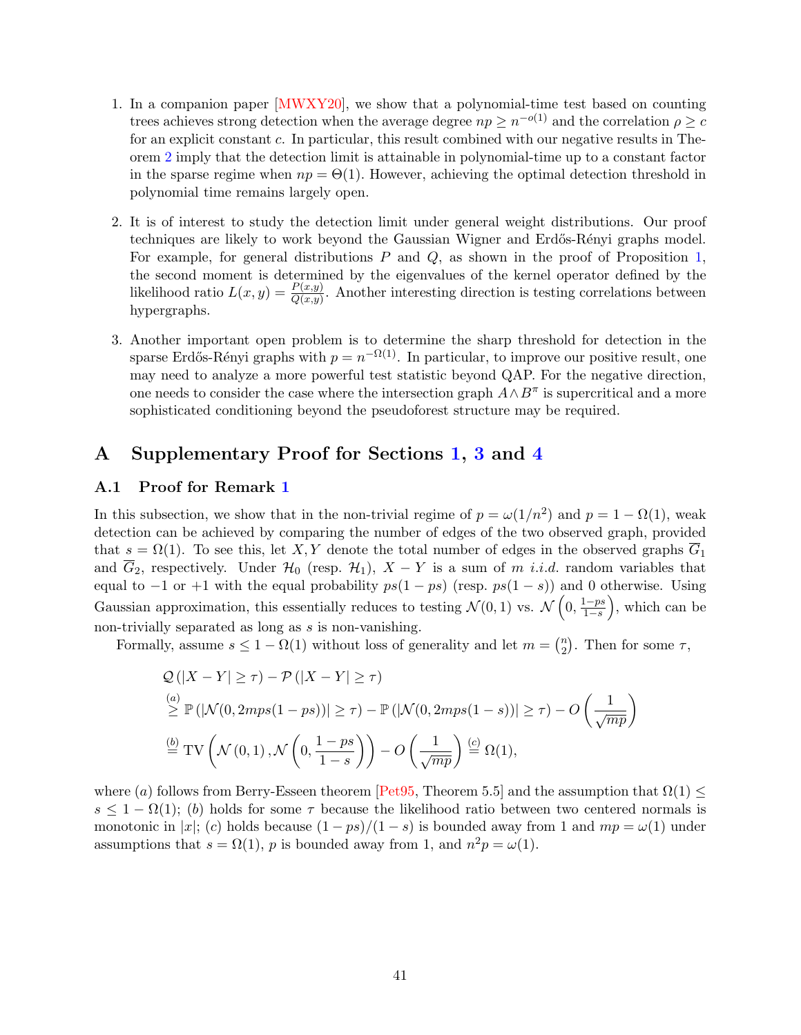1. In a companion paper [MWXY20], we show that a polynomial-time test based on counting trees achieves strong detection when the average degree $np \geq n^{-o(1)}$ and the correlation $\rho \geq c$ for an explicit constant $c$. In particular, this result combined with our negative results in Theorem 2 imply that the detection limit is attainable in polynomial-time up to a constant factor in the sparse regime when $np = \Theta(1)$. However, achieving the optimal detection threshold in polynomial time remains largely open.

2. It is of interest to study the detection limit under general weight distributions. Our proof techniques are likely to work beyond the Gaussian Wigner and Erdős-Rényi graphs model. For example, for general distributions $P$ and $Q$, as shown in the proof of Proposition 1, the second moment is determined by the eigenvalues of the kernel operator defined by the likelihood ratio $L(x, y) = \frac{P(x,y)}{Q(x,y)}$. Another interesting direction is testing correlations between hypergraphs.

3. Another important open problem is to determine the sharp threshold for detection in the sparse Erdős-Rényi graphs with $p = n^{-\Omega(1)}$. In particular, to improve our positive result, one may need to analyze a more powerful test statistic beyond QAP. For the negative direction, one needs to consider the case where the intersection graph $A \wedge B^\pi$ is supercritical and a more sophisticated conditioning beyond the pseudoforest structure may be required.

# A Supplementary Proof for Sections 1, 3 and 4

## A.1 Proof for Remark 1

In this subsection, we show that in the non-trivial regime of $p = \omega(1/n^2)$ and $p = 1 - \Omega(1)$, weak detection can be achieved by comparing the number of edges of the two observed graph, provided that $s = \Omega(1)$. To see this, let $X, Y$ denote the total number of edges in the observed graphs $\overline{G}_1$ and $\overline{G}_2$, respectively. Under $\mathcal{H}_0$ (resp. $\mathcal{H}_1$), $X - Y$ is a sum of $m$ *i.i.d.* random variables that equal to $-1$ or $+1$ with the equal probability $ps(1-ps)$ (resp. $ps(1-s)$) and 0 otherwise. Using Gaussian approximation, this essentially reduces to testing $\mathcal{N}(0,1)$ vs. $\mathcal{N}\left(0, \frac{1-ps}{1-s}\right)$, which can be non-trivially separated as long as $s$ is non-vanishing.

Formally, assume $s \leq 1 - \Omega(1)$ without loss of generality and let $m = \binom{n}{2}$. Then for some $\tau$,

$$
\begin{aligned}
&\mathcal{Q}\left(|X - Y| \geq \tau\right) - \mathcal{P}\left(|X - Y| \geq \tau\right) \\
&\overset{(a)}{\geq} \mathbb{P}\left(|\mathcal{N}(0, 2mps(1-ps))| \geq \tau\right) - \mathbb{P}\left(|\mathcal{N}(0, 2mps(1-s))| \geq \tau\right) - O\left(\frac{1}{\sqrt{mp}}\right) \\
&\overset{(b)}{=} \mathrm{TV}\left(\mathcal{N}\left(0,1\right), \mathcal{N}\left(0, \frac{1-ps}{1-s}\right)\right) - O\left(\frac{1}{\sqrt{mp}}\right) \overset{(c)}{=} \Omega(1),
\end{aligned}
$$

where $(a)$ follows from Berry-Esseen theorem [Pet95, Theorem 5.5] and the assumption that $\Omega(1) \leq s \leq 1 - \Omega(1)$; $(b)$ holds for some $\tau$ because the likelihood ratio between two centered normals is monotonic in $|x|$; $(c)$ holds because $(1-ps)/(1-s)$ is bounded away from 1 and $mp = \omega(1)$ under assumptions that $s = \Omega(1)$, $p$ is bounded away from 1, and $n^2 p = \omega(1)$.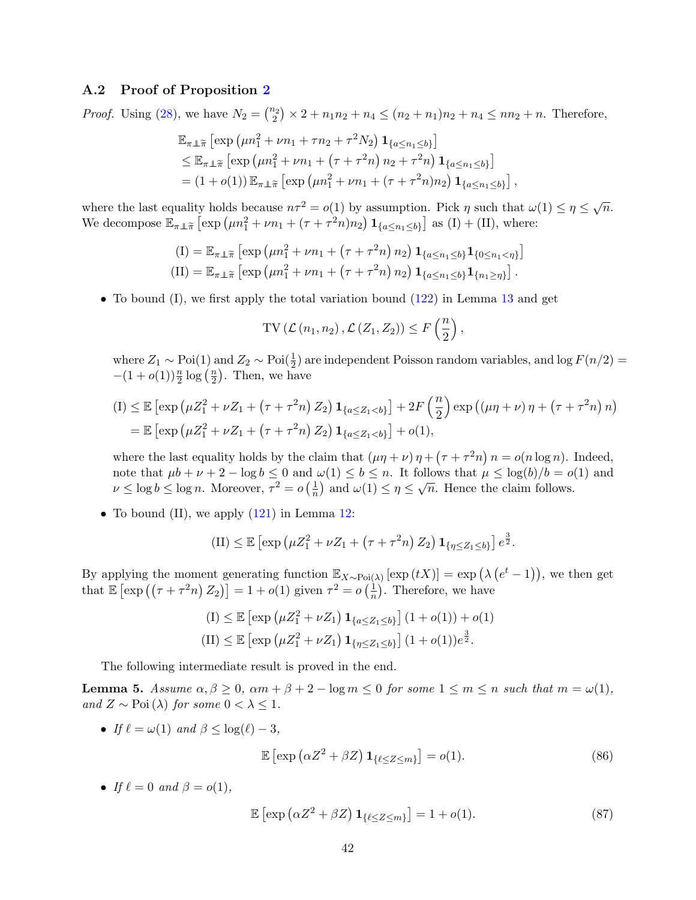### A.2 Proof of Proposition 2

*Proof.* Using (28), we have $N_2 = \binom{n_2}{2} \times 2 + n_1 n_2 + n_4 \le (n_2 + n_1) n_2 + n_4 \le n n_2 + n$. Therefore,

$$
\begin{aligned}
&\mathbb{E}_{\pi \perp\!\!\!\perp \tilde{\pi}} \left[ \exp\left( \mu n_1^2 + \nu n_1 + \tau n_2 + \tau^2 N_2 \right) \mathbf{1}_{\{a \le n_1 \le b\}} \right] \\
&\le \mathbb{E}_{\pi \perp\!\!\!\perp \tilde{\pi}} \left[ \exp\left( \mu n_1^2 + \nu n_1 + \left( \tau + \tau^2 n \right) n_2 + \tau^2 n \right) \mathbf{1}_{\{a \le n_1 \le b\}} \right] \\
&= (1 + o(1)) \, \mathbb{E}_{\pi \perp\!\!\!\perp \tilde{\pi}} \left[ \exp\left( \mu n_1^2 + \nu n_1 + (\tau + \tau^2 n) n_2 \right) \mathbf{1}_{\{a \le n_1 \le b\}} \right],
\end{aligned}
$$

where the last equality holds because $n\tau^2 = o(1)$ by assumption. Pick $\eta$ such that $\omega(1) \le \eta \le \sqrt{n}$. We decompose $\mathbb{E}_{\pi \perp\!\!\!\perp \tilde{\pi}} \left[ \exp\left( \mu n_1^2 + \nu n_1 + (\tau + \tau^2 n) n_2 \right) \mathbf{1}_{\{a \le n_1 \le b\}} \right]$ as (I) + (II), where:

$$
\begin{aligned}
\text{(I)} &= \mathbb{E}_{\pi \perp\!\!\!\perp \tilde{\pi}} \left[ \exp\left( \mu n_1^2 + \nu n_1 + \left( \tau + \tau^2 n \right) n_2 \right) \mathbf{1}_{\{a \le n_1 \le b\}} \mathbf{1}_{\{0 \le n_1 < \eta\}} \right] \\
\text{(II)} &= \mathbb{E}_{\pi \perp\!\!\!\perp \tilde{\pi}} \left[ \exp\left( \mu n_1^2 + \nu n_1 + \left( \tau + \tau^2 n \right) n_2 \right) \mathbf{1}_{\{a \le n_1 \le b\}} \mathbf{1}_{\{n_1 \ge \eta\}} \right].
\end{aligned}
$$

- To bound (I), we first apply the total variation bound (122) in Lemma 13 and get

  $$
  \mathrm{TV}\left( \mathcal{L}\left( n_1, n_2 \right), \mathcal{L}\left( Z_1, Z_2 \right) \right) \le F\left( \frac{n}{2} \right),
  $$

  where $Z_1 \sim \mathrm{Poi}(1)$ and $Z_2 \sim \mathrm{Poi}(\frac{1}{2})$ are independent Poisson random variables, and $\log F(n/2) = -(1 + o(1)) \frac{n}{2} \log\left( \frac{n}{2} \right)$. Then, we have

  $$
  \begin{aligned}
  \text{(I)} &\le \mathbb{E}\left[ \exp\left( \mu Z_1^2 + \nu Z_1 + \left( \tau + \tau^2 n \right) Z_2 \right) \mathbf{1}_{\{a \le Z_1 < b\}} \right] + 2F\left( \frac{n}{2} \right) \exp\left( \left( \mu\eta + \nu \right) \eta + \left( \tau + \tau^2 n \right) n \right) \\
  &= \mathbb{E}\left[ \exp\left( \mu Z_1^2 + \nu Z_1 + \left( \tau + \tau^2 n \right) Z_2 \right) \mathbf{1}_{\{a \le Z_1 < b\}} \right] + o(1),
  \end{aligned}
  $$

  where the last equality holds by the claim that $\left( \mu\eta + \nu \right) \eta + \left( \tau + \tau^2 n \right) n = o(n \log n)$. Indeed, note that $\mu b + \nu + 2 - \log b \le 0$ and $\omega(1) \le b \le n$. It follows that $\mu \le \log(b)/b = o(1)$ and $\nu \le \log b \le \log n$. Moreover, $\tau^2 = o\left( \frac{1}{n} \right)$ and $\omega(1) \le \eta \le \sqrt{n}$. Hence the claim follows.

- To bound (II), we apply (121) in Lemma 12:

  $$
  \text{(II)} \le \mathbb{E}\left[ \exp\left( \mu Z_1^2 + \nu Z_1 + \left( \tau + \tau^2 n \right) Z_2 \right) \mathbf{1}_{\{\eta \le Z_1 \le b\}} \right] e^{\frac{3}{2}}.
  $$

By applying the moment generating function $\mathbb{E}_{X \sim \mathrm{Poi}(\lambda)} \left[ \exp\left( tX \right) \right] = \exp\left( \lambda \left( e^t - 1 \right) \right)$, we then get that $\mathbb{E}\left[ \exp\left( \left( \tau + \tau^2 n \right) Z_2 \right) \right] = 1 + o(1)$ given $\tau^2 = o\left( \frac{1}{n} \right)$. Therefore, we have

$$
\begin{aligned}
\text{(I)} &\le \mathbb{E}\left[ \exp\left( \mu Z_1^2 + \nu Z_1 \right) \mathbf{1}_{\{a \le Z_1 \le b\}} \right] (1 + o(1)) + o(1) \\
\text{(II)} &\le \mathbb{E}\left[ \exp\left( \mu Z_1^2 + \nu Z_1 \right) \mathbf{1}_{\{\eta \le Z_1 \le b\}} \right] (1 + o(1)) e^{\frac{3}{2}}.
\end{aligned}
$$

The following intermediate result is proved in the end.

**Lemma 5.** *Assume $\alpha, \beta \ge 0$, $\alpha m + \beta + 2 - \log m \le 0$ for some $1 \le m \le n$ such that $m = \omega(1)$, and $Z \sim \mathrm{Poi}(\lambda)$ for some $0 < \lambda \le 1$.*

- *If $\ell = \omega(1)$ and $\beta \le \log(\ell) - 3$,*

  $$
  \mathbb{E}\left[ \exp\left( \alpha Z^2 + \beta Z \right) \mathbf{1}_{\{\ell \le Z \le m\}} \right] = o(1). \tag{86}
  $$

- *If $\ell = 0$ and $\beta = o(1)$,*

  $$
  \mathbb{E}\left[ \exp\left( \alpha Z^2 + \beta Z \right) \mathbf{1}_{\{\ell \le Z \le m\}} \right] = 1 + o(1). \tag{87}
  $$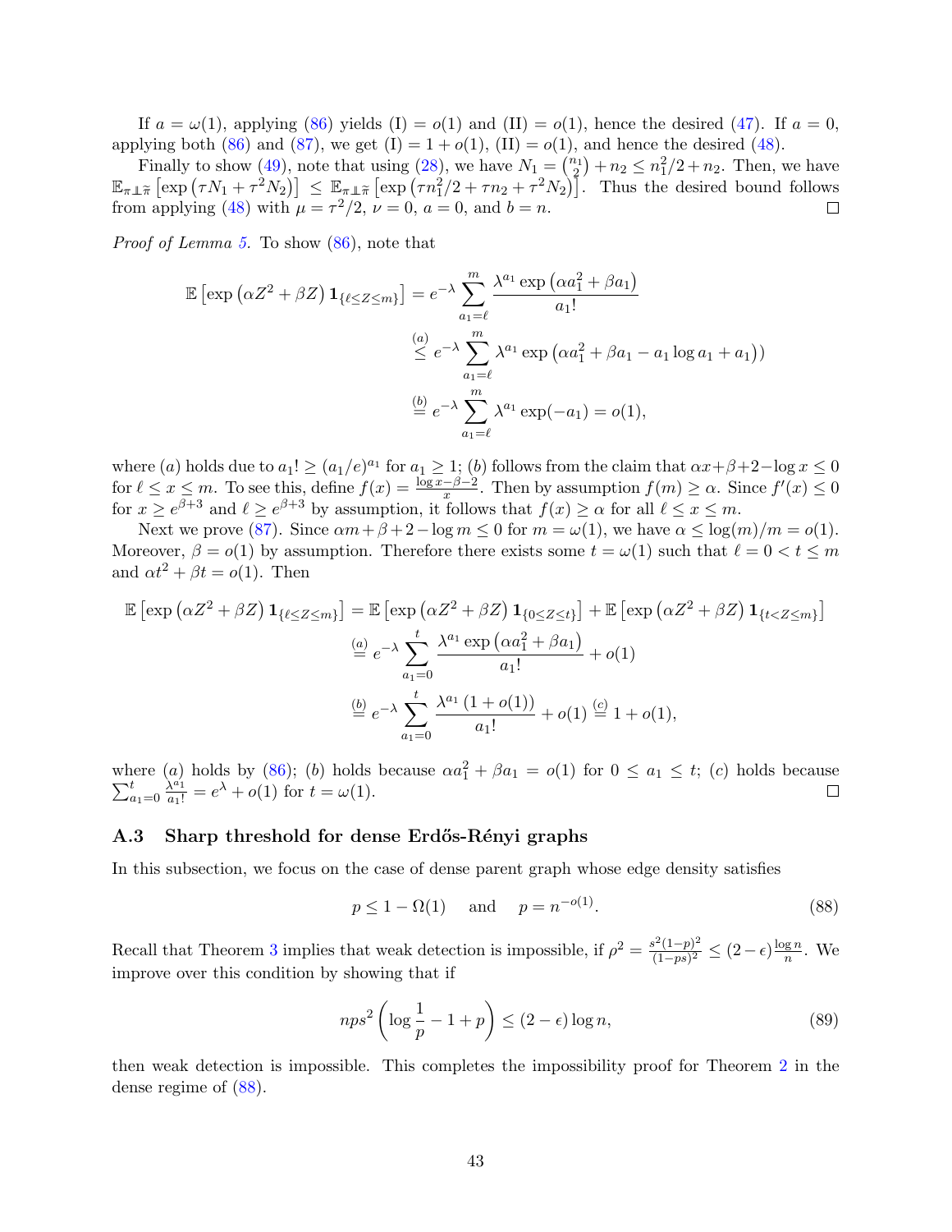If $a = \omega(1)$, applying (86) yields (I) $= o(1)$ and (II) $= o(1)$, hence the desired (47). If $a = 0$, applying both (86) and (87), we get (I) $= 1 + o(1)$, (II) $= o(1)$, and hence the desired (48).

Finally to show (49), note that using (28), we have $N_1 = \binom{n_1}{2} + n_2 \le n_1^2/2 + n_2$. Then, we have $\mathbb{E}_{\pi \perp \tilde{\pi}}\left[\exp\left(\tau N_1 + \tau^2 N_2\right)\right] \le \mathbb{E}_{\pi \perp \tilde{\pi}}\left[\exp\left(\tau n_1^2/2 + \tau n_2 + \tau^2 N_2\right)\right]$. Thus the desired bound follows from applying (48) with $\mu = \tau^2/2$, $\nu = 0$, $a = 0$, and $b = n$. □

*Proof of Lemma 5.* To show (86), note that

$$
\begin{aligned}
\mathbb{E}\left[\exp\left(\alpha Z^2 + \beta Z\right) \mathbf{1}_{\{\ell \le Z \le m\}}\right] &= e^{-\lambda} \sum_{a_1=\ell}^{m} \frac{\lambda^{a_1} \exp\left(\alpha a_1^2 + \beta a_1\right)}{a_1!} \\
&\overset{(a)}{\le} e^{-\lambda} \sum_{a_1=\ell}^{m} \lambda^{a_1} \exp\left(\alpha a_1^2 + \beta a_1 - a_1 \log a_1 + a_1\right)) \\
&\overset{(b)}{=} e^{-\lambda} \sum_{a_1=\ell}^{m} \lambda^{a_1} \exp(-a_1) = o(1),
\end{aligned}
$$

where $(a)$ holds due to $a_1! \ge (a_1/e)^{a_1}$ for $a_1 \ge 1$; $(b)$ follows from the claim that $\alpha x + \beta + 2 - \log x \le 0$ for $\ell \le x \le m$. To see this, define $f(x) = \frac{\log x - \beta - 2}{x}$. Then by assumption $f(m) \ge \alpha$. Since $f'(x) \le 0$ for $x \ge e^{\beta+3}$ and $\ell \ge e^{\beta+3}$ by assumption, it follows that $f(x) \ge \alpha$ for all $\ell \le x \le m$.

Next we prove (87). Since $\alpha m + \beta + 2 - \log m \le 0$ for $m = \omega(1)$, we have $\alpha \le \log(m)/m = o(1)$. Moreover, $\beta = o(1)$ by assumption. Therefore there exists some $t = \omega(1)$ such that $\ell = 0 < t \le m$ and $\alpha t^2 + \beta t = o(1)$. Then

$$
\begin{aligned}
\mathbb{E}\left[\exp\left(\alpha Z^2 + \beta Z\right) \mathbf{1}_{\{\ell \le Z \le m\}}\right] &= \mathbb{E}\left[\exp\left(\alpha Z^2 + \beta Z\right) \mathbf{1}_{\{0 \le Z \le t\}}\right] + \mathbb{E}\left[\exp\left(\alpha Z^2 + \beta Z\right) \mathbf{1}_{\{t < Z \le m\}}\right] \\
&\overset{(a)}{=} e^{-\lambda} \sum_{a_1=0}^{t} \frac{\lambda^{a_1} \exp\left(\alpha a_1^2 + \beta a_1\right)}{a_1!} + o(1) \\
&\overset{(b)}{=} e^{-\lambda} \sum_{a_1=0}^{t} \frac{\lambda^{a_1} \left(1 + o(1)\right)}{a_1!} + o(1) \overset{(c)}{=} 1 + o(1),
\end{aligned}
$$

where $(a)$ holds by (86); $(b)$ holds because $\alpha a_1^2 + \beta a_1 = o(1)$ for $0 \le a_1 \le t$; $(c)$ holds because $\sum_{a_1=0}^{t} \frac{\lambda^{a_1}}{a_1!} = e^{\lambda} + o(1)$ for $t = \omega(1)$. □

### A.3 Sharp threshold for dense Erdős-Rényi graphs

In this subsection, we focus on the case of dense parent graph whose edge density satisfies

$$
p \le 1 - \Omega(1) \quad \text{and} \quad p = n^{-o(1)}. \tag{88}
$$

Recall that Theorem 3 implies that weak detection is impossible, if $\rho^2 = \frac{s^2(1-p)^2}{(1-ps)^2} \le (2-\epsilon)\frac{\log n}{n}$. We improve over this condition by showing that if

$$
nps^2\left(\log\frac{1}{p} - 1 + p\right) \le (2-\epsilon)\log n, \tag{89}
$$

then weak detection is impossible. This completes the impossibility proof for Theorem 2 in the dense regime of (88).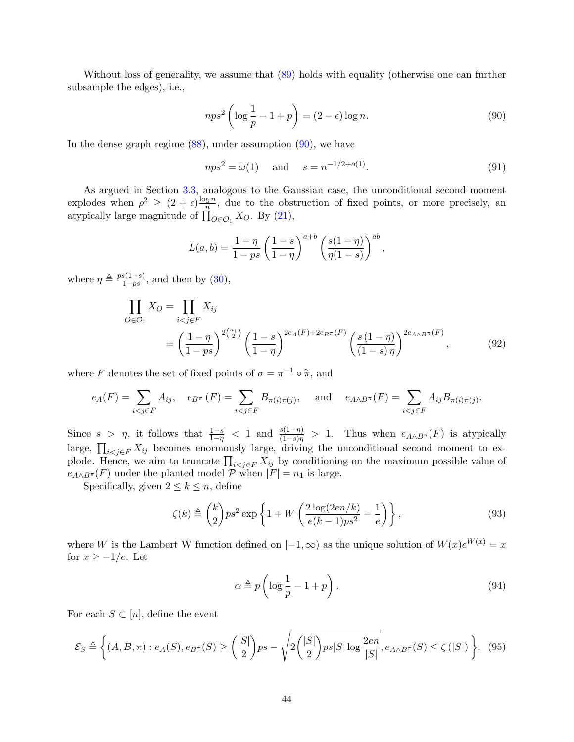Without loss of generality, we assume that (89) holds with equality (otherwise one can further subsample the edges), i.e.,

$$nps^2\left(\log\frac{1}{p}-1+p\right)=(2-\epsilon)\log n. \tag{90}$$

In the dense graph regime (88), under assumption (90), we have

$$nps^2=\omega(1) \quad \text{ and } \quad s=n^{-1/2+o(1)}. \tag{91}$$

As argued in Section 3.3, analogous to the Gaussian case, the unconditional second moment explodes when $\rho^2 \geq (2+\epsilon)\frac{\log n}{n}$, due to the obstruction of fixed points, or more precisely, an atypically large magnitude of $\prod_{O\in\mathcal{O}_1} X_O$. By (21),

$$L(a,b)=\frac{1-\eta}{1-ps}\left(\frac{1-s}{1-\eta}\right)^{a+b}\left(\frac{s(1-\eta)}{\eta(1-s)}\right)^{ab},$$

where $\eta \triangleq \frac{ps(1-s)}{1-ps}$, and then by (30),

$$\begin{aligned}\prod_{O\in\mathcal{O}_1} X_O &= \prod_{i<j\in F} X_{ij}\\ &= \left(\frac{1-\eta}{1-ps}\right)^{2\binom{n_1}{2}}\left(\frac{1-s}{1-\eta}\right)^{2e_A(F)+2e_{B^\pi}(F)}\left(\frac{s\,(1-\eta)}{(1-s)\,\eta}\right)^{2e_{A\wedge B^\pi}(F)},\end{aligned} \tag{92}$$

where $F$ denotes the set of fixed points of $\sigma=\pi^{-1}\circ\widetilde{\pi}$, and

$$e_A(F)=\sum_{i<j\in F}A_{ij}, \quad e_{B^\pi}(F)=\sum_{i<j\in F}B_{\pi(i)\pi(j)}, \quad \text{ and } \quad e_{A\wedge B^\pi}(F)=\sum_{i<j\in F}A_{ij}B_{\pi(i)\pi(j)}.$$

Since $s>\eta$, it follows that $\frac{1-s}{1-\eta}<1$ and $\frac{s(1-\eta)}{(1-s)\eta}>1$. Thus when $e_{A\wedge B^\pi}(F)$ is atypically large, $\prod_{i<j\in F}X_{ij}$ becomes enormously large, driving the unconditional second moment to explode. Hence, we aim to truncate $\prod_{i<j\in F}X_{ij}$ by conditioning on the maximum possible value of $e_{A\wedge B^\pi}(F)$ under the planted model $\mathcal{P}$ when $|F|=n_1$ is large.

Specifically, given $2\leq k\leq n$, define

$$\zeta(k)\triangleq\binom{k}{2}ps^2\exp\left\{1+W\left(\frac{2\log(2en/k)}{e(k-1)ps^2}-\frac{1}{e}\right)\right\}, \tag{93}$$

where $W$ is the Lambert W function defined on $[-1,\infty)$ as the unique solution of $W(x)e^{W(x)}=x$ for $x\geq -1/e$. Let

$$\alpha\triangleq p\left(\log\frac{1}{p}-1+p\right). \tag{94}$$

For each $S\subset[n]$, define the event

$$\mathcal{E}_S\triangleq\left\{(A,B,\pi): e_A(S), e_{B^\pi}(S)\geq\binom{|S|}{2}ps-\sqrt{2\binom{|S|}{2}ps|S|\log\frac{2en}{|S|}}, e_{A\wedge B^\pi}(S)\leq\zeta\left(|S|\right)\right\}. \tag{95}$$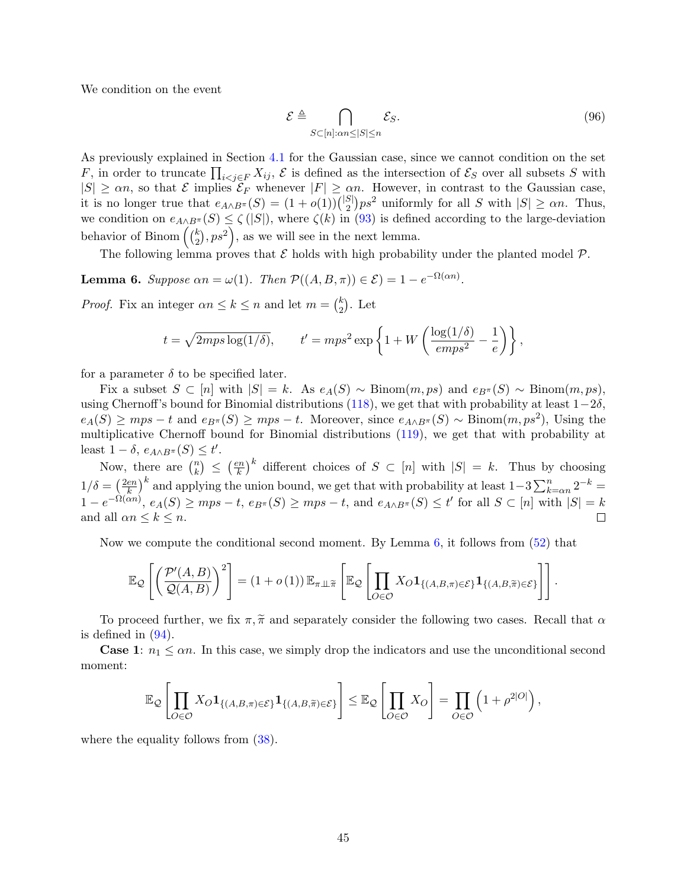We condition on the event

$$\mathcal{E} \triangleq \bigcap_{S \subset [n]: \alpha n \le |S| \le n} \mathcal{E}_S. \tag{96}$$

As previously explained in Section 4.1 for the Gaussian case, since we cannot condition on the set $F$, in order to truncate $\prod_{i<j \in F} X_{ij}$, $\mathcal{E}$ is defined as the intersection of $\mathcal{E}_S$ over all subsets $S$ with $|S| \ge \alpha n$, so that $\mathcal{E}$ implies $\mathcal{E}_F$ whenever $|F| \ge \alpha n$. However, in contrast to the Gaussian case, it is no longer true that $e_{A \wedge B^\pi}(S) = (1+o(1))\binom{|S|}{2} ps^2$ uniformly for all $S$ with $|S| \ge \alpha n$. Thus, we condition on $e_{A \wedge B^\pi}(S) \le \zeta(|S|)$, where $\zeta(k)$ in (93) is defined according to the large-deviation behavior of $\mathrm{Binom}\left(\binom{k}{2}, ps^2\right)$, as we will see in the next lemma.

The following lemma proves that $\mathcal{E}$ holds with high probability under the planted model $\mathcal{P}$.

**Lemma 6.** *Suppose $\alpha n = \omega(1)$. Then $\mathcal{P}((A,B,\pi)) \in \mathcal{E}) = 1 - e^{-\Omega(\alpha n)}$.*

*Proof.* Fix an integer $\alpha n \le k \le n$ and let $m = \binom{k}{2}$. Let

$$t = \sqrt{2mps \log(1/\delta)}, \qquad t' = mps^2 \exp\left\{1 + W\left(\frac{\log(1/\delta)}{emps^2} - \frac{1}{e}\right)\right\},$$

for a parameter $\delta$ to be specified later.

Fix a subset $S \subset [n]$ with $|S| = k$. As $e_A(S) \sim \mathrm{Binom}(m, ps)$ and $e_{B^\pi}(S) \sim \mathrm{Binom}(m, ps)$, using Chernoff's bound for Binomial distributions (118), we get that with probability at least $1 - 2\delta$, $e_A(S) \ge mps - t$ and $e_{B^\pi}(S) \ge mps - t$. Moreover, since $e_{A \wedge B^\pi}(S) \sim \mathrm{Binom}(m, ps^2)$, Using the multiplicative Chernoff bound for Binomial distributions (119), we get that with probability at least $1 - \delta$, $e_{A \wedge B^\pi}(S) \le t'$.

Now, there are $\binom{n}{k} \le \left(\frac{en}{k}\right)^k$ different choices of $S \subset [n]$ with $|S| = k$. Thus by choosing $1/\delta = \left(\frac{2en}{k}\right)^k$ and applying the union bound, we get that with probability at least $1 - 3\sum_{k=\alpha n}^n 2^{-k} = 1 - e^{-\Omega(\alpha n)}$, $e_A(S) \ge mps - t$, $e_{B^\pi}(S) \ge mps - t$, and $e_{A \wedge B^\pi}(S) \le t'$ for all $S \subset [n]$ with $|S| = k$ and all $\alpha n \le k \le n$. $\square$

Now we compute the conditional second moment. By Lemma 6, it follows from (52) that

$$\mathbb{E}_{\mathcal{Q}}\left[\left(\frac{\mathcal{P}'(A,B)}{\mathcal{Q}(A,B)}\right)^2\right] = (1 + o(1))\, \mathbb{E}_{\pi \perp\!\!\!\perp \widetilde{\pi}}\left[\mathbb{E}_{\mathcal{Q}}\left[\prod_{O \in \mathcal{O}} X_O \mathbf{1}_{\{(A,B,\pi) \in \mathcal{E}\}} \mathbf{1}_{\{(A,B,\widetilde{\pi}) \in \mathcal{E}\}}\right]\right].$$

To proceed further, we fix $\pi, \widetilde{\pi}$ and separately consider the following two cases. Recall that $\alpha$ is defined in (94).

**Case 1**: $n_1 \le \alpha n$. In this case, we simply drop the indicators and use the unconditional second moment:

$$\mathbb{E}_{\mathcal{Q}}\left[\prod_{O \in \mathcal{O}} X_O \mathbf{1}_{\{(A,B,\pi) \in \mathcal{E}\}} \mathbf{1}_{\{(A,B,\widetilde{\pi}) \in \mathcal{E}\}}\right] \le \mathbb{E}_{\mathcal{Q}}\left[\prod_{O \in \mathcal{O}} X_O\right] = \prod_{O \in \mathcal{O}} \left(1 + \rho^{2|O|}\right),$$

where the equality follows from (38).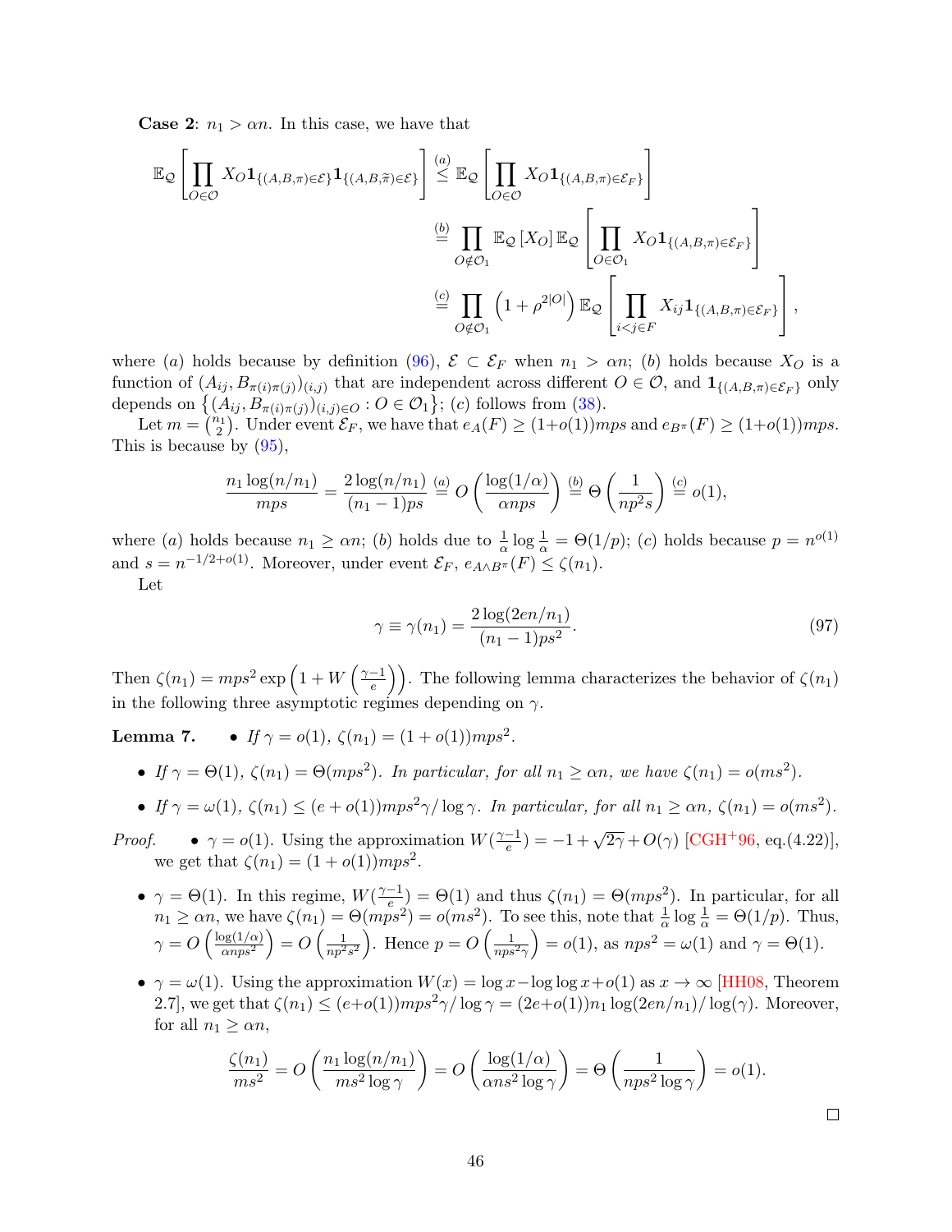**Case 2**: $n_1 > \alpha n$. In this case, we have that

$$
\begin{aligned}
\mathbb{E}_{\mathcal{Q}}\left[\prod_{O\in\mathcal{O}} X_O \mathbf{1}_{\{(A,B,\pi)\in\mathcal{E}\}}\mathbf{1}_{\{(A,B,\widetilde{\pi})\in\mathcal{E}\}}\right] &\overset{(a)}{\le} \mathbb{E}_{\mathcal{Q}}\left[\prod_{O\in\mathcal{O}} X_O \mathbf{1}_{\{(A,B,\pi)\in\mathcal{E}_F\}}\right] \\
&\overset{(b)}{=} \prod_{O\notin\mathcal{O}_1} \mathbb{E}_{\mathcal{Q}}\left[X_O\right] \mathbb{E}_{\mathcal{Q}}\left[\prod_{O\in\mathcal{O}_1} X_O \mathbf{1}_{\{(A,B,\pi)\in\mathcal{E}_F\}}\right] \\
&\overset{(c)}{=} \prod_{O\notin\mathcal{O}_1}\left(1+\rho^{2|O|}\right) \mathbb{E}_{\mathcal{Q}}\left[\prod_{i<j\in F} X_{ij} \mathbf{1}_{\{(A,B,\pi)\in\mathcal{E}_F\}}\right],
\end{aligned}
$$

where $(a)$ holds because by definition (96), $\mathcal{E}\subset\mathcal{E}_F$ when $n_1 > \alpha n$; $(b)$ holds because $X_O$ is a function of $(A_{ij}, B_{\pi(i)\pi(j)})_{(i,j)}$ that are independent across different $O\in\mathcal{O}$, and $\mathbf{1}_{\{(A,B,\pi)\in\mathcal{E}_F\}}$ only depends on $\left\{(A_{ij}, B_{\pi(i)\pi(j)})_{(i,j)\in O} : O\in\mathcal{O}_1\right\}$; $(c)$ follows from (38).

Let $m = \binom{n_1}{2}$. Under event $\mathcal{E}_F$, we have that $e_A(F) \ge (1+o(1))mps$ and $e_{B^\pi}(F) \ge (1+o(1))mps$. This is because by (95),

$$
\frac{n_1 \log(n/n_1)}{mps} = \frac{2\log(n/n_1)}{(n_1-1)ps} \overset{(a)}{=} O\left(\frac{\log(1/\alpha)}{\alpha nps}\right) \overset{(b)}{=} \Theta\left(\frac{1}{np^2 s}\right) \overset{(c)}{=} o(1),
$$

where $(a)$ holds because $n_1 \ge \alpha n$; $(b)$ holds due to $\frac{1}{\alpha}\log\frac{1}{\alpha} = \Theta(1/p)$; $(c)$ holds because $p = n^{o(1)}$ and $s = n^{-1/2+o(1)}$. Moreover, under event $\mathcal{E}_F$, $e_{A\wedge B^\pi}(F) \le \zeta(n_1)$.

Let

$$
\gamma \equiv \gamma(n_1) = \frac{2\log(2en/n_1)}{(n_1-1)ps^2}. \tag{97}
$$

Then $\zeta(n_1) = mps^2 \exp\left(1 + W\left(\frac{\gamma-1}{e}\right)\right)$. The following lemma characterizes the behavior of $\zeta(n_1)$ in the following three asymptotic regimes depending on $\gamma$.

**Lemma 7.**
- *If $\gamma = o(1)$, $\zeta(n_1) = (1+o(1))mps^2$.*
- *If $\gamma = \Theta(1)$, $\zeta(n_1) = \Theta(mps^2)$. In particular, for all $n_1 \ge \alpha n$, we have $\zeta(n_1) = o(ms^2)$.*
- *If $\gamma = \omega(1)$, $\zeta(n_1) \le (e+o(1))mps^2\gamma/\log\gamma$. In particular, for all $n_1 \ge \alpha n$, $\zeta(n_1) = o(ms^2)$.*

*Proof.*
- $\gamma = o(1)$. Using the approximation $W(\frac{\gamma-1}{e}) = -1 + \sqrt{2\gamma} + O(\gamma)$ [CGH+96, eq.(4.22)], we get that $\zeta(n_1) = (1+o(1))mps^2$.
- $\gamma = \Theta(1)$. In this regime, $W(\frac{\gamma-1}{e}) = \Theta(1)$ and thus $\zeta(n_1) = \Theta(mps^2)$. In particular, for all $n_1 \ge \alpha n$, we have $\zeta(n_1) = \Theta(mps^2) = o(ms^2)$. To see this, note that $\frac{1}{\alpha}\log\frac{1}{\alpha} = \Theta(1/p)$. Thus, $\gamma = O\left(\frac{\log(1/\alpha)}{\alpha nps^2}\right) = O\left(\frac{1}{np^2s^2}\right)$. Hence $p = O\left(\frac{1}{nps^2\gamma}\right) = o(1)$, as $nps^2 = \omega(1)$ and $\gamma = \Theta(1)$.
- $\gamma = \omega(1)$. Using the approximation $W(x) = \log x - \log\log x + o(1)$ as $x \to \infty$ [HH08, Theorem 2.7], we get that $\zeta(n_1) \le (e+o(1))mps^2\gamma/\log\gamma = (2e+o(1))n_1\log(2en/n_1)/\log(\gamma)$. Moreover, for all $n_1 \ge \alpha n$,

$$
\frac{\zeta(n_1)}{ms^2} = O\left(\frac{n_1\log(n/n_1)}{ms^2\log\gamma}\right) = O\left(\frac{\log(1/\alpha)}{\alpha ns^2\log\gamma}\right) = \Theta\left(\frac{1}{nps^2\log\gamma}\right) = o(1).
$$

$\square$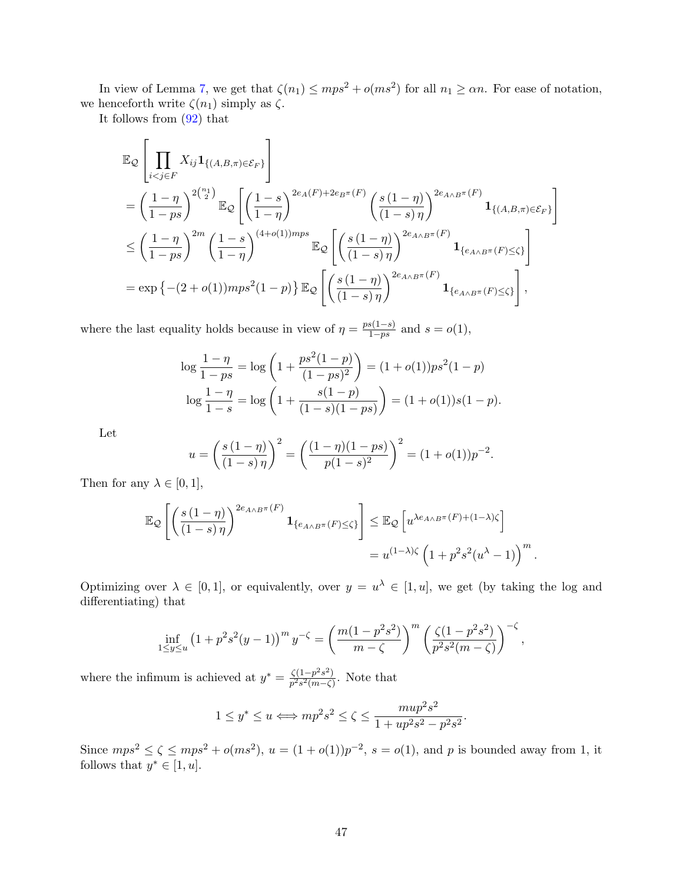In view of Lemma 7, we get that $\zeta(n_1) \le mps^2 + o(ms^2)$ for all $n_1 \ge \alpha n$. For ease of notation, we henceforth write $\zeta(n_1)$ simply as $\zeta$.

It follows from (92) that

$$
\begin{aligned}
&\mathbb{E}_{\mathcal{Q}}\left[\prod_{i<j\in F} X_{ij}\mathbf{1}_{\{(A,B,\pi)\in\mathcal{E}_F\}}\right] \\
&= \left(\frac{1-\eta}{1-ps}\right)^{2\binom{n_1}{2}} \mathbb{E}_{\mathcal{Q}}\left[\left(\frac{1-s}{1-\eta}\right)^{2e_A(F)+2e_{B^\pi}(F)}\left(\frac{s\,(1-\eta)}{(1-s)\,\eta}\right)^{2e_{A\wedge B^\pi}(F)}\mathbf{1}_{\{(A,B,\pi)\in\mathcal{E}_F\}}\right] \\
&\le \left(\frac{1-\eta}{1-ps}\right)^{2m}\left(\frac{1-s}{1-\eta}\right)^{(4+o(1))mps} \mathbb{E}_{\mathcal{Q}}\left[\left(\frac{s\,(1-\eta)}{(1-s)\,\eta}\right)^{2e_{A\wedge B^\pi}(F)}\mathbf{1}_{\{e_{A\wedge B^\pi}(F)\le\zeta\}}\right] \\
&= \exp\left\{-(2+o(1))mps^2(1-p)\right\}\mathbb{E}_{\mathcal{Q}}\left[\left(\frac{s\,(1-\eta)}{(1-s)\,\eta}\right)^{2e_{A\wedge B^\pi}(F)}\mathbf{1}_{\{e_{A\wedge B^\pi}(F)\le\zeta\}}\right],
\end{aligned}
$$

where the last equality holds because in view of $\eta = \frac{ps(1-s)}{1-ps}$ and $s=o(1)$,

$$
\begin{aligned}
\log\frac{1-\eta}{1-ps} &= \log\left(1+\frac{ps^2(1-p)}{(1-ps)^2}\right) = (1+o(1))ps^2(1-p) \\
\log\frac{1-\eta}{1-s} &= \log\left(1+\frac{s(1-p)}{(1-s)(1-ps)}\right) = (1+o(1))s(1-p).
\end{aligned}
$$

Let

$$
u = \left(\frac{s\,(1-\eta)}{(1-s)\,\eta}\right)^2 = \left(\frac{(1-\eta)(1-ps)}{p(1-s)^2}\right)^2 = (1+o(1))p^{-2}.
$$

Then for any $\lambda\in[0,1]$,

$$
\begin{aligned}
\mathbb{E}_{\mathcal{Q}}\left[\left(\frac{s\,(1-\eta)}{(1-s)\,\eta}\right)^{2e_{A\wedge B^\pi}(F)}\mathbf{1}_{\{e_{A\wedge B^\pi}(F)\le\zeta\}}\right] &\le \mathbb{E}_{\mathcal{Q}}\left[u^{\lambda e_{A\wedge B^\pi}(F)+(1-\lambda)\zeta}\right] \\
&= u^{(1-\lambda)\zeta}\left(1+p^2s^2(u^\lambda-1)\right)^m.
\end{aligned}
$$

Optimizing over $\lambda\in[0,1]$, or equivalently, over $y=u^\lambda\in[1,u]$, we get (by taking the log and differentiating) that

$$
\inf_{1\le y\le u}\left(1+p^2s^2(y-1)\right)^m y^{-\zeta} = \left(\frac{m(1-p^2s^2)}{m-\zeta}\right)^m\left(\frac{\zeta(1-p^2s^2)}{p^2s^2(m-\zeta)}\right)^{-\zeta},
$$

where the infimum is achieved at $y^* = \frac{\zeta(1-p^2s^2)}{p^2s^2(m-\zeta)}$. Note that

$$
1\le y^*\le u \iff mp^2s^2\le\zeta\le\frac{mup^2s^2}{1+up^2s^2-p^2s^2}.
$$

Since $mps^2\le\zeta\le mps^2+o(ms^2)$, $u=(1+o(1))p^{-2}$, $s=o(1)$, and $p$ is bounded away from 1, it follows that $y^*\in[1,u]$.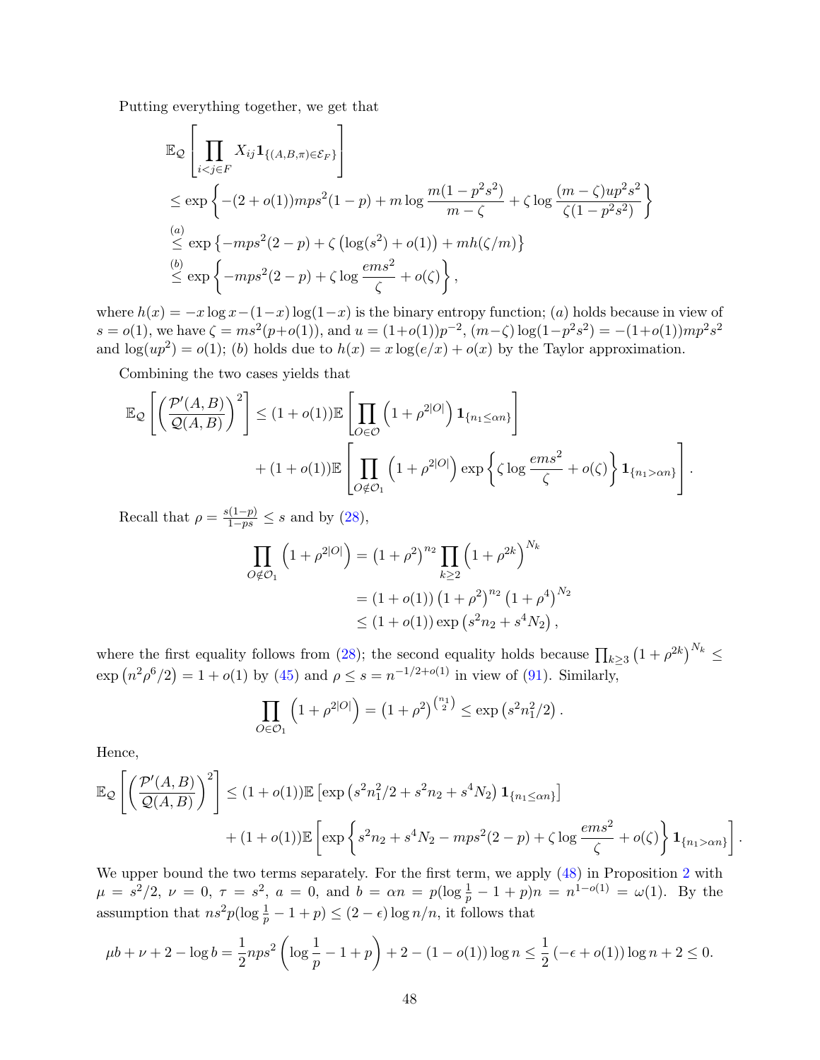Putting everything together, we get that

$$
\begin{aligned}
&\mathbb{E}_{\mathcal{Q}}\left[\prod_{i<j\in F} X_{ij}\mathbf{1}_{\{(A,B,\pi)\in\mathcal{E}_F\}}\right] \\
&\le \exp\left\{-(2+o(1))mps^2(1-p) + m\log\frac{m(1-p^2s^2)}{m-\zeta} + \zeta\log\frac{(m-\zeta)up^2s^2}{\zeta(1-p^2s^2)}\right\} \\
&\overset{(a)}{\le} \exp\left\{-mps^2(2-p) + \zeta\left(\log(s^2)+o(1)\right) + mh(\zeta/m)\right\} \\
&\overset{(b)}{\le} \exp\left\{-mps^2(2-p) + \zeta\log\frac{ems^2}{\zeta} + o(\zeta)\right\},
\end{aligned}
$$

where $h(x) = -x\log x - (1-x)\log(1-x)$ is the binary entropy function; $(a)$ holds because in view of $s = o(1)$, we have $\zeta = ms^2(p+o(1))$, and $u = (1+o(1))p^{-2}$, $(m-\zeta)\log(1-p^2s^2) = -(1+o(1))mp^2s^2$ and $\log(up^2) = o(1)$; $(b)$ holds due to $h(x) = x\log(e/x) + o(x)$ by the Taylor approximation.

Combining the two cases yields that

$$
\begin{aligned}
\mathbb{E}_{\mathcal{Q}}\left[\left(\frac{\mathcal{P}'(A,B)}{\mathcal{Q}(A,B)}\right)^2\right] &\le (1+o(1))\mathbb{E}\left[\prod_{O\in\mathcal{O}}\left(1+\rho^{2|O|}\right)\mathbf{1}_{\{n_1\le\alpha n\}}\right] \\
&\quad + (1+o(1))\mathbb{E}\left[\prod_{O\notin\mathcal{O}_1}\left(1+\rho^{2|O|}\right)\exp\left\{\zeta\log\frac{ems^2}{\zeta}+o(\zeta)\right\}\mathbf{1}_{\{n_1>\alpha n\}}\right].
\end{aligned}
$$

Recall that $\rho = \frac{s(1-p)}{1-ps} \le s$ and by (28),

$$
\begin{aligned}
\prod_{O\notin\mathcal{O}_1}\left(1+\rho^{2|O|}\right) &= \left(1+\rho^2\right)^{n_2}\prod_{k\ge 2}\left(1+\rho^{2k}\right)^{N_k} \\
&= (1+o(1))\left(1+\rho^2\right)^{n_2}\left(1+\rho^4\right)^{N_2} \\
&\le (1+o(1))\exp\left(s^2n_2 + s^4N_2\right),
\end{aligned}
$$

where the first equality follows from (28); the second equality holds because $\prod_{k\ge3}\left(1+\rho^{2k}\right)^{N_k} \le \exp\left(n^2\rho^6/2\right) = 1+o(1)$ by (45) and $\rho \le s = n^{-1/2+o(1)}$ in view of (91). Similarly,

$$
\prod_{O\in\mathcal{O}_1}\left(1+\rho^{2|O|}\right) = \left(1+\rho^2\right)^{\binom{n_1}{2}} \le \exp\left(s^2n_1^2/2\right).
$$

Hence,

$$
\begin{aligned}
\mathbb{E}_{\mathcal{Q}}\left[\left(\frac{\mathcal{P}'(A,B)}{\mathcal{Q}(A,B)}\right)^2\right] &\le (1+o(1))\mathbb{E}\left[\exp\left(s^2n_1^2/2 + s^2n_2 + s^4N_2\right)\mathbf{1}_{\{n_1\le\alpha n\}}\right] \\
&\quad + (1+o(1))\mathbb{E}\left[\exp\left\{s^2n_2 + s^4N_2 - mps^2(2-p) + \zeta\log\frac{ems^2}{\zeta} + o(\zeta)\right\}\mathbf{1}_{\{n_1>\alpha n\}}\right].
\end{aligned}
$$

We upper bound the two terms separately. For the first term, we apply (48) in Proposition 2 with $\mu = s^2/2$, $\nu = 0$, $\tau = s^2$, $a = 0$, and $b = \alpha n = p(\log\frac{1}{p} - 1 + p)n = n^{1-o(1)} = \omega(1)$. By the assumption that $ns^2p(\log\frac{1}{p} - 1 + p) \le (2-\epsilon)\log n/n$, it follows that

$$
\mu b + \nu + 2 - \log b = \frac{1}{2}nps^2\left(\log\frac{1}{p} - 1 + p\right) + 2 - (1-o(1))\log n \le \frac{1}{2}\left(-\epsilon + o(1)\right)\log n + 2 \le 0.
$$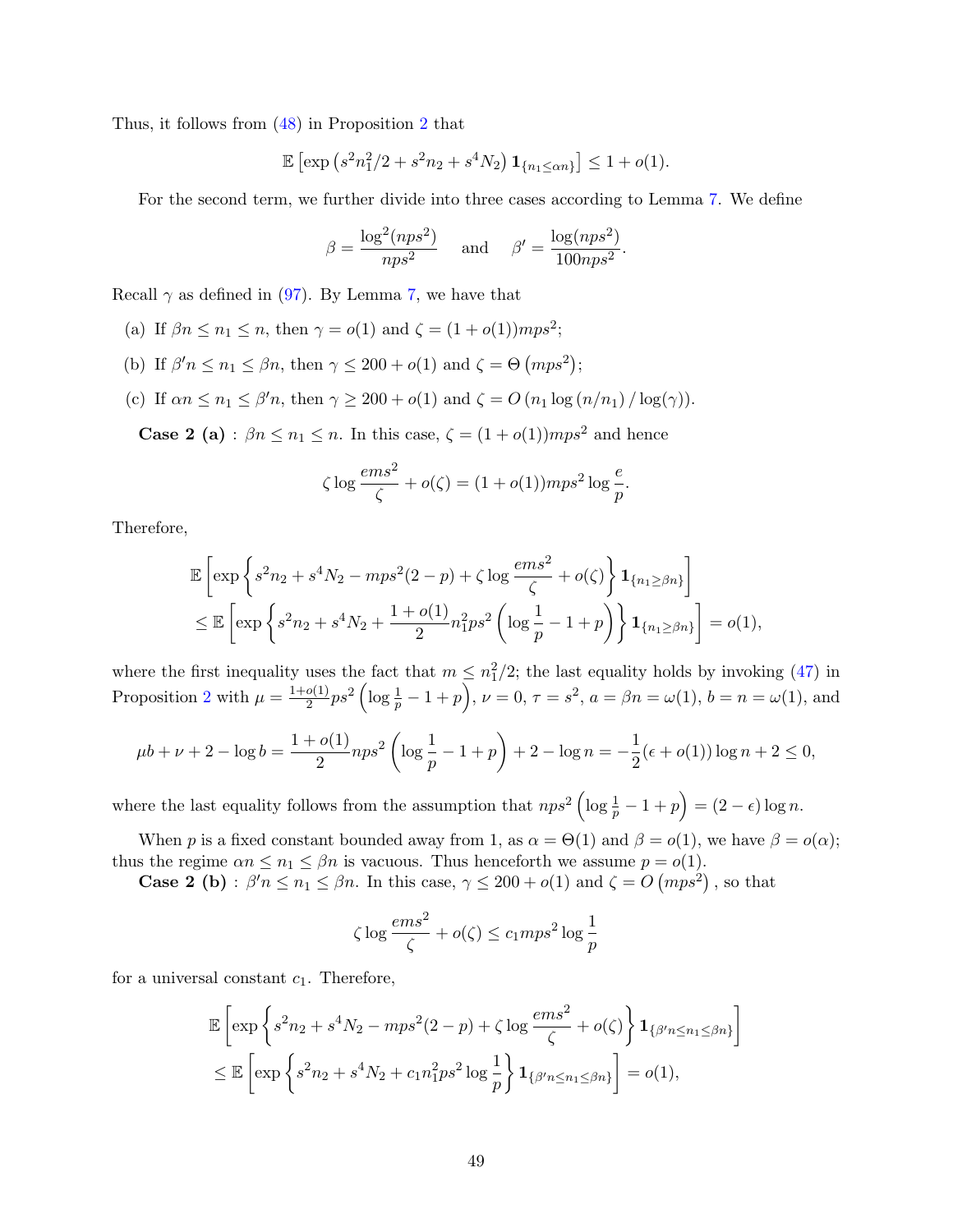Thus, it follows from (48) in Proposition 2 that

$$\mathbb{E}\left[\exp\left(s^2 n_1^2/2 + s^2 n_2 + s^4 N_2\right) \mathbf{1}_{\{n_1 \le \alpha n\}}\right] \le 1 + o(1).$$

For the second term, we further divide into three cases according to Lemma 7. We define

$$\beta = \frac{\log^2(nps^2)}{nps^2} \quad \text{and} \quad \beta' = \frac{\log(nps^2)}{100nps^2}.$$

Recall $\gamma$ as defined in (97). By Lemma 7, we have that

(a) If $\beta n \le n_1 \le n$, then $\gamma = o(1)$ and $\zeta = (1+o(1))mps^2$;

(b) If $\beta' n \le n_1 \le \beta n$, then $\gamma \le 200 + o(1)$ and $\zeta = \Theta\left(mps^2\right)$;

(c) If $\alpha n \le n_1 \le \beta' n$, then $\gamma \ge 200 + o(1)$ and $\zeta = O\left(n_1 \log\left(n/n_1\right)/\log(\gamma)\right)$.

**Case 2 (a)** : $\beta n \le n_1 \le n$. In this case, $\zeta = (1+o(1))mps^2$ and hence

$$\zeta \log \frac{ems^2}{\zeta} + o(\zeta) = (1+o(1))mps^2 \log \frac{e}{p}.$$

Therefore,

$$\begin{aligned}
&\mathbb{E}\left[\exp\left\{s^2 n_2 + s^4 N_2 - mps^2(2-p) + \zeta \log \frac{ems^2}{\zeta} + o(\zeta)\right\} \mathbf{1}_{\{n_1 \ge \beta n\}}\right] \\
&\le \mathbb{E}\left[\exp\left\{s^2 n_2 + s^4 N_2 + \frac{1+o(1)}{2} n_1^2 ps^2 \left(\log \frac{1}{p} - 1 + p\right)\right\} \mathbf{1}_{\{n_1 \ge \beta n\}}\right] = o(1),
\end{aligned}$$

where the first inequality uses the fact that $m \le n_1^2/2$; the last equality holds by invoking (47) in Proposition 2 with $\mu = \frac{1+o(1)}{2} ps^2 \left(\log \frac{1}{p} - 1 + p\right)$, $\nu = 0$, $\tau = s^2$, $a = \beta n = \omega(1)$, $b = n = \omega(1)$, and

$$\mu b + \nu + 2 - \log b = \frac{1+o(1)}{2} nps^2 \left(\log \frac{1}{p} - 1 + p\right) + 2 - \log n = -\frac{1}{2}(\epsilon + o(1)) \log n + 2 \le 0,$$

where the last equality follows from the assumption that $nps^2 \left(\log \frac{1}{p} - 1 + p\right) = (2-\epsilon) \log n$.

When $p$ is a fixed constant bounded away from 1, as $\alpha = \Theta(1)$ and $\beta = o(1)$, we have $\beta = o(\alpha)$; thus the regime $\alpha n \le n_1 \le \beta n$ is vacuous. Thus henceforth we assume $p = o(1)$.

**Case 2 (b)** : $\beta' n \le n_1 \le \beta n$. In this case, $\gamma \le 200 + o(1)$ and $\zeta = O\left(mps^2\right)$, so that

$$\zeta \log \frac{ems^2}{\zeta} + o(\zeta) \le c_1 mps^2 \log \frac{1}{p}$$

for a universal constant $c_1$. Therefore,

$$\begin{aligned}
&\mathbb{E}\left[\exp\left\{s^2 n_2 + s^4 N_2 - mps^2(2-p) + \zeta \log \frac{ems^2}{\zeta} + o(\zeta)\right\} \mathbf{1}_{\{\beta' n \le n_1 \le \beta n\}}\right] \\
&\le \mathbb{E}\left[\exp\left\{s^2 n_2 + s^4 N_2 + c_1 n_1^2 ps^2 \log \frac{1}{p}\right\} \mathbf{1}_{\{\beta' n \le n_1 \le \beta n\}}\right] = o(1),
\end{aligned}$$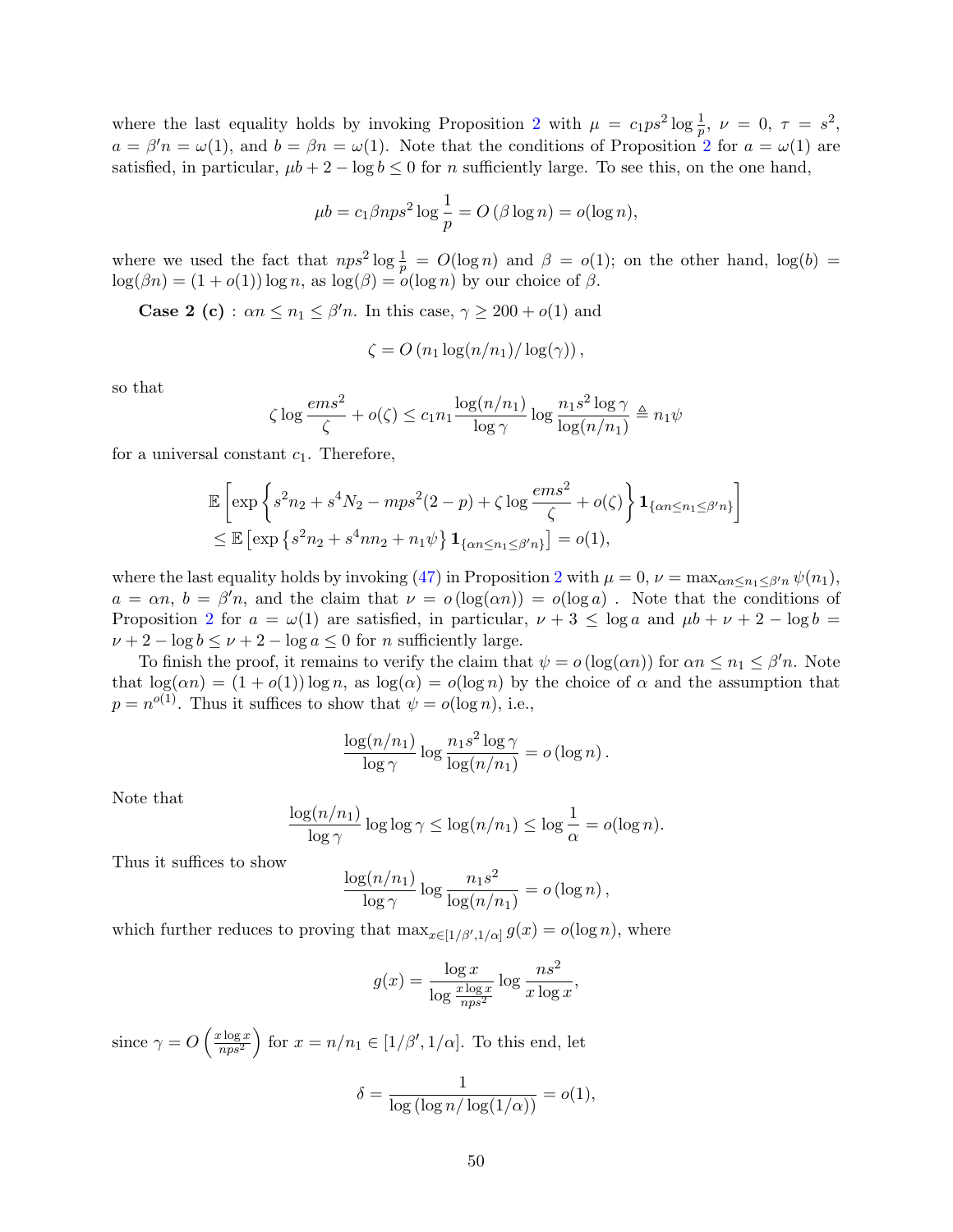where the last equality holds by invoking Proposition 2 with $\mu = c_1 ps^2 \log \frac{1}{p}$, $\nu = 0$, $\tau = s^2$, $a = \beta' n = \omega(1)$, and $b = \beta n = \omega(1)$. Note that the conditions of Proposition 2 for $a = \omega(1)$ are satisfied, in particular, $\mu b + 2 - \log b \le 0$ for $n$ sufficiently large. To see this, on the one hand,

$$\mu b = c_1 \beta n p s^2 \log \frac{1}{p} = O(\beta \log n) = o(\log n),$$

where we used the fact that $nps^2 \log \frac{1}{p} = O(\log n)$ and $\beta = o(1)$; on the other hand, $\log(b) = \log(\beta n) = (1 + o(1)) \log n$, as $\log(\beta) = o(\log n)$ by our choice of $\beta$.

**Case 2 (c)** : $\alpha n \le n_1 \le \beta' n$. In this case, $\gamma \ge 200 + o(1)$ and

$$\zeta = O\left(n_1 \log(n/n_1)/\log(\gamma)\right),$$

so that

$$\zeta \log \frac{ems^2}{\zeta} + o(\zeta) \le c_1 n_1 \frac{\log(n/n_1)}{\log \gamma} \log \frac{n_1 s^2 \log \gamma}{\log(n/n_1)} \triangleq n_1 \psi$$

for a universal constant $c_1$. Therefore,

$$\begin{aligned}
&\mathbb{E}\left[\exp\left\{s^2 n_2 + s^4 N_2 - mps^2(2-p) + \zeta \log \frac{ems^2}{\zeta} + o(\zeta)\right\} \mathbf{1}_{\{\alpha n \le n_1 \le \beta' n\}}\right] \\
&\le \mathbb{E}\left[\exp\left\{s^2 n_2 + s^4 n n_2 + n_1 \psi\right\} \mathbf{1}_{\{\alpha n \le n_1 \le \beta' n\}}\right] = o(1),
\end{aligned}$$

where the last equality holds by invoking (47) in Proposition 2 with $\mu = 0$, $\nu = \max_{\alpha n \le n_1 \le \beta' n} \psi(n_1)$, $a = \alpha n$, $b = \beta' n$, and the claim that $\nu = o(\log(\alpha n)) = o(\log a)$ . Note that the conditions of Proposition 2 for $a = \omega(1)$ are satisfied, in particular, $\nu + 3 \le \log a$ and $\mu b + \nu + 2 - \log b = \nu + 2 - \log b \le \nu + 2 - \log a \le 0$ for $n$ sufficiently large.

To finish the proof, it remains to verify the claim that $\psi = o(\log(\alpha n))$ for $\alpha n \le n_1 \le \beta' n$. Note that $\log(\alpha n) = (1 + o(1)) \log n$, as $\log(\alpha) = o(\log n)$ by the choice of $\alpha$ and the assumption that $p = n^{o(1)}$. Thus it suffices to show that $\psi = o(\log n)$, i.e.,

$$\frac{\log(n/n_1)}{\log \gamma} \log \frac{n_1 s^2 \log \gamma}{\log(n/n_1)} = o(\log n).$$

Note that

$$\frac{\log(n/n_1)}{\log \gamma} \log \log \gamma \le \log(n/n_1) \le \log \frac{1}{\alpha} = o(\log n).$$

Thus it suffices to show

$$\frac{\log(n/n_1)}{\log \gamma} \log \frac{n_1 s^2}{\log(n/n_1)} = o(\log n),$$

which further reduces to proving that $\max_{x \in [1/\beta', 1/\alpha]} g(x) = o(\log n)$, where

$$g(x) = \frac{\log x}{\log \frac{x \log x}{nps^2}} \log \frac{ns^2}{x \log x},$$

since $\gamma = O\left(\frac{x \log x}{nps^2}\right)$ for $x = n/n_1 \in [1/\beta', 1/\alpha]$. To this end, let

$$\delta = \frac{1}{\log\left(\log n / \log(1/\alpha)\right)} = o(1),$$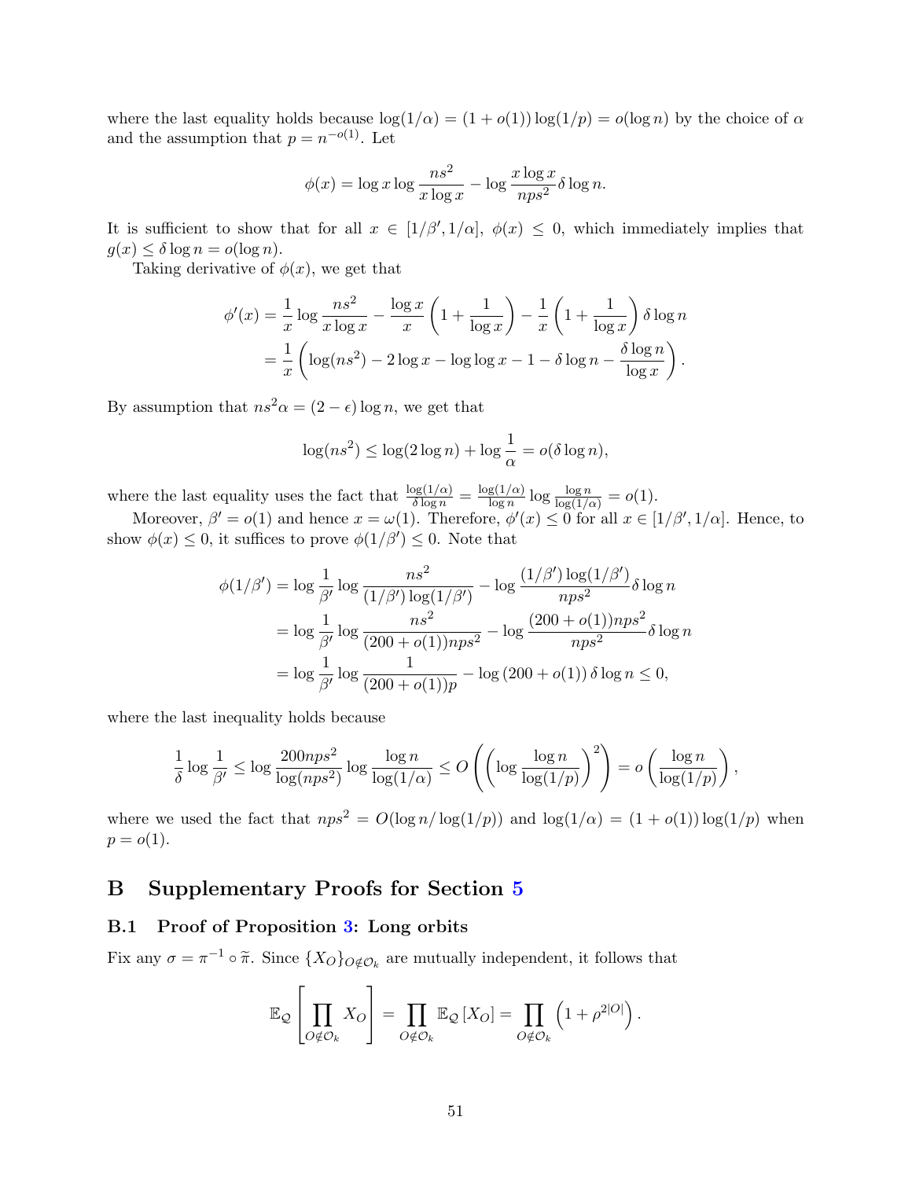where the last equality holds because $\log(1/\alpha) = (1+o(1))\log(1/p) = o(\log n)$ by the choice of $\alpha$ and the assumption that $p = n^{-o(1)}$. Let

$$\phi(x) = \log x \log \frac{ns^2}{x \log x} - \log \frac{x \log x}{nps^2} \delta \log n.$$

It is sufficient to show that for all $x \in [1/\beta', 1/\alpha]$, $\phi(x) \le 0$, which immediately implies that $g(x) \le \delta \log n = o(\log n)$.

Taking derivative of $\phi(x)$, we get that

$$\begin{aligned}
\phi'(x) &= \frac{1}{x} \log \frac{ns^2}{x \log x} - \frac{\log x}{x}\left(1 + \frac{1}{\log x}\right) - \frac{1}{x}\left(1 + \frac{1}{\log x}\right)\delta \log n \\
&= \frac{1}{x}\left(\log(ns^2) - 2\log x - \log\log x - 1 - \delta \log n - \frac{\delta \log n}{\log x}\right).
\end{aligned}$$

By assumption that $ns^2\alpha = (2-\epsilon)\log n$, we get that

$$\log(ns^2) \le \log(2\log n) + \log\frac{1}{\alpha} = o(\delta \log n),$$

where the last equality uses the fact that $\frac{\log(1/\alpha)}{\delta \log n} = \frac{\log(1/\alpha)}{\log n} \log \frac{\log n}{\log(1/\alpha)} = o(1)$.

Moreover, $\beta' = o(1)$ and hence $x = \omega(1)$. Therefore, $\phi'(x) \le 0$ for all $x \in [1/\beta', 1/\alpha]$. Hence, to show $\phi(x) \le 0$, it suffices to prove $\phi(1/\beta') \le 0$. Note that

$$\begin{aligned}
\phi(1/\beta') &= \log\frac{1}{\beta'} \log \frac{ns^2}{(1/\beta')\log(1/\beta')} - \log \frac{(1/\beta')\log(1/\beta')}{nps^2}\delta \log n \\
&= \log\frac{1}{\beta'} \log \frac{ns^2}{(200+o(1))nps^2} - \log \frac{(200+o(1))nps^2}{nps^2}\delta \log n \\
&= \log\frac{1}{\beta'} \log \frac{1}{(200+o(1))p} - \log\left(200+o(1)\right)\delta \log n \le 0,
\end{aligned}$$

where the last inequality holds because

$$\frac{1}{\delta}\log\frac{1}{\beta'} \le \log \frac{200nps^2}{\log(nps^2)} \log \frac{\log n}{\log(1/\alpha)} \le O\left(\left(\log \frac{\log n}{\log(1/p)}\right)^2\right) = o\left(\frac{\log n}{\log(1/p)}\right),$$

where we used the fact that $nps^2 = O(\log n/\log(1/p))$ and $\log(1/\alpha) = (1+o(1))\log(1/p)$ when $p = o(1)$.

# B Supplementary Proofs for Section 5

## B.1 Proof of Proposition 3: Long orbits

Fix any $\sigma = \pi^{-1} \circ \widetilde{\pi}$. Since $\{X_O\}_{O \notin \mathcal{O}_k}$ are mutually independent, it follows that

$$\mathbb{E}_{\mathcal{Q}}\left[\prod_{O \notin \mathcal{O}_k} X_O\right] = \prod_{O \notin \mathcal{O}_k} \mathbb{E}_{\mathcal{Q}}\left[X_O\right] = \prod_{O \notin \mathcal{O}_k} \left(1 + \rho^{2|O|}\right).$$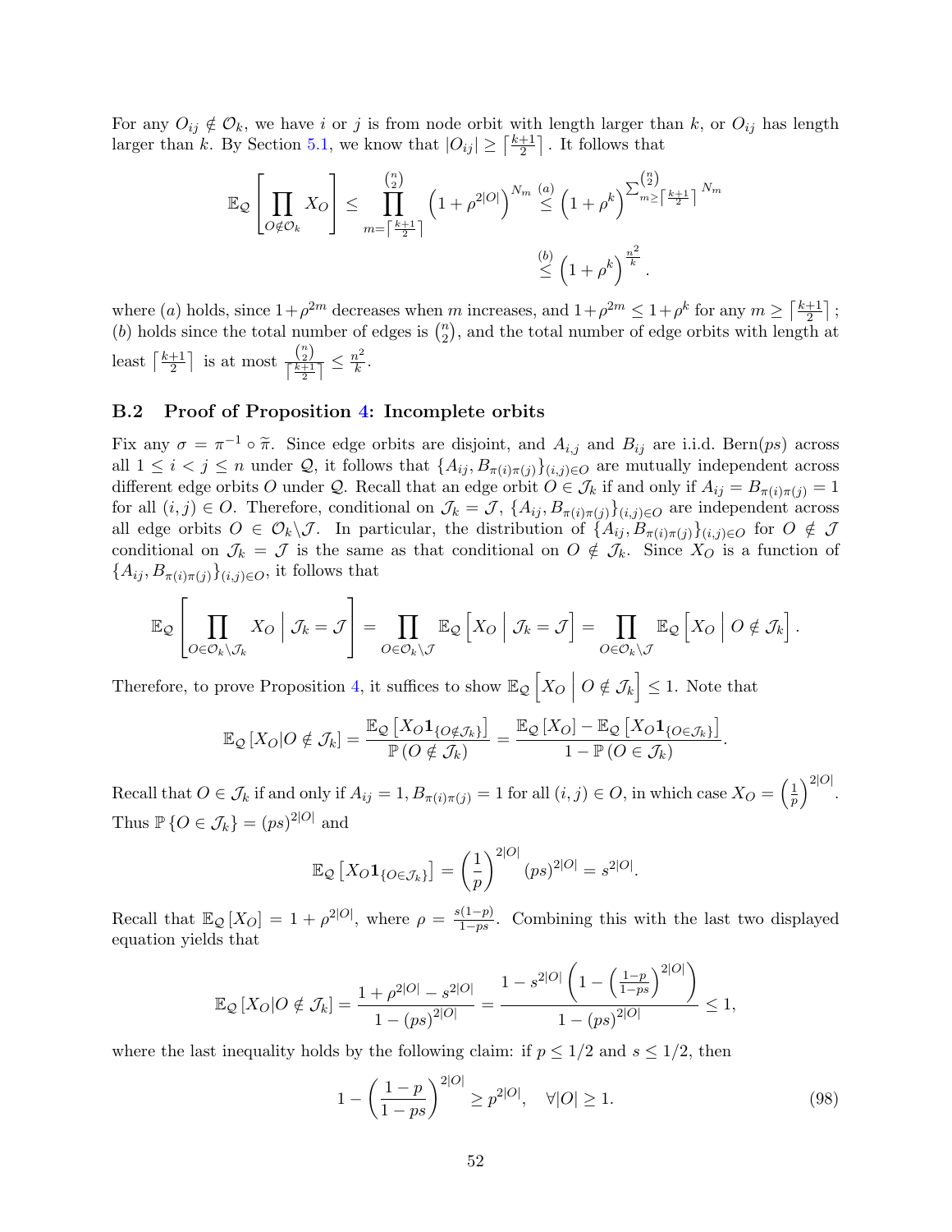For any $O_{ij} \notin \mathcal{O}_k$, we have $i$ or $j$ is from node orbit with length larger than $k$, or $O_{ij}$ has length larger than $k$. By Section 5.1, we know that $|O_{ij}| \ge \left\lceil \frac{k+1}{2} \right\rceil$. It follows that

$$\mathbb{E}_{\mathcal{Q}}\left[\prod_{O \notin \mathcal{O}_k} X_O\right] \le \prod_{m=\left\lceil \frac{k+1}{2} \right\rceil}^{\binom{n}{2}} \left(1+\rho^{2|O|}\right)^{N_m} \overset{(a)}{\le} \left(1+\rho^k\right)^{\sum_{m \ge \left\lceil \frac{k+1}{2} \right\rceil}^{\binom{n}{2}} N_m}$$

$$\overset{(b)}{\le} \left(1+\rho^k\right)^{\frac{n^2}{k}}.$$

where $(a)$ holds, since $1+\rho^{2m}$ decreases when $m$ increases, and $1+\rho^{2m} \le 1+\rho^k$ for any $m \ge \left\lceil \frac{k+1}{2} \right\rceil$; $(b)$ holds since the total number of edges is $\binom{n}{2}$, and the total number of edge orbits with length at least $\left\lceil \frac{k+1}{2} \right\rceil$ is at most $\frac{\binom{n}{2}}{\left\lceil \frac{k+1}{2} \right\rceil} \le \frac{n^2}{k}$.

### B.2 Proof of Proposition 4: Incomplete orbits

Fix any $\sigma = \pi^{-1} \circ \widetilde{\pi}$. Since edge orbits are disjoint, and $A_{i,j}$ and $B_{ij}$ are i.i.d. Bern$(ps)$ across all $1 \le i < j \le n$ under $\mathcal{Q}$, it follows that $\{A_{ij}, B_{\pi(i)\pi(j)}\}_{(i,j)\in O}$ are mutually independent across different edge orbits $O$ under $\mathcal{Q}$. Recall that an edge orbit $O \in \mathcal{J}_k$ if and only if $A_{ij} = B_{\pi(i)\pi(j)} = 1$ for all $(i,j) \in O$. Therefore, conditional on $\mathcal{J}_k = \mathcal{J}$, $\{A_{ij}, B_{\pi(i)\pi(j)}\}_{(i,j)\in O}$ are independent across all edge orbits $O \in \mathcal{O}_k \backslash \mathcal{J}$. In particular, the distribution of $\{A_{ij}, B_{\pi(i)\pi(j)}\}_{(i,j)\in O}$ for $O \notin \mathcal{J}$ conditional on $\mathcal{J}_k = \mathcal{J}$ is the same as that conditional on $O \notin \mathcal{J}_k$. Since $X_O$ is a function of $\{A_{ij}, B_{\pi(i)\pi(j)}\}_{(i,j)\in O}$, it follows that

$$\mathbb{E}_{\mathcal{Q}}\left[\prod_{O \in \mathcal{O}_k \backslash \mathcal{J}_k} X_O \;\middle|\; \mathcal{J}_k = \mathcal{J}\right] = \prod_{O \in \mathcal{O}_k \backslash \mathcal{J}} \mathbb{E}_{\mathcal{Q}}\left[X_O \;\middle|\; \mathcal{J}_k = \mathcal{J}\right] = \prod_{O \in \mathcal{O}_k \backslash \mathcal{J}} \mathbb{E}_{\mathcal{Q}}\left[X_O \;\middle|\; O \notin \mathcal{J}_k\right].$$

Therefore, to prove Proposition 4, it suffices to show $\mathbb{E}_{\mathcal{Q}}\left[X_O \;\middle|\; O \notin \mathcal{J}_k\right] \le 1$. Note that

$$\mathbb{E}_{\mathcal{Q}}\left[X_O | O \notin \mathcal{J}_k\right] = \frac{\mathbb{E}_{\mathcal{Q}}\left[X_O \mathbf{1}_{\{O \notin \mathcal{J}_k\}}\right]}{\mathbb{P}\left(O \notin \mathcal{J}_k\right)} = \frac{\mathbb{E}_{\mathcal{Q}}\left[X_O\right] - \mathbb{E}_{\mathcal{Q}}\left[X_O \mathbf{1}_{\{O \in \mathcal{J}_k\}}\right]}{1 - \mathbb{P}\left(O \in \mathcal{J}_k\right)}.$$

Recall that $O \in \mathcal{J}_k$ if and only if $A_{ij} = 1, B_{\pi(i)\pi(j)} = 1$ for all $(i,j) \in O$, in which case $X_O = \left(\frac{1}{p}\right)^{2|O|}$. Thus $\mathbb{P}\{O \in \mathcal{J}_k\} = (ps)^{2|O|}$ and

$$\mathbb{E}_{\mathcal{Q}}\left[X_O \mathbf{1}_{\{O \in \mathcal{J}_k\}}\right] = \left(\frac{1}{p}\right)^{2|O|} (ps)^{2|O|} = s^{2|O|}.$$

Recall that $\mathbb{E}_{\mathcal{Q}}\left[X_O\right] = 1 + \rho^{2|O|}$, where $\rho = \frac{s(1-p)}{1-ps}$. Combining this with the last two displayed equation yields that

$$\mathbb{E}_{\mathcal{Q}}\left[X_O | O \notin \mathcal{J}_k\right] = \frac{1 + \rho^{2|O|} - s^{2|O|}}{1 - (ps)^{2|O|}} = \frac{1 - s^{2|O|}\left(1 - \left(\frac{1-p}{1-ps}\right)^{2|O|}\right)}{1 - (ps)^{2|O|}} \le 1,$$

where the last inequality holds by the following claim: if $p \le 1/2$ and $s \le 1/2$, then

$$1 - \left(\frac{1-p}{1-ps}\right)^{2|O|} \ge p^{2|O|}, \quad \forall |O| \ge 1. \tag{98}$$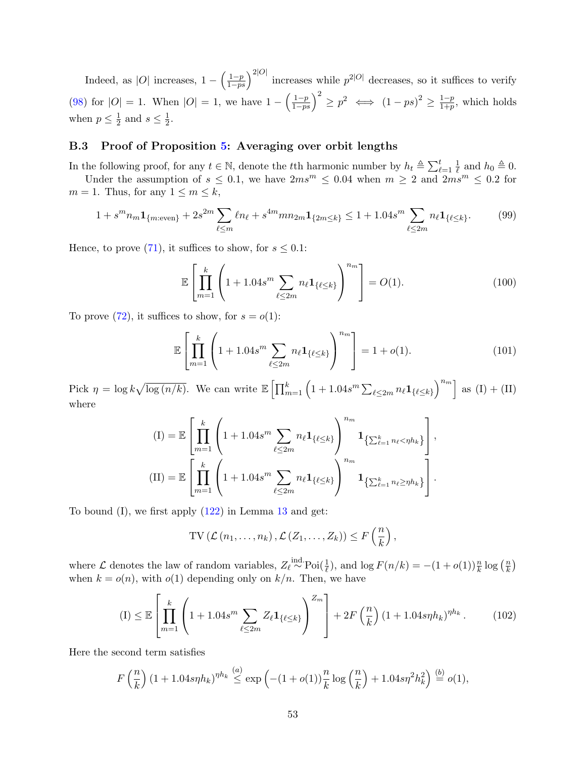Indeed, as $|O|$ increases, $1 - \left(\frac{1-p}{1-ps}\right)^{2|O|}$ increases while $p^{2|O|}$ decreases, so it suffices to verify (98) for $|O| = 1$. When $|O| = 1$, we have $1 - \left(\frac{1-p}{1-ps}\right)^2 \geq p^2 \iff (1-ps)^2 \geq \frac{1-p}{1+p}$, which holds when $p \leq \frac{1}{2}$ and $s \leq \frac{1}{2}$.

### B.3 Proof of Proposition 5: Averaging over orbit lengths

In the following proof, for any $t \in \mathbb{N}$, denote the $t$th harmonic number by $h_t \triangleq \sum_{\ell=1}^{t} \frac{1}{\ell}$ and $h_0 \triangleq 0$.

Under the assumption of $s \leq 0.1$, we have $2ms^m \leq 0.04$ when $m \geq 2$ and $2ms^m \leq 0.2$ for $m = 1$. Thus, for any $1 \leq m \leq k$,

$$1 + s^m n_m \mathbf{1}_{\{m:\text{even}\}} + 2s^{2m} \sum_{\ell \leq m} \ell n_\ell + s^{4m} m n_{2m} \mathbf{1}_{\{2m \leq k\}} \leq 1 + 1.04 s^m \sum_{\ell \leq 2m} n_\ell \mathbf{1}_{\{\ell \leq k\}}. \tag{99}$$

Hence, to prove (71), it suffices to show, for $s \leq 0.1$:

$$\mathbb{E}\left[\prod_{m=1}^{k} \left(1 + 1.04 s^m \sum_{\ell \leq 2m} n_\ell \mathbf{1}_{\{\ell \leq k\}}\right)^{n_m}\right] = O(1). \tag{100}$$

To prove (72), it suffices to show, for $s = o(1)$:

$$\mathbb{E}\left[\prod_{m=1}^{k} \left(1 + 1.04 s^m \sum_{\ell \leq 2m} n_\ell \mathbf{1}_{\{\ell \leq k\}}\right)^{n_m}\right] = 1 + o(1). \tag{101}$$

Pick $\eta = \log k \sqrt{\log(n/k)}$. We can write $\mathbb{E}\left[\prod_{m=1}^{k} \left(1 + 1.04 s^m \sum_{\ell \leq 2m} n_\ell \mathbf{1}_{\{\ell \leq k\}}\right)^{n_m}\right]$ as (I) + (II) where

$$\text{(I)} = \mathbb{E}\left[\prod_{m=1}^{k} \left(1 + 1.04 s^m \sum_{\ell \leq 2m} n_\ell \mathbf{1}_{\{\ell \leq k\}}\right)^{n_m} \mathbf{1}_{\left\{\sum_{\ell=1}^{k} n_\ell < \eta h_k\right\}}\right],$$

$$\text{(II)} = \mathbb{E}\left[\prod_{m=1}^{k} \left(1 + 1.04 s^m \sum_{\ell \leq 2m} n_\ell \mathbf{1}_{\{\ell \leq k\}}\right)^{n_m} \mathbf{1}_{\left\{\sum_{\ell=1}^{k} n_\ell \geq \eta h_k\right\}}\right].$$

To bound (I), we first apply (122) in Lemma 13 and get:

$$\text{TV}\left(\mathcal{L}(n_1, \ldots, n_k), \mathcal{L}(Z_1, \ldots, Z_k)\right) \leq F\left(\frac{n}{k}\right),$$

where $\mathcal{L}$ denotes the law of random variables, $Z_\ell \overset{\text{ind.}}{\sim} \text{Poi}(\frac{1}{\ell})$, and $\log F(n/k) = -(1+o(1))\frac{n}{k}\log\left(\frac{n}{k}\right)$ when $k = o(n)$, with $o(1)$ depending only on $k/n$. Then, we have

$$\text{(I)} \leq \mathbb{E}\left[\prod_{m=1}^{k} \left(1 + 1.04 s^m \sum_{\ell \leq 2m} Z_\ell \mathbf{1}_{\{\ell \leq k\}}\right)^{Z_m}\right] + 2F\left(\frac{n}{k}\right)(1 + 1.04 s\eta h_k)^{\eta h_k}. \tag{102}$$

Here the second term satisfies

$$F\left(\frac{n}{k}\right)(1 + 1.04 s\eta h_k)^{\eta h_k} \overset{(a)}{\leq} \exp\left(-(1+o(1))\frac{n}{k}\log\left(\frac{n}{k}\right) + 1.04 s\eta^2 h_k^2\right) \overset{(b)}{=} o(1),$$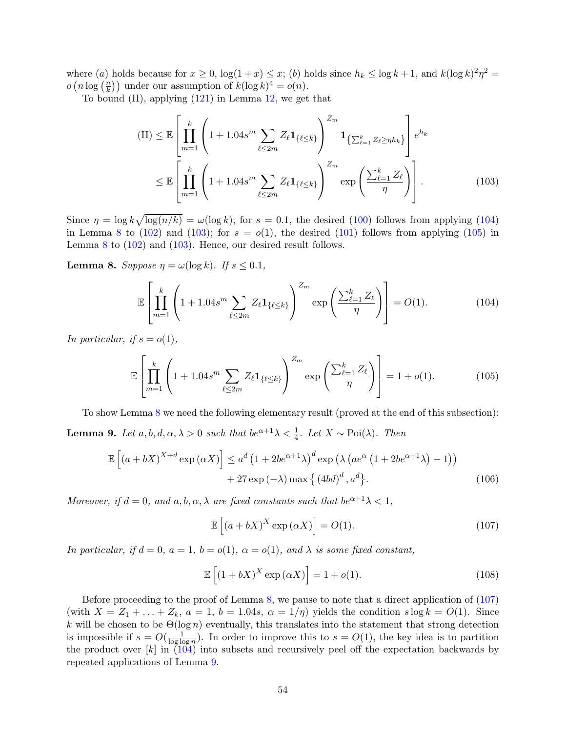where (a) holds because for $x \geq 0$, $\log(1+x) \leq x$; (b) holds since $h_k \leq \log k + 1$, and $k(\log k)^2\eta^2 = o\left(n \log\left(\frac{n}{k}\right)\right)$ under our assumption of $k(\log k)^4 = o(n)$.

To bound (II), applying (121) in Lemma 12, we get that

$$
\begin{aligned}
\text{(II)} &\leq \mathbb{E}\left[\prod_{m=1}^{k}\left(1 + 1.04 s^m \sum_{\ell \leq 2m} Z_\ell \mathbf{1}_{\{\ell \leq k\}}\right)^{Z_m} \mathbf{1}_{\left\{\sum_{\ell=1}^k Z_\ell \geq \eta h_k\right\}}\right] e^{h_k} \\
&\leq \mathbb{E}\left[\prod_{m=1}^{k}\left(1 + 1.04 s^m \sum_{\ell \leq 2m} Z_\ell \mathbf{1}_{\{\ell \leq k\}}\right)^{Z_m} \exp\left(\frac{\sum_{\ell=1}^k Z_\ell}{\eta}\right)\right]. \qquad (103)
\end{aligned}
$$

Since $\eta = \log k\sqrt{\log(n/k)} = \omega(\log k)$, for $s = 0.1$, the desired (100) follows from applying (104) in Lemma 8 to (102) and (103); for $s = o(1)$, the desired (101) follows from applying (105) in Lemma 8 to (102) and (103). Hence, our desired result follows.

**Lemma 8.** *Suppose $\eta = \omega(\log k)$. If $s \leq 0.1$,*

$$
\mathbb{E}\left[\prod_{m=1}^{k}\left(1 + 1.04 s^m \sum_{\ell \leq 2m} Z_\ell \mathbf{1}_{\{\ell \leq k\}}\right)^{Z_m} \exp\left(\frac{\sum_{\ell=1}^k Z_\ell}{\eta}\right)\right] = O(1). \qquad (104)
$$

*In particular, if $s = o(1)$,*

$$
\mathbb{E}\left[\prod_{m=1}^{k}\left(1 + 1.04 s^m \sum_{\ell \leq 2m} Z_\ell \mathbf{1}_{\{\ell \leq k\}}\right)^{Z_m} \exp\left(\frac{\sum_{\ell=1}^k Z_\ell}{\eta}\right)\right] = 1 + o(1). \qquad (105)
$$

To show Lemma 8 we need the following elementary result (proved at the end of this subsection):

**Lemma 9.** *Let $a, b, d, \alpha, \lambda > 0$ such that $be^{\alpha+1}\lambda < \frac{1}{4}$. Let $X \sim \text{Poi}(\lambda)$. Then*

$$
\begin{aligned}
\mathbb{E}\left[(a + bX)^{X+d} \exp(\alpha X)\right] &\leq a^d \left(1 + 2be^{\alpha+1}\lambda\right)^d \exp\left(\lambda\left(ae^{\alpha}\left(1 + 2be^{\alpha+1}\lambda\right) - 1\right)\right) \\
&\quad + 27 \exp(-\lambda) \max\left\{(4bd)^d, a^d\right\}. \qquad (106)
\end{aligned}
$$

*Moreover, if $d = 0$, and $a, b, \alpha, \lambda$ are fixed constants such that $be^{\alpha+1}\lambda < 1$,*

$$
\mathbb{E}\left[(a + bX)^X \exp(\alpha X)\right] = O(1). \qquad (107)
$$

*In particular, if $d = 0$, $a = 1$, $b = o(1)$, $\alpha = o(1)$, and $\lambda$ is some fixed constant,*

$$
\mathbb{E}\left[(1 + bX)^X \exp(\alpha X)\right] = 1 + o(1). \qquad (108)
$$

Before proceeding to the proof of Lemma 8, we pause to note that a direct application of (107) (with $X = Z_1 + \ldots + Z_k$, $a = 1$, $b = 1.04s$, $\alpha = 1/\eta$) yields the condition $s \log k = O(1)$. Since $k$ will be chosen to be $\Theta(\log n)$ eventually, this translates into the statement that strong detection is impossible if $s = O(\frac{1}{\log\log n})$. In order to improve this to $s = O(1)$, the key idea is to partition the product over $[k]$ in (104) into subsets and recursively peel off the expectation backwards by repeated applications of Lemma 9.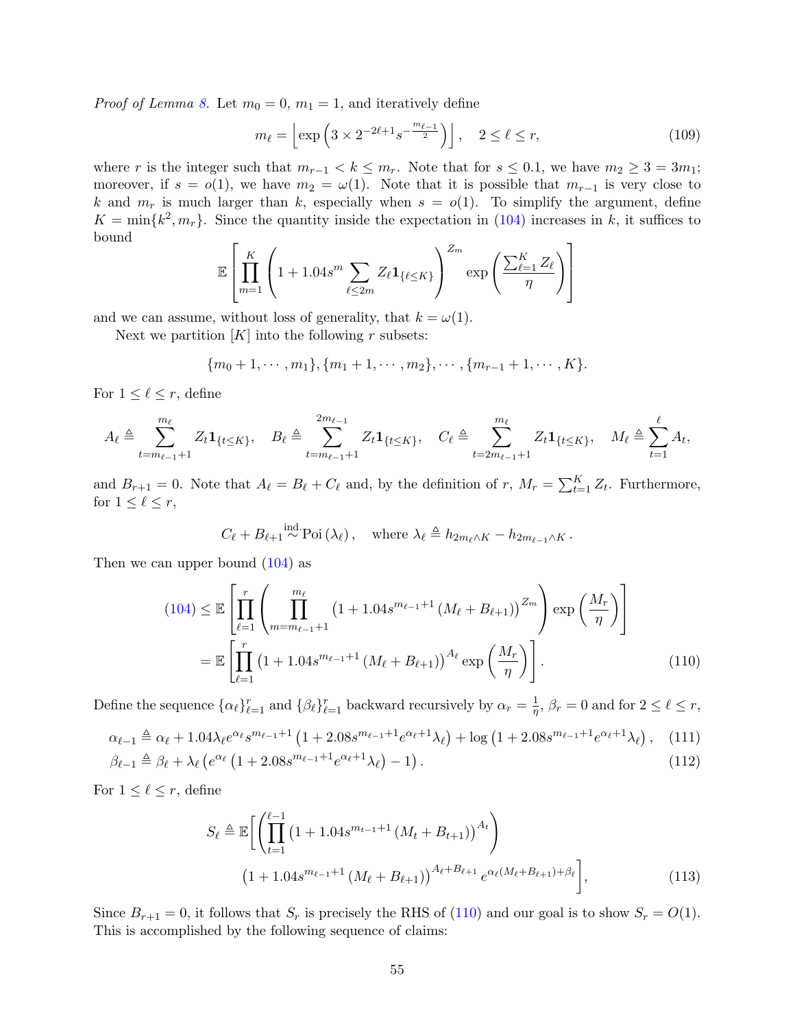*Proof of Lemma 8.* Let $m_0 = 0$, $m_1 = 1$, and iteratively define

$$m_\ell = \left\lfloor \exp\left(3 \times 2^{-2\ell+1} s^{-\frac{m_{\ell-1}}{2}}\right) \right\rfloor, \quad 2 \le \ell \le r, \tag{109}$$

where $r$ is the integer such that $m_{r-1} < k \le m_r$. Note that for $s \le 0.1$, we have $m_2 \ge 3 = 3m_1$; moreover, if $s = o(1)$, we have $m_2 = \omega(1)$. Note that it is possible that $m_{r-1}$ is very close to $k$ and $m_r$ is much larger than $k$, especially when $s = o(1)$. To simplify the argument, define $K = \min\{k^2, m_r\}$. Since the quantity inside the expectation in (104) increases in $k$, it suffices to bound

$$\mathbb{E}\left[\prod_{m=1}^{K} \left(1 + 1.04 s^m \sum_{\ell \le 2m} Z_\ell \mathbf{1}_{\{\ell \le K\}}\right)^{Z_m} \exp\left(\frac{\sum_{\ell=1}^{K} Z_\ell}{\eta}\right)\right]$$

and we can assume, without loss of generality, that $k = \omega(1)$.

Next we partition $[K]$ into the following $r$ subsets:

$$\{m_0 + 1, \cdots, m_1\}, \{m_1 + 1, \cdots, m_2\}, \cdots, \{m_{r-1} + 1, \cdots, K\}.$$

For $1 \le \ell \le r$, define

$$A_\ell \triangleq \sum_{t=m_{\ell-1}+1}^{m_\ell} Z_t \mathbf{1}_{\{t \le K\}}, \quad B_\ell \triangleq \sum_{t=m_{\ell-1}+1}^{2m_{\ell-1}} Z_t \mathbf{1}_{\{t \le K\}}, \quad C_\ell \triangleq \sum_{t=2m_{\ell-1}+1}^{m_\ell} Z_t \mathbf{1}_{\{t \le K\}}, \quad M_\ell \triangleq \sum_{t=1}^{\ell} A_t,$$

and $B_{r+1} = 0$. Note that $A_\ell = B_\ell + C_\ell$ and, by the definition of $r$, $M_r = \sum_{t=1}^{K} Z_t$. Furthermore, for $1 \le \ell \le r$,

$$C_\ell + B_{\ell+1} \overset{\text{ind.}}{\sim} \text{Poi}(\lambda_\ell), \quad \text{where } \lambda_\ell \triangleq h_{2m_\ell \wedge K} - h_{2m_{\ell-1} \wedge K}.$$

Then we can upper bound (104) as

$$\begin{aligned}
(104) &\le \mathbb{E}\left[\prod_{\ell=1}^{r} \left(\prod_{m=m_{\ell-1}+1}^{m_\ell} \left(1 + 1.04 s^{m_{\ell-1}+1} (M_\ell + B_{\ell+1})\right)^{Z_m}\right) \exp\left(\frac{M_r}{\eta}\right)\right] \\
&= \mathbb{E}\left[\prod_{\ell=1}^{r} \left(1 + 1.04 s^{m_{\ell-1}+1} (M_\ell + B_{\ell+1})\right)^{A_\ell} \exp\left(\frac{M_r}{\eta}\right)\right].
\end{aligned} \tag{110}$$

Define the sequence $\{\alpha_\ell\}_{\ell=1}^{r}$ and $\{\beta_\ell\}_{\ell=1}^{r}$ backward recursively by $\alpha_r = \frac{1}{\eta}$, $\beta_r = 0$ and for $2 \le \ell \le r$,

$$\alpha_{\ell-1} \triangleq \alpha_\ell + 1.04 \lambda_\ell e^{\alpha_\ell} s^{m_{\ell-1}+1} \left(1 + 2.08 s^{m_{\ell-1}+1} e^{\alpha_\ell+1} \lambda_\ell\right) + \log\left(1 + 2.08 s^{m_{\ell-1}+1} e^{\alpha_\ell+1} \lambda_\ell\right), \tag{111}$$

$$\beta_{\ell-1} \triangleq \beta_\ell + \lambda_\ell \left(e^{\alpha_\ell} \left(1 + 2.08 s^{m_{\ell-1}+1} e^{\alpha_\ell+1} \lambda_\ell\right) - 1\right). \tag{112}$$

For $1 \le \ell \le r$, define

$$\begin{aligned}
S_\ell \triangleq \mathbb{E}\Bigg[&\left(\prod_{t=1}^{\ell-1} \left(1 + 1.04 s^{m_{t-1}+1} (M_t + B_{t+1})\right)^{A_t}\right) \\
&\left(1 + 1.04 s^{m_{\ell-1}+1} (M_\ell + B_{\ell+1})\right)^{A_\ell + B_{\ell+1}} e^{\alpha_\ell (M_\ell + B_{\ell+1}) + \beta_\ell}\Bigg],
\end{aligned} \tag{113}$$

Since $B_{r+1} = 0$, it follows that $S_r$ is precisely the RHS of (110) and our goal is to show $S_r = O(1)$. This is accomplished by the following sequence of claims: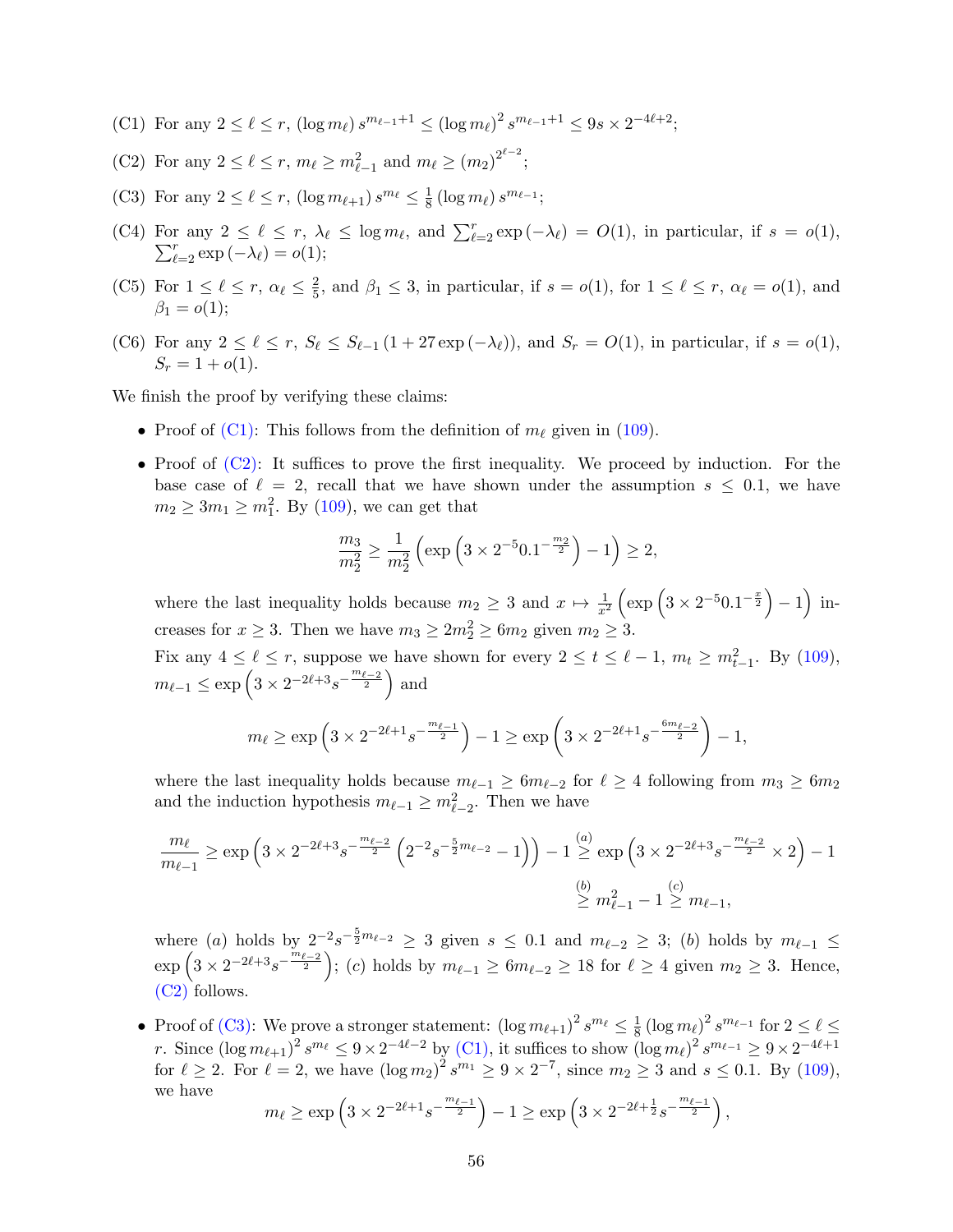(C1) For any $2 \le \ell \le r$, $(\log m_\ell)\, s^{m_{\ell-1}+1} \le (\log m_\ell)^2\, s^{m_{\ell-1}+1} \le 9s \times 2^{-4\ell+2}$;

(C2) For any $2 \le \ell \le r$, $m_\ell \ge m_{\ell-1}^2$ and $m_\ell \ge (m_2)^{2^{\ell-2}}$;

(C3) For any $2 \le \ell \le r$, $(\log m_{\ell+1})\, s^{m_\ell} \le \frac{1}{8}(\log m_\ell)\, s^{m_{\ell-1}}$;

(C4) For any $2 \le \ell \le r$, $\lambda_\ell \le \log m_\ell$, and $\sum_{\ell=2}^r \exp(-\lambda_\ell) = O(1)$, in particular, if $s = o(1)$, $\sum_{\ell=2}^r \exp(-\lambda_\ell) = o(1)$;

(C5) For $1 \le \ell \le r$, $\alpha_\ell \le \frac{2}{5}$, and $\beta_1 \le 3$, in particular, if $s = o(1)$, for $1 \le \ell \le r$, $\alpha_\ell = o(1)$, and $\beta_1 = o(1)$;

(C6) For any $2 \le \ell \le r$, $S_\ell \le S_{\ell-1}(1 + 27\exp(-\lambda_\ell))$, and $S_r = O(1)$, in particular, if $s = o(1)$, $S_r = 1 + o(1)$.

We finish the proof by verifying these claims:

- Proof of (C1): This follows from the definition of $m_\ell$ given in (109).

- Proof of (C2): It suffices to prove the first inequality. We proceed by induction. For the base case of $\ell = 2$, recall that we have shown under the assumption $s \le 0.1$, we have $m_2 \ge 3m_1 \ge m_1^2$. By (109), we can get that

$$\frac{m_3}{m_2^2} \ge \frac{1}{m_2^2}\left(\exp\left(3 \times 2^{-5} 0.1^{-\frac{m_2}{2}}\right) - 1\right) \ge 2,$$

where the last inequality holds because $m_2 \ge 3$ and $x \mapsto \frac{1}{x^2}\left(\exp\left(3 \times 2^{-5} 0.1^{-\frac{x}{2}}\right) - 1\right)$ increases for $x \ge 3$. Then we have $m_3 \ge 2m_2^2 \ge 6m_2$ given $m_2 \ge 3$.

Fix any $4 \le \ell \le r$, suppose we have shown for every $2 \le t \le \ell - 1$, $m_t \ge m_{t-1}^2$. By (109), $m_{\ell-1} \le \exp\left(3 \times 2^{-2\ell+3} s^{-\frac{m_{\ell-2}}{2}}\right)$ and

$$m_\ell \ge \exp\left(3 \times 2^{-2\ell+1} s^{-\frac{m_{\ell-1}}{2}}\right) - 1 \ge \exp\left(3 \times 2^{-2\ell+1} s^{-\frac{6m_{\ell-2}}{2}}\right) - 1,$$

where the last inequality holds because $m_{\ell-1} \ge 6m_{\ell-2}$ for $\ell \ge 4$ following from $m_3 \ge 6m_2$ and the induction hypothesis $m_{\ell-1} \ge m_{\ell-2}^2$. Then we have

$$\frac{m_\ell}{m_{\ell-1}} \ge \exp\left(3 \times 2^{-2\ell+3} s^{-\frac{m_{\ell-2}}{2}}\left(2^{-2} s^{-\frac{5}{2}m_{\ell-2}} - 1\right)\right) - 1 \overset{(a)}{\ge} \exp\left(3 \times 2^{-2\ell+3} s^{-\frac{m_{\ell-2}}{2}} \times 2\right) - 1$$
$$\overset{(b)}{\ge} m_{\ell-1}^2 - 1 \overset{(c)}{\ge} m_{\ell-1},$$

where $(a)$ holds by $2^{-2} s^{-\frac{5}{2}m_{\ell-2}} \ge 3$ given $s \le 0.1$ and $m_{\ell-2} \ge 3$; $(b)$ holds by $m_{\ell-1} \le \exp\left(3 \times 2^{-2\ell+3} s^{-\frac{m_{\ell-2}}{2}}\right)$; $(c)$ holds by $m_{\ell-1} \ge 6m_{\ell-2} \ge 18$ for $\ell \ge 4$ given $m_2 \ge 3$. Hence, (C2) follows.

- Proof of (C3): We prove a stronger statement: $(\log m_{\ell+1})^2\, s^{m_\ell} \le \frac{1}{8}(\log m_\ell)^2\, s^{m_{\ell-1}}$ for $2 \le \ell \le r$. Since $(\log m_{\ell+1})^2\, s^{m_\ell} \le 9 \times 2^{-4\ell-2}$ by (C1), it suffices to show $(\log m_\ell)^2\, s^{m_{\ell-1}} \ge 9 \times 2^{-4\ell+1}$ for $\ell \ge 2$. For $\ell = 2$, we have $(\log m_2)^2\, s^{m_1} \ge 9 \times 2^{-7}$, since $m_2 \ge 3$ and $s \le 0.1$. By (109), we have

$$m_\ell \ge \exp\left(3 \times 2^{-2\ell+1} s^{-\frac{m_{\ell-1}}{2}}\right) - 1 \ge \exp\left(3 \times 2^{-2\ell+\frac{1}{2}} s^{-\frac{m_{\ell-1}}{2}}\right),$$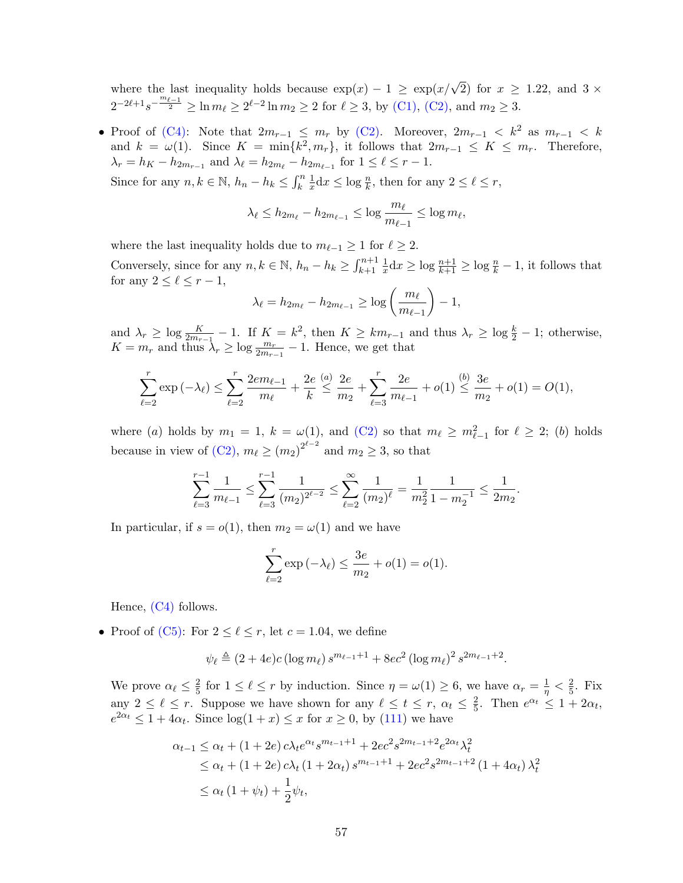where the last inequality holds because $\exp(x) - 1 \geq \exp(x/\sqrt{2})$ for $x \geq 1.22$, and $3 \times 2^{-2\ell+1} s^{-\frac{m_{\ell-1}}{2}} \geq \ln m_\ell \geq 2^{\ell-2} \ln m_2 \geq 2$ for $\ell \geq 3$, by (C1), (C2), and $m_2 \geq 3$.

- Proof of (C4): Note that $2m_{r-1} \leq m_r$ by (C2). Moreover, $2m_{r-1} < k^2$ as $m_{r-1} < k$ and $k = \omega(1)$. Since $K = \min\{k^2, m_r\}$, it follows that $2m_{r-1} \leq K \leq m_r$. Therefore, $\lambda_r = h_K - h_{2m_{r-1}}$ and $\lambda_\ell = h_{2m_\ell} - h_{2m_{\ell-1}}$ for $1 \leq \ell \leq r-1$.

  Since for any $n, k \in \mathbb{N}$, $h_n - h_k \leq \int_k^n \frac{1}{x} \mathrm{d}x \leq \log \frac{n}{k}$, then for any $2 \leq \ell \leq r$,
$$
\lambda_\ell \leq h_{2m_\ell} - h_{2m_{\ell-1}} \leq \log \frac{m_\ell}{m_{\ell-1}} \leq \log m_\ell,
$$
  where the last inequality holds due to $m_{\ell-1} \geq 1$ for $\ell \geq 2$.

  Conversely, since for any $n, k \in \mathbb{N}$, $h_n - h_k \geq \int_{k+1}^{n+1} \frac{1}{x} \mathrm{d}x \geq \log \frac{n+1}{k+1} \geq \log \frac{n}{k} - 1$, it follows that for any $2 \leq \ell \leq r-1$,
$$
\lambda_\ell = h_{2m_\ell} - h_{2m_{\ell-1}} \geq \log \left( \frac{m_\ell}{m_{\ell-1}} \right) - 1,
$$
  and $\lambda_r \geq \log \frac{K}{2m_{r-1}} - 1$. If $K = k^2$, then $K \geq k m_{r-1}$ and thus $\lambda_r \geq \log \frac{k}{2} - 1$; otherwise, $K = m_r$ and thus $\lambda_r \geq \log \frac{m_r}{2m_{r-1}} - 1$. Hence, we get that
$$
\sum_{\ell=2}^{r} \exp\left(-\lambda_\ell\right) \leq \sum_{\ell=2}^{r} \frac{2e m_{\ell-1}}{m_\ell} + \frac{2e}{k} \overset{(a)}{\leq} \frac{2e}{m_2} + \sum_{\ell=3}^{r} \frac{2e}{m_{\ell-1}} + o(1) \overset{(b)}{\leq} \frac{3e}{m_2} + o(1) = O(1),
$$
  where $(a)$ holds by $m_1 = 1$, $k = \omega(1)$, and (C2) so that $m_\ell \geq m_{\ell-1}^2$ for $\ell \geq 2$; $(b)$ holds because in view of (C2), $m_\ell \geq (m_2)^{2^{\ell-2}}$ and $m_2 \geq 3$, so that
$$
\sum_{\ell=3}^{r-1} \frac{1}{m_{\ell-1}} \leq \sum_{\ell=3}^{r-1} \frac{1}{(m_2)^{2^{\ell-2}}} \leq \sum_{\ell=2}^{\infty} \frac{1}{(m_2)^\ell} = \frac{1}{m_2^2} \frac{1}{1 - m_2^{-1}} \leq \frac{1}{2m_2}.
$$
  In particular, if $s = o(1)$, then $m_2 = \omega(1)$ and we have
$$
\sum_{\ell=2}^{r} \exp\left(-\lambda_\ell\right) \leq \frac{3e}{m_2} + o(1) = o(1).
$$
  Hence, (C4) follows.

- Proof of (C5): For $2 \leq \ell \leq r$, let $c = 1.04$, we define
$$
\psi_\ell \triangleq (2+4e)c \left(\log m_\ell\right) s^{m_{\ell-1}+1} + 8ec^2 \left(\log m_\ell\right)^2 s^{2m_{\ell-1}+2}.
$$
  We prove $\alpha_\ell \leq \frac{2}{5}$ for $1 \leq \ell \leq r$ by induction. Since $\eta = \omega(1) \geq 6$, we have $\alpha_r = \frac{1}{\eta} < \frac{2}{5}$. Fix any $2 \leq \ell \leq r$. Suppose we have shown for any $\ell \leq t \leq r$, $\alpha_t \leq \frac{2}{5}$. Then $e^{\alpha_t} \leq 1 + 2\alpha_t$, $e^{2\alpha_t} \leq 1 + 4\alpha_t$. Since $\log(1+x) \leq x$ for $x \geq 0$, by (111) we have
$$
\begin{aligned}
\alpha_{t-1} &\leq \alpha_t + (1+2e)\, c\lambda_t e^{\alpha_t} s^{m_{t-1}+1} + 2ec^2 s^{2m_{t-1}+2} e^{2\alpha_t} \lambda_t^2 \\
&\leq \alpha_t + (1+2e)\, c\lambda_t \left(1 + 2\alpha_t\right) s^{m_{t-1}+1} + 2ec^2 s^{2m_{t-1}+2} \left(1 + 4\alpha_t\right) \lambda_t^2 \\
&\leq \alpha_t \left(1 + \psi_t\right) + \frac{1}{2} \psi_t,
\end{aligned}
$$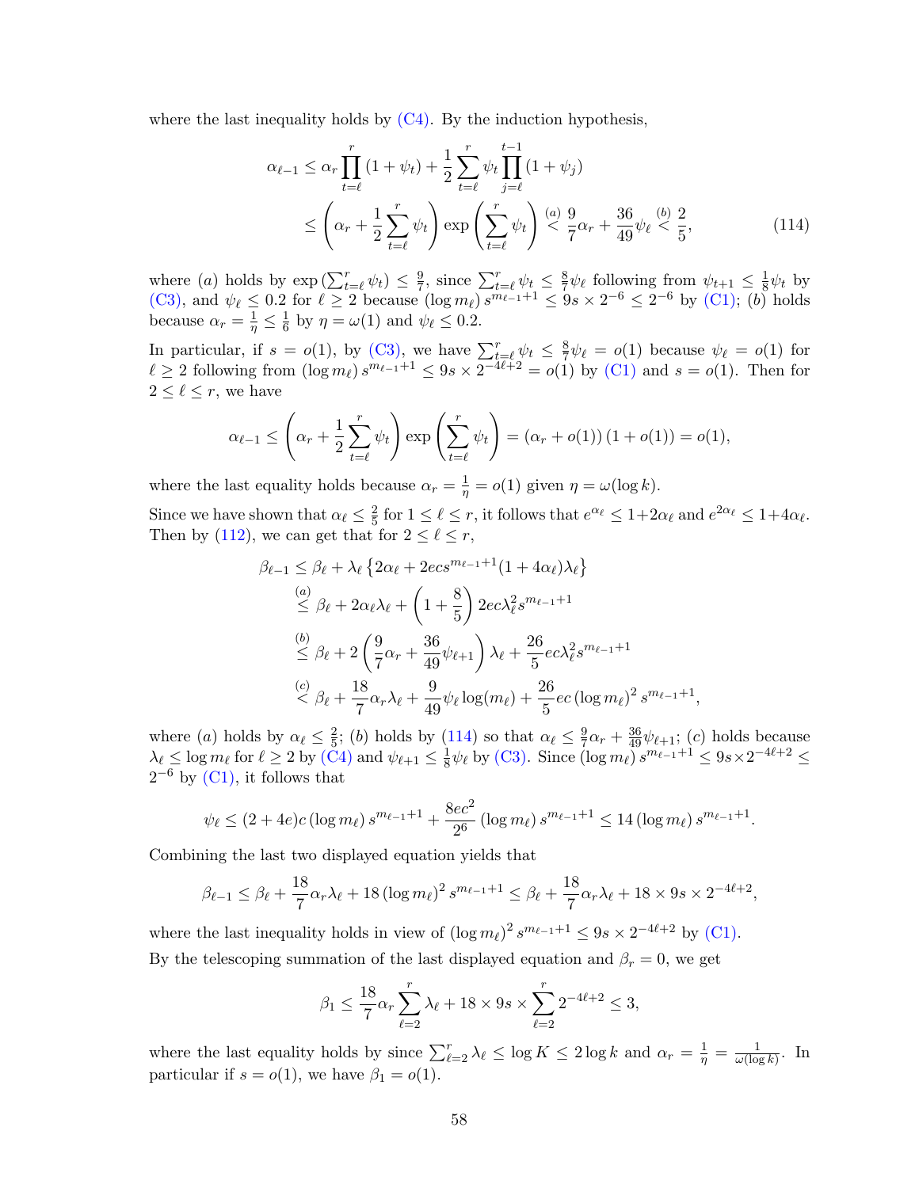where the last inequality holds by (C4). By the induction hypothesis,

$$
\begin{aligned}
\alpha_{\ell-1} &\le \alpha_r \prod_{t=\ell}^{r} (1+\psi_t) + \frac{1}{2} \sum_{t=\ell}^{r} \psi_t \prod_{j=\ell}^{t-1} (1+\psi_j) \\
&\le \left( \alpha_r + \frac{1}{2} \sum_{t=\ell}^{r} \psi_t \right) \exp\left( \sum_{t=\ell}^{r} \psi_t \right) \overset{(a)}{<} \frac{9}{7}\alpha_r + \frac{36}{49}\psi_\ell \overset{(b)}{<} \frac{2}{5}, \qquad (114)
\end{aligned}
$$

where $(a)$ holds by $\exp\left(\sum_{t=\ell}^{r} \psi_t\right) \le \frac{9}{7}$, since $\sum_{t=\ell}^{r} \psi_t \le \frac{8}{7}\psi_\ell$ following from $\psi_{t+1} \le \frac{1}{8}\psi_t$ by (C3), and $\psi_\ell \le 0.2$ for $\ell \ge 2$ because $(\log m_\ell)\, s^{m_{\ell-1}+1} \le 9s \times 2^{-6} \le 2^{-6}$ by (C1); $(b)$ holds because $\alpha_r = \frac{1}{\eta} \le \frac{1}{6}$ by $\eta = \omega(1)$ and $\psi_\ell \le 0.2$.

In particular, if $s = o(1)$, by (C3), we have $\sum_{t=\ell}^{r} \psi_t \le \frac{8}{7}\psi_\ell = o(1)$ because $\psi_\ell = o(1)$ for $\ell \ge 2$ following from $(\log m_\ell)\, s^{m_{\ell-1}+1} \le 9s \times 2^{-4\ell+2} = o(1)$ by (C1) and $s = o(1)$. Then for $2 \le \ell \le r$, we have

$$
\alpha_{\ell-1} \le \left( \alpha_r + \frac{1}{2} \sum_{t=\ell}^{r} \psi_t \right) \exp\left( \sum_{t=\ell}^{r} \psi_t \right) = (\alpha_r + o(1))\,(1+o(1)) = o(1),
$$

where the last equality holds because $\alpha_r = \frac{1}{\eta} = o(1)$ given $\eta = \omega(\log k)$.

Since we have shown that $\alpha_\ell \le \frac{2}{5}$ for $1 \le \ell \le r$, it follows that $e^{\alpha_\ell} \le 1+2\alpha_\ell$ and $e^{2\alpha_\ell} \le 1+4\alpha_\ell$. Then by (112), we can get that for $2 \le \ell \le r$,

$$
\begin{aligned}
\beta_{\ell-1} &\le \beta_\ell + \lambda_\ell \left\{ 2\alpha_\ell + 2ecs^{m_{\ell-1}+1}(1+4\alpha_\ell)\lambda_\ell \right\} \\
&\overset{(a)}{\le} \beta_\ell + 2\alpha_\ell\lambda_\ell + \left(1 + \frac{8}{5}\right) 2ec\lambda_\ell^2 s^{m_{\ell-1}+1} \\
&\overset{(b)}{\le} \beta_\ell + 2\left( \frac{9}{7}\alpha_r + \frac{36}{49}\psi_{\ell+1} \right)\lambda_\ell + \frac{26}{5} ec\lambda_\ell^2 s^{m_{\ell-1}+1} \\
&\overset{(c)}{<} \beta_\ell + \frac{18}{7}\alpha_r\lambda_\ell + \frac{9}{49}\psi_\ell \log(m_\ell) + \frac{26}{5} ec \left(\log m_\ell\right)^2 s^{m_{\ell-1}+1},
\end{aligned}
$$

where $(a)$ holds by $\alpha_\ell \le \frac{2}{5}$; $(b)$ holds by (114) so that $\alpha_\ell \le \frac{9}{7}\alpha_r + \frac{36}{49}\psi_{\ell+1}$; $(c)$ holds because $\lambda_\ell \le \log m_\ell$ for $\ell \ge 2$ by (C4) and $\psi_{\ell+1} \le \frac{1}{8}\psi_\ell$ by (C3). Since $(\log m_\ell)\, s^{m_{\ell-1}+1} \le 9s \times 2^{-4\ell+2} \le 2^{-6}$ by (C1), it follows that

$$
\psi_\ell \le (2+4e)c\,(\log m_\ell)\, s^{m_{\ell-1}+1} + \frac{8ec^2}{2^6}\,(\log m_\ell)\, s^{m_{\ell-1}+1} \le 14\,(\log m_\ell)\, s^{m_{\ell-1}+1}.
$$

Combining the last two displayed equation yields that

$$
\beta_{\ell-1} \le \beta_\ell + \frac{18}{7}\alpha_r\lambda_\ell + 18\,(\log m_\ell)^2\, s^{m_{\ell-1}+1} \le \beta_\ell + \frac{18}{7}\alpha_r\lambda_\ell + 18 \times 9s \times 2^{-4\ell+2},
$$

where the last inequality holds in view of $(\log m_\ell)^2\, s^{m_{\ell-1}+1} \le 9s \times 2^{-4\ell+2}$ by (C1).

By the telescoping summation of the last displayed equation and $\beta_r = 0$, we get

$$
\beta_1 \le \frac{18}{7}\alpha_r \sum_{\ell=2}^{r} \lambda_\ell + 18 \times 9s \times \sum_{\ell=2}^{r} 2^{-4\ell+2} \le 3,
$$

where the last equality holds by since $\sum_{\ell=2}^{r} \lambda_\ell \le \log K \le 2\log k$ and $\alpha_r = \frac{1}{\eta} = \frac{1}{\omega(\log k)}$. In particular if $s = o(1)$, we have $\beta_1 = o(1)$.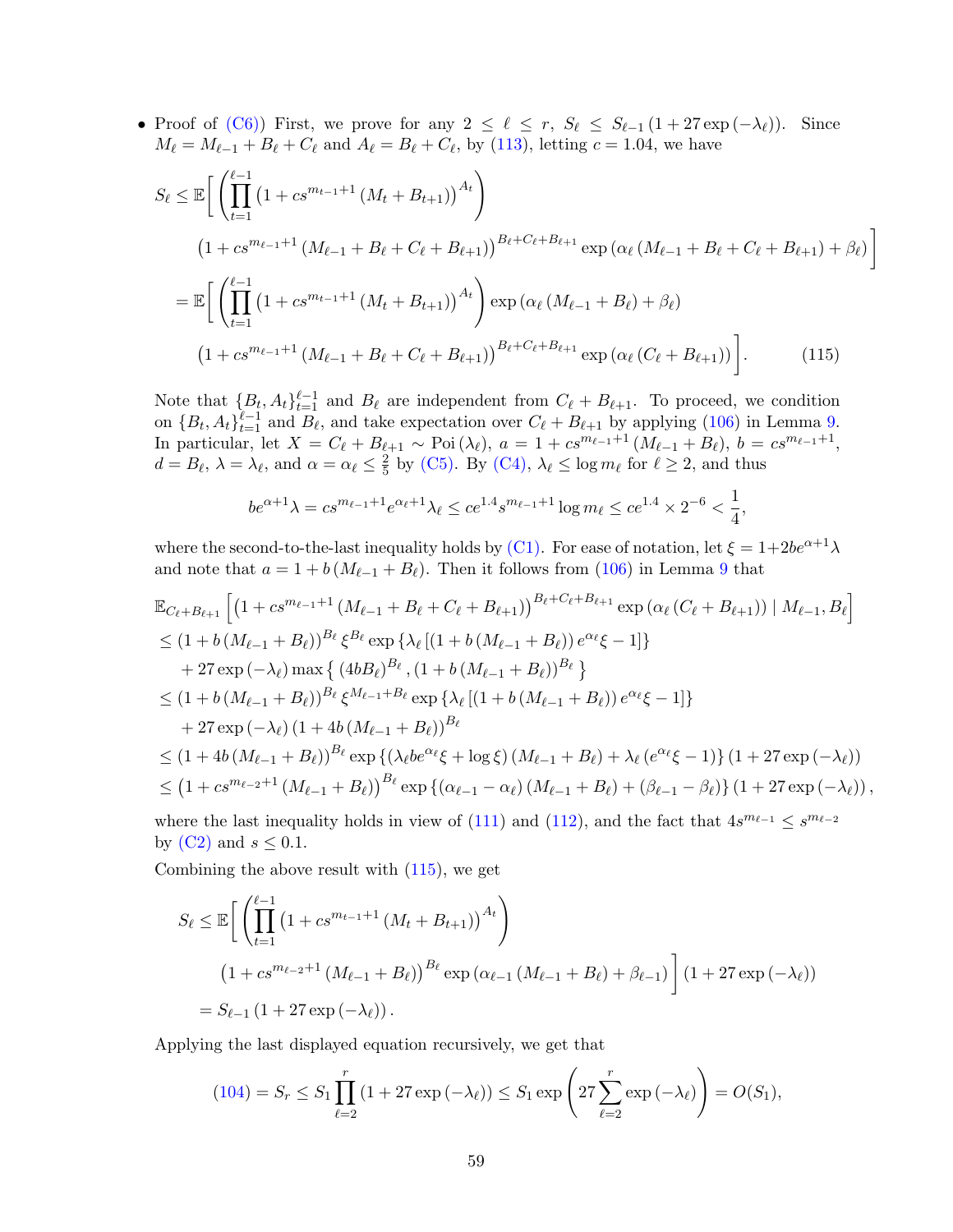- Proof of (C6)) First, we prove for any $2 \le \ell \le r$, $S_\ell \le S_{\ell-1}(1 + 27\exp(-\lambda_\ell))$. Since $M_\ell = M_{\ell-1} + B_\ell + C_\ell$ and $A_\ell = B_\ell + C_\ell$, by (113), letting $c = 1.04$, we have

$$
\begin{aligned}
S_\ell \le \mathbb{E}\Bigg[ & \left( \prod_{t=1}^{\ell-1} \left(1 + cs^{m_{t-1}+1}(M_t + B_{t+1})\right)^{A_t} \right) \\
& \left(1 + cs^{m_{\ell-1}+1}(M_{\ell-1} + B_\ell + C_\ell + B_{\ell+1})\right)^{B_\ell + C_\ell + B_{\ell+1}} \exp\left(\alpha_\ell (M_{\ell-1} + B_\ell + C_\ell + B_{\ell+1}) + \beta_\ell\right) \Bigg] \\
= \mathbb{E}\Bigg[ & \left( \prod_{t=1}^{\ell-1} \left(1 + cs^{m_{t-1}+1}(M_t + B_{t+1})\right)^{A_t} \right) \exp\left(\alpha_\ell (M_{\ell-1} + B_\ell) + \beta_\ell\right) \\
& \left(1 + cs^{m_{\ell-1}+1}(M_{\ell-1} + B_\ell + C_\ell + B_{\ell+1})\right)^{B_\ell + C_\ell + B_{\ell+1}} \exp\left(\alpha_\ell (C_\ell + B_{\ell+1})\right) \Bigg]. \qquad (115)
\end{aligned}
$$

Note that $\{B_t, A_t\}_{t=1}^{\ell-1}$ and $B_\ell$ are independent from $C_\ell + B_{\ell+1}$. To proceed, we condition on $\{B_t, A_t\}_{t=1}^{\ell-1}$ and $B_\ell$, and take expectation over $C_\ell + B_{\ell+1}$ by applying (106) in Lemma 9. In particular, let $X = C_\ell + B_{\ell+1} \sim \text{Poi}(\lambda_\ell)$, $a = 1 + cs^{m_{\ell-1}+1}(M_{\ell-1} + B_\ell)$, $b = cs^{m_{\ell-1}+1}$, $d = B_\ell$, $\lambda = \lambda_\ell$, and $\alpha = \alpha_\ell \le \frac{2}{5}$ by (C5). By (C4), $\lambda_\ell \le \log m_\ell$ for $\ell \ge 2$, and thus

$$
be^{\alpha+1}\lambda = cs^{m_{\ell-1}+1} e^{\alpha_\ell + 1} \lambda_\ell \le ce^{1.4} s^{m_{\ell-1}+1} \log m_\ell \le ce^{1.4} \times 2^{-6} < \frac{1}{4},
$$

where the second-to-the-last inequality holds by (C1). For ease of notation, let $\xi = 1 + 2be^{\alpha+1}\lambda$ and note that $a = 1 + b(M_{\ell-1} + B_\ell)$. Then it follows from (106) in Lemma 9 that

$$
\begin{aligned}
& \mathbb{E}_{C_\ell + B_{\ell+1}}\left[ \left(1 + cs^{m_{\ell-1}+1}(M_{\ell-1} + B_\ell + C_\ell + B_{\ell+1})\right)^{B_\ell + C_\ell + B_{\ell+1}} \exp\left(\alpha_\ell(C_\ell + B_{\ell+1})\right) \mid M_{\ell-1}, B_\ell \right] \\
& \le \left(1 + b(M_{\ell-1} + B_\ell)\right)^{B_\ell} \xi^{B_\ell} \exp\left\{\lambda_\ell \left[(1 + b(M_{\ell-1} + B_\ell)) e^{\alpha_\ell} \xi - 1\right]\right\} \\
& \quad + 27\exp(-\lambda_\ell) \max\left\{ (4bB_\ell)^{B_\ell}, \left(1 + b(M_{\ell-1} + B_\ell)\right)^{B_\ell} \right\} \\
& \le \left(1 + b(M_{\ell-1} + B_\ell)\right)^{B_\ell} \xi^{M_{\ell-1} + B_\ell} \exp\left\{\lambda_\ell \left[(1 + b(M_{\ell-1} + B_\ell)) e^{\alpha_\ell} \xi - 1\right]\right\} \\
& \quad + 27\exp(-\lambda_\ell) \left(1 + 4b(M_{\ell-1} + B_\ell)\right)^{B_\ell} \\
& \le \left(1 + 4b(M_{\ell-1} + B_\ell)\right)^{B_\ell} \exp\left\{ (\lambda_\ell b e^{\alpha_\ell} \xi + \log \xi)(M_{\ell-1} + B_\ell) + \lambda_\ell (e^{\alpha_\ell}\xi - 1) \right\} (1 + 27\exp(-\lambda_\ell)) \\
& \le \left(1 + cs^{m_{\ell-2}+1}(M_{\ell-1} + B_\ell)\right)^{B_\ell} \exp\left\{ (\alpha_{\ell-1} - \alpha_\ell)(M_{\ell-1} + B_\ell) + (\beta_{\ell-1} - \beta_\ell) \right\} (1 + 27\exp(-\lambda_\ell)),
\end{aligned}
$$

where the last inequality holds in view of (111) and (112), and the fact that $4s^{m_{\ell-1}} \le s^{m_{\ell-2}}$ by (C2) and $s \le 0.1$.

Combining the above result with (115), we get

$$
\begin{aligned}
S_\ell \le \mathbb{E}\Bigg[ & \left( \prod_{t=1}^{\ell-1} \left(1 + cs^{m_{t-1}+1}(M_t + B_{t+1})\right)^{A_t} \right) \\
& \left(1 + cs^{m_{\ell-2}+1}(M_{\ell-1} + B_\ell)\right)^{B_\ell} \exp\left(\alpha_{\ell-1}(M_{\ell-1} + B_\ell) + \beta_{\ell-1}\right) \Bigg] (1 + 27\exp(-\lambda_\ell)) \\
= S_{\ell-1} & (1 + 27\exp(-\lambda_\ell)).
\end{aligned}
$$

Applying the last displayed equation recursively, we get that

$$
(104) = S_r \le S_1 \prod_{\ell=2}^{r} (1 + 27\exp(-\lambda_\ell)) \le S_1 \exp\left(27 \sum_{\ell=2}^{r} \exp(-\lambda_\ell)\right) = O(S_1),
$$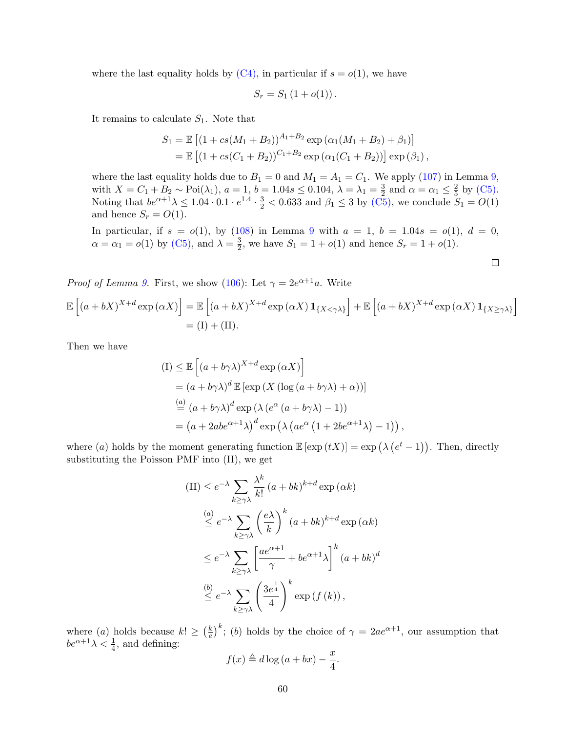where the last equality holds by (C4), in particular if $s = o(1)$, we have

$$S_r = S_1 (1 + o(1)).$$

It remains to calculate $S_1$. Note that

$$\begin{aligned} S_1 &= \mathbb{E}\left[(1 + cs(M_1 + B_2))^{A_1 + B_2} \exp\left(\alpha_1(M_1 + B_2) + \beta_1\right)\right] \\ &= \mathbb{E}\left[(1 + cs(C_1 + B_2))^{C_1 + B_2} \exp\left(\alpha_1(C_1 + B_2)\right)\right] \exp\left(\beta_1\right), \end{aligned}$$

where the last equality holds due to $B_1 = 0$ and $M_1 = A_1 = C_1$. We apply (107) in Lemma 9, with $X = C_1 + B_2 \sim \mathrm{Poi}(\lambda_1)$, $a = 1$, $b = 1.04s \le 0.104$, $\lambda = \lambda_1 = \frac{3}{2}$ and $\alpha = \alpha_1 \le \frac{2}{5}$ by (C5). Noting that $be^{\alpha+1}\lambda \le 1.04 \cdot 0.1 \cdot e^{1.4} \cdot \frac{3}{2} < 0.633$ and $\beta_1 \le 3$ by (C5), we conclude $S_1 = O(1)$ and hence $S_r = O(1)$.

In particular, if $s = o(1)$, by (108) in Lemma 9 with $a = 1$, $b = 1.04s = o(1)$, $d = 0$, $\alpha = \alpha_1 = o(1)$ by (C5), and $\lambda = \frac{3}{2}$, we have $S_1 = 1 + o(1)$ and hence $S_r = 1 + o(1)$.

□

*Proof of Lemma 9.* First, we show (106): Let $\gamma = 2e^{\alpha+1}a$. Write

$$\begin{aligned} \mathbb{E}\left[(a + bX)^{X+d} \exp\left(\alpha X\right)\right] &= \mathbb{E}\left[(a + bX)^{X+d} \exp\left(\alpha X\right) \mathbf{1}_{\{X < \gamma\lambda\}}\right] + \mathbb{E}\left[(a + bX)^{X+d} \exp\left(\alpha X\right) \mathbf{1}_{\{X \ge \gamma\lambda\}}\right] \\ &= \text{(I)} + \text{(II)}. \end{aligned}$$

Then we have

$$\begin{aligned} \text{(I)} &\le \mathbb{E}\left[(a + b\gamma\lambda)^{X+d} \exp\left(\alpha X\right)\right] \\ &= (a + b\gamma\lambda)^d \, \mathbb{E}\left[\exp\left(X\left(\log\left(a + b\gamma\lambda\right) + \alpha\right)\right)\right] \\ &\overset{(a)}{=} (a + b\gamma\lambda)^d \exp\left(\lambda\left(e^{\alpha}\left(a + b\gamma\lambda\right) - 1\right)\right) \\ &= \left(a + 2abe^{\alpha+1}\lambda\right)^d \exp\left(\lambda\left(ae^{\alpha}\left(1 + 2be^{\alpha+1}\lambda\right) - 1\right)\right), \end{aligned}$$

where $(a)$ holds by the moment generating function $\mathbb{E}\left[\exp\left(tX\right)\right] = \exp\left(\lambda\left(e^t - 1\right)\right)$. Then, directly substituting the Poisson PMF into (II), we get

$$\begin{aligned} \text{(II)} &\le e^{-\lambda} \sum_{k \ge \gamma\lambda} \frac{\lambda^k}{k!} (a + bk)^{k+d} \exp\left(\alpha k\right) \\ &\overset{(a)}{\le} e^{-\lambda} \sum_{k \ge \gamma\lambda} \left(\frac{e\lambda}{k}\right)^k (a + bk)^{k+d} \exp\left(\alpha k\right) \\ &\le e^{-\lambda} \sum_{k \ge \gamma\lambda} \left[\frac{ae^{\alpha+1}}{\gamma} + be^{\alpha+1}\lambda\right]^k (a + bk)^d \\ &\overset{(b)}{\le} e^{-\lambda} \sum_{k \ge \gamma\lambda} \left(\frac{3e^{\frac{1}{4}}}{4}\right)^k \exp\left(f\left(k\right)\right), \end{aligned}$$

where $(a)$ holds because $k! \ge \left(\frac{k}{e}\right)^k$; $(b)$ holds by the choice of $\gamma = 2ae^{\alpha+1}$, our assumption that $be^{\alpha+1}\lambda < \frac{1}{4}$, and defining:

$$f(x) \triangleq d \log\left(a + bx\right) - \frac{x}{4}.$$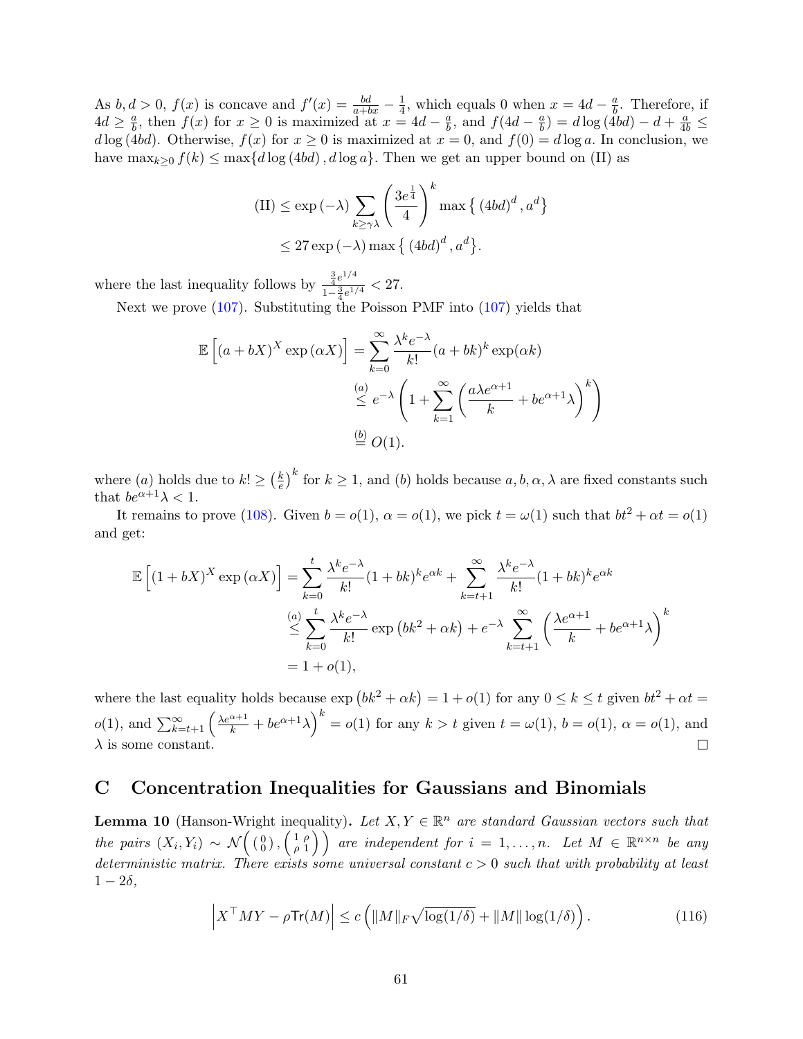As $b, d > 0$, $f(x)$ is concave and $f'(x) = \frac{bd}{a+bx} - \frac{1}{4}$, which equals 0 when $x = 4d - \frac{a}{b}$. Therefore, if $4d \geq \frac{a}{b}$, then $f(x)$ for $x \geq 0$ is maximized at $x = 4d - \frac{a}{b}$, and $f(4d - \frac{a}{b}) = d \log(4bd) - d + \frac{a}{4b} \leq d \log(4bd)$. Otherwise, $f(x)$ for $x \geq 0$ is maximized at $x = 0$, and $f(0) = d \log a$. In conclusion, we have $\max_{k \geq 0} f(k) \leq \max\{d \log(4bd), d \log a\}$. Then we get an upper bound on (II) as

$$
\begin{aligned}
\text{(II)} &\leq \exp(-\lambda) \sum_{k \geq \gamma\lambda} \left(\frac{3e^{\frac{1}{4}}}{4}\right)^k \max\left\{(4bd)^d, a^d\right\} \\
&\leq 27 \exp(-\lambda) \max\left\{(4bd)^d, a^d\right\}.
\end{aligned}
$$

where the last inequality follows by $\frac{\frac{3}{4}e^{1/4}}{1-\frac{3}{4}e^{1/4}} < 27$.

Next we prove (107). Substituting the Poisson PMF into (107) yields that

$$
\begin{aligned}
\mathbb{E}\left[(a+bX)^X \exp(\alpha X)\right] &= \sum_{k=0}^{\infty} \frac{\lambda^k e^{-\lambda}}{k!}(a+bk)^k \exp(\alpha k) \\
&\overset{(a)}{\leq} e^{-\lambda}\left(1 + \sum_{k=1}^{\infty}\left(\frac{a\lambda e^{\alpha+1}}{k} + be^{\alpha+1}\lambda\right)^k\right) \\
&\overset{(b)}{=} O(1).
\end{aligned}
$$

where $(a)$ holds due to $k! \geq \left(\frac{k}{e}\right)^k$ for $k \geq 1$, and $(b)$ holds because $a, b, \alpha, \lambda$ are fixed constants such that $be^{\alpha+1}\lambda < 1$.

It remains to prove (108). Given $b = o(1)$, $\alpha = o(1)$, we pick $t = \omega(1)$ such that $bt^2 + \alpha t = o(1)$ and get:

$$
\begin{aligned}
\mathbb{E}\left[(1+bX)^X \exp(\alpha X)\right] &= \sum_{k=0}^{t} \frac{\lambda^k e^{-\lambda}}{k!}(1+bk)^k e^{\alpha k} + \sum_{k=t+1}^{\infty} \frac{\lambda^k e^{-\lambda}}{k!}(1+bk)^k e^{\alpha k} \\
&\overset{(a)}{\leq} \sum_{k=0}^{t} \frac{\lambda^k e^{-\lambda}}{k!} \exp\left(bk^2 + \alpha k\right) + e^{-\lambda} \sum_{k=t+1}^{\infty}\left(\frac{\lambda e^{\alpha+1}}{k} + be^{\alpha+1}\lambda\right)^k \\
&= 1 + o(1),
\end{aligned}
$$

where the last equality holds because $\exp\left(bk^2 + \alpha k\right) = 1 + o(1)$ for any $0 \leq k \leq t$ given $bt^2 + \alpha t = o(1)$, and $\sum_{k=t+1}^{\infty}\left(\frac{\lambda e^{\alpha+1}}{k} + be^{\alpha+1}\lambda\right)^k = o(1)$ for any $k > t$ given $t = \omega(1)$, $b = o(1)$, $\alpha = o(1)$, and $\lambda$ is some constant. ☐

# C Concentration Inequalities for Gaussians and Binomials

**Lemma 10** (Hanson-Wright inequality). *Let $X, Y \in \mathbb{R}^n$ are standard Gaussian vectors such that the pairs $(X_i, Y_i) \sim \mathcal{N}\left(\binom{0}{0}, \begin{pmatrix} 1 & \rho \\ \rho & 1 \end{pmatrix}\right)$ are independent for $i = 1, \ldots, n$. Let $M \in \mathbb{R}^{n \times n}$ be any deterministic matrix. There exists some universal constant $c > 0$ such that with probability at least $1 - 2\delta$,*

$$
\left|X^\top MY - \rho \mathsf{Tr}(M)\right| \leq c\left(\|M\|_F \sqrt{\log(1/\delta)} + \|M\| \log(1/\delta)\right). \tag{116}
$$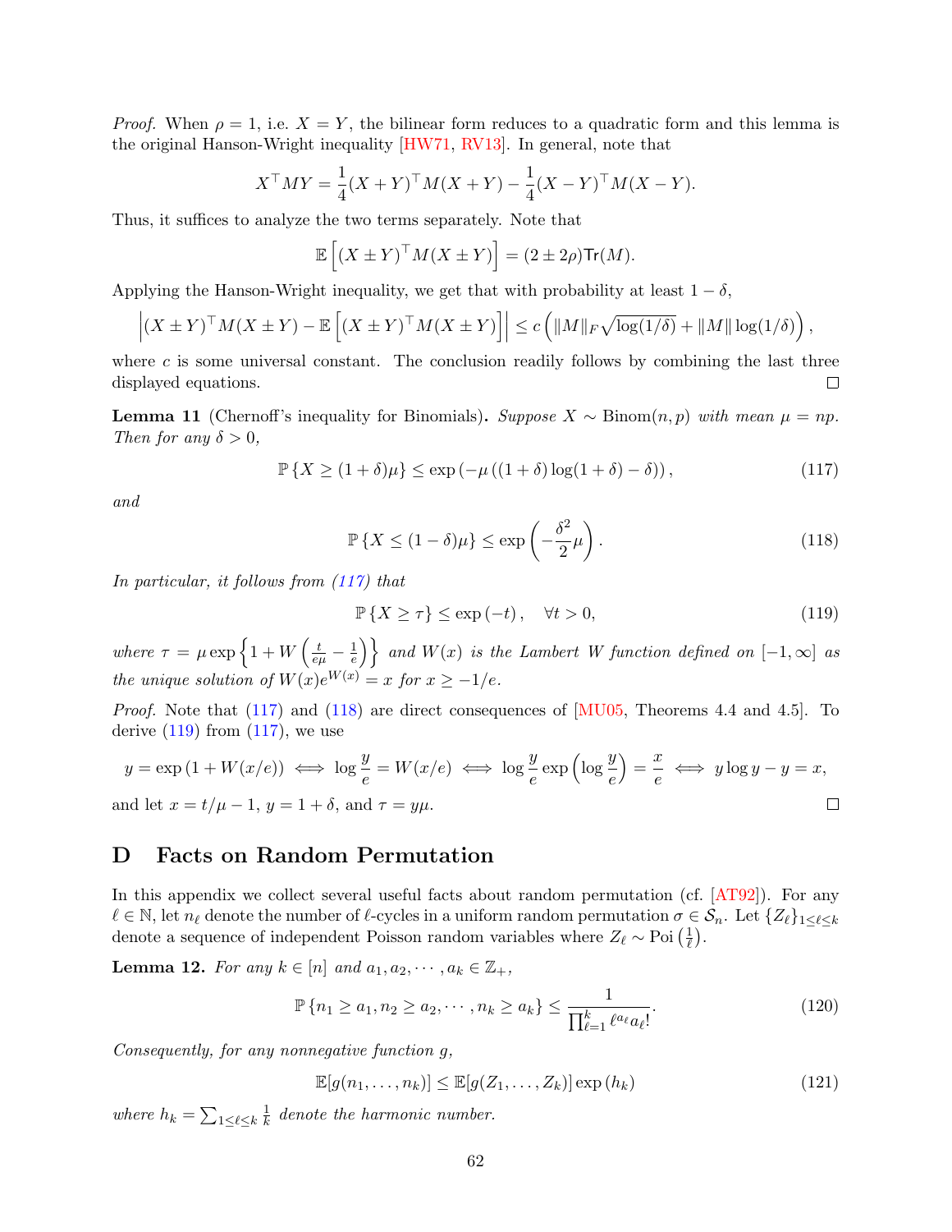*Proof.* When $\rho = 1$, i.e. $X = Y$, the bilinear form reduces to a quadratic form and this lemma is the original Hanson-Wright inequality [HW71, RV13]. In general, note that

$$X^\top M Y = \frac{1}{4}(X+Y)^\top M(X+Y) - \frac{1}{4}(X-Y)^\top M(X-Y).$$

Thus, it suffices to analyze the two terms separately. Note that

$$\mathbb{E}\left[(X \pm Y)^\top M(X \pm Y)\right] = (2 \pm 2\rho)\mathsf{Tr}(M).$$

Applying the Hanson-Wright inequality, we get that with probability at least $1-\delta$,

$$\left|(X \pm Y)^\top M(X \pm Y) - \mathbb{E}\left[(X \pm Y)^\top M(X \pm Y)\right]\right| \le c\left(\|M\|_F\sqrt{\log(1/\delta)} + \|M\|\log(1/\delta)\right),$$

where $c$ is some universal constant. The conclusion readily follows by combining the last three displayed equations. ∎

**Lemma 11** (Chernoff's inequality for Binomials)**.** *Suppose $X \sim \text{Binom}(n,p)$ with mean $\mu = np$. Then for any $\delta > 0$,*

$$\mathbb{P}\left\{X \ge (1+\delta)\mu\right\} \le \exp\left(-\mu\left((1+\delta)\log(1+\delta) - \delta\right)\right), \tag{117}$$

*and*

$$\mathbb{P}\left\{X \le (1-\delta)\mu\right\} \le \exp\left(-\frac{\delta^2}{2}\mu\right). \tag{118}$$

*In particular, it follows from (117) that*

$$\mathbb{P}\left\{X \ge \tau\right\} \le \exp\left(-t\right), \quad \forall t > 0, \tag{119}$$

*where $\tau = \mu\exp\left\{1 + W\left(\frac{t}{e\mu} - \frac{1}{e}\right)\right\}$ and $W(x)$ is the Lambert W function defined on $[-1,\infty]$ as the unique solution of $W(x)e^{W(x)} = x$ for $x \ge -1/e$.*

*Proof.* Note that (117) and (118) are direct consequences of [MU05, Theorems 4.4 and 4.5]. To derive (119) from (117), we use

$$y = \exp\left(1 + W(x/e)\right) \iff \log\frac{y}{e} = W(x/e) \iff \log\frac{y}{e}\exp\left(\log\frac{y}{e}\right) = \frac{x}{e} \iff y\log y - y = x,$$

and let $x = t/\mu - 1$, $y = 1+\delta$, and $\tau = y\mu$. ∎

# D Facts on Random Permutation

In this appendix we collect several useful facts about random permutation (cf. [AT92]). For any $\ell \in \mathbb{N}$, let $n_\ell$ denote the number of $\ell$-cycles in a uniform random permutation $\sigma \in \mathcal{S}_n$. Let $\{Z_\ell\}_{1 \le \ell \le k}$ denote a sequence of independent Poisson random variables where $Z_\ell \sim \text{Poi}\left(\frac{1}{\ell}\right)$.

**Lemma 12.** *For any $k \in [n]$ and $a_1, a_2, \cdots, a_k \in \mathbb{Z}_+$,*

$$\mathbb{P}\left\{n_1 \ge a_1, n_2 \ge a_2, \cdots, n_k \ge a_k\right\} \le \frac{1}{\prod_{\ell=1}^k \ell^{a_\ell} a_\ell!}. \tag{120}$$

*Consequently, for any nonnegative function $g$,*

$$\mathbb{E}[g(n_1,\ldots,n_k)] \le \mathbb{E}[g(Z_1,\ldots,Z_k)]\exp\left(h_k\right) \tag{121}$$

*where $h_k = \sum_{1 \le \ell \le k} \frac{1}{k}$ denote the harmonic number.*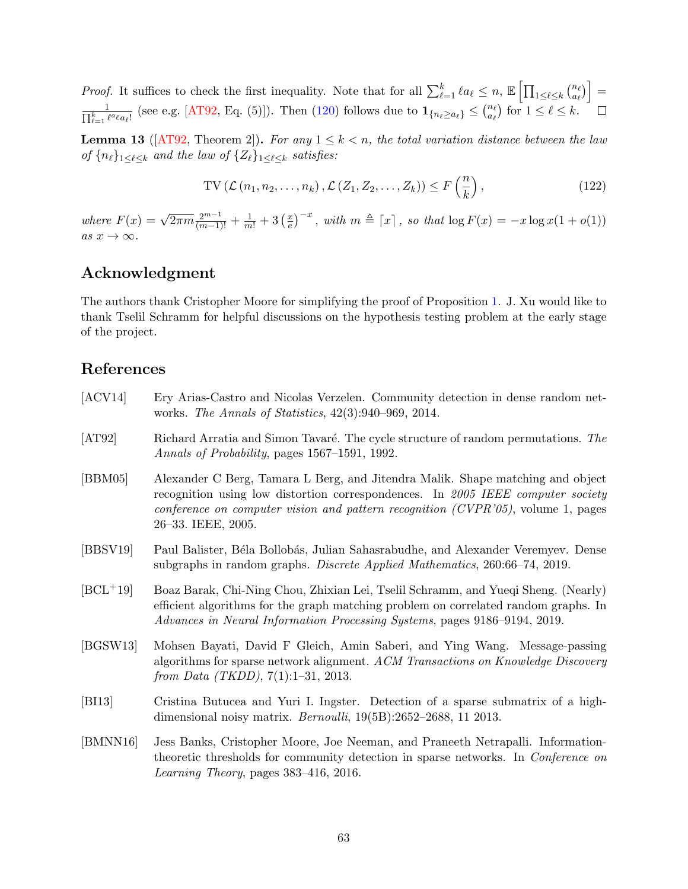*Proof.* It suffices to check the first inequality. Note that for all $\sum_{\ell=1}^{k} \ell a_\ell \le n$, $\mathbb{E}\left[\prod_{1\le \ell \le k} \binom{n_\ell}{a_\ell}\right] = \frac{1}{\prod_{\ell=1}^{k} \ell^{a_\ell} a_\ell!}$ (see e.g. [AT92, Eq. (5)]). Then (120) follows due to $\mathbf{1}_{\{n_\ell \ge a_\ell\}} \le \binom{n_\ell}{a_\ell}$ for $1 \le \ell \le k$. ☐

**Lemma 13** ([AT92, Theorem 2]). *For any $1 \le k < n$, the total variation distance between the law of $\{n_\ell\}_{1\le \ell \le k}$ and the law of $\{Z_\ell\}_{1 \le \ell \le k}$ satisfies:*

$$\mathrm{TV}\left(\mathcal{L}\left(n_1, n_2, \ldots, n_k\right), \mathcal{L}\left(Z_1, Z_2, \ldots, Z_k\right)\right) \le F\left(\frac{n}{k}\right), \tag{122}$$

*where $F(x) = \sqrt{2\pi m}\frac{2^{m-1}}{(m-1)!} + \frac{1}{m!} + 3\left(\frac{x}{e}\right)^{-x}$, with $m \triangleq \lceil x \rceil$, so that $\log F(x) = -x \log x(1+o(1))$ as $x \to \infty$.*

## Acknowledgment

The authors thank Cristopher Moore for simplifying the proof of Proposition 1. J. Xu would like to thank Tselil Schramm for helpful discussions on the hypothesis testing problem at the early stage of the project.

## References

[ACV14] Ery Arias-Castro and Nicolas Verzelen. Community detection in dense random networks. *The Annals of Statistics*, 42(3):940–969, 2014.

[AT92] Richard Arratia and Simon Tavaré. The cycle structure of random permutations. *The Annals of Probability*, pages 1567–1591, 1992.

[BBM05] Alexander C Berg, Tamara L Berg, and Jitendra Malik. Shape matching and object recognition using low distortion correspondences. In *2005 IEEE computer society conference on computer vision and pattern recognition (CVPR'05)*, volume 1, pages 26–33. IEEE, 2005.

[BBSV19] Paul Balister, Béla Bollobás, Julian Sahasrabudhe, and Alexander Veremyev. Dense subgraphs in random graphs. *Discrete Applied Mathematics*, 260:66–74, 2019.

[BCL+19] Boaz Barak, Chi-Ning Chou, Zhixian Lei, Tselil Schramm, and Yueqi Sheng. (Nearly) efficient algorithms for the graph matching problem on correlated random graphs. In *Advances in Neural Information Processing Systems*, pages 9186–9194, 2019.

[BGSW13] Mohsen Bayati, David F Gleich, Amin Saberi, and Ying Wang. Message-passing algorithms for sparse network alignment. *ACM Transactions on Knowledge Discovery from Data (TKDD)*, 7(1):1–31, 2013.

[BI13] Cristina Butucea and Yuri I. Ingster. Detection of a sparse submatrix of a high-dimensional noisy matrix. *Bernoulli*, 19(5B):2652–2688, 11 2013.

[BMNN16] Jess Banks, Cristopher Moore, Joe Neeman, and Praneeth Netrapalli. Information-theoretic thresholds for community detection in sparse networks. In *Conference on Learning Theory*, pages 383–416, 2016.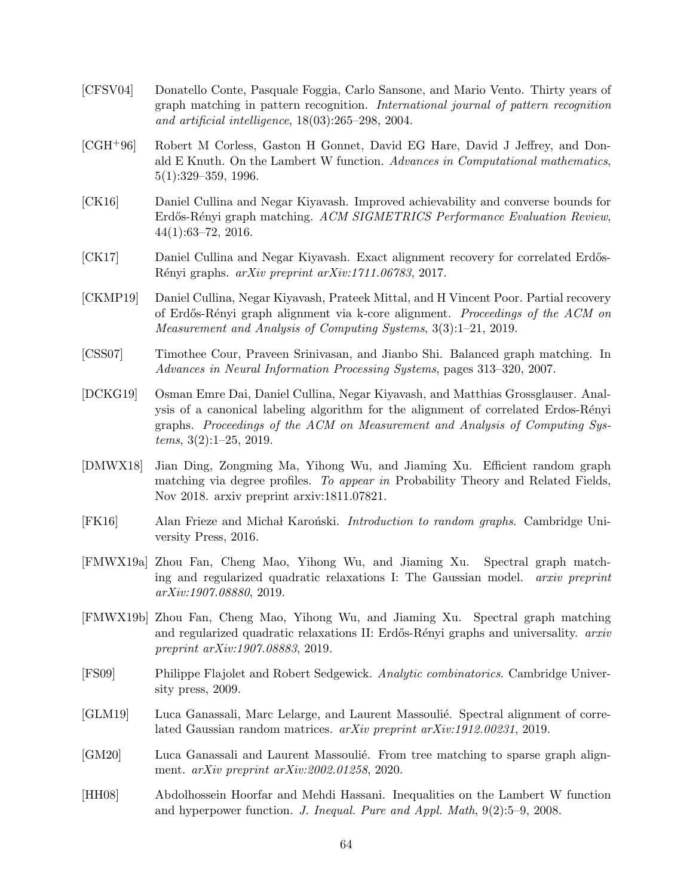[CFSV04] Donatello Conte, Pasquale Foggia, Carlo Sansone, and Mario Vento. Thirty years of graph matching in pattern recognition. *International journal of pattern recognition and artificial intelligence*, 18(03):265–298, 2004.

[CGH+96] Robert M Corless, Gaston H Gonnet, David EG Hare, David J Jeffrey, and Donald E Knuth. On the Lambert W function. *Advances in Computational mathematics*, 5(1):329–359, 1996.

[CK16] Daniel Cullina and Negar Kiyavash. Improved achievability and converse bounds for Erdős-Rényi graph matching. *ACM SIGMETRICS Performance Evaluation Review*, 44(1):63–72, 2016.

[CK17] Daniel Cullina and Negar Kiyavash. Exact alignment recovery for correlated Erdős-Rényi graphs. *arXiv preprint arXiv:1711.06783*, 2017.

[CKMP19] Daniel Cullina, Negar Kiyavash, Prateek Mittal, and H Vincent Poor. Partial recovery of Erdős-Rényi graph alignment via k-core alignment. *Proceedings of the ACM on Measurement and Analysis of Computing Systems*, 3(3):1–21, 2019.

[CSS07] Timothee Cour, Praveen Srinivasan, and Jianbo Shi. Balanced graph matching. In *Advances in Neural Information Processing Systems*, pages 313–320, 2007.

[DCKG19] Osman Emre Dai, Daniel Cullina, Negar Kiyavash, and Matthias Grossglauser. Analysis of a canonical labeling algorithm for the alignment of correlated Erdos-Rényi graphs. *Proceedings of the ACM on Measurement and Analysis of Computing Systems*, 3(2):1–25, 2019.

[DMWX18] Jian Ding, Zongming Ma, Yihong Wu, and Jiaming Xu. Efficient random graph matching via degree profiles. *To appear in* Probability Theory and Related Fields, Nov 2018. arxiv preprint arxiv:1811.07821.

[FK16] Alan Frieze and Michał Karoński. *Introduction to random graphs*. Cambridge University Press, 2016.

[FMWX19a] Zhou Fan, Cheng Mao, Yihong Wu, and Jiaming Xu. Spectral graph matching and regularized quadratic relaxations I: The Gaussian model. *arxiv preprint arXiv:1907.08880*, 2019.

[FMWX19b] Zhou Fan, Cheng Mao, Yihong Wu, and Jiaming Xu. Spectral graph matching and regularized quadratic relaxations II: Erdős-Rényi graphs and universality. *arxiv preprint arXiv:1907.08883*, 2019.

[FS09] Philippe Flajolet and Robert Sedgewick. *Analytic combinatorics*. Cambridge University press, 2009.

[GLM19] Luca Ganassali, Marc Lelarge, and Laurent Massoulié. Spectral alignment of correlated Gaussian random matrices. *arXiv preprint arXiv:1912.00231*, 2019.

[GM20] Luca Ganassali and Laurent Massoulié. From tree matching to sparse graph alignment. *arXiv preprint arXiv:2002.01258*, 2020.

[HH08] Abdolhossein Hoorfar and Mehdi Hassani. Inequalities on the Lambert W function and hyperpower function. *J. Inequal. Pure and Appl. Math*, 9(2):5–9, 2008.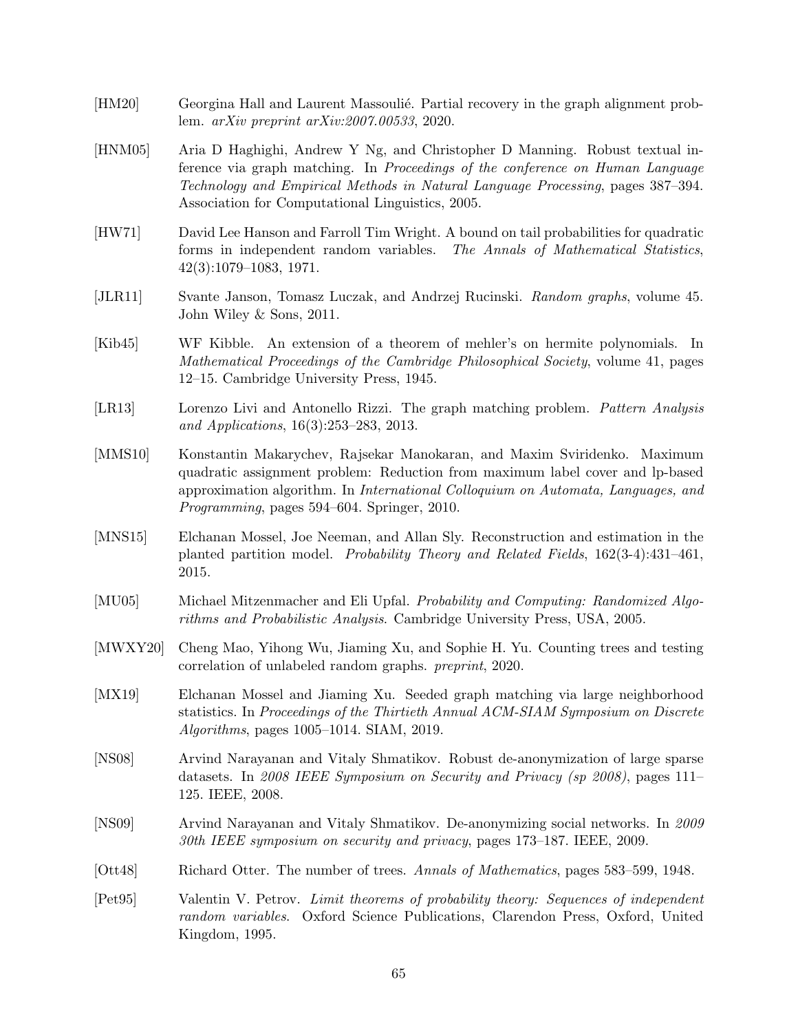[HM20] Georgina Hall and Laurent Massoulié. Partial recovery in the graph alignment problem. *arXiv preprint arXiv:2007.00533*, 2020.

[HNM05] Aria D Haghighi, Andrew Y Ng, and Christopher D Manning. Robust textual inference via graph matching. In *Proceedings of the conference on Human Language Technology and Empirical Methods in Natural Language Processing*, pages 387–394. Association for Computational Linguistics, 2005.

[HW71] David Lee Hanson and Farroll Tim Wright. A bound on tail probabilities for quadratic forms in independent random variables. *The Annals of Mathematical Statistics*, 42(3):1079–1083, 1971.

[JLR11] Svante Janson, Tomasz Luczak, and Andrzej Rucinski. *Random graphs*, volume 45. John Wiley & Sons, 2011.

[Kib45] WF Kibble. An extension of a theorem of mehler's on hermite polynomials. In *Mathematical Proceedings of the Cambridge Philosophical Society*, volume 41, pages 12–15. Cambridge University Press, 1945.

[LR13] Lorenzo Livi and Antonello Rizzi. The graph matching problem. *Pattern Analysis and Applications*, 16(3):253–283, 2013.

[MMS10] Konstantin Makarychev, Rajsekar Manokaran, and Maxim Sviridenko. Maximum quadratic assignment problem: Reduction from maximum label cover and lp-based approximation algorithm. In *International Colloquium on Automata, Languages, and Programming*, pages 594–604. Springer, 2010.

[MNS15] Elchanan Mossel, Joe Neeman, and Allan Sly. Reconstruction and estimation in the planted partition model. *Probability Theory and Related Fields*, 162(3-4):431–461, 2015.

[MU05] Michael Mitzenmacher and Eli Upfal. *Probability and Computing: Randomized Algorithms and Probabilistic Analysis*. Cambridge University Press, USA, 2005.

[MWXY20] Cheng Mao, Yihong Wu, Jiaming Xu, and Sophie H. Yu. Counting trees and testing correlation of unlabeled random graphs. *preprint*, 2020.

[MX19] Elchanan Mossel and Jiaming Xu. Seeded graph matching via large neighborhood statistics. In *Proceedings of the Thirtieth Annual ACM-SIAM Symposium on Discrete Algorithms*, pages 1005–1014. SIAM, 2019.

[NS08] Arvind Narayanan and Vitaly Shmatikov. Robust de-anonymization of large sparse datasets. In *2008 IEEE Symposium on Security and Privacy (sp 2008)*, pages 111–125. IEEE, 2008.

[NS09] Arvind Narayanan and Vitaly Shmatikov. De-anonymizing social networks. In *2009 30th IEEE symposium on security and privacy*, pages 173–187. IEEE, 2009.

[Ott48] Richard Otter. The number of trees. *Annals of Mathematics*, pages 583–599, 1948.

[Pet95] Valentin V. Petrov. *Limit theorems of probability theory: Sequences of independent random variables*. Oxford Science Publications, Clarendon Press, Oxford, United Kingdom, 1995.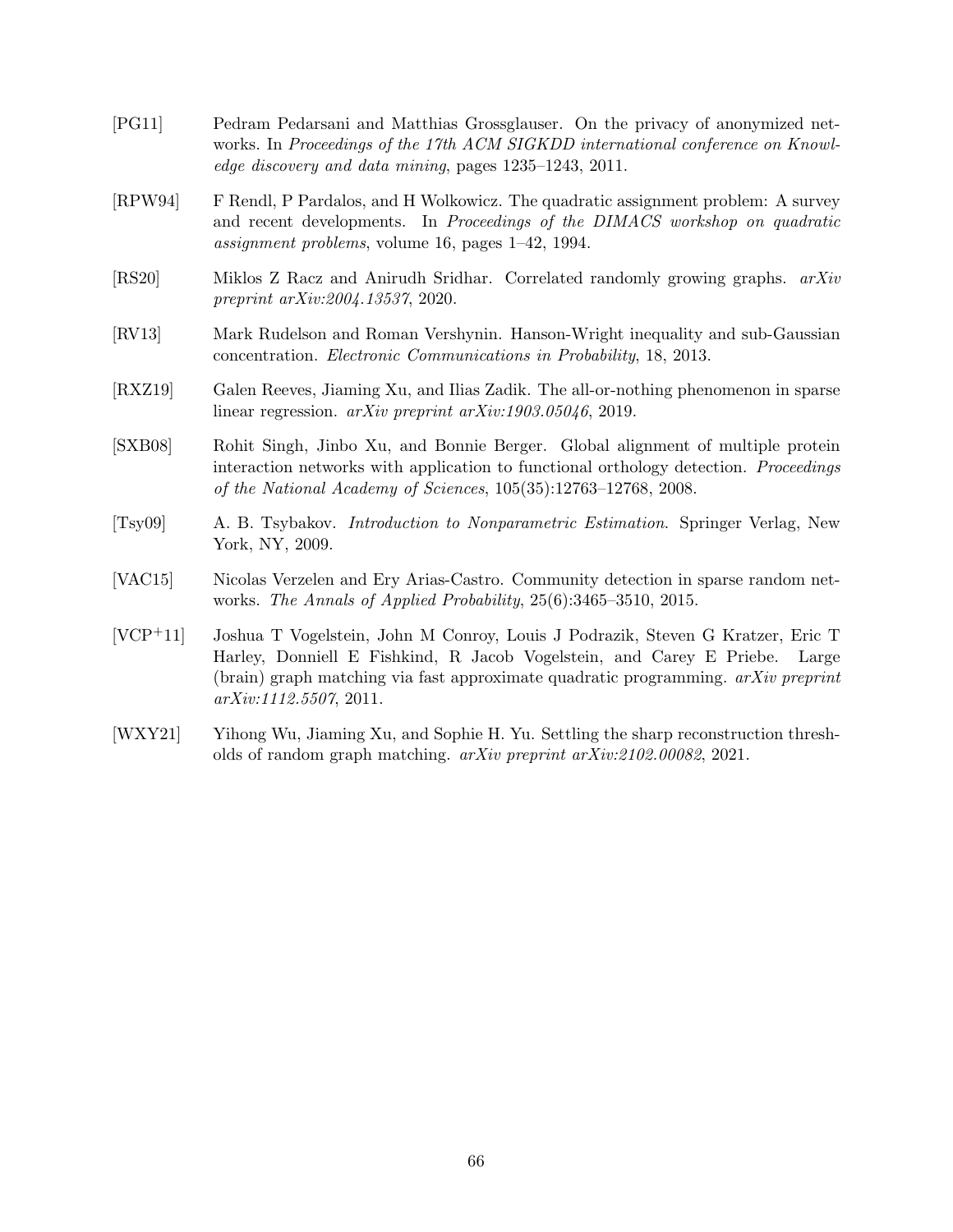[PG11] Pedram Pedarsani and Matthias Grossglauser. On the privacy of anonymized networks. In *Proceedings of the 17th ACM SIGKDD international conference on Knowledge discovery and data mining*, pages 1235–1243, 2011.

[RPW94] F Rendl, P Pardalos, and H Wolkowicz. The quadratic assignment problem: A survey and recent developments. In *Proceedings of the DIMACS workshop on quadratic assignment problems*, volume 16, pages 1–42, 1994.

[RS20] Miklos Z Racz and Anirudh Sridhar. Correlated randomly growing graphs. *arXiv preprint arXiv:2004.13537*, 2020.

[RV13] Mark Rudelson and Roman Vershynin. Hanson-Wright inequality and sub-Gaussian concentration. *Electronic Communications in Probability*, 18, 2013.

[RXZ19] Galen Reeves, Jiaming Xu, and Ilias Zadik. The all-or-nothing phenomenon in sparse linear regression. *arXiv preprint arXiv:1903.05046*, 2019.

[SXB08] Rohit Singh, Jinbo Xu, and Bonnie Berger. Global alignment of multiple protein interaction networks with application to functional orthology detection. *Proceedings of the National Academy of Sciences*, 105(35):12763–12768, 2008.

[Tsy09] A. B. Tsybakov. *Introduction to Nonparametric Estimation*. Springer Verlag, New York, NY, 2009.

[VAC15] Nicolas Verzelen and Ery Arias-Castro. Community detection in sparse random networks. *The Annals of Applied Probability*, 25(6):3465–3510, 2015.

[VCP+11] Joshua T Vogelstein, John M Conroy, Louis J Podrazik, Steven G Kratzer, Eric T Harley, Donniell E Fishkind, R Jacob Vogelstein, and Carey E Priebe. Large (brain) graph matching via fast approximate quadratic programming. *arXiv preprint arXiv:1112.5507*, 2011.

[WXY21] Yihong Wu, Jiaming Xu, and Sophie H. Yu. Settling the sharp reconstruction thresholds of random graph matching. *arXiv preprint arXiv:2102.00082*, 2021.